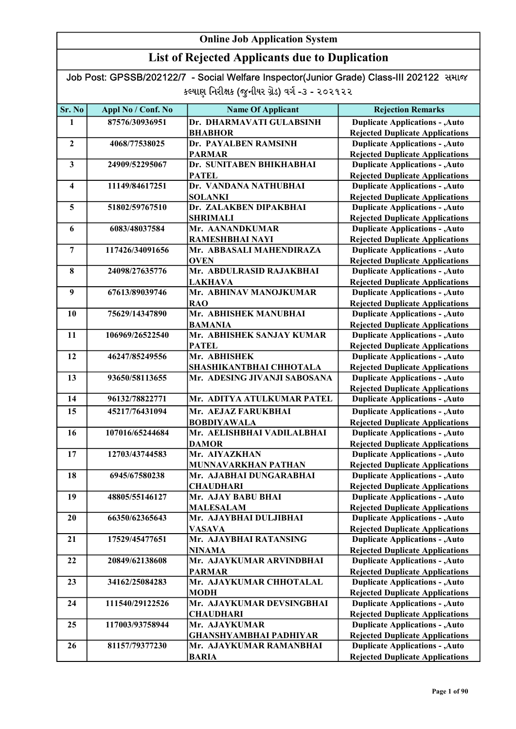# Online Job Application System

## List of Rejected Applicants due to Duplication

Job Post: GPSSB/202122/7 - Social Welfare Inspector(Junior Grade) Class-III 202122 સમાજ કલ્યાણ નિરીક્ષક (જુનીયર ગ્રેડ) વર્ગ -૩ - ૨૦૨૧૨૨

| Sr. No | Appl No / Conf. No | Name Of Applicant | Rejection Remarks |
|---|---|---|---|
| 1 | 87576/30936951 | Dr. DHARMAVATI GULABSINH BHABHOR | Duplicate Applications - ,Auto Rejected Duplicate Applications |
| 2 | 4068/77538025 | Dr. PAYALBEN RAMSINH PARMAR | Duplicate Applications - ,Auto Rejected Duplicate Applications |
| 3 | 24909/52295067 | Dr. SUNITABEN BHIKHABHAI PATEL | Duplicate Applications - ,Auto Rejected Duplicate Applications |
| 4 | 11149/84617251 | Dr. VANDANA NATHUBHAI SOLANKI | Duplicate Applications - ,Auto Rejected Duplicate Applications |
| 5 | 51802/59767510 | Dr. ZALAKBEN DIPAKBHAI SHRIMALI | Duplicate Applications - ,Auto Rejected Duplicate Applications |
| 6 | 6083/48037584 | Mr. AANANDKUMAR RAMESHBHAI NAYI | Duplicate Applications - ,Auto Rejected Duplicate Applications |
| 7 | 117426/34091656 | Mr. ABBASALI MAHENDIRAZA OVEN | Duplicate Applications - ,Auto Rejected Duplicate Applications |
| 8 | 24098/27635776 | Mr. ABDULRASID RAJAKBHAI LAKHAVA | Duplicate Applications - ,Auto Rejected Duplicate Applications |
| 9 | 67613/89039746 | Mr. ABHINAV MANOJKUMAR RAO | Duplicate Applications - ,Auto Rejected Duplicate Applications |
| 10 | 75629/14347890 | Mr. ABHISHEK MANUBHAI BAMANIA | Duplicate Applications - ,Auto Rejected Duplicate Applications |
| 11 | 106969/26522540 | Mr. ABHISHEK SANJAY KUMAR PATEL | Duplicate Applications - ,Auto Rejected Duplicate Applications |
| 12 | 46247/85249556 | Mr. ABHISHEK SHASHIKANTBHAI CHHOTALA | Duplicate Applications - ,Auto Rejected Duplicate Applications |
| 13 | 93650/58113655 | Mr. ADESING JIVANJI SABOSANA | Duplicate Applications - ,Auto Rejected Duplicate Applications |
| 14 | 96132/78822771 | Mr. ADITYA ATULKUMAR PATEL | Duplicate Applications - ,Auto |
| 15 | 45217/76431094 | Mr. AEJAZ FARUKBHAI BOBDIYAWALA | Duplicate Applications - ,Auto Rejected Duplicate Applications |
| 16 | 107016/65244684 | Mr. AELISHBHAI VADILALBHAI DAMOR | Duplicate Applications - ,Auto Rejected Duplicate Applications |
| 17 | 12703/43744583 | Mr. AIYAZKHAN MUNNAVARKHAN PATHAN | Duplicate Applications - ,Auto Rejected Duplicate Applications |
| 18 | 6945/67580238 | Mr. AJABHAI DUNGARABHAI CHAUDHARI | Duplicate Applications - ,Auto Rejected Duplicate Applications |
| 19 | 48805/55146127 | Mr. AJAY BABU BHAI MALESALAM | Duplicate Applications - ,Auto Rejected Duplicate Applications |
| 20 | 66350/62365643 | Mr. AJAYBHAI DULJIBHAI VASAVA | Duplicate Applications - ,Auto Rejected Duplicate Applications |
| 21 | 17529/45477651 | Mr. AJAYBHAI RATANSING NINAMA | Duplicate Applications - ,Auto Rejected Duplicate Applications |
| 22 | 20849/62138608 | Mr. AJAYKUMAR ARVINDBHAI PARMAR | Duplicate Applications - ,Auto Rejected Duplicate Applications |
| 23 | 34162/25084283 | Mr. AJAYKUMAR CHHOTALAL MODH | Duplicate Applications - ,Auto Rejected Duplicate Applications |
| 24 | 111540/29122526 | Mr. AJAYKUMAR DEVSINGBHAI CHAUDHARI | Duplicate Applications - ,Auto Rejected Duplicate Applications |
| 25 | 117003/93758944 | Mr. AJAYKUMAR GHANSHYAMBHAI PADHIYAR | Duplicate Applications - ,Auto Rejected Duplicate Applications |
| 26 | 81157/79377230 | Mr. AJAYKUMAR RAMANBHAI BARIA | Duplicate Applications - ,Auto Rejected Duplicate Applications |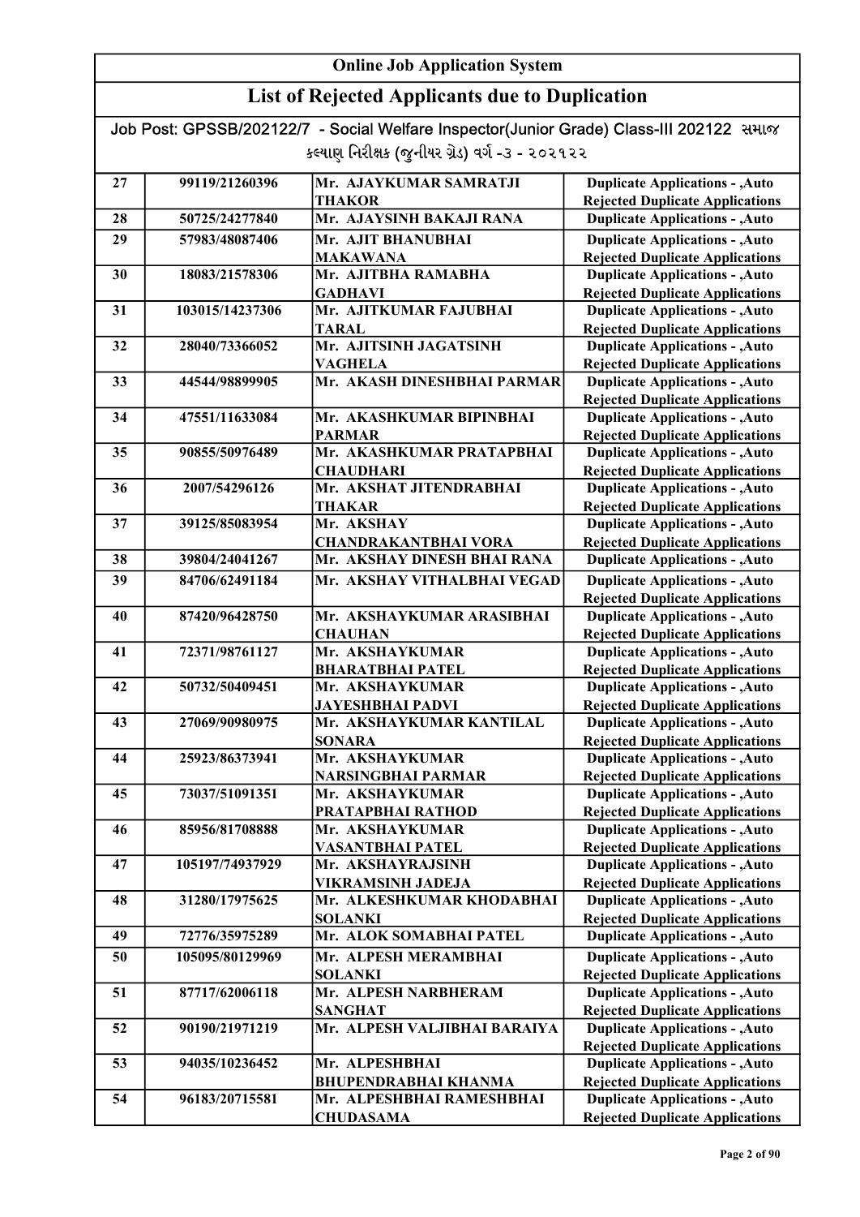# Online Job Application System

## List of Rejected Applicants due to Duplication

Job Post: GPSSB/202122/7 - Social Welfare Inspector(Junior Grade) Class-III 202122 સમાજ કલ્યાણ નિરીક્ષક (જુનીયર ગ્રેડ) વર્ગ -૩ - ૨૦૨૧૨૨

| | | | |
|---|---|---|---|
| 27 | 99119/21260396 | Mr. AJAYKUMAR SAMRATJI THAKOR | Duplicate Applications - ,Auto Rejected Duplicate Applications |
| 28 | 50725/24277840 | Mr. AJAYSINH BAKAJI RANA | Duplicate Applications - ,Auto |
| 29 | 57983/48087406 | Mr. AJIT BHANUBHAI MAKAWANA | Duplicate Applications - ,Auto Rejected Duplicate Applications |
| 30 | 18083/21578306 | Mr. AJITBHA RAMABHA GADHAVI | Duplicate Applications - ,Auto Rejected Duplicate Applications |
| 31 | 103015/14237306 | Mr. AJITKUMAR FAJUBHAI TARAL | Duplicate Applications - ,Auto Rejected Duplicate Applications |
| 32 | 28040/73366052 | Mr. AJITSINH JAGATSINH VAGHELA | Duplicate Applications - ,Auto Rejected Duplicate Applications |
| 33 | 44544/98899905 | Mr. AKASH DINESHBHAI PARMAR | Duplicate Applications - ,Auto Rejected Duplicate Applications |
| 34 | 47551/11633084 | Mr. AKASHKUMAR BIPINBHAI PARMAR | Duplicate Applications - ,Auto Rejected Duplicate Applications |
| 35 | 90855/50976489 | Mr. AKASHKUMAR PRATAPBHAI CHAUDHARI | Duplicate Applications - ,Auto Rejected Duplicate Applications |
| 36 | 2007/54296126 | Mr. AKSHAT JITENDRABHAI THAKAR | Duplicate Applications - ,Auto Rejected Duplicate Applications |
| 37 | 39125/85083954 | Mr. AKSHAY CHANDRAKANTBHAI VORA | Duplicate Applications - ,Auto Rejected Duplicate Applications |
| 38 | 39804/24041267 | Mr. AKSHAY DINESH BHAI RANA | Duplicate Applications - ,Auto |
| 39 | 84706/62491184 | Mr. AKSHAY VITHALBHAI VEGAD | Duplicate Applications - ,Auto Rejected Duplicate Applications |
| 40 | 87420/96428750 | Mr. AKSHAYKUMAR ARASIBHAI CHAUHAN | Duplicate Applications - ,Auto Rejected Duplicate Applications |
| 41 | 72371/98761127 | Mr. AKSHAYKUMAR BHARATBHAI PATEL | Duplicate Applications - ,Auto Rejected Duplicate Applications |
| 42 | 50732/50409451 | Mr. AKSHAYKUMAR JAYESHBHAI PADVI | Duplicate Applications - ,Auto Rejected Duplicate Applications |
| 43 | 27069/90980975 | Mr. AKSHAYKUMAR KANTILAL SONARA | Duplicate Applications - ,Auto Rejected Duplicate Applications |
| 44 | 25923/86373941 | Mr. AKSHAYKUMAR NARSINGBHAI PARMAR | Duplicate Applications - ,Auto Rejected Duplicate Applications |
| 45 | 73037/51091351 | Mr. AKSHAYKUMAR PRATAPBHAI RATHOD | Duplicate Applications - ,Auto Rejected Duplicate Applications |
| 46 | 85956/81708888 | Mr. AKSHAYKUMAR VASANTBHAI PATEL | Duplicate Applications - ,Auto Rejected Duplicate Applications |
| 47 | 105197/74937929 | Mr. AKSHAYRAJSINH VIKRAMSINH JADEJA | Duplicate Applications - ,Auto Rejected Duplicate Applications |
| 48 | 31280/17975625 | Mr. ALKESHKUMAR KHODABHAI SOLANKI | Duplicate Applications - ,Auto Rejected Duplicate Applications |
| 49 | 72776/35975289 | Mr. ALOK SOMABHAI PATEL | Duplicate Applications - ,Auto |
| 50 | 105095/80129969 | Mr. ALPESH MERAMBHAI SOLANKI | Duplicate Applications - ,Auto Rejected Duplicate Applications |
| 51 | 87717/62006118 | Mr. ALPESH NARBHERAM SANGHAT | Duplicate Applications - ,Auto Rejected Duplicate Applications |
| 52 | 90190/21971219 | Mr. ALPESH VALJIBHAI BARAIYA | Duplicate Applications - ,Auto Rejected Duplicate Applications |
| 53 | 94035/10236452 | Mr. ALPESHBHAI BHUPENDRABHAI KHANMA | Duplicate Applications - ,Auto Rejected Duplicate Applications |
| 54 | 96183/20715581 | Mr. ALPESHBHAI RAMESHBHAI CHUDASAMA | Duplicate Applications - ,Auto Rejected Duplicate Applications |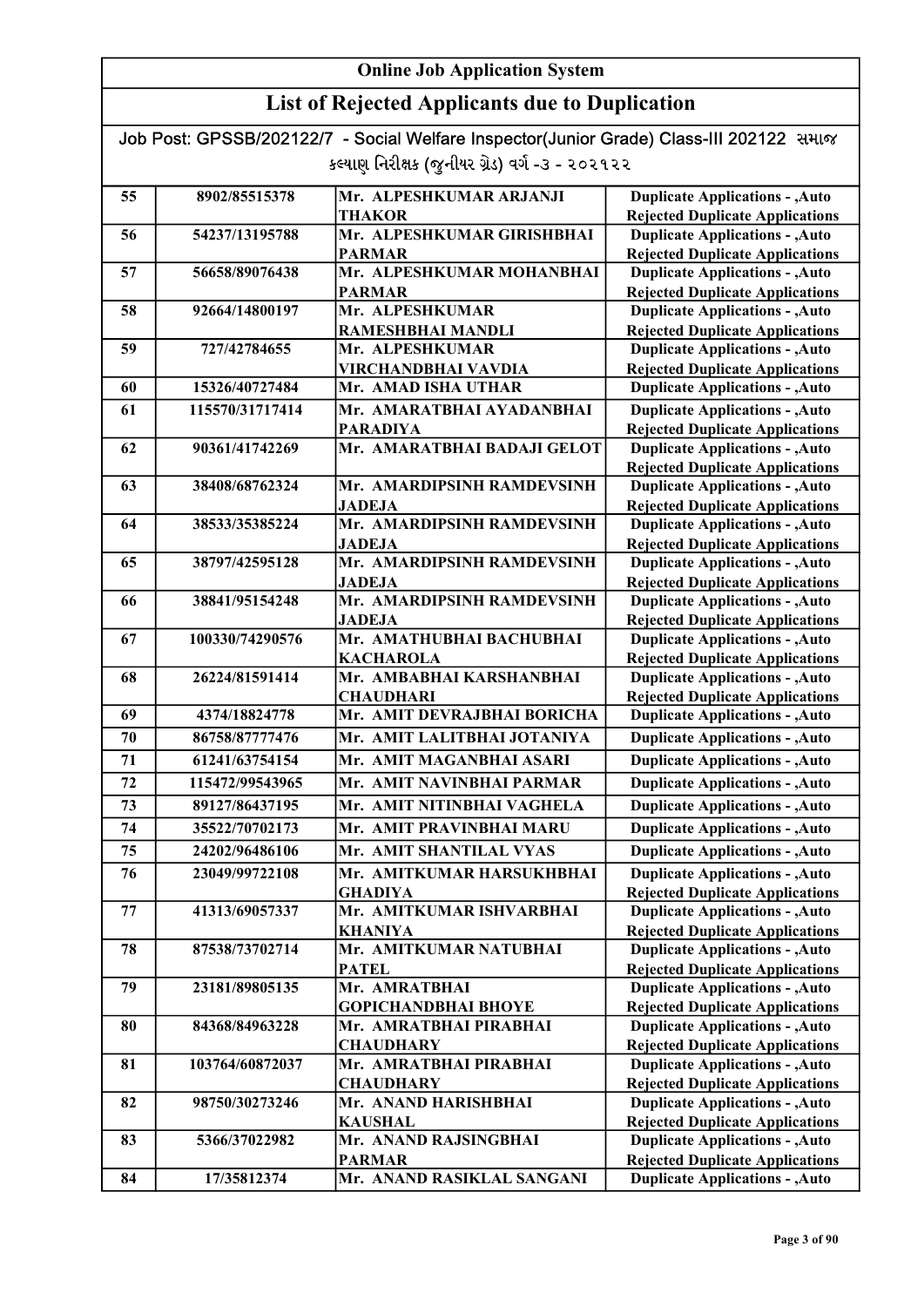## Online Job Application System

## List of Rejected Applicants due to Duplication

Job Post: GPSSB/202122/7 - Social Welfare Inspector(Junior Grade) Class-III 202122 સમાજ કલ્યાણ નિરીક્ષક (જુનીયર ગ્રેડ) વર્ગ -૩ - ૨૦૨૧૨૨

| | | | |
|---|---|---|---|
| 55 | 8902/85515378 | Mr. ALPESHKUMAR ARJANJI THAKOR | Duplicate Applications - ,Auto Rejected Duplicate Applications |
| 56 | 54237/13195788 | Mr. ALPESHKUMAR GIRISHBHAI PARMAR | Duplicate Applications - ,Auto Rejected Duplicate Applications |
| 57 | 56658/89076438 | Mr. ALPESHKUMAR MOHANBHAI PARMAR | Duplicate Applications - ,Auto Rejected Duplicate Applications |
| 58 | 92664/14800197 | Mr. ALPESHKUMAR RAMESHBHAI MANDLI | Duplicate Applications - ,Auto Rejected Duplicate Applications |
| 59 | 727/42784655 | Mr. ALPESHKUMAR VIRCHANDBHAI VAVDIA | Duplicate Applications - ,Auto Rejected Duplicate Applications |
| 60 | 15326/40727484 | Mr. AMAD ISHA UTHAR | Duplicate Applications - ,Auto |
| 61 | 115570/31717414 | Mr. AMARATBHAI AYADANBHAI PARADIYA | Duplicate Applications - ,Auto Rejected Duplicate Applications |
| 62 | 90361/41742269 | Mr. AMARATBHAI BADAJI GELOT | Duplicate Applications - ,Auto Rejected Duplicate Applications |
| 63 | 38408/68762324 | Mr. AMARDIPSINH RAMDEVSINH JADEJA | Duplicate Applications - ,Auto Rejected Duplicate Applications |
| 64 | 38533/35385224 | Mr. AMARDIPSINH RAMDEVSINH JADEJA | Duplicate Applications - ,Auto Rejected Duplicate Applications |
| 65 | 38797/42595128 | Mr. AMARDIPSINH RAMDEVSINH JADEJA | Duplicate Applications - ,Auto Rejected Duplicate Applications |
| 66 | 38841/95154248 | Mr. AMARDIPSINH RAMDEVSINH JADEJA | Duplicate Applications - ,Auto Rejected Duplicate Applications |
| 67 | 100330/74290576 | Mr. AMATHUBHAI BACHUBHAI KACHAROLA | Duplicate Applications - ,Auto Rejected Duplicate Applications |
| 68 | 26224/81591414 | Mr. AMBABHAI KARSHANBHAI CHAUDHARI | Duplicate Applications - ,Auto Rejected Duplicate Applications |
| 69 | 4374/18824778 | Mr. AMIT DEVRAJBHAI BORICHA | Duplicate Applications - ,Auto |
| 70 | 86758/87777476 | Mr. AMIT LALITBHAI JOTANIYA | Duplicate Applications - ,Auto |
| 71 | 61241/63754154 | Mr. AMIT MAGANBHAI ASARI | Duplicate Applications - ,Auto |
| 72 | 115472/99543965 | Mr. AMIT NAVINBHAI PARMAR | Duplicate Applications - ,Auto |
| 73 | 89127/86437195 | Mr. AMIT NITINBHAI VAGHELA | Duplicate Applications - ,Auto |
| 74 | 35522/70702173 | Mr. AMIT PRAVINBHAI MARU | Duplicate Applications - ,Auto |
| 75 | 24202/96486106 | Mr. AMIT SHANTILAL VYAS | Duplicate Applications - ,Auto |
| 76 | 23049/99722108 | Mr. AMITKUMAR HARSUKHBHAI GHADIYA | Duplicate Applications - ,Auto Rejected Duplicate Applications |
| 77 | 41313/69057337 | Mr. AMITKUMAR ISHVARBHAI KHANIYA | Duplicate Applications - ,Auto Rejected Duplicate Applications |
| 78 | 87538/73702714 | Mr. AMITKUMAR NATUBHAI PATEL | Duplicate Applications - ,Auto Rejected Duplicate Applications |
| 79 | 23181/89805135 | Mr. AMRATBHAI GOPICHANDBHAI BHOYE | Duplicate Applications - ,Auto Rejected Duplicate Applications |
| 80 | 84368/84963228 | Mr. AMRATBHAI PIRABHAI CHAUDHARY | Duplicate Applications - ,Auto Rejected Duplicate Applications |
| 81 | 103764/60872037 | Mr. AMRATBHAI PIRABHAI CHAUDHARY | Duplicate Applications - ,Auto Rejected Duplicate Applications |
| 82 | 98750/30273246 | Mr. ANAND HARISHBHAI KAUSHAL | Duplicate Applications - ,Auto Rejected Duplicate Applications |
| 83 | 5366/37022982 | Mr. ANAND RAJSINGBHAI PARMAR | Duplicate Applications - ,Auto Rejected Duplicate Applications |
| 84 | 17/35812374 | Mr. ANAND RASIKLAL SANGANI | Duplicate Applications - ,Auto |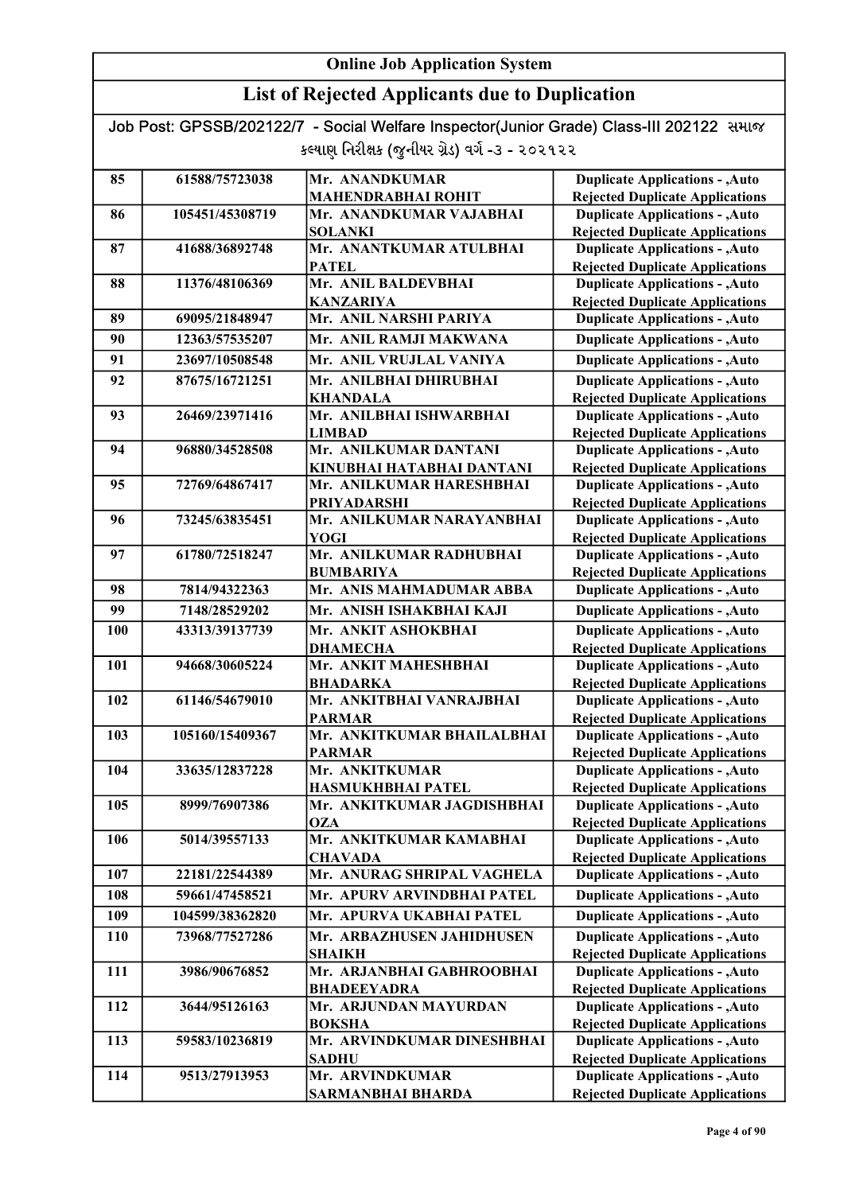## Online Job Application System

## List of Rejected Applicants due to Duplication

Job Post: GPSSB/202122/7 - Social Welfare Inspector(Junior Grade) Class-III 202122 સમાજ કલ્યાણ નિરીક્ષક (જુનીયર ગ્રેડ) વર્ગ -૩ - ૨૦૨૧૨૨

| | | | |
|---|---|---|---|
| 85 | 61588/75723038 | Mr. ANANDKUMAR MAHENDRABHAI ROHIT | Duplicate Applications - ,Auto Rejected Duplicate Applications |
| 86 | 105451/45308719 | Mr. ANANDKUMAR VAJABHAI SOLANKI | Duplicate Applications - ,Auto Rejected Duplicate Applications |
| 87 | 41688/36892748 | Mr. ANANTKUMAR ATULBHAI PATEL | Duplicate Applications - ,Auto Rejected Duplicate Applications |
| 88 | 11376/48106369 | Mr. ANIL BALDEVBHAI KANZARIYA | Duplicate Applications - ,Auto Rejected Duplicate Applications |
| 89 | 69095/21848947 | Mr. ANIL NARSHI PARIYA | Duplicate Applications - ,Auto |
| 90 | 12363/57535207 | Mr. ANIL RAMJI MAKWANA | Duplicate Applications - ,Auto |
| 91 | 23697/10508548 | Mr. ANIL VRUJLAL VANIYA | Duplicate Applications - ,Auto |
| 92 | 87675/16721251 | Mr. ANILBHAI DHIRUBHAI KHANDALA | Duplicate Applications - ,Auto Rejected Duplicate Applications |
| 93 | 26469/23971416 | Mr. ANILBHAI ISHWARBHAI LIMBAD | Duplicate Applications - ,Auto Rejected Duplicate Applications |
| 94 | 96880/34528508 | Mr. ANILKUMAR DANTANI KINUBHAI HATABHAI DANTANI | Duplicate Applications - ,Auto Rejected Duplicate Applications |
| 95 | 72769/64867417 | Mr. ANILKUMAR HARESHBHAI PRIYADARSHI | Duplicate Applications - ,Auto Rejected Duplicate Applications |
| 96 | 73245/63835451 | Mr. ANILKUMAR NARAYANBHAI YOGI | Duplicate Applications - ,Auto Rejected Duplicate Applications |
| 97 | 61780/72518247 | Mr. ANILKUMAR RADHUBHAI BUMBARIYA | Duplicate Applications - ,Auto Rejected Duplicate Applications |
| 98 | 7814/94322363 | Mr. ANIS MAHMADUMAR ABBA | Duplicate Applications - ,Auto |
| 99 | 7148/28529202 | Mr. ANISH ISHAKBHAI KAJI | Duplicate Applications - ,Auto |
| 100 | 43313/39137739 | Mr. ANKIT ASHOKBHAI DHAMECHA | Duplicate Applications - ,Auto Rejected Duplicate Applications |
| 101 | 94668/30605224 | Mr. ANKIT MAHESHBHAI BHADARKA | Duplicate Applications - ,Auto Rejected Duplicate Applications |
| 102 | 61146/54679010 | Mr. ANKITBHAI VANRAJBHAI PARMAR | Duplicate Applications - ,Auto Rejected Duplicate Applications |
| 103 | 105160/15409367 | Mr. ANKITKUMAR BHAILALBHAI PARMAR | Duplicate Applications - ,Auto Rejected Duplicate Applications |
| 104 | 33635/12837228 | Mr. ANKITKUMAR HASMUKHBHAI PATEL | Duplicate Applications - ,Auto Rejected Duplicate Applications |
| 105 | 8999/76907386 | Mr. ANKITKUMAR JAGDISHBHAI OZA | Duplicate Applications - ,Auto Rejected Duplicate Applications |
| 106 | 5014/39557133 | Mr. ANKITKUMAR KAMABHAI CHAVADA | Duplicate Applications - ,Auto Rejected Duplicate Applications |
| 107 | 22181/22544389 | Mr. ANURAG SHRIPAL VAGHELA | Duplicate Applications - ,Auto |
| 108 | 59661/47458521 | Mr. APURV ARVINDBHAI PATEL | Duplicate Applications - ,Auto |
| 109 | 104599/38362820 | Mr. APURVA UKABHAI PATEL | Duplicate Applications - ,Auto |
| 110 | 73968/77527286 | Mr. ARBAZHUSEN JAHIDHUSEN SHAIKH | Duplicate Applications - ,Auto Rejected Duplicate Applications |
| 111 | 3986/90676852 | Mr. ARJANBHAI GABHROOBHAI BHADEEYADRA | Duplicate Applications - ,Auto Rejected Duplicate Applications |
| 112 | 3644/95126163 | Mr. ARJUNDAN MAYURDAN BOKSHA | Duplicate Applications - ,Auto Rejected Duplicate Applications |
| 113 | 59583/10236819 | Mr. ARVINDKUMAR DINESHBHAI SADHU | Duplicate Applications - ,Auto Rejected Duplicate Applications |
| 114 | 9513/27913953 | Mr. ARVINDKUMAR SARMANBHAI BHARDA | Duplicate Applications - ,Auto Rejected Duplicate Applications |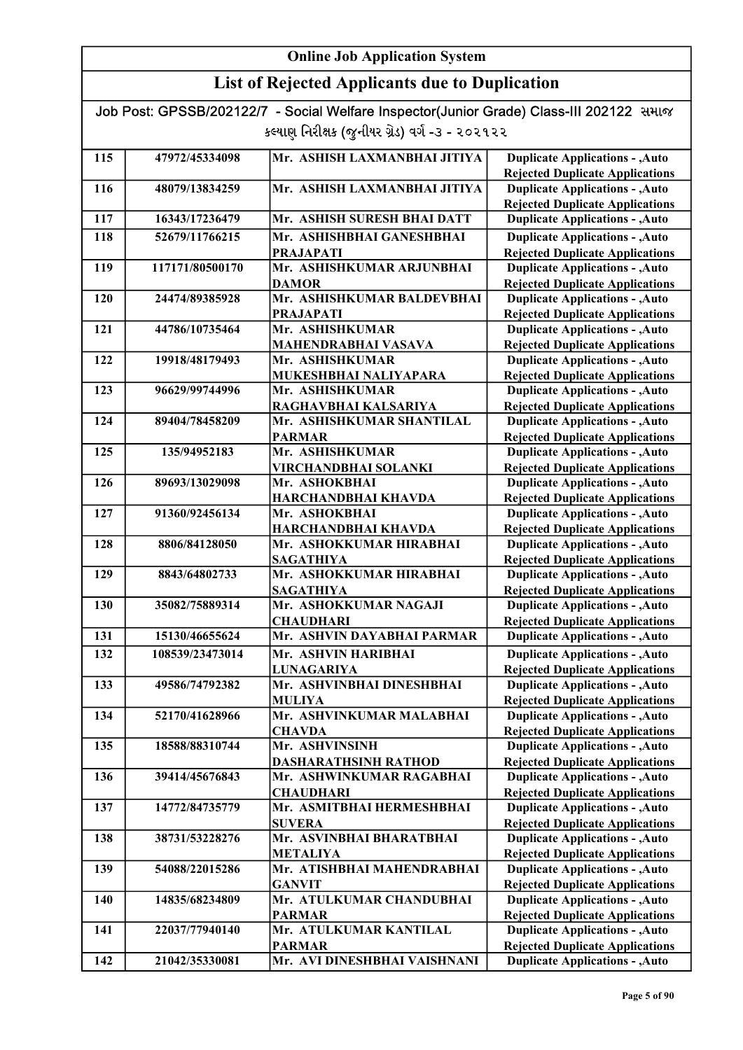# Online Job Application System

## List of Rejected Applicants due to Duplication

Job Post: GPSSB/202122/7 - Social Welfare Inspector(Junior Grade) Class-III 202122 સમાજ કલ્યાણ નિરીક્ષક (જુનીયર ગ્રેડ) વર્ગ -૩ - ૨૦૨૧૨૨

| | | | |
|---|---|---|---|
| 115 | 47972/45334098 | Mr. ASHISH LAXMANBHAI JITIYA | Duplicate Applications - ,Auto Rejected Duplicate Applications |
| 116 | 48079/13834259 | Mr. ASHISH LAXMANBHAI JITIYA | Duplicate Applications - ,Auto Rejected Duplicate Applications |
| 117 | 16343/17236479 | Mr. ASHISH SURESH BHAI DATT | Duplicate Applications - ,Auto |
| 118 | 52679/11766215 | Mr. ASHISHBHAI GANESHBHAI PRAJAPATI | Duplicate Applications - ,Auto Rejected Duplicate Applications |
| 119 | 117171/80500170 | Mr. ASHISHKUMAR ARJUNBHAI DAMOR | Duplicate Applications - ,Auto Rejected Duplicate Applications |
| 120 | 24474/89385928 | Mr. ASHISHKUMAR BALDEVBHAI PRAJAPATI | Duplicate Applications - ,Auto Rejected Duplicate Applications |
| 121 | 44786/10735464 | Mr. ASHISHKUMAR MAHENDRABHAI VASAVA | Duplicate Applications - ,Auto Rejected Duplicate Applications |
| 122 | 19918/48179493 | Mr. ASHISHKUMAR MUKESHBHAI NALIYAPARA | Duplicate Applications - ,Auto Rejected Duplicate Applications |
| 123 | 96629/99744996 | Mr. ASHISHKUMAR RAGHAVBHAI KALSARIYA | Duplicate Applications - ,Auto Rejected Duplicate Applications |
| 124 | 89404/78458209 | Mr. ASHISHKUMAR SHANTILAL PARMAR | Duplicate Applications - ,Auto Rejected Duplicate Applications |
| 125 | 135/94952183 | Mr. ASHISHKUMAR VIRCHANDBHAI SOLANKI | Duplicate Applications - ,Auto Rejected Duplicate Applications |
| 126 | 89693/13029098 | Mr. ASHOKBHAI HARCHANDBHAI KHAVDA | Duplicate Applications - ,Auto Rejected Duplicate Applications |
| 127 | 91360/92456134 | Mr. ASHOKBHAI HARCHANDBHAI KHAVDA | Duplicate Applications - ,Auto Rejected Duplicate Applications |
| 128 | 8806/84128050 | Mr. ASHOKKUMAR HIRABHAI SAGATHIYA | Duplicate Applications - ,Auto Rejected Duplicate Applications |
| 129 | 8843/64802733 | Mr. ASHOKKUMAR HIRABHAI SAGATHIYA | Duplicate Applications - ,Auto Rejected Duplicate Applications |
| 130 | 35082/75889314 | Mr. ASHOKKUMAR NAGAJI CHAUDHARI | Duplicate Applications - ,Auto Rejected Duplicate Applications |
| 131 | 15130/46655624 | Mr. ASHVIN DAYABHAI PARMAR | Duplicate Applications - ,Auto |
| 132 | 108539/23473014 | Mr. ASHVIN HARIBHAI LUNAGARIYA | Duplicate Applications - ,Auto Rejected Duplicate Applications |
| 133 | 49586/74792382 | Mr. ASHVINBHAI DINESHBHAI MULIYA | Duplicate Applications - ,Auto Rejected Duplicate Applications |
| 134 | 52170/41628966 | Mr. ASHVINKUMAR MALABHAI CHAVDA | Duplicate Applications - ,Auto Rejected Duplicate Applications |
| 135 | 18588/88310744 | Mr. ASHVINSINH DASHARATHSINH RATHOD | Duplicate Applications - ,Auto Rejected Duplicate Applications |
| 136 | 39414/45676843 | Mr. ASHWINKUMAR RAGABHAI CHAUDHARI | Duplicate Applications - ,Auto Rejected Duplicate Applications |
| 137 | 14772/84735779 | Mr. ASMITBHAI HERMESHBHAI SUVERA | Duplicate Applications - ,Auto Rejected Duplicate Applications |
| 138 | 38731/53228276 | Mr. ASVINBHAI BHARATBHAI METALIYA | Duplicate Applications - ,Auto Rejected Duplicate Applications |
| 139 | 54088/22015286 | Mr. ATISHBHAI MAHENDRABHAI GANVIT | Duplicate Applications - ,Auto Rejected Duplicate Applications |
| 140 | 14835/68234809 | Mr. ATULKUMAR CHANDUBHAI PARMAR | Duplicate Applications - ,Auto Rejected Duplicate Applications |
| 141 | 22037/77940140 | Mr. ATULKUMAR KANTILAL PARMAR | Duplicate Applications - ,Auto Rejected Duplicate Applications |
| 142 | 21042/35330081 | Mr. AVI DINESHBHAI VAISHNANI | Duplicate Applications - ,Auto |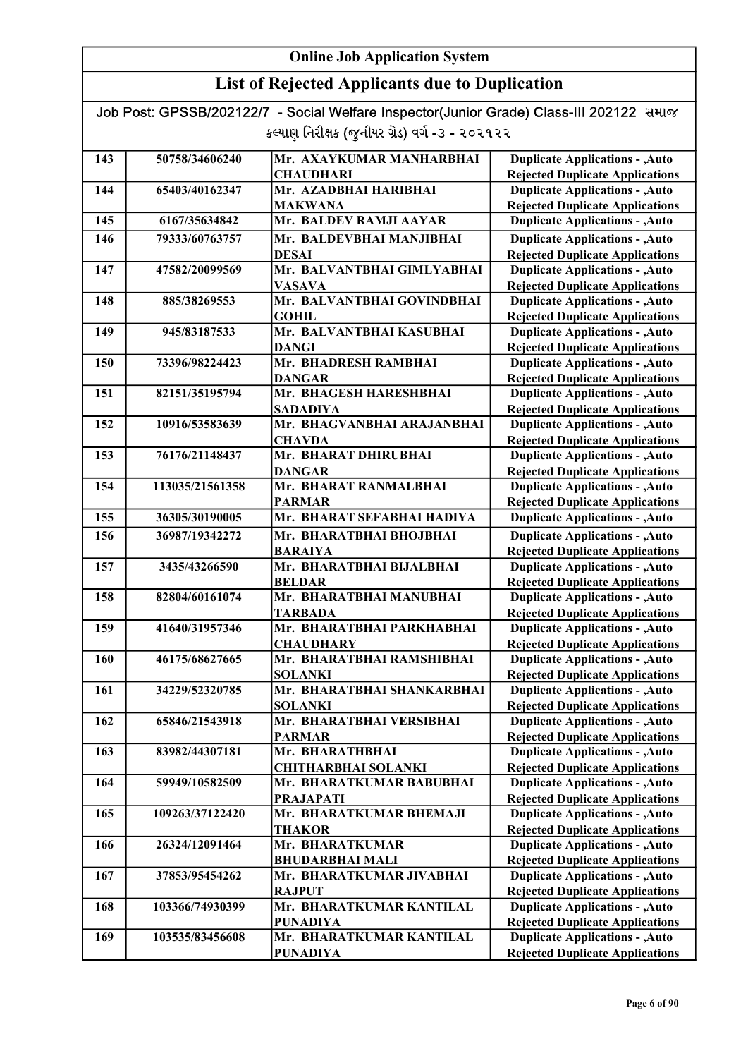# Online Job Application System

## List of Rejected Applicants due to Duplication

Job Post: GPSSB/202122/7 - Social Welfare Inspector(Junior Grade) Class-III 202122 સમાજ કલ્યાણ નિરીક્ષક (જુનીયર ગ્રેડ) વર્ગ -૩ - ૨૦૨૧૨૨

| | | | |
|---|---|---|---|
| 143 | 50758/34606240 | Mr. AXAYKUMAR MANHARBHAI CHAUDHARI | Duplicate Applications - ,Auto Rejected Duplicate Applications |
| 144 | 65403/40162347 | Mr. AZADBHAI HARIBHAI MAKWANA | Duplicate Applications - ,Auto Rejected Duplicate Applications |
| 145 | 6167/35634842 | Mr. BALDEV RAMJI AAYAR | Duplicate Applications - ,Auto |
| 146 | 79333/60763757 | Mr. BALDEVBHAI MANJIBHAI DESAI | Duplicate Applications - ,Auto Rejected Duplicate Applications |
| 147 | 47582/20099569 | Mr. BALVANTBHAI GIMLYABHAI VASAVA | Duplicate Applications - ,Auto Rejected Duplicate Applications |
| 148 | 885/38269553 | Mr. BALVANTBHAI GOVINDBHAI GOHIL | Duplicate Applications - ,Auto Rejected Duplicate Applications |
| 149 | 945/83187533 | Mr. BALVANTBHAI KASUBHAI DANGI | Duplicate Applications - ,Auto Rejected Duplicate Applications |
| 150 | 73396/98224423 | Mr. BHADRESH RAMBHAI DANGAR | Duplicate Applications - ,Auto Rejected Duplicate Applications |
| 151 | 82151/35195794 | Mr. BHAGESH HARESHBHAI SADADIYA | Duplicate Applications - ,Auto Rejected Duplicate Applications |
| 152 | 10916/53583639 | Mr. BHAGVANBHAI ARAJANBHAI CHAVDA | Duplicate Applications - ,Auto Rejected Duplicate Applications |
| 153 | 76176/21148437 | Mr. BHARAT DHIRUBHAI DANGAR | Duplicate Applications - ,Auto Rejected Duplicate Applications |
| 154 | 113035/21561358 | Mr. BHARAT RANMALBHAI PARMAR | Duplicate Applications - ,Auto Rejected Duplicate Applications |
| 155 | 36305/30190005 | Mr. BHARAT SEFABHAI HADIYA | Duplicate Applications - ,Auto |
| 156 | 36987/19342272 | Mr. BHARATBHAI BHOJBHAI BARAIYA | Duplicate Applications - ,Auto Rejected Duplicate Applications |
| 157 | 3435/43266590 | Mr. BHARATBHAI BIJALBHAI BELDAR | Duplicate Applications - ,Auto Rejected Duplicate Applications |
| 158 | 82804/60161074 | Mr. BHARATBHAI MANUBHAI TARBADA | Duplicate Applications - ,Auto Rejected Duplicate Applications |
| 159 | 41640/31957346 | Mr. BHARATBHAI PARKHABHAI CHAUDHARY | Duplicate Applications - ,Auto Rejected Duplicate Applications |
| 160 | 46175/68627665 | Mr. BHARATBHAI RAMSHIBHAI SOLANKI | Duplicate Applications - ,Auto Rejected Duplicate Applications |
| 161 | 34229/52320785 | Mr. BHARATBHAI SHANKARBHAI SOLANKI | Duplicate Applications - ,Auto Rejected Duplicate Applications |
| 162 | 65846/21543918 | Mr. BHARATBHAI VERSIBHAI PARMAR | Duplicate Applications - ,Auto Rejected Duplicate Applications |
| 163 | 83982/44307181 | Mr. BHARATHBHAI CHITHARBHAI SOLANKI | Duplicate Applications - ,Auto Rejected Duplicate Applications |
| 164 | 59949/10582509 | Mr. BHARATKUMAR BABUBHAI PRAJAPATI | Duplicate Applications - ,Auto Rejected Duplicate Applications |
| 165 | 109263/37122420 | Mr. BHARATKUMAR BHEMAJI THAKOR | Duplicate Applications - ,Auto Rejected Duplicate Applications |
| 166 | 26324/12091464 | Mr. BHARATKUMAR BHUDARBHAI MALI | Duplicate Applications - ,Auto Rejected Duplicate Applications |
| 167 | 37853/95454262 | Mr. BHARATKUMAR JIVABHAI RAJPUT | Duplicate Applications - ,Auto Rejected Duplicate Applications |
| 168 | 103366/74930399 | Mr. BHARATKUMAR KANTILAL PUNADIYA | Duplicate Applications - ,Auto Rejected Duplicate Applications |
| 169 | 103535/83456608 | Mr. BHARATKUMAR KANTILAL PUNADIYA | Duplicate Applications - ,Auto Rejected Duplicate Applications |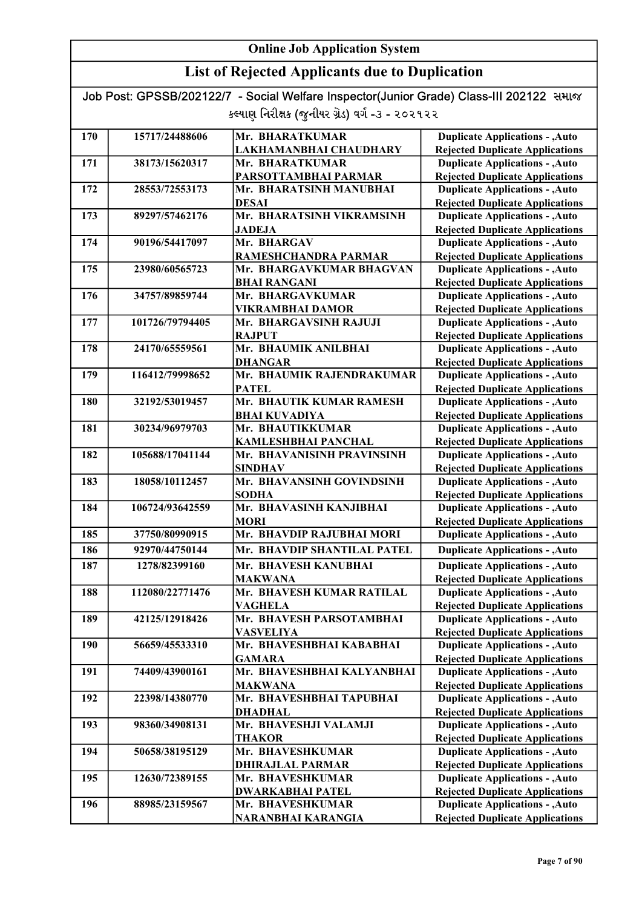# Online Job Application System

## List of Rejected Applicants due to Duplication

Job Post: GPSSB/202122/7 - Social Welfare Inspector(Junior Grade) Class-III 202122 સમાજ કલ્યાણ નિરીક્ષક (જુનીયર ગ્રેડ) વર્ગ -૩ - ૨૦૨૧૨૨

| | | | |
|---|---|---|---|
| 170 | 15717/24488606 | Mr. BHARATKUMAR LAKHAMANBHAI CHAUDHARY | Duplicate Applications - ,Auto Rejected Duplicate Applications |
| 171 | 38173/15620317 | Mr. BHARATKUMAR PARSOTTAMBHAI PARMAR | Duplicate Applications - ,Auto Rejected Duplicate Applications |
| 172 | 28553/72553173 | Mr. BHARATSINH MANUBHAI DESAI | Duplicate Applications - ,Auto Rejected Duplicate Applications |
| 173 | 89297/57462176 | Mr. BHARATSINH VIKRAMSINH JADEJA | Duplicate Applications - ,Auto Rejected Duplicate Applications |
| 174 | 90196/54417097 | Mr. BHARGAV RAMESHCHANDRA PARMAR | Duplicate Applications - ,Auto Rejected Duplicate Applications |
| 175 | 23980/60565723 | Mr. BHARGAVKUMAR BHAGVAN BHAI RANGANI | Duplicate Applications - ,Auto Rejected Duplicate Applications |
| 176 | 34757/89859744 | Mr. BHARGAVKUMAR VIKRAMBHAI DAMOR | Duplicate Applications - ,Auto Rejected Duplicate Applications |
| 177 | 101726/79794405 | Mr. BHARGAVSINH RAJUJI RAJPUT | Duplicate Applications - ,Auto Rejected Duplicate Applications |
| 178 | 24170/65559561 | Mr. BHAUMIK ANILBHAI DHANGAR | Duplicate Applications - ,Auto Rejected Duplicate Applications |
| 179 | 116412/79998652 | Mr. BHAUMIK RAJENDRAKUMAR PATEL | Duplicate Applications - ,Auto Rejected Duplicate Applications |
| 180 | 32192/53019457 | Mr. BHAUTIK KUMAR RAMESH BHAI KUVADIYA | Duplicate Applications - ,Auto Rejected Duplicate Applications |
| 181 | 30234/96979703 | Mr. BHAUTIKKUMAR KAMLESHBHAI PANCHAL | Duplicate Applications - ,Auto Rejected Duplicate Applications |
| 182 | 105688/17041144 | Mr. BHAVANISINH PRAVINSINH SINDHAV | Duplicate Applications - ,Auto Rejected Duplicate Applications |
| 183 | 18058/10112457 | Mr. BHAVANSINH GOVINDSINH SODHA | Duplicate Applications - ,Auto Rejected Duplicate Applications |
| 184 | 106724/93642559 | Mr. BHAVASINH KANJIBHAI MORI | Duplicate Applications - ,Auto Rejected Duplicate Applications |
| 185 | 37750/80990915 | Mr. BHAVDIP RAJUBHAI MORI | Duplicate Applications - ,Auto |
| 186 | 92970/44750144 | Mr. BHAVDIP SHANTILAL PATEL | Duplicate Applications - ,Auto |
| 187 | 1278/82399160 | Mr. BHAVESH KANUBHAI MAKWANA | Duplicate Applications - ,Auto Rejected Duplicate Applications |
| 188 | 112080/22771476 | Mr. BHAVESH KUMAR RATILAL VAGHELA | Duplicate Applications - ,Auto Rejected Duplicate Applications |
| 189 | 42125/12918426 | Mr. BHAVESH PARSOTAMBHAI VASVELIYA | Duplicate Applications - ,Auto Rejected Duplicate Applications |
| 190 | 56659/45533310 | Mr. BHAVESHBHAI KABABHAI GAMARA | Duplicate Applications - ,Auto Rejected Duplicate Applications |
| 191 | 74409/43900161 | Mr. BHAVESHBHAI KALYANBHAI MAKWANA | Duplicate Applications - ,Auto Rejected Duplicate Applications |
| 192 | 22398/14380770 | Mr. BHAVESHBHAI TAPUBHAI DHADHAL | Duplicate Applications - ,Auto Rejected Duplicate Applications |
| 193 | 98360/34908131 | Mr. BHAVESHJI VALAMJI THAKOR | Duplicate Applications - ,Auto Rejected Duplicate Applications |
| 194 | 50658/38195129 | Mr. BHAVESHKUMAR DHIRAJLAL PARMAR | Duplicate Applications - ,Auto Rejected Duplicate Applications |
| 195 | 12630/72389155 | Mr. BHAVESHKUMAR DWARKABHAI PATEL | Duplicate Applications - ,Auto Rejected Duplicate Applications |
| 196 | 88985/23159567 | Mr. BHAVESHKUMAR NARANBHAI KARANGIA | Duplicate Applications - ,Auto Rejected Duplicate Applications |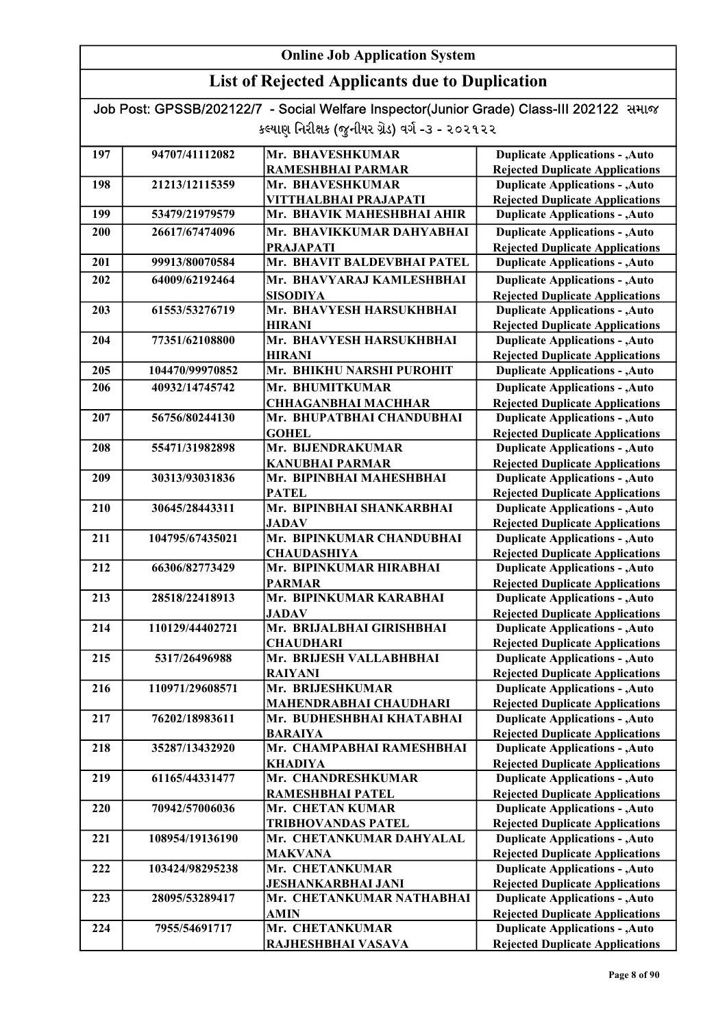# Online Job Application System

## List of Rejected Applicants due to Duplication

Job Post: GPSSB/202122/7 - Social Welfare Inspector(Junior Grade) Class-III 202122 સમાજ કલ્યાણ નિરીક્ષક (જુનીયર ગ્રેડ) વર્ગ -૩ - ૨૦૨૧૨૨

| | | | |
|---|---|---|---|
| 197 | 94707/41112082 | Mr. BHAVESHKUMAR RAMESHBHAI PARMAR | Duplicate Applications - ,Auto Rejected Duplicate Applications |
| 198 | 21213/12115359 | Mr. BHAVESHKUMAR VITTHALBHAI PRAJAPATI | Duplicate Applications - ,Auto Rejected Duplicate Applications |
| 199 | 53479/21979579 | Mr. BHAVIK MAHESHBHAI AHIR | Duplicate Applications - ,Auto |
| 200 | 26617/67474096 | Mr. BHAVIKKUMAR DAHYABHAI PRAJAPATI | Duplicate Applications - ,Auto Rejected Duplicate Applications |
| 201 | 99913/80070584 | Mr. BHAVIT BALDEVBHAI PATEL | Duplicate Applications - ,Auto |
| 202 | 64009/62192464 | Mr. BHAVYARAJ KAMLESHBHAI SISODIYA | Duplicate Applications - ,Auto Rejected Duplicate Applications |
| 203 | 61553/53276719 | Mr. BHAVYESH HARSUKHBHAI HIRANI | Duplicate Applications - ,Auto Rejected Duplicate Applications |
| 204 | 77351/62108800 | Mr. BHAVYESH HARSUKHBHAI HIRANI | Duplicate Applications - ,Auto Rejected Duplicate Applications |
| 205 | 104470/99970852 | Mr. BHIKHU NARSHI PUROHIT | Duplicate Applications - ,Auto |
| 206 | 40932/14745742 | Mr. BHUMITKUMAR CHHAGANBHAI MACHHAR | Duplicate Applications - ,Auto Rejected Duplicate Applications |
| 207 | 56756/80244130 | Mr. BHUPATBHAI CHANDUBHAI GOHEL | Duplicate Applications - ,Auto Rejected Duplicate Applications |
| 208 | 55471/31982898 | Mr. BIJENDRAKUMAR KANUBHAI PARMAR | Duplicate Applications - ,Auto Rejected Duplicate Applications |
| 209 | 30313/93031836 | Mr. BIPINBHAI MAHESHBHAI PATEL | Duplicate Applications - ,Auto Rejected Duplicate Applications |
| 210 | 30645/28443311 | Mr. BIPINBHAI SHANKARBHAI JADAV | Duplicate Applications - ,Auto Rejected Duplicate Applications |
| 211 | 104795/67435021 | Mr. BIPINKUMAR CHANDUBHAI CHAUDASHIYA | Duplicate Applications - ,Auto Rejected Duplicate Applications |
| 212 | 66306/82773429 | Mr. BIPINKUMAR HIRABHAI PARMAR | Duplicate Applications - ,Auto Rejected Duplicate Applications |
| 213 | 28518/22418913 | Mr. BIPINKUMAR KARABHAI JADAV | Duplicate Applications - ,Auto Rejected Duplicate Applications |
| 214 | 110129/44402721 | Mr. BRIJALBHAI GIRISHBHAI CHAUDHARI | Duplicate Applications - ,Auto Rejected Duplicate Applications |
| 215 | 5317/26496988 | Mr. BRIJESH VALLABHBHAI RAIYANI | Duplicate Applications - ,Auto Rejected Duplicate Applications |
| 216 | 110971/29608571 | Mr. BRIJESHKUMAR MAHENDRABHAI CHAUDHARI | Duplicate Applications - ,Auto Rejected Duplicate Applications |
| 217 | 76202/18983611 | Mr. BUDHESHBHAI KHATABHAI BARAIYA | Duplicate Applications - ,Auto Rejected Duplicate Applications |
| 218 | 35287/13432920 | Mr. CHAMPABHAI RAMESHBHAI KHADIYA | Duplicate Applications - ,Auto Rejected Duplicate Applications |
| 219 | 61165/44331477 | Mr. CHANDRESHKUMAR RAMESHBHAI PATEL | Duplicate Applications - ,Auto Rejected Duplicate Applications |
| 220 | 70942/57006036 | Mr. CHETAN KUMAR TRIBHOVANDAS PATEL | Duplicate Applications - ,Auto Rejected Duplicate Applications |
| 221 | 108954/19136190 | Mr. CHETANKUMAR DAHYALAL MAKVANA | Duplicate Applications - ,Auto Rejected Duplicate Applications |
| 222 | 103424/98295238 | Mr. CHETANKUMAR JESHANKARBHAI JANI | Duplicate Applications - ,Auto Rejected Duplicate Applications |
| 223 | 28095/53289417 | Mr. CHETANKUMAR NATHABHAI AMIN | Duplicate Applications - ,Auto Rejected Duplicate Applications |
| 224 | 7955/54691717 | Mr. CHETANKUMAR RAJHESHBHAI VASAVA | Duplicate Applications - ,Auto Rejected Duplicate Applications |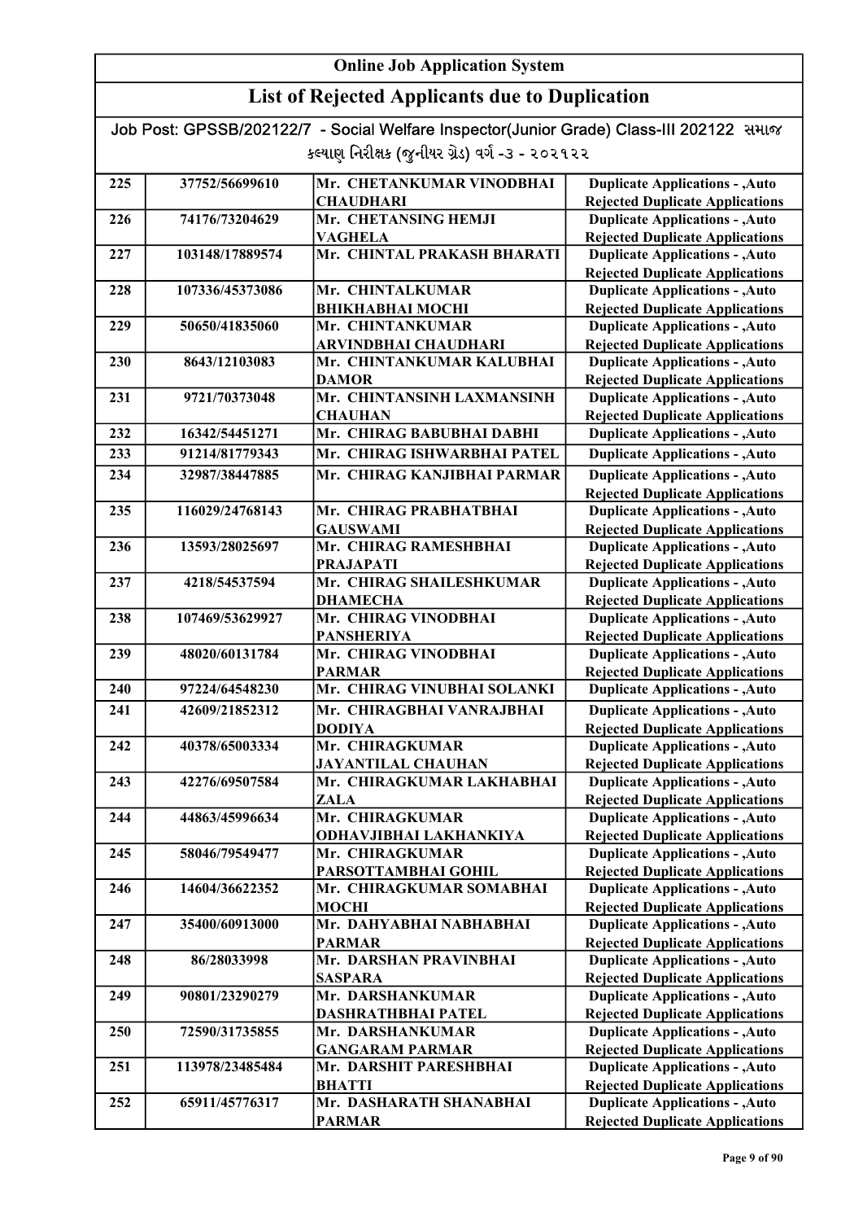# Online Job Application System

## List of Rejected Applicants due to Duplication

Job Post: GPSSB/202122/7 - Social Welfare Inspector(Junior Grade) Class-III 202122 સમાજ કલ્યાણ નિરીક્ષક (જુનીયર ગ્રેડ) વર્ગ -૩ - ૨૦૨૧૨૨

| | | | |
|---|---|---|---|
| 225 | 37752/56699610 | Mr. CHETANKUMAR VINODBHAI CHAUDHARI | Duplicate Applications - ,Auto Rejected Duplicate Applications |
| 226 | 74176/73204629 | Mr. CHETANSING HEMJI VAGHELA | Duplicate Applications - ,Auto Rejected Duplicate Applications |
| 227 | 103148/17889574 | Mr. CHINTAL PRAKASH BHARATI | Duplicate Applications - ,Auto Rejected Duplicate Applications |
| 228 | 107336/45373086 | Mr. CHINTALKUMAR BHIKHABHAI MOCHI | Duplicate Applications - ,Auto Rejected Duplicate Applications |
| 229 | 50650/41835060 | Mr. CHINTANKUMAR ARVINDBHAI CHAUDHARI | Duplicate Applications - ,Auto Rejected Duplicate Applications |
| 230 | 8643/12103083 | Mr. CHINTANKUMAR KALUBHAI DAMOR | Duplicate Applications - ,Auto Rejected Duplicate Applications |
| 231 | 9721/70373048 | Mr. CHINTANSINH LAXMANSINH CHAUHAN | Duplicate Applications - ,Auto Rejected Duplicate Applications |
| 232 | 16342/54451271 | Mr. CHIRAG BABUBHAI DABHI | Duplicate Applications - ,Auto |
| 233 | 91214/81779343 | Mr. CHIRAG ISHWARBHAI PATEL | Duplicate Applications - ,Auto |
| 234 | 32987/38447885 | Mr. CHIRAG KANJIBHAI PARMAR | Duplicate Applications - ,Auto Rejected Duplicate Applications |
| 235 | 116029/24768143 | Mr. CHIRAG PRABHATBHAI GAUSWAMI | Duplicate Applications - ,Auto Rejected Duplicate Applications |
| 236 | 13593/28025697 | Mr. CHIRAG RAMESHBHAI PRAJAPATI | Duplicate Applications - ,Auto Rejected Duplicate Applications |
| 237 | 4218/54537594 | Mr. CHIRAG SHAILESHKUMAR DHAMECHA | Duplicate Applications - ,Auto Rejected Duplicate Applications |
| 238 | 107469/53629927 | Mr. CHIRAG VINODBHAI PANSHERIYA | Duplicate Applications - ,Auto Rejected Duplicate Applications |
| 239 | 48020/60131784 | Mr. CHIRAG VINODBHAI PARMAR | Duplicate Applications - ,Auto Rejected Duplicate Applications |
| 240 | 97224/64548230 | Mr. CHIRAG VINUBHAI SOLANKI | Duplicate Applications - ,Auto |
| 241 | 42609/21852312 | Mr. CHIRAGBHAI VANRAJBHAI DODIYA | Duplicate Applications - ,Auto Rejected Duplicate Applications |
| 242 | 40378/65003334 | Mr. CHIRAGKUMAR JAYANTILAL CHAUHAN | Duplicate Applications - ,Auto Rejected Duplicate Applications |
| 243 | 42276/69507584 | Mr. CHIRAGKUMAR LAKHABHAI ZALA | Duplicate Applications - ,Auto Rejected Duplicate Applications |
| 244 | 44863/45996634 | Mr. CHIRAGKUMAR ODHAVJIBHAI LAKHANKIYA | Duplicate Applications - ,Auto Rejected Duplicate Applications |
| 245 | 58046/79549477 | Mr. CHIRAGKUMAR PARSOTTAMBHAI GOHIL | Duplicate Applications - ,Auto Rejected Duplicate Applications |
| 246 | 14604/36622352 | Mr. CHIRAGKUMAR SOMABHAI MOCHI | Duplicate Applications - ,Auto Rejected Duplicate Applications |
| 247 | 35400/60913000 | Mr. DAHYABHAI NABHABHAI PARMAR | Duplicate Applications - ,Auto Rejected Duplicate Applications |
| 248 | 86/28033998 | Mr. DARSHAN PRAVINBHAI SASPARA | Duplicate Applications - ,Auto Rejected Duplicate Applications |
| 249 | 90801/23290279 | Mr. DARSHANKUMAR DASHRATHBHAI PATEL | Duplicate Applications - ,Auto Rejected Duplicate Applications |
| 250 | 72590/31735855 | Mr. DARSHANKUMAR GANGARAM PARMAR | Duplicate Applications - ,Auto Rejected Duplicate Applications |
| 251 | 113978/23485484 | Mr. DARSHIT PARESHBHAI BHATTI | Duplicate Applications - ,Auto Rejected Duplicate Applications |
| 252 | 65911/45776317 | Mr. DASHARATH SHANABHAI PARMAR | Duplicate Applications - ,Auto Rejected Duplicate Applications |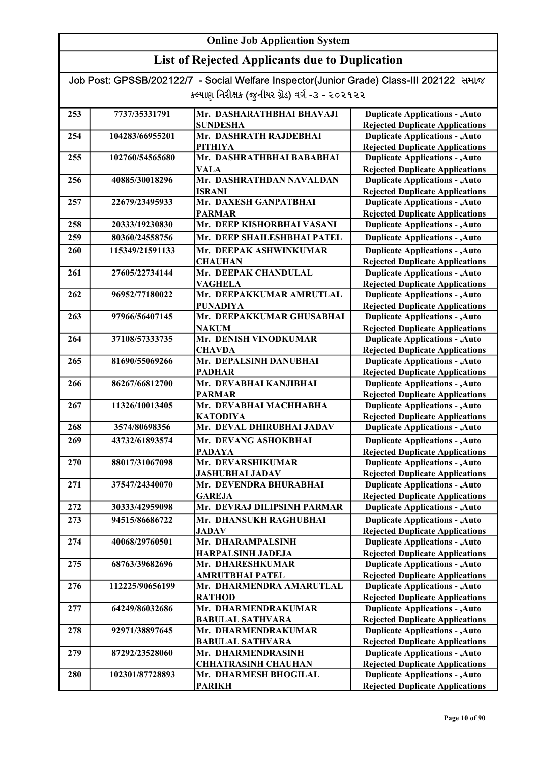# Online Job Application System

## List of Rejected Applicants due to Duplication

Job Post: GPSSB/202122/7 - Social Welfare Inspector(Junior Grade) Class-III 202122 સમાજ કલ્યાણ નિરીક્ષક (જુનીયર ગ્રેડ) વર્ગ -૩ - ૨૦૨૧૨૨

| | | | |
|---|---|---|---|
| 253 | 7737/35331791 | Mr. DASHARATHBHAI BHAVAJI SUNDESHA | Duplicate Applications - ,Auto Rejected Duplicate Applications |
| 254 | 104283/66955201 | Mr. DASHRATH RAJDEBHAI PITHIYA | Duplicate Applications - ,Auto Rejected Duplicate Applications |
| 255 | 102760/54565680 | Mr. DASHRATHBHAI BABABHAI VALA | Duplicate Applications - ,Auto Rejected Duplicate Applications |
| 256 | 40885/30018296 | Mr. DASHRATHDAN NAVALDAN ISRANI | Duplicate Applications - ,Auto Rejected Duplicate Applications |
| 257 | 22679/23495933 | Mr. DAXESH GANPATBHAI PARMAR | Duplicate Applications - ,Auto Rejected Duplicate Applications |
| 258 | 20333/19230830 | Mr. DEEP KISHORBHAI VASANI | Duplicate Applications - ,Auto |
| 259 | 80360/24558756 | Mr. DEEP SHAILESHBHAI PATEL | Duplicate Applications - ,Auto |
| 260 | 115349/21591133 | Mr. DEEPAK ASHWINKUMAR CHAUHAN | Duplicate Applications - ,Auto Rejected Duplicate Applications |
| 261 | 27605/22734144 | Mr. DEEPAK CHANDULAL VAGHELA | Duplicate Applications - ,Auto Rejected Duplicate Applications |
| 262 | 96952/77180022 | Mr. DEEPAKKUMAR AMRUTLAL PUNADIYA | Duplicate Applications - ,Auto Rejected Duplicate Applications |
| 263 | 97966/56407145 | Mr. DEEPAKKUMAR GHUSABHAI NAKUM | Duplicate Applications - ,Auto Rejected Duplicate Applications |
| 264 | 37108/57333735 | Mr. DENISH VINODKUMAR CHAVDA | Duplicate Applications - ,Auto Rejected Duplicate Applications |
| 265 | 81690/55069266 | Mr. DEPALSINH DANUBHAI PADHAR | Duplicate Applications - ,Auto Rejected Duplicate Applications |
| 266 | 86267/66812700 | Mr. DEVABHAI KANJIBHAI PARMAR | Duplicate Applications - ,Auto Rejected Duplicate Applications |
| 267 | 11326/10013405 | Mr. DEVABHAI MACHHABHA KATODIYA | Duplicate Applications - ,Auto Rejected Duplicate Applications |
| 268 | 3574/80698356 | Mr. DEVAL DHIRUBHAI JADAV | Duplicate Applications - ,Auto |
| 269 | 43732/61893574 | Mr. DEVANG ASHOKBHAI PADAYA | Duplicate Applications - ,Auto Rejected Duplicate Applications |
| 270 | 88017/31067098 | Mr. DEVARSHIKUMAR JASHUBHAI JADAV | Duplicate Applications - ,Auto Rejected Duplicate Applications |
| 271 | 37547/24340070 | Mr. DEVENDRA BHURABHAI GAREJA | Duplicate Applications - ,Auto Rejected Duplicate Applications |
| 272 | 30333/42959098 | Mr. DEVRAJ DILIPSINH PARMAR | Duplicate Applications - ,Auto |
| 273 | 94515/86686722 | Mr. DHANSUKH RAGHUBHAI JADAV | Duplicate Applications - ,Auto Rejected Duplicate Applications |
| 274 | 40068/29760501 | Mr. DHARAMPALSINH HARPALSINH JADEJA | Duplicate Applications - ,Auto Rejected Duplicate Applications |
| 275 | 68763/39682696 | Mr. DHARESHKUMAR AMRUTBHAI PATEL | Duplicate Applications - ,Auto Rejected Duplicate Applications |
| 276 | 112225/90656199 | Mr. DHARMENDRA AMARUTLAL RATHOD | Duplicate Applications - ,Auto Rejected Duplicate Applications |
| 277 | 64249/86032686 | Mr. DHARMENDRAKUMAR BABULAL SATHVARA | Duplicate Applications - ,Auto Rejected Duplicate Applications |
| 278 | 92971/38897645 | Mr. DHARMENDRAKUMAR BABULAL SATHVARA | Duplicate Applications - ,Auto Rejected Duplicate Applications |
| 279 | 87292/23528060 | Mr. DHARMENDRASINH CHHATRASINH CHAUHAN | Duplicate Applications - ,Auto Rejected Duplicate Applications |
| 280 | 102301/87728893 | Mr. DHARMESH BHOGILAL PARIKH | Duplicate Applications - ,Auto Rejected Duplicate Applications |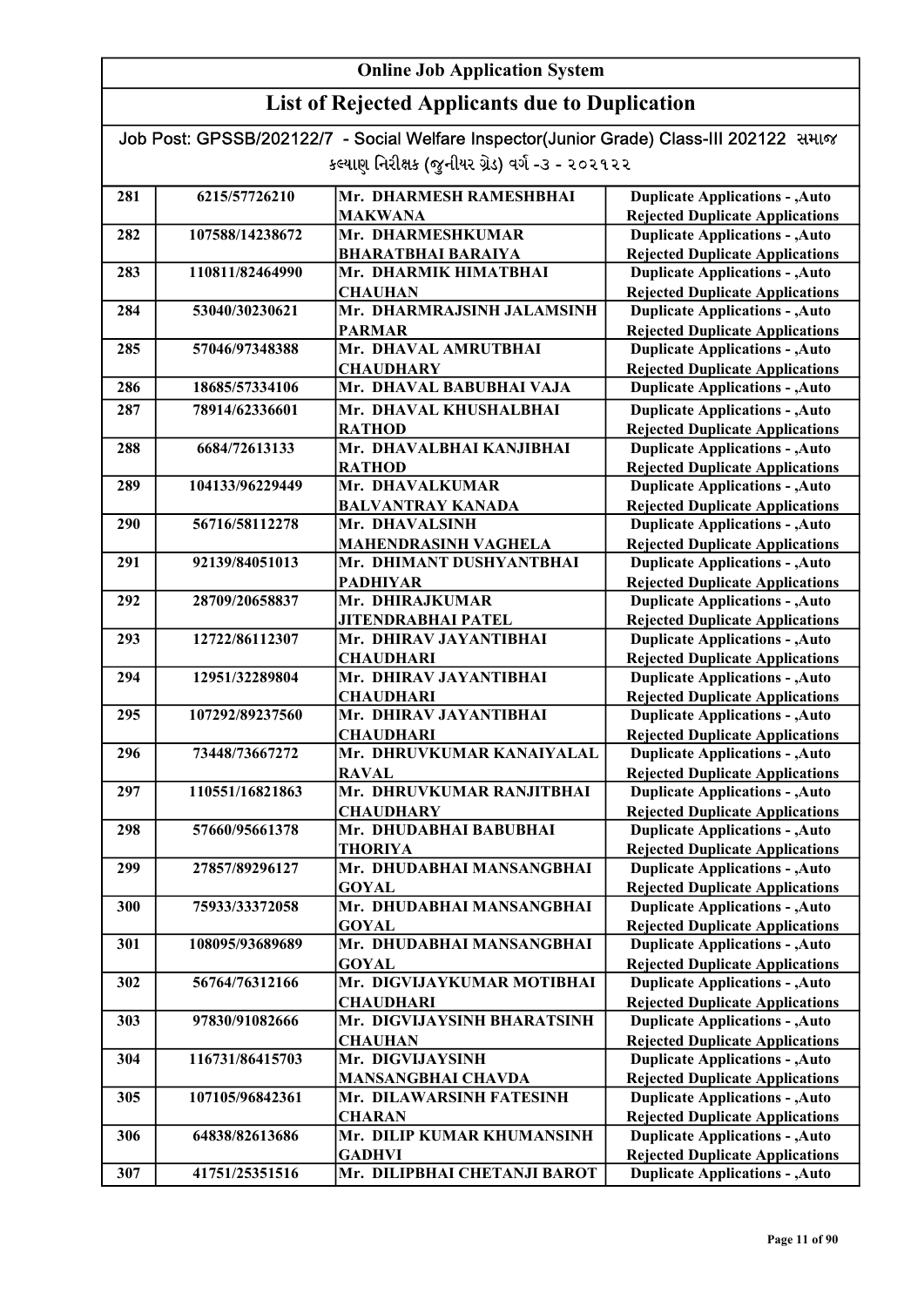# Online Job Application System

## List of Rejected Applicants due to Duplication

Job Post: GPSSB/202122/7 - Social Welfare Inspector(Junior Grade) Class-III 202122 સમાજ કલ્યાણ નિરીક્ષક (જુનીયર ગ્રેડ) વર્ગ -૩ - ૨૦૨૧૨૨

| | | | |
|---|---|---|---|
| 281 | 6215/57726210 | Mr. DHARMESH RAMESHBHAI MAKWANA | Duplicate Applications - ,Auto Rejected Duplicate Applications |
| 282 | 107588/14238672 | Mr. DHARMESHKUMAR BHARATBHAI BARAIYA | Duplicate Applications - ,Auto Rejected Duplicate Applications |
| 283 | 110811/82464990 | Mr. DHARMIK HIMATBHAI CHAUHAN | Duplicate Applications - ,Auto Rejected Duplicate Applications |
| 284 | 53040/30230621 | Mr. DHARMRAJSINH JALAMSINH PARMAR | Duplicate Applications - ,Auto Rejected Duplicate Applications |
| 285 | 57046/97348388 | Mr. DHAVAL AMRUTBHAI CHAUDHARY | Duplicate Applications - ,Auto Rejected Duplicate Applications |
| 286 | 18685/57334106 | Mr. DHAVAL BABUBHAI VAJA | Duplicate Applications - ,Auto |
| 287 | 78914/62336601 | Mr. DHAVAL KHUSHALBHAI RATHOD | Duplicate Applications - ,Auto Rejected Duplicate Applications |
| 288 | 6684/72613133 | Mr. DHAVALBHAI KANJIBHAI RATHOD | Duplicate Applications - ,Auto Rejected Duplicate Applications |
| 289 | 104133/96229449 | Mr. DHAVALKUMAR BALVANTRAY KANADA | Duplicate Applications - ,Auto Rejected Duplicate Applications |
| 290 | 56716/58112278 | Mr. DHAVALSINH MAHENDRASINH VAGHELA | Duplicate Applications - ,Auto Rejected Duplicate Applications |
| 291 | 92139/84051013 | Mr. DHIMANT DUSHYANTBHAI PADHIYAR | Duplicate Applications - ,Auto Rejected Duplicate Applications |
| 292 | 28709/20658837 | Mr. DHIRAJKUMAR JITENDRABHAI PATEL | Duplicate Applications - ,Auto Rejected Duplicate Applications |
| 293 | 12722/86112307 | Mr. DHIRAV JAYANTIBHAI CHAUDHARI | Duplicate Applications - ,Auto Rejected Duplicate Applications |
| 294 | 12951/32289804 | Mr. DHIRAV JAYANTIBHAI CHAUDHARI | Duplicate Applications - ,Auto Rejected Duplicate Applications |
| 295 | 107292/89237560 | Mr. DHIRAV JAYANTIBHAI CHAUDHARI | Duplicate Applications - ,Auto Rejected Duplicate Applications |
| 296 | 73448/73667272 | Mr. DHRUVKUMAR KANAIYALAL RAVAL | Duplicate Applications - ,Auto Rejected Duplicate Applications |
| 297 | 110551/16821863 | Mr. DHRUVKUMAR RANJITBHAI CHAUDHARY | Duplicate Applications - ,Auto Rejected Duplicate Applications |
| 298 | 57660/95661378 | Mr. DHUDABHAI BABUBHAI THORIYA | Duplicate Applications - ,Auto Rejected Duplicate Applications |
| 299 | 27857/89296127 | Mr. DHUDABHAI MANSANGBHAI GOYAL | Duplicate Applications - ,Auto Rejected Duplicate Applications |
| 300 | 75933/33372058 | Mr. DHUDABHAI MANSANGBHAI GOYAL | Duplicate Applications - ,Auto Rejected Duplicate Applications |
| 301 | 108095/93689689 | Mr. DHUDABHAI MANSANGBHAI GOYAL | Duplicate Applications - ,Auto Rejected Duplicate Applications |
| 302 | 56764/76312166 | Mr. DIGVIJAYKUMAR MOTIBHAI CHAUDHARI | Duplicate Applications - ,Auto Rejected Duplicate Applications |
| 303 | 97830/91082666 | Mr. DIGVIJAYSINH BHARATSINH CHAUHAN | Duplicate Applications - ,Auto Rejected Duplicate Applications |
| 304 | 116731/86415703 | Mr. DIGVIJAYSINH MANSANGBHAI CHAVDA | Duplicate Applications - ,Auto Rejected Duplicate Applications |
| 305 | 107105/96842361 | Mr. DILAWARSINH FATESINH CHARAN | Duplicate Applications - ,Auto Rejected Duplicate Applications |
| 306 | 64838/82613686 | Mr. DILIP KUMAR KHUMANSINH GADHVI | Duplicate Applications - ,Auto Rejected Duplicate Applications |
| 307 | 41751/25351516 | Mr. DILIPBHAI CHETANJI BAROT | Duplicate Applications - ,Auto |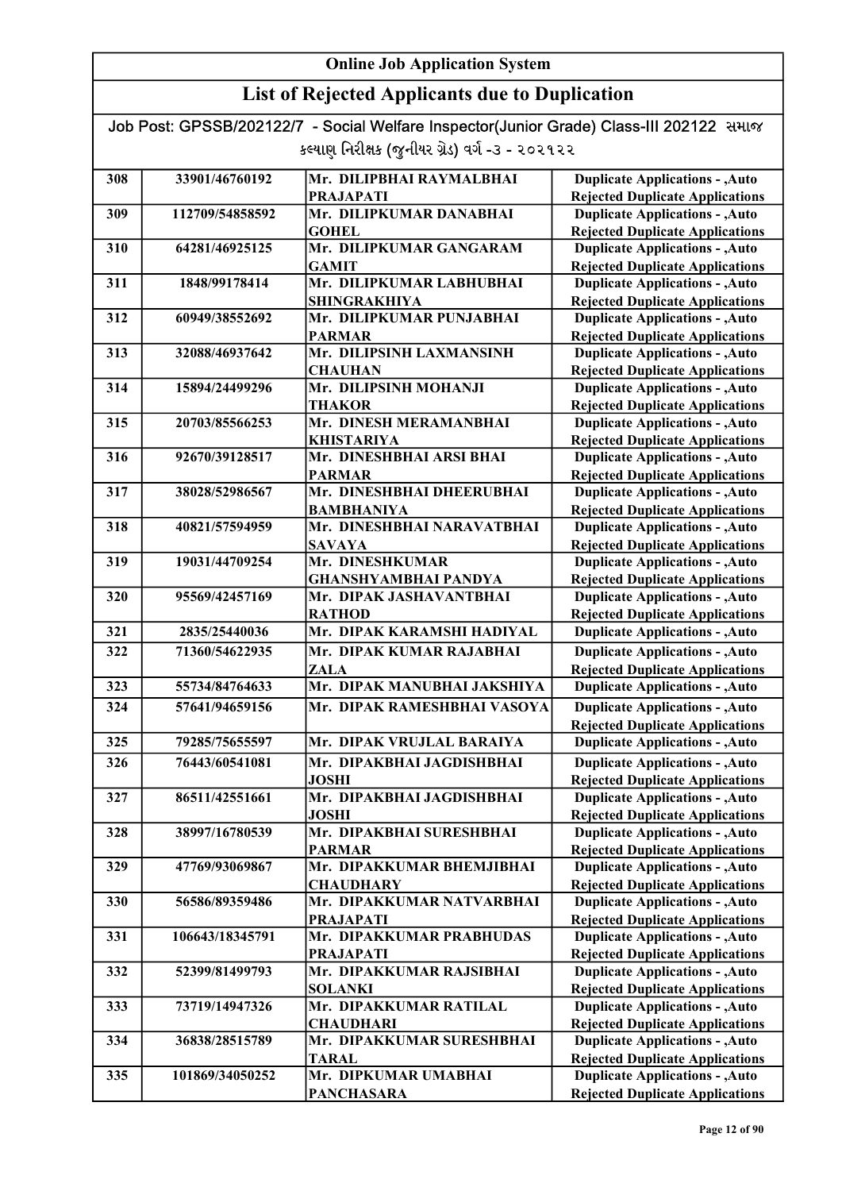# Online Job Application System

## List of Rejected Applicants due to Duplication

Job Post: GPSSB/202122/7 - Social Welfare Inspector(Junior Grade) Class-III 202122 સમાજ કલ્યાણ નિરીક્ષક (જુનીયર ગ્રેડ) વર્ગ -૩ - ૨૦૨૧૨૨

| | | | |
|---|---|---|---|
| 308 | 33901/46760192 | Mr. DILIPBHAI RAYMALBHAI PRAJAPATI | Duplicate Applications - ,Auto Rejected Duplicate Applications |
| 309 | 112709/54858592 | Mr. DILIPKUMAR DANABHAI GOHEL | Duplicate Applications - ,Auto Rejected Duplicate Applications |
| 310 | 64281/46925125 | Mr. DILIPKUMAR GANGARAM GAMIT | Duplicate Applications - ,Auto Rejected Duplicate Applications |
| 311 | 1848/99178414 | Mr. DILIPKUMAR LABHUBHAI SHINGRAKHIYA | Duplicate Applications - ,Auto Rejected Duplicate Applications |
| 312 | 60949/38552692 | Mr. DILIPKUMAR PUNJABHAI PARMAR | Duplicate Applications - ,Auto Rejected Duplicate Applications |
| 313 | 32088/46937642 | Mr. DILIPSINH LAXMANSINH CHAUHAN | Duplicate Applications - ,Auto Rejected Duplicate Applications |
| 314 | 15894/24499296 | Mr. DILIPSINH MOHANJI THAKOR | Duplicate Applications - ,Auto Rejected Duplicate Applications |
| 315 | 20703/85566253 | Mr. DINESH MERAMANBHAI KHISTARIYA | Duplicate Applications - ,Auto Rejected Duplicate Applications |
| 316 | 92670/39128517 | Mr. DINESHBHAI ARSI BHAI PARMAR | Duplicate Applications - ,Auto Rejected Duplicate Applications |
| 317 | 38028/52986567 | Mr. DINESHBHAI DHEERUBHAI BAMBHANIYA | Duplicate Applications - ,Auto Rejected Duplicate Applications |
| 318 | 40821/57594959 | Mr. DINESHBHAI NARAVATBHAI SAVAYA | Duplicate Applications - ,Auto Rejected Duplicate Applications |
| 319 | 19031/44709254 | Mr. DINESHKUMAR GHANSHYAMBHAI PANDYA | Duplicate Applications - ,Auto Rejected Duplicate Applications |
| 320 | 95569/42457169 | Mr. DIPAK JASHAVANTBHAI RATHOD | Duplicate Applications - ,Auto Rejected Duplicate Applications |
| 321 | 2835/25440036 | Mr. DIPAK KARAMSHI HADIYAL | Duplicate Applications - ,Auto |
| 322 | 71360/54622935 | Mr. DIPAK KUMAR RAJABHAI ZALA | Duplicate Applications - ,Auto Rejected Duplicate Applications |
| 323 | 55734/84764633 | Mr. DIPAK MANUBHAI JAKSHIYA | Duplicate Applications - ,Auto |
| 324 | 57641/94659156 | Mr. DIPAK RAMESHBHAI VASOYA | Duplicate Applications - ,Auto Rejected Duplicate Applications |
| 325 | 79285/75655597 | Mr. DIPAK VRUJLAL BARAIYA | Duplicate Applications - ,Auto |
| 326 | 76443/60541081 | Mr. DIPAKBHAI JAGDISHBHAI JOSHI | Duplicate Applications - ,Auto Rejected Duplicate Applications |
| 327 | 86511/42551661 | Mr. DIPAKBHAI JAGDISHBHAI JOSHI | Duplicate Applications - ,Auto Rejected Duplicate Applications |
| 328 | 38997/16780539 | Mr. DIPAKBHAI SURESHBHAI PARMAR | Duplicate Applications - ,Auto Rejected Duplicate Applications |
| 329 | 47769/93069867 | Mr. DIPAKKUMAR BHEMJIBHAI CHAUDHARY | Duplicate Applications - ,Auto Rejected Duplicate Applications |
| 330 | 56586/89359486 | Mr. DIPAKKUMAR NATVARBHAI PRAJAPATI | Duplicate Applications - ,Auto Rejected Duplicate Applications |
| 331 | 106643/18345791 | Mr. DIPAKKUMAR PRABHUDAS PRAJAPATI | Duplicate Applications - ,Auto Rejected Duplicate Applications |
| 332 | 52399/81499793 | Mr. DIPAKKUMAR RAJSIBHAI SOLANKI | Duplicate Applications - ,Auto Rejected Duplicate Applications |
| 333 | 73719/14947326 | Mr. DIPAKKUMAR RATILAL CHAUDHARI | Duplicate Applications - ,Auto Rejected Duplicate Applications |
| 334 | 36838/28515789 | Mr. DIPAKKUMAR SURESHBHAI TARAL | Duplicate Applications - ,Auto Rejected Duplicate Applications |
| 335 | 101869/34050252 | Mr. DIPKUMAR UMABHAI PANCHASARA | Duplicate Applications - ,Auto Rejected Duplicate Applications |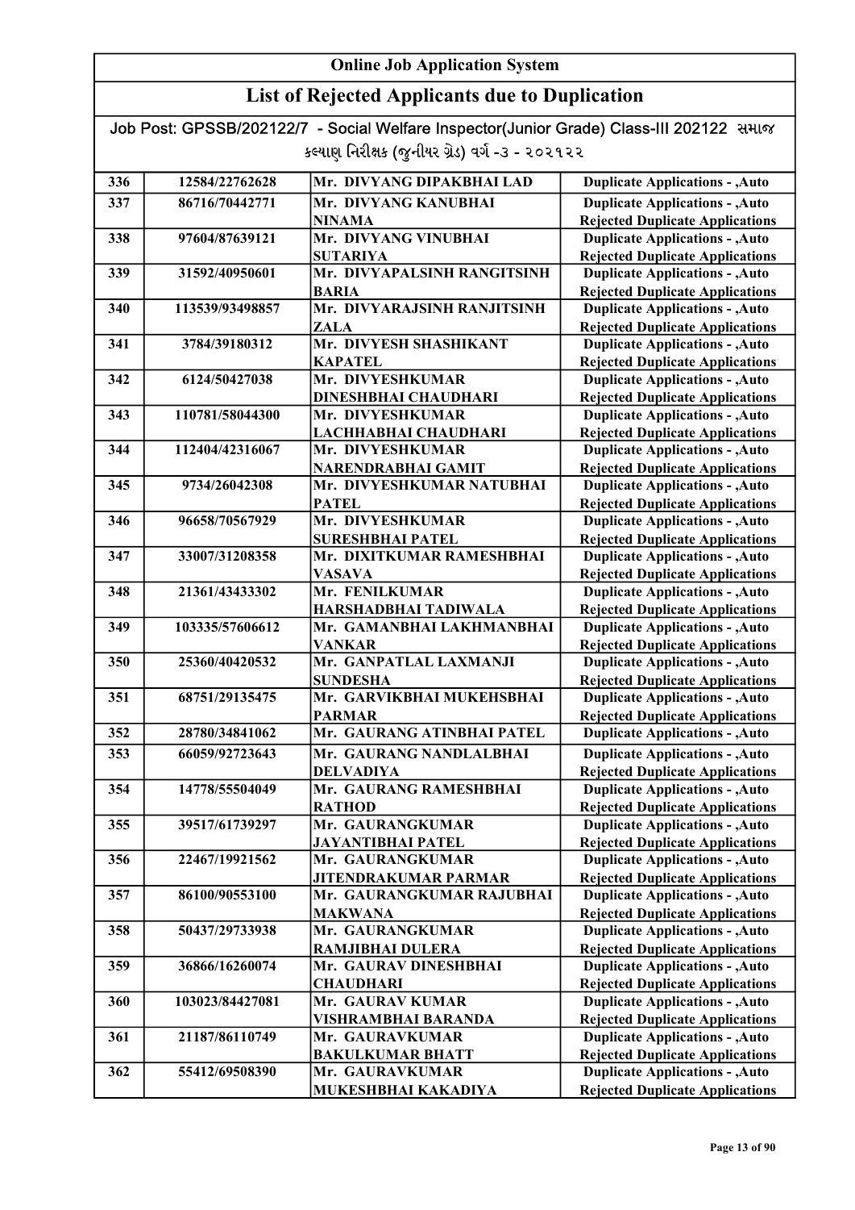# Online Job Application System

## List of Rejected Applicants due to Duplication

Job Post: GPSSB/202122/7 - Social Welfare Inspector(Junior Grade) Class-III 202122 સમાજ કલ્યાણ નિરીક્ષક (જુનીયર ગ્રેડ) વર્ગ -૩ - ૨૦૨૧૨૨

| | | | |
|---|---|---|---|
| 336 | 12584/22762628 | Mr. DIVYANG DIPAKBHAI LAD | Duplicate Applications - ,Auto |
| 337 | 86716/70442771 | Mr. DIVYANG KANUBHAI NINAMA | Duplicate Applications - ,Auto Rejected Duplicate Applications |
| 338 | 97604/87639121 | Mr. DIVYANG VINUBHAI SUTARIYA | Duplicate Applications - ,Auto Rejected Duplicate Applications |
| 339 | 31592/40950601 | Mr. DIVYAPALSINH RANGITSINH BARIA | Duplicate Applications - ,Auto Rejected Duplicate Applications |
| 340 | 113539/93498857 | Mr. DIVYARAJSINH RANJITSINH ZALA | Duplicate Applications - ,Auto Rejected Duplicate Applications |
| 341 | 3784/39180312 | Mr. DIVYESH SHASHIKANT KAPATEL | Duplicate Applications - ,Auto Rejected Duplicate Applications |
| 342 | 6124/50427038 | Mr. DIVYESHKUMAR DINESHBHAI CHAUDHARI | Duplicate Applications - ,Auto Rejected Duplicate Applications |
| 343 | 110781/58044300 | Mr. DIVYESHKUMAR LACHHABHAI CHAUDHARI | Duplicate Applications - ,Auto Rejected Duplicate Applications |
| 344 | 112404/42316067 | Mr. DIVYESHKUMAR NARENDRABHAI GAMIT | Duplicate Applications - ,Auto Rejected Duplicate Applications |
| 345 | 9734/26042308 | Mr. DIVYESHKUMAR NATUBHAI PATEL | Duplicate Applications - ,Auto Rejected Duplicate Applications |
| 346 | 96658/70567929 | Mr. DIVYESHKUMAR SURESHBHAI PATEL | Duplicate Applications - ,Auto Rejected Duplicate Applications |
| 347 | 33007/31208358 | Mr. DIXITKUMAR RAMESHBHAI VASAVA | Duplicate Applications - ,Auto Rejected Duplicate Applications |
| 348 | 21361/43433302 | Mr. FENILKUMAR HARSHADBHAI TADIWALA | Duplicate Applications - ,Auto Rejected Duplicate Applications |
| 349 | 103335/57606612 | Mr. GAMANBHAI LAKHMANBHAI VANKAR | Duplicate Applications - ,Auto Rejected Duplicate Applications |
| 350 | 25360/40420532 | Mr. GANPATLAL LAXMANJI SUNDESHA | Duplicate Applications - ,Auto Rejected Duplicate Applications |
| 351 | 68751/29135475 | Mr. GARVIKBHAI MUKEHSBHAI PARMAR | Duplicate Applications - ,Auto Rejected Duplicate Applications |
| 352 | 28780/34841062 | Mr. GAURANG ATINBHAI PATEL | Duplicate Applications - ,Auto |
| 353 | 66059/92723643 | Mr. GAURANG NANDLALBHAI DELVADIYA | Duplicate Applications - ,Auto Rejected Duplicate Applications |
| 354 | 14778/55504049 | Mr. GAURANG RAMESHBHAI RATHOD | Duplicate Applications - ,Auto Rejected Duplicate Applications |
| 355 | 39517/61739297 | Mr. GAURANGKUMAR JAYANTIBHAI PATEL | Duplicate Applications - ,Auto Rejected Duplicate Applications |
| 356 | 22467/19921562 | Mr. GAURANGKUMAR JITENDRAKUMAR PARMAR | Duplicate Applications - ,Auto Rejected Duplicate Applications |
| 357 | 86100/90553100 | Mr. GAURANGKUMAR RAJUBHAI MAKWANA | Duplicate Applications - ,Auto Rejected Duplicate Applications |
| 358 | 50437/29733938 | Mr. GAURANGKUMAR RAMJIBHAI DULERA | Duplicate Applications - ,Auto Rejected Duplicate Applications |
| 359 | 36866/16260074 | Mr. GAURAV DINESHBHAI CHAUDHARI | Duplicate Applications - ,Auto Rejected Duplicate Applications |
| 360 | 103023/84427081 | Mr. GAURAV KUMAR VISHRAMBHAI BARANDA | Duplicate Applications - ,Auto Rejected Duplicate Applications |
| 361 | 21187/86110749 | Mr. GAURAVKUMAR BAKULKUMAR BHATT | Duplicate Applications - ,Auto Rejected Duplicate Applications |
| 362 | 55412/69508390 | Mr. GAURAVKUMAR MUKESHBHAI KAKADIYA | Duplicate Applications - ,Auto Rejected Duplicate Applications |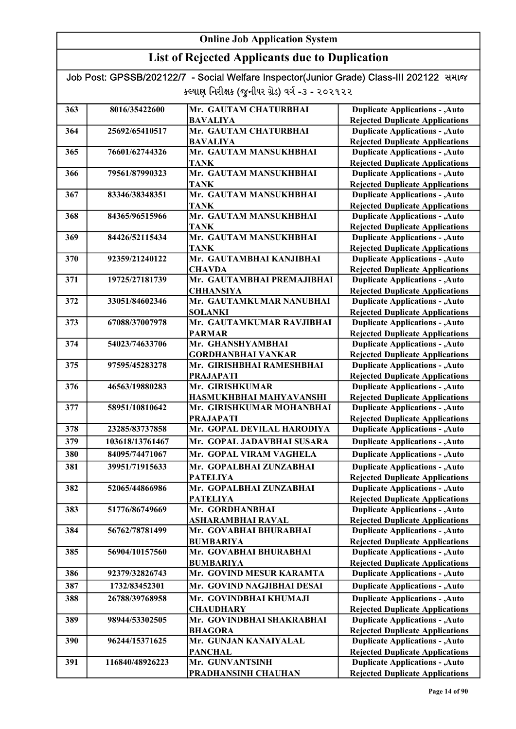# Online Job Application System

## List of Rejected Applicants due to Duplication

Job Post: GPSSB/202122/7 - Social Welfare Inspector(Junior Grade) Class-III 202122 સમાજ કલ્યાણ નિરીક્ષક (જુનીયર ગ્રેડ) વર્ગ -૩ - ૨૦૨૧૨૨

| | | | |
|---|---|---|---|
| 363 | 8016/35422600 | Mr. GAUTAM CHATURBHAI BAVALIYA | Duplicate Applications - ,Auto Rejected Duplicate Applications |
| 364 | 25692/65410517 | Mr. GAUTAM CHATURBHAI BAVALIYA | Duplicate Applications - ,Auto Rejected Duplicate Applications |
| 365 | 76601/62744326 | Mr. GAUTAM MANSUKHBHAI TANK | Duplicate Applications - ,Auto Rejected Duplicate Applications |
| 366 | 79561/87990323 | Mr. GAUTAM MANSUKHBHAI TANK | Duplicate Applications - ,Auto Rejected Duplicate Applications |
| 367 | 83346/38348351 | Mr. GAUTAM MANSUKHBHAI TANK | Duplicate Applications - ,Auto Rejected Duplicate Applications |
| 368 | 84365/96515966 | Mr. GAUTAM MANSUKHBHAI TANK | Duplicate Applications - ,Auto Rejected Duplicate Applications |
| 369 | 84426/52115434 | Mr. GAUTAM MANSUKHBHAI TANK | Duplicate Applications - ,Auto Rejected Duplicate Applications |
| 370 | 92359/21240122 | Mr. GAUTAMBHAI KANJIBHAI CHAVDA | Duplicate Applications - ,Auto Rejected Duplicate Applications |
| 371 | 19725/27181739 | Mr. GAUTAMBHAI PREMAJIBHAI CHHANSIYA | Duplicate Applications - ,Auto Rejected Duplicate Applications |
| 372 | 33051/84602346 | Mr. GAUTAMKUMAR NANUBHAI SOLANKI | Duplicate Applications - ,Auto Rejected Duplicate Applications |
| 373 | 67088/37007978 | Mr. GAUTAMKUMAR RAVJIBHAI PARMAR | Duplicate Applications - ,Auto Rejected Duplicate Applications |
| 374 | 54023/74633706 | Mr. GHANSHYAMBHAI GORDHANBHAI VANKAR | Duplicate Applications - ,Auto Rejected Duplicate Applications |
| 375 | 97595/45283278 | Mr. GIRISHBHAI RAMESHBHAI PRAJAPATI | Duplicate Applications - ,Auto Rejected Duplicate Applications |
| 376 | 46563/19880283 | Mr. GIRISHKUMAR HASMUKHBHAI MAHYAVANSHI | Duplicate Applications - ,Auto Rejected Duplicate Applications |
| 377 | 58951/10810642 | Mr. GIRISHKUMAR MOHANBHAI PRAJAPATI | Duplicate Applications - ,Auto Rejected Duplicate Applications |
| 378 | 23285/83737858 | Mr. GOPAL DEVILAL HARODIYA | Duplicate Applications - ,Auto |
| 379 | 103618/13761467 | Mr. GOPAL JADAVBHAI SUSARA | Duplicate Applications - ,Auto |
| 380 | 84095/74471067 | Mr. GOPAL VIRAM VAGHELA | Duplicate Applications - ,Auto |
| 381 | 39951/71915633 | Mr. GOPALBHAI ZUNZABHAI PATELIYA | Duplicate Applications - ,Auto Rejected Duplicate Applications |
| 382 | 52065/44866986 | Mr. GOPALBHAI ZUNZABHAI PATELIYA | Duplicate Applications - ,Auto Rejected Duplicate Applications |
| 383 | 51776/86749669 | Mr. GORDHANBHAI ASHARAMBHAI RAVAL | Duplicate Applications - ,Auto Rejected Duplicate Applications |
| 384 | 56762/78781499 | Mr. GOVABHAI BHURABHAI BUMBARIYA | Duplicate Applications - ,Auto Rejected Duplicate Applications |
| 385 | 56904/10157560 | Mr. GOVABHAI BHURABHAI BUMBARIYA | Duplicate Applications - ,Auto Rejected Duplicate Applications |
| 386 | 92379/32826743 | Mr. GOVIND MESUR KARAMTA | Duplicate Applications - ,Auto |
| 387 | 1732/83452301 | Mr. GOVIND NAGJIBHAI DESAI | Duplicate Applications - ,Auto |
| 388 | 26788/39768958 | Mr. GOVINDBHAI KHUMAJI CHAUDHARY | Duplicate Applications - ,Auto Rejected Duplicate Applications |
| 389 | 98944/53302505 | Mr. GOVINDBHAI SHAKRABHAI BHAGORA | Duplicate Applications - ,Auto Rejected Duplicate Applications |
| 390 | 96244/15371625 | Mr. GUNJAN KANAIYALAL PANCHAL | Duplicate Applications - ,Auto Rejected Duplicate Applications |
| 391 | 116840/48926223 | Mr. GUNVANTSINH PRADHANSINH CHAUHAN | Duplicate Applications - ,Auto Rejected Duplicate Applications |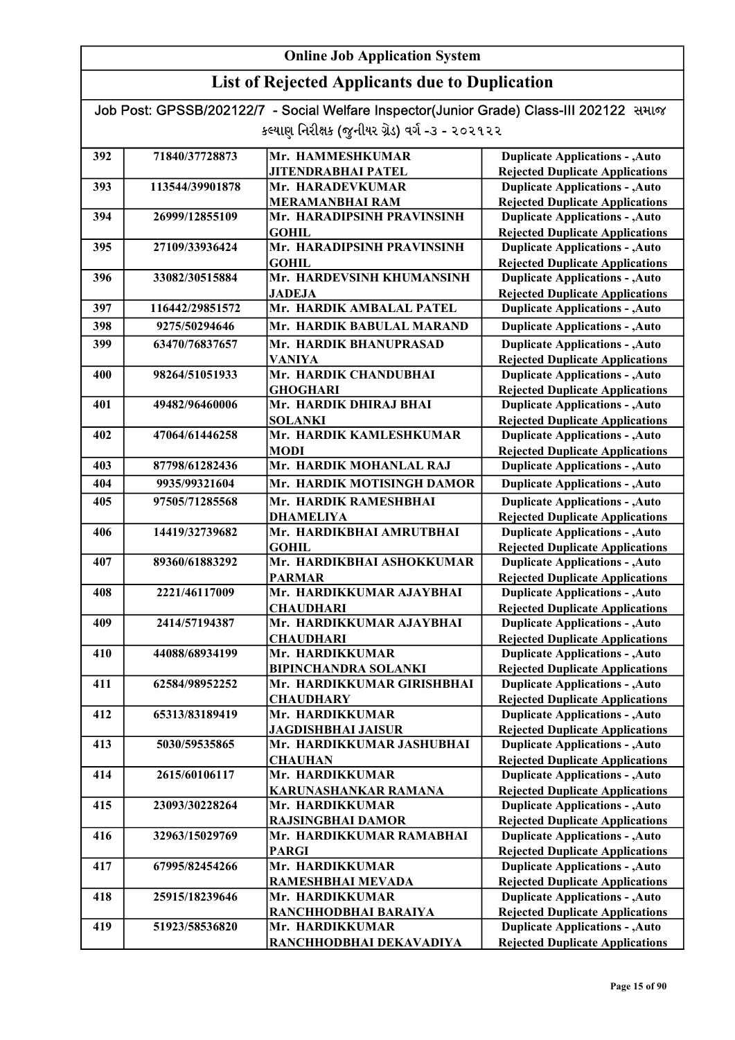# Online Job Application System

## List of Rejected Applicants due to Duplication

Job Post: GPSSB/202122/7 - Social Welfare Inspector(Junior Grade) Class-III 202122 સમાજ કલ્યાણ નિરીક્ષક (જુનીયર ગ્રેડ) વર્ગ -૩ - ૨૦૨૧૨૨

| | | | |
|---|---|---|---|
| 392 | 71840/37728873 | Mr. HAMMESHKUMAR JITENDRABHAI PATEL | Duplicate Applications - ,Auto Rejected Duplicate Applications |
| 393 | 113544/39901878 | Mr. HARADEVKUMAR MERAMANBHAI RAM | Duplicate Applications - ,Auto Rejected Duplicate Applications |
| 394 | 26999/12855109 | Mr. HARADIPSINH PRAVINSINH GOHIL | Duplicate Applications - ,Auto Rejected Duplicate Applications |
| 395 | 27109/33936424 | Mr. HARADIPSINH PRAVINSINH GOHIL | Duplicate Applications - ,Auto Rejected Duplicate Applications |
| 396 | 33082/30515884 | Mr. HARDEVSINH KHUMANSINH JADEJA | Duplicate Applications - ,Auto Rejected Duplicate Applications |
| 397 | 116442/29851572 | Mr. HARDIK AMBALAL PATEL | Duplicate Applications - ,Auto |
| 398 | 9275/50294646 | Mr. HARDIK BABULAL MARAND | Duplicate Applications - ,Auto |
| 399 | 63470/76837657 | Mr. HARDIK BHANUPRASAD VANIYA | Duplicate Applications - ,Auto Rejected Duplicate Applications |
| 400 | 98264/51051933 | Mr. HARDIK CHANDUBHAI GHOGHARI | Duplicate Applications - ,Auto Rejected Duplicate Applications |
| 401 | 49482/96460006 | Mr. HARDIK DHIRAJ BHAI SOLANKI | Duplicate Applications - ,Auto Rejected Duplicate Applications |
| 402 | 47064/61446258 | Mr. HARDIK KAMLESHKUMAR MODI | Duplicate Applications - ,Auto Rejected Duplicate Applications |
| 403 | 87798/61282436 | Mr. HARDIK MOHANLAL RAJ | Duplicate Applications - ,Auto |
| 404 | 9935/99321604 | Mr. HARDIK MOTISINGH DAMOR | Duplicate Applications - ,Auto |
| 405 | 97505/71285568 | Mr. HARDIK RAMESHBHAI DHAMELIYA | Duplicate Applications - ,Auto Rejected Duplicate Applications |
| 406 | 14419/32739682 | Mr. HARDIKBHAI AMRUTBHAI GOHIL | Duplicate Applications - ,Auto Rejected Duplicate Applications |
| 407 | 89360/61883292 | Mr. HARDIKBHAI ASHOKKUMAR PARMAR | Duplicate Applications - ,Auto Rejected Duplicate Applications |
| 408 | 2221/46117009 | Mr. HARDIKKUMAR AJAYBHAI CHAUDHARI | Duplicate Applications - ,Auto Rejected Duplicate Applications |
| 409 | 2414/57194387 | Mr. HARDIKKUMAR AJAYBHAI CHAUDHARI | Duplicate Applications - ,Auto Rejected Duplicate Applications |
| 410 | 44088/68934199 | Mr. HARDIKKUMAR BIPINCHANDRA SOLANKI | Duplicate Applications - ,Auto Rejected Duplicate Applications |
| 411 | 62584/98952252 | Mr. HARDIKKUMAR GIRISHBHAI CHAUDHARY | Duplicate Applications - ,Auto Rejected Duplicate Applications |
| 412 | 65313/83189419 | Mr. HARDIKKUMAR JAGDISHBHAI JAISUR | Duplicate Applications - ,Auto Rejected Duplicate Applications |
| 413 | 5030/59535865 | Mr. HARDIKKUMAR JASHUBHAI CHAUHAN | Duplicate Applications - ,Auto Rejected Duplicate Applications |
| 414 | 2615/60106117 | Mr. HARDIKKUMAR KARUNASHANKAR RAMANA | Duplicate Applications - ,Auto Rejected Duplicate Applications |
| 415 | 23093/30228264 | Mr. HARDIKKUMAR RAJSINGBHAI DAMOR | Duplicate Applications - ,Auto Rejected Duplicate Applications |
| 416 | 32963/15029769 | Mr. HARDIKKUMAR RAMABHAI PARGI | Duplicate Applications - ,Auto Rejected Duplicate Applications |
| 417 | 67995/82454266 | Mr. HARDIKKUMAR RAMESHBHAI MEVADA | Duplicate Applications - ,Auto Rejected Duplicate Applications |
| 418 | 25915/18239646 | Mr. HARDIKKUMAR RANCHHODBHAI BARAIYA | Duplicate Applications - ,Auto Rejected Duplicate Applications |
| 419 | 51923/58536820 | Mr. HARDIKKUMAR RANCHHODBHAI DEKAVADIYA | Duplicate Applications - ,Auto Rejected Duplicate Applications |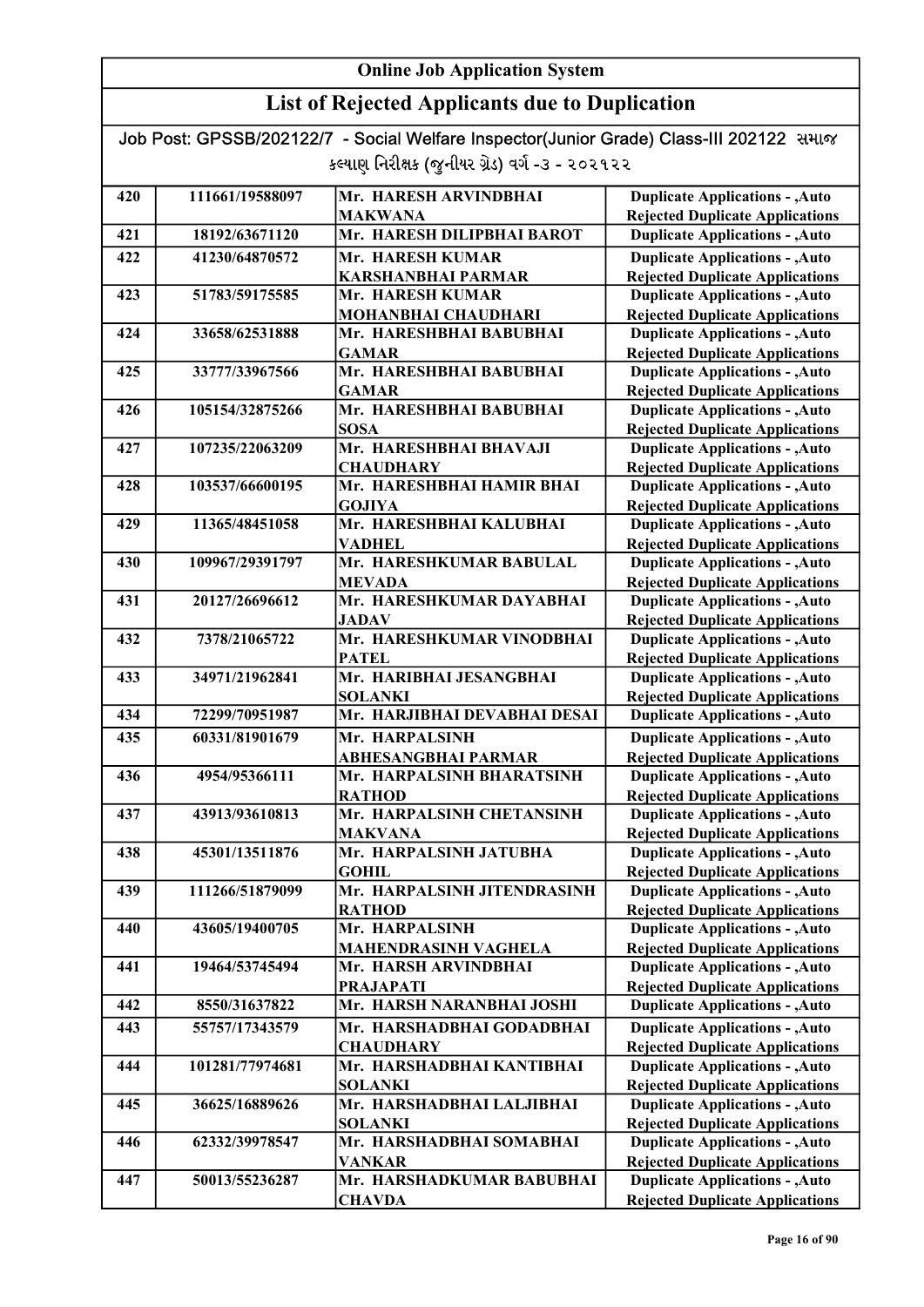# Online Job Application System

## List of Rejected Applicants due to Duplication

Job Post: GPSSB/202122/7 - Social Welfare Inspector(Junior Grade) Class-III 202122 સમાજ કલ્યાણ નિરીક્ષક (જુનીયર ગ્રેડ) વર્ગ -૩ - ૨૦૨૧૨૨

| | | | |
|---|---|---|---|
| 420 | 111661/19588097 | Mr. HARESH ARVINDBHAI MAKWANA | Duplicate Applications - ,Auto Rejected Duplicate Applications |
| 421 | 18192/63671120 | Mr. HARESH DILIPBHAI BAROT | Duplicate Applications - ,Auto |
| 422 | 41230/64870572 | Mr. HARESH KUMAR KARSHANBHAI PARMAR | Duplicate Applications - ,Auto Rejected Duplicate Applications |
| 423 | 51783/59175585 | Mr. HARESH KUMAR MOHANBHAI CHAUDHARI | Duplicate Applications - ,Auto Rejected Duplicate Applications |
| 424 | 33658/62531888 | Mr. HARESHBHAI BABUBHAI GAMAR | Duplicate Applications - ,Auto Rejected Duplicate Applications |
| 425 | 33777/33967566 | Mr. HARESHBHAI BABUBHAI GAMAR | Duplicate Applications - ,Auto Rejected Duplicate Applications |
| 426 | 105154/32875266 | Mr. HARESHBHAI BABUBHAI SOSA | Duplicate Applications - ,Auto Rejected Duplicate Applications |
| 427 | 107235/22063209 | Mr. HARESHBHAI BHAVAJI CHAUDHARY | Duplicate Applications - ,Auto Rejected Duplicate Applications |
| 428 | 103537/66600195 | Mr. HARESHBHAI HAMIR BHAI GOJIYA | Duplicate Applications - ,Auto Rejected Duplicate Applications |
| 429 | 11365/48451058 | Mr. HARESHBHAI KALUBHAI VADHEL | Duplicate Applications - ,Auto Rejected Duplicate Applications |
| 430 | 109967/29391797 | Mr. HARESHKUMAR BABULAL MEVADA | Duplicate Applications - ,Auto Rejected Duplicate Applications |
| 431 | 20127/26696612 | Mr. HARESHKUMAR DAYABHAI JADAV | Duplicate Applications - ,Auto Rejected Duplicate Applications |
| 432 | 7378/21065722 | Mr. HARESHKUMAR VINODBHAI PATEL | Duplicate Applications - ,Auto Rejected Duplicate Applications |
| 433 | 34971/21962841 | Mr. HARIBHAI JESANGBHAI SOLANKI | Duplicate Applications - ,Auto Rejected Duplicate Applications |
| 434 | 72299/70951987 | Mr. HARJIBHAI DEVABHAI DESAI | Duplicate Applications - ,Auto |
| 435 | 60331/81901679 | Mr. HARPALSINH ABHESANGBHAI PARMAR | Duplicate Applications - ,Auto Rejected Duplicate Applications |
| 436 | 4954/95366111 | Mr. HARPALSINH BHARATSINH RATHOD | Duplicate Applications - ,Auto Rejected Duplicate Applications |
| 437 | 43913/93610813 | Mr. HARPALSINH CHETANSINH MAKVANA | Duplicate Applications - ,Auto Rejected Duplicate Applications |
| 438 | 45301/13511876 | Mr. HARPALSINH JATUBHA GOHIL | Duplicate Applications - ,Auto Rejected Duplicate Applications |
| 439 | 111266/51879099 | Mr. HARPALSINH JITENDRASINH RATHOD | Duplicate Applications - ,Auto Rejected Duplicate Applications |
| 440 | 43605/19400705 | Mr. HARPALSINH MAHENDRASINH VAGHELA | Duplicate Applications - ,Auto Rejected Duplicate Applications |
| 441 | 19464/53745494 | Mr. HARSH ARVINDBHAI PRAJAPATI | Duplicate Applications - ,Auto Rejected Duplicate Applications |
| 442 | 8550/31637822 | Mr. HARSH NARANBHAI JOSHI | Duplicate Applications - ,Auto |
| 443 | 55757/17343579 | Mr. HARSHADBHAI GODADBHAI CHAUDHARY | Duplicate Applications - ,Auto Rejected Duplicate Applications |
| 444 | 101281/77974681 | Mr. HARSHADBHAI KANTIBHAI SOLANKI | Duplicate Applications - ,Auto Rejected Duplicate Applications |
| 445 | 36625/16889626 | Mr. HARSHADBHAI LALJIBHAI SOLANKI | Duplicate Applications - ,Auto Rejected Duplicate Applications |
| 446 | 62332/39978547 | Mr. HARSHADBHAI SOMABHAI VANKAR | Duplicate Applications - ,Auto Rejected Duplicate Applications |
| 447 | 50013/55236287 | Mr. HARSHADKUMAR BABUBHAI CHAVDA | Duplicate Applications - ,Auto Rejected Duplicate Applications |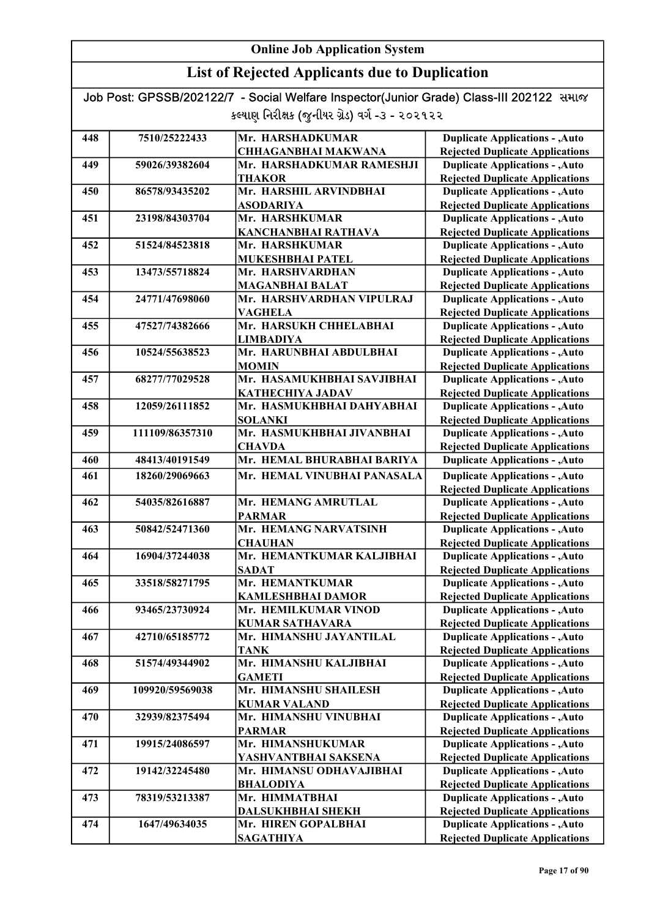# Online Job Application System

## List of Rejected Applicants due to Duplication

Job Post: GPSSB/202122/7 - Social Welfare Inspector(Junior Grade) Class-III 202122 સમાજ કલ્યાણ નિરીક્ષક (જુનીયર ગ્રેડ) વર્ગ -૩ - ૨૦૨૧૨૨

| | | | |
|---|---|---|---|
| 448 | 7510/25222433 | Mr. HARSHADKUMAR CHHAGANBHAI MAKWANA | Duplicate Applications - ,Auto Rejected Duplicate Applications |
| 449 | 59026/39382604 | Mr. HARSHADKUMAR RAMESHJI THAKOR | Duplicate Applications - ,Auto Rejected Duplicate Applications |
| 450 | 86578/93435202 | Mr. HARSHIL ARVINDBHAI ASODARIYA | Duplicate Applications - ,Auto Rejected Duplicate Applications |
| 451 | 23198/84303704 | Mr. HARSHKUMAR KANCHANBHAI RATHAVA | Duplicate Applications - ,Auto Rejected Duplicate Applications |
| 452 | 51524/84523818 | Mr. HARSHKUMAR MUKESHBHAI PATEL | Duplicate Applications - ,Auto Rejected Duplicate Applications |
| 453 | 13473/55718824 | Mr. HARSHVARDHAN MAGANBHAI BALAT | Duplicate Applications - ,Auto Rejected Duplicate Applications |
| 454 | 24771/47698060 | Mr. HARSHVARDHAN VIPULRAJ VAGHELA | Duplicate Applications - ,Auto Rejected Duplicate Applications |
| 455 | 47527/74382666 | Mr. HARSUKH CHHELABHAI LIMBADIYA | Duplicate Applications - ,Auto Rejected Duplicate Applications |
| 456 | 10524/55638523 | Mr. HARUNBHAI ABDULBHAI MOMIN | Duplicate Applications - ,Auto Rejected Duplicate Applications |
| 457 | 68277/77029528 | Mr. HASAMUKHBHAI SAVJIBHAI KATHECHIYA JADAV | Duplicate Applications - ,Auto Rejected Duplicate Applications |
| 458 | 12059/26111852 | Mr. HASMUKHBHAI DAHYABHAI SOLANKI | Duplicate Applications - ,Auto Rejected Duplicate Applications |
| 459 | 111109/86357310 | Mr. HASMUKHBHAI JIVANBHAI CHAVDA | Duplicate Applications - ,Auto Rejected Duplicate Applications |
| 460 | 48413/40191549 | Mr. HEMAL BHURABHAI BARIYA | Duplicate Applications - ,Auto |
| 461 | 18260/29069663 | Mr. HEMAL VINUBHAI PANASALA | Duplicate Applications - ,Auto Rejected Duplicate Applications |
| 462 | 54035/82616887 | Mr. HEMANG AMRUTLAL PARMAR | Duplicate Applications - ,Auto Rejected Duplicate Applications |
| 463 | 50842/52471360 | Mr. HEMANG NARVATSINH CHAUHAN | Duplicate Applications - ,Auto Rejected Duplicate Applications |
| 464 | 16904/37244038 | Mr. HEMANTKUMAR KALJIBHAI SADAT | Duplicate Applications - ,Auto Rejected Duplicate Applications |
| 465 | 33518/58271795 | Mr. HEMANTKUMAR KAMLESHBHAI DAMOR | Duplicate Applications - ,Auto Rejected Duplicate Applications |
| 466 | 93465/23730924 | Mr. HEMILKUMAR VINOD KUMAR SATHAVARA | Duplicate Applications - ,Auto Rejected Duplicate Applications |
| 467 | 42710/65185772 | Mr. HIMANSHU JAYANTILAL TANK | Duplicate Applications - ,Auto Rejected Duplicate Applications |
| 468 | 51574/49344902 | Mr. HIMANSHU KALJIBHAI GAMETI | Duplicate Applications - ,Auto Rejected Duplicate Applications |
| 469 | 109920/59569038 | Mr. HIMANSHU SHAILESH KUMAR VALAND | Duplicate Applications - ,Auto Rejected Duplicate Applications |
| 470 | 32939/82375494 | Mr. HIMANSHU VINUBHAI PARMAR | Duplicate Applications - ,Auto Rejected Duplicate Applications |
| 471 | 19915/24086597 | Mr. HIMANSHUKUMAR YASHVANTBHAI SAKSENA | Duplicate Applications - ,Auto Rejected Duplicate Applications |
| 472 | 19142/32245480 | Mr. HIMANSU ODHAVAJIBHAI BHALODIYA | Duplicate Applications - ,Auto Rejected Duplicate Applications |
| 473 | 78319/53213387 | Mr. HIMMATBHAI DALSUKHBHAI SHEKH | Duplicate Applications - ,Auto Rejected Duplicate Applications |
| 474 | 1647/49634035 | Mr. HIREN GOPALBHAI SAGATHIYA | Duplicate Applications - ,Auto Rejected Duplicate Applications |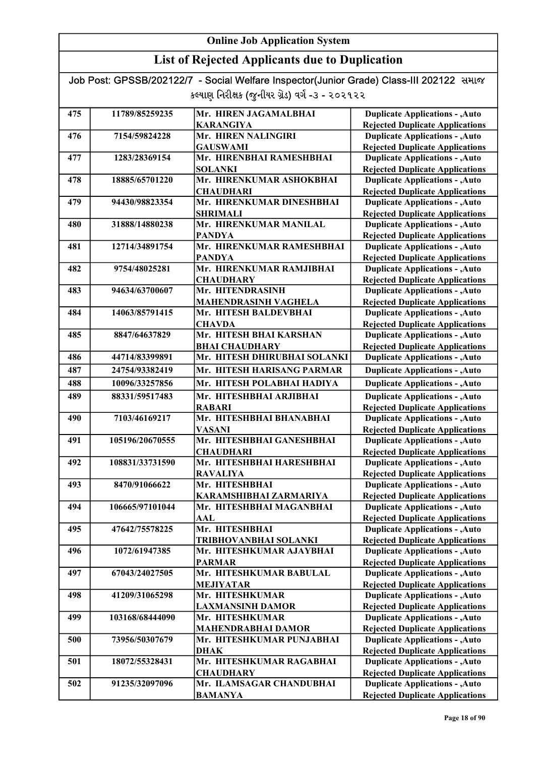# Online Job Application System

## List of Rejected Applicants due to Duplication

Job Post: GPSSB/202122/7 - Social Welfare Inspector(Junior Grade) Class-III 202122 સમાજ કલ્યાણ નિરીક્ષક (જુનીયર ગ્રેડ) વર્ગ -૩ - ૨૦૨૧૨૨

| | | | |
|---|---|---|---|
| 475 | 11789/85259235 | Mr. HIREN JAGAMALBHAI KARANGIYA | Duplicate Applications - ,Auto Rejected Duplicate Applications |
| 476 | 7154/59824228 | Mr. HIREN NALINGIRI GAUSWAMI | Duplicate Applications - ,Auto Rejected Duplicate Applications |
| 477 | 1283/28369154 | Mr. HIRENBHAI RAMESHBHAI SOLANKI | Duplicate Applications - ,Auto Rejected Duplicate Applications |
| 478 | 18885/65701220 | Mr. HIRENKUMAR ASHOKBHAI CHAUDHARI | Duplicate Applications - ,Auto Rejected Duplicate Applications |
| 479 | 94430/98823354 | Mr. HIRENKUMAR DINESHBHAI SHRIMALI | Duplicate Applications - ,Auto Rejected Duplicate Applications |
| 480 | 31888/14880238 | Mr. HIRENKUMAR MANILAL PANDYA | Duplicate Applications - ,Auto Rejected Duplicate Applications |
| 481 | 12714/34891754 | Mr. HIRENKUMAR RAMESHBHAI PANDYA | Duplicate Applications - ,Auto Rejected Duplicate Applications |
| 482 | 9754/48025281 | Mr. HIRENKUMAR RAMJIBHAI CHAUDHARY | Duplicate Applications - ,Auto Rejected Duplicate Applications |
| 483 | 94634/63700607 | Mr. HITENDRASINH MAHENDRASINH VAGHELA | Duplicate Applications - ,Auto Rejected Duplicate Applications |
| 484 | 14063/85791415 | Mr. HITESH BALDEVBHAI CHAVDA | Duplicate Applications - ,Auto Rejected Duplicate Applications |
| 485 | 8847/64637829 | Mr. HITESH BHAI KARSHAN BHAI CHAUDHARY | Duplicate Applications - ,Auto Rejected Duplicate Applications |
| 486 | 44714/83399891 | Mr. HITESH DHIRUBHAI SOLANKI | Duplicate Applications - ,Auto |
| 487 | 24754/93382419 | Mr. HITESH HARISANG PARMAR | Duplicate Applications - ,Auto |
| 488 | 10096/33257856 | Mr. HITESH POLABHAI HADIYA | Duplicate Applications - ,Auto |
| 489 | 88331/59517483 | Mr. HITESHBHAI ARJIBHAI RABARI | Duplicate Applications - ,Auto Rejected Duplicate Applications |
| 490 | 7103/46169217 | Mr. HITESHBHAI BHANABHAI VASANI | Duplicate Applications - ,Auto Rejected Duplicate Applications |
| 491 | 105196/20670555 | Mr. HITESHBHAI GANESHBHAI CHAUDHARI | Duplicate Applications - ,Auto Rejected Duplicate Applications |
| 492 | 108831/33731590 | Mr. HITESHBHAI HARESHBHAI RAVALIYA | Duplicate Applications - ,Auto Rejected Duplicate Applications |
| 493 | 8470/91066622 | Mr. HITESHBHAI KARAMSHIBHAI ZARMARIYA | Duplicate Applications - ,Auto Rejected Duplicate Applications |
| 494 | 106665/97101044 | Mr. HITESHBHAI MAGANBHAI AAL | Duplicate Applications - ,Auto Rejected Duplicate Applications |
| 495 | 47642/75578225 | Mr. HITESHBHAI TRIBHOVANBHAI SOLANKI | Duplicate Applications - ,Auto Rejected Duplicate Applications |
| 496 | 1072/61947385 | Mr. HITESHKUMAR AJAYBHAI PARMAR | Duplicate Applications - ,Auto Rejected Duplicate Applications |
| 497 | 67043/24027505 | Mr. HITESHKUMAR BABULAL MEJIYATAR | Duplicate Applications - ,Auto Rejected Duplicate Applications |
| 498 | 41209/31065298 | Mr. HITESHKUMAR LAXMANSINH DAMOR | Duplicate Applications - ,Auto Rejected Duplicate Applications |
| 499 | 103168/68444090 | Mr. HITESHKUMAR MAHENDRABHAI DAMOR | Duplicate Applications - ,Auto Rejected Duplicate Applications |
| 500 | 73956/50307679 | Mr. HITESHKUMAR PUNJABHAI DHAK | Duplicate Applications - ,Auto Rejected Duplicate Applications |
| 501 | 18072/55328431 | Mr. HITESHKUMAR RAGABHAI CHAUDHARY | Duplicate Applications - ,Auto Rejected Duplicate Applications |
| 502 | 91235/32097096 | Mr. ILAMSAGAR CHANDUBHAI BAMANYA | Duplicate Applications - ,Auto Rejected Duplicate Applications |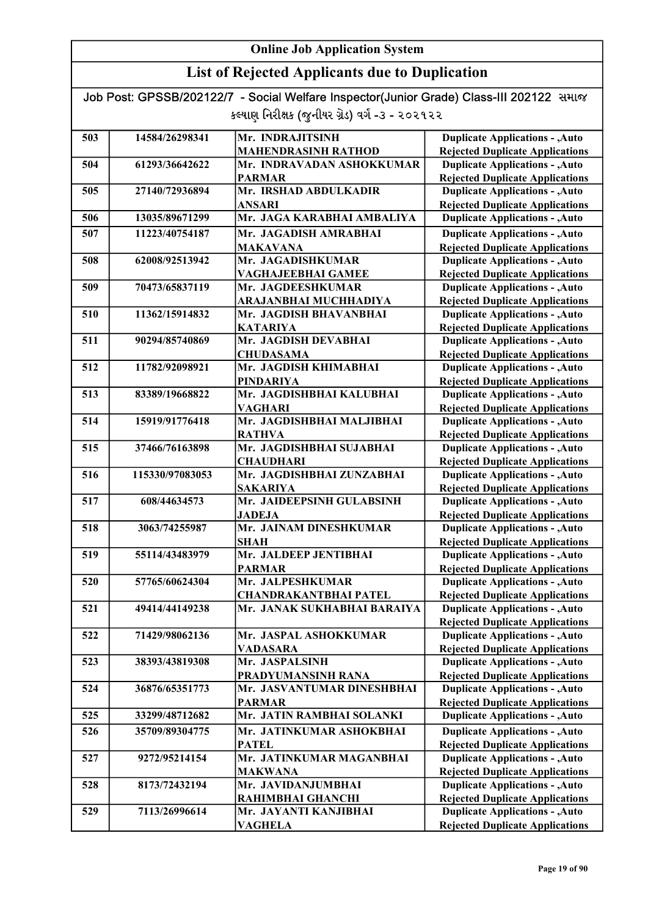# Online Job Application System

## List of Rejected Applicants due to Duplication

Job Post: GPSSB/202122/7 - Social Welfare Inspector(Junior Grade) Class-III 202122 સમાજ કલ્યાણ નિરીક્ષક (જુનીયર ગ્રેડ) વર્ગ -૩ - ૨૦૨૧૨૨

| | | | |
|---|---|---|---|
| 503 | 14584/26298341 | Mr. INDRAJITSINH MAHENDRASINH RATHOD | Duplicate Applications - ,Auto Rejected Duplicate Applications |
| 504 | 61293/36642622 | Mr. INDRAVADAN ASHOKKUMAR PARMAR | Duplicate Applications - ,Auto Rejected Duplicate Applications |
| 505 | 27140/72936894 | Mr. IRSHAD ABDULKADIR ANSARI | Duplicate Applications - ,Auto Rejected Duplicate Applications |
| 506 | 13035/89671299 | Mr. JAGA KARABHAI AMBALIYA | Duplicate Applications - ,Auto |
| 507 | 11223/40754187 | Mr. JAGADISH AMRABHAI MAKAVANA | Duplicate Applications - ,Auto Rejected Duplicate Applications |
| 508 | 62008/92513942 | Mr. JAGADISHKUMAR VAGHAJEEBHAI GAMEE | Duplicate Applications - ,Auto Rejected Duplicate Applications |
| 509 | 70473/65837119 | Mr. JAGDEESHKUMAR ARAJANBHAI MUCHHADIYA | Duplicate Applications - ,Auto Rejected Duplicate Applications |
| 510 | 11362/15914832 | Mr. JAGDISH BHAVANBHAI KATARIYA | Duplicate Applications - ,Auto Rejected Duplicate Applications |
| 511 | 90294/85740869 | Mr. JAGDISH DEVABHAI CHUDASAMA | Duplicate Applications - ,Auto Rejected Duplicate Applications |
| 512 | 11782/92098921 | Mr. JAGDISH KHIMABHAI PINDARIYA | Duplicate Applications - ,Auto Rejected Duplicate Applications |
| 513 | 83389/19668822 | Mr. JAGDISHBHAI KALUBHAI VAGHARI | Duplicate Applications - ,Auto Rejected Duplicate Applications |
| 514 | 15919/91776418 | Mr. JAGDISHBHAI MALJIBHAI RATHVA | Duplicate Applications - ,Auto Rejected Duplicate Applications |
| 515 | 37466/76163898 | Mr. JAGDISHBHAI SUJABHAI CHAUDHARI | Duplicate Applications - ,Auto Rejected Duplicate Applications |
| 516 | 115330/97083053 | Mr. JAGDISHBHAI ZUNZABHAI SAKARIYA | Duplicate Applications - ,Auto Rejected Duplicate Applications |
| 517 | 608/44634573 | Mr. JAIDEEPSINH GULABSINH JADEJA | Duplicate Applications - ,Auto Rejected Duplicate Applications |
| 518 | 3063/74255987 | Mr. JAINAM DINESHKUMAR SHAH | Duplicate Applications - ,Auto Rejected Duplicate Applications |
| 519 | 55114/43483979 | Mr. JALDEEP JENTIBHAI PARMAR | Duplicate Applications - ,Auto Rejected Duplicate Applications |
| 520 | 57765/60624304 | Mr. JALPESHKUMAR CHANDRAKANTBHAI PATEL | Duplicate Applications - ,Auto Rejected Duplicate Applications |
| 521 | 49414/44149238 | Mr. JANAK SUKHABHAI BARAIYA | Duplicate Applications - ,Auto Rejected Duplicate Applications |
| 522 | 71429/98062136 | Mr. JASPAL ASHOKKUMAR VADASARA | Duplicate Applications - ,Auto Rejected Duplicate Applications |
| 523 | 38393/43819308 | Mr. JASPALSINH PRADYUMANSINH RANA | Duplicate Applications - ,Auto Rejected Duplicate Applications |
| 524 | 36876/65351773 | Mr. JASVANTUMAR DINESHBHAI PARMAR | Duplicate Applications - ,Auto Rejected Duplicate Applications |
| 525 | 33299/48712682 | Mr. JATIN RAMBHAI SOLANKI | Duplicate Applications - ,Auto |
| 526 | 35709/89304775 | Mr. JATINKUMAR ASHOKBHAI PATEL | Duplicate Applications - ,Auto Rejected Duplicate Applications |
| 527 | 9272/95214154 | Mr. JATINKUMAR MAGANBHAI MAKWANA | Duplicate Applications - ,Auto Rejected Duplicate Applications |
| 528 | 8173/72432194 | Mr. JAVIDANJUMBHAI RAHIMBHAI GHANCHI | Duplicate Applications - ,Auto Rejected Duplicate Applications |
| 529 | 7113/26996614 | Mr. JAYANTI KANJIBHAI VAGHELA | Duplicate Applications - ,Auto Rejected Duplicate Applications |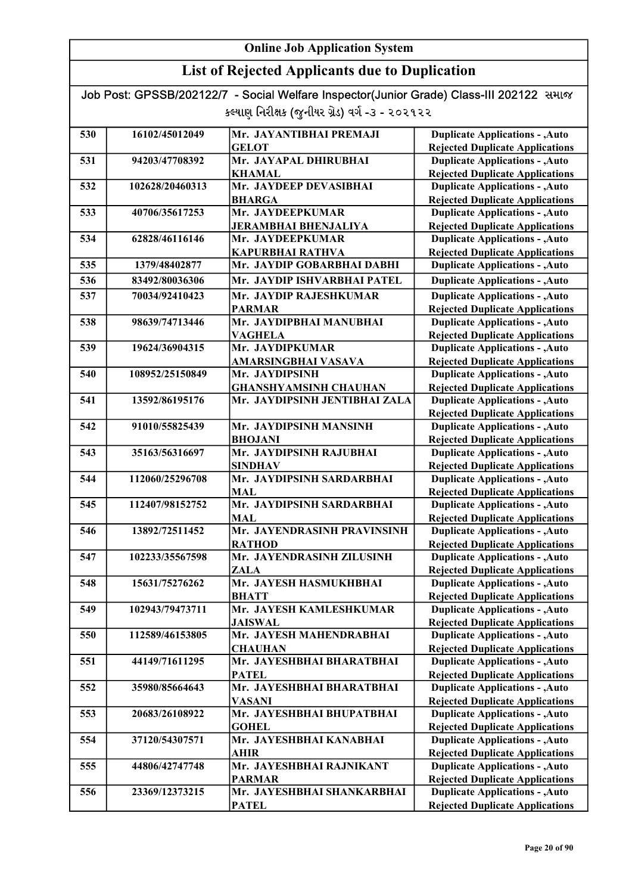# Online Job Application System

## List of Rejected Applicants due to Duplication

Job Post: GPSSB/202122/7 - Social Welfare Inspector(Junior Grade) Class-III 202122 સમાજ કલ્યાણ નિરીક્ષક (જુનીયર ગ્રેડ) વર્ગ -૩ - ૨૦૨૧૨૨

| | | | |
|---|---|---|---|
| 530 | 16102/45012049 | Mr. JAYANTIBHAI PREMAJI GELOT | Duplicate Applications - ,Auto Rejected Duplicate Applications |
| 531 | 94203/47708392 | Mr. JAYAPAL DHIRUBHAI KHAMAL | Duplicate Applications - ,Auto Rejected Duplicate Applications |
| 532 | 102628/20460313 | Mr. JAYDEEP DEVASIBHAI BHARGA | Duplicate Applications - ,Auto Rejected Duplicate Applications |
| 533 | 40706/35617253 | Mr. JAYDEEPKUMAR JERAMBHAI BHENJALIYA | Duplicate Applications - ,Auto Rejected Duplicate Applications |
| 534 | 62828/46116146 | Mr. JAYDEEPKUMAR KAPURBHAI RATHVA | Duplicate Applications - ,Auto Rejected Duplicate Applications |
| 535 | 1379/48402877 | Mr. JAYDIP GOBARBHAI DABHI | Duplicate Applications - ,Auto |
| 536 | 83492/80036306 | Mr. JAYDIP ISHVARBHAI PATEL | Duplicate Applications - ,Auto |
| 537 | 70034/92410423 | Mr. JAYDIP RAJESHKUMAR PARMAR | Duplicate Applications - ,Auto Rejected Duplicate Applications |
| 538 | 98639/74713446 | Mr. JAYDIPBHAI MANUBHAI VAGHELA | Duplicate Applications - ,Auto Rejected Duplicate Applications |
| 539 | 19624/36904315 | Mr. JAYDIPKUMAR AMARSINGBHAI VASAVA | Duplicate Applications - ,Auto Rejected Duplicate Applications |
| 540 | 108952/25150849 | Mr. JAYDIPSINH GHANSHYAMSINH CHAUHAN | Duplicate Applications - ,Auto Rejected Duplicate Applications |
| 541 | 13592/86195176 | Mr. JAYDIPSINH JENTIBHAI ZALA | Duplicate Applications - ,Auto Rejected Duplicate Applications |
| 542 | 91010/55825439 | Mr. JAYDIPSINH MANSINH BHOJANI | Duplicate Applications - ,Auto Rejected Duplicate Applications |
| 543 | 35163/56316697 | Mr. JAYDIPSINH RAJUBHAI SINDHAV | Duplicate Applications - ,Auto Rejected Duplicate Applications |
| 544 | 112060/25296708 | Mr. JAYDIPSINH SARDARBHAI MAL | Duplicate Applications - ,Auto Rejected Duplicate Applications |
| 545 | 112407/98152752 | Mr. JAYDIPSINH SARDARBHAI MAL | Duplicate Applications - ,Auto Rejected Duplicate Applications |
| 546 | 13892/72511452 | Mr. JAYENDRASINH PRAVINSINH RATHOD | Duplicate Applications - ,Auto Rejected Duplicate Applications |
| 547 | 102233/35567598 | Mr. JAYENDRASINH ZILUSINH ZALA | Duplicate Applications - ,Auto Rejected Duplicate Applications |
| 548 | 15631/75276262 | Mr. JAYESH HASMUKHBHAI BHATT | Duplicate Applications - ,Auto Rejected Duplicate Applications |
| 549 | 102943/79473711 | Mr. JAYESH KAMLESHKUMAR JAISWAL | Duplicate Applications - ,Auto Rejected Duplicate Applications |
| 550 | 112589/46153805 | Mr. JAYESH MAHENDRABHAI CHAUHAN | Duplicate Applications - ,Auto Rejected Duplicate Applications |
| 551 | 44149/71611295 | Mr. JAYESHBHAI BHARATBHAI PATEL | Duplicate Applications - ,Auto Rejected Duplicate Applications |
| 552 | 35980/85664643 | Mr. JAYESHBHAI BHARATBHAI VASANI | Duplicate Applications - ,Auto Rejected Duplicate Applications |
| 553 | 20683/26108922 | Mr. JAYESHBHAI BHUPATBHAI GOHEL | Duplicate Applications - ,Auto Rejected Duplicate Applications |
| 554 | 37120/54307571 | Mr. JAYESHBHAI KANABHAI AHIR | Duplicate Applications - ,Auto Rejected Duplicate Applications |
| 555 | 44806/42747748 | Mr. JAYESHBHAI RAJNIKANT PARMAR | Duplicate Applications - ,Auto Rejected Duplicate Applications |
| 556 | 23369/12373215 | Mr. JAYESHBHAI SHANKARBHAI PATEL | Duplicate Applications - ,Auto Rejected Duplicate Applications |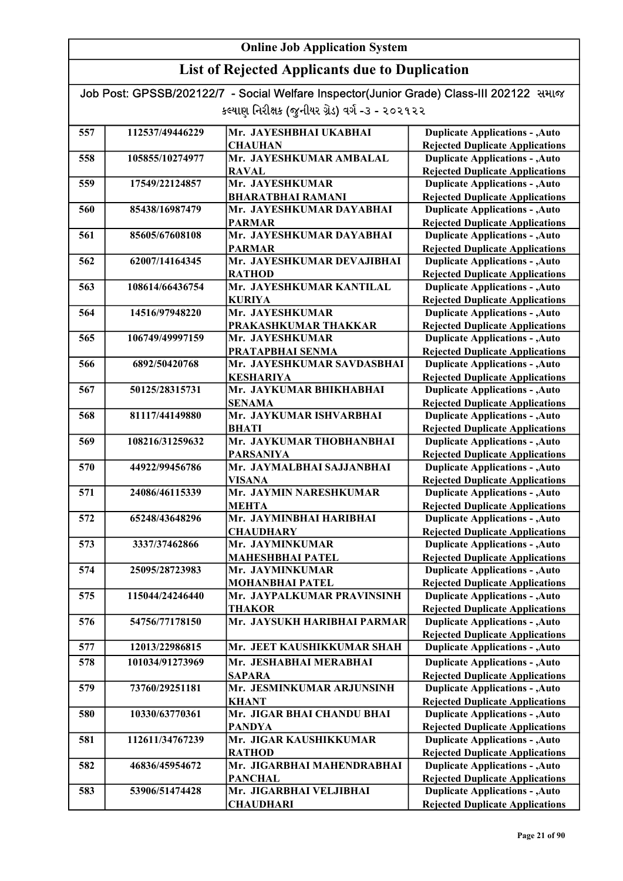# Online Job Application System

## List of Rejected Applicants due to Duplication

Job Post: GPSSB/202122/7 - Social Welfare Inspector(Junior Grade) Class-III 202122 સમાજ કલ્યાણ નિરીક્ષક (જુનીયર ગ્રેડ) વર્ગ -૩ - ૨૦૨૧૨૨

| | | | |
|---|---|---|---|
| 557 | 112537/49446229 | Mr. JAYESHBHAI UKABHAI CHAUHAN | Duplicate Applications - ,Auto Rejected Duplicate Applications |
| 558 | 105855/10274977 | Mr. JAYESHKUMAR AMBALAL RAVAL | Duplicate Applications - ,Auto Rejected Duplicate Applications |
| 559 | 17549/22124857 | Mr. JAYESHKUMAR BHARATBHAI RAMANI | Duplicate Applications - ,Auto Rejected Duplicate Applications |
| 560 | 85438/16987479 | Mr. JAYESHKUMAR DAYABHAI PARMAR | Duplicate Applications - ,Auto Rejected Duplicate Applications |
| 561 | 85605/67608108 | Mr. JAYESHKUMAR DAYABHAI PARMAR | Duplicate Applications - ,Auto Rejected Duplicate Applications |
| 562 | 62007/14164345 | Mr. JAYESHKUMAR DEVAJIBHAI RATHOD | Duplicate Applications - ,Auto Rejected Duplicate Applications |
| 563 | 108614/66436754 | Mr. JAYESHKUMAR KANTILAL KURIYA | Duplicate Applications - ,Auto Rejected Duplicate Applications |
| 564 | 14516/97948220 | Mr. JAYESHKUMAR PRAKASHKUMAR THAKKAR | Duplicate Applications - ,Auto Rejected Duplicate Applications |
| 565 | 106749/49997159 | Mr. JAYESHKUMAR PRATAPBHAI SENMA | Duplicate Applications - ,Auto Rejected Duplicate Applications |
| 566 | 6892/50420768 | Mr. JAYESHKUMAR SAVDASBHAI KESHARIYA | Duplicate Applications - ,Auto Rejected Duplicate Applications |
| 567 | 50125/28315731 | Mr. JAYKUMAR BHIKHABHAI SENAMA | Duplicate Applications - ,Auto Rejected Duplicate Applications |
| 568 | 81117/44149880 | Mr. JAYKUMAR ISHVARBHAI BHATI | Duplicate Applications - ,Auto Rejected Duplicate Applications |
| 569 | 108216/31259632 | Mr. JAYKUMAR THOBHANBHAI PARSANIYA | Duplicate Applications - ,Auto Rejected Duplicate Applications |
| 570 | 44922/99456786 | Mr. JAYMALBHAI SAJJANBHAI VISANA | Duplicate Applications - ,Auto Rejected Duplicate Applications |
| 571 | 24086/46115339 | Mr. JAYMIN NARESHKUMAR MEHTA | Duplicate Applications - ,Auto Rejected Duplicate Applications |
| 572 | 65248/43648296 | Mr. JAYMINBHAI HARIBHAI CHAUDHARY | Duplicate Applications - ,Auto Rejected Duplicate Applications |
| 573 | 3337/37462866 | Mr. JAYMINKUMAR MAHESHBHAI PATEL | Duplicate Applications - ,Auto Rejected Duplicate Applications |
| 574 | 25095/28723983 | Mr. JAYMINKUMAR MOHANBHAI PATEL | Duplicate Applications - ,Auto Rejected Duplicate Applications |
| 575 | 115044/24246440 | Mr. JAYPALKUMAR PRAVINSINH THAKOR | Duplicate Applications - ,Auto Rejected Duplicate Applications |
| 576 | 54756/77178150 | Mr. JAYSUKH HARIBHAI PARMAR | Duplicate Applications - ,Auto Rejected Duplicate Applications |
| 577 | 12013/22986815 | Mr. JEET KAUSHIKKUMAR SHAH | Duplicate Applications - ,Auto |
| 578 | 101034/91273969 | Mr. JESHABHAI MERABHAI SAPARA | Duplicate Applications - ,Auto Rejected Duplicate Applications |
| 579 | 73760/29251181 | Mr. JESMINKUMAR ARJUNSINH KHANT | Duplicate Applications - ,Auto Rejected Duplicate Applications |
| 580 | 10330/63770361 | Mr. JIGAR BHAI CHANDU BHAI PANDYA | Duplicate Applications - ,Auto Rejected Duplicate Applications |
| 581 | 112611/34767239 | Mr. JIGAR KAUSHIKKUMAR RATHOD | Duplicate Applications - ,Auto Rejected Duplicate Applications |
| 582 | 46836/45954672 | Mr. JIGARBHAI MAHENDRABHAI PANCHAL | Duplicate Applications - ,Auto Rejected Duplicate Applications |
| 583 | 53906/51474428 | Mr. JIGARBHAI VELJIBHAI CHAUDHARI | Duplicate Applications - ,Auto Rejected Duplicate Applications |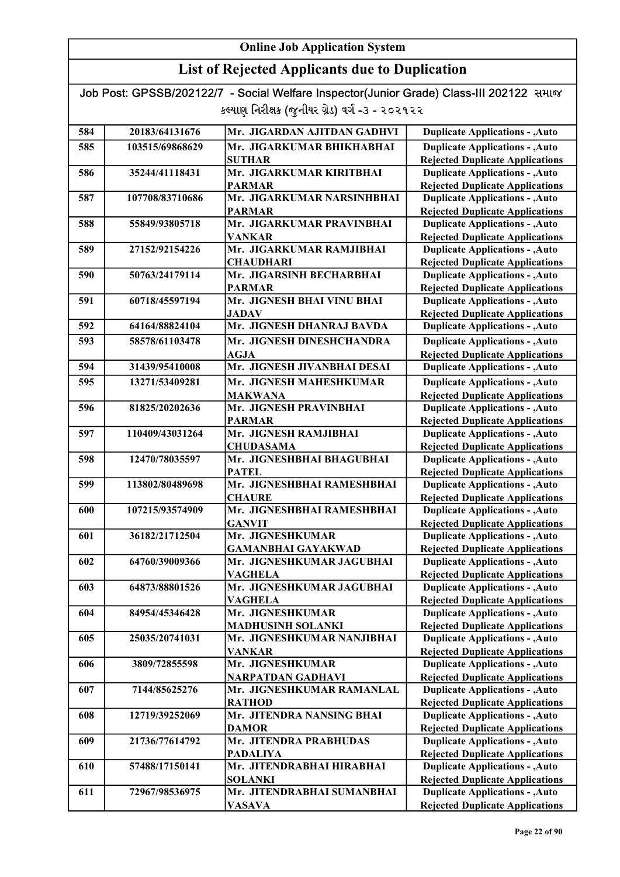## Online Job Application System

## List of Rejected Applicants due to Duplication

Job Post: GPSSB/202122/7 - Social Welfare Inspector(Junior Grade) Class-III 202122 સમાજ કલ્યાણ નિરીક્ષક (જુનીયર ગ્રેડ) વર્ગ -૩ - ૨૦૨૧૨૨

| | | | |
|---|---|---|---|
| 584 | 20183/64131676 | Mr. JIGARDAN AJITDAN GADHVI | Duplicate Applications - ,Auto |
| 585 | 103515/69868629 | Mr. JIGARKUMAR BHIKHABHAI SUTHAR | Duplicate Applications - ,Auto Rejected Duplicate Applications |
| 586 | 35244/41118431 | Mr. JIGARKUMAR KIRITBHAI PARMAR | Duplicate Applications - ,Auto Rejected Duplicate Applications |
| 587 | 107708/83710686 | Mr. JIGARKUMAR NARSINHBHAI PARMAR | Duplicate Applications - ,Auto Rejected Duplicate Applications |
| 588 | 55849/93805718 | Mr. JIGARKUMAR PRAVINBHAI VANKAR | Duplicate Applications - ,Auto Rejected Duplicate Applications |
| 589 | 27152/92154226 | Mr. JIGARKUMAR RAMJIBHAI CHAUDHARI | Duplicate Applications - ,Auto Rejected Duplicate Applications |
| 590 | 50763/24179114 | Mr. JIGARSINH BECHARBHAI PARMAR | Duplicate Applications - ,Auto Rejected Duplicate Applications |
| 591 | 60718/45597194 | Mr. JIGNESH BHAI VINU BHAI JADAV | Duplicate Applications - ,Auto Rejected Duplicate Applications |
| 592 | 64164/88824104 | Mr. JIGNESH DHANRAJ BAVDA | Duplicate Applications - ,Auto |
| 593 | 58578/61103478 | Mr. JIGNESH DINESHCHANDRA AGJA | Duplicate Applications - ,Auto Rejected Duplicate Applications |
| 594 | 31439/95410008 | Mr. JIGNESH JIVANBHAI DESAI | Duplicate Applications - ,Auto |
| 595 | 13271/53409281 | Mr. JIGNESH MAHESHKUMAR MAKWANA | Duplicate Applications - ,Auto Rejected Duplicate Applications |
| 596 | 81825/20202636 | Mr. JIGNESH PRAVINBHAI PARMAR | Duplicate Applications - ,Auto Rejected Duplicate Applications |
| 597 | 110409/43031264 | Mr. JIGNESH RAMJIBHAI CHUDASAMA | Duplicate Applications - ,Auto Rejected Duplicate Applications |
| 598 | 12470/78035597 | Mr. JIGNESHBHAI BHAGUBHAI PATEL | Duplicate Applications - ,Auto Rejected Duplicate Applications |
| 599 | 113802/80489698 | Mr. JIGNESHBHAI RAMESHBHAI CHAURE | Duplicate Applications - ,Auto Rejected Duplicate Applications |
| 600 | 107215/93574909 | Mr. JIGNESHBHAI RAMESHBHAI GANVIT | Duplicate Applications - ,Auto Rejected Duplicate Applications |
| 601 | 36182/21712504 | Mr. JIGNESHKUMAR GAMANBHAI GAYAKWAD | Duplicate Applications - ,Auto Rejected Duplicate Applications |
| 602 | 64760/39009366 | Mr. JIGNESHKUMAR JAGUBHAI VAGHELA | Duplicate Applications - ,Auto Rejected Duplicate Applications |
| 603 | 64873/88801526 | Mr. JIGNESHKUMAR JAGUBHAI VAGHELA | Duplicate Applications - ,Auto Rejected Duplicate Applications |
| 604 | 84954/45346428 | Mr. JIGNESHKUMAR MADHUSINH SOLANKI | Duplicate Applications - ,Auto Rejected Duplicate Applications |
| 605 | 25035/20741031 | Mr. JIGNESHKUMAR NANJIBHAI VANKAR | Duplicate Applications - ,Auto Rejected Duplicate Applications |
| 606 | 3809/72855598 | Mr. JIGNESHKUMAR NARPATDAN GADHAVI | Duplicate Applications - ,Auto Rejected Duplicate Applications |
| 607 | 7144/85625276 | Mr. JIGNESHKUMAR RAMANLAL RATHOD | Duplicate Applications - ,Auto Rejected Duplicate Applications |
| 608 | 12719/39252069 | Mr. JITENDRA NANSING BHAI DAMOR | Duplicate Applications - ,Auto Rejected Duplicate Applications |
| 609 | 21736/77614792 | Mr. JITENDRA PRABHUDAS PADALIYA | Duplicate Applications - ,Auto Rejected Duplicate Applications |
| 610 | 57488/17150141 | Mr. JITENDRABHAI HIRABHAI SOLANKI | Duplicate Applications - ,Auto Rejected Duplicate Applications |
| 611 | 72967/98536975 | Mr. JITENDRABHAI SUMANBHAI VASAVA | Duplicate Applications - ,Auto Rejected Duplicate Applications |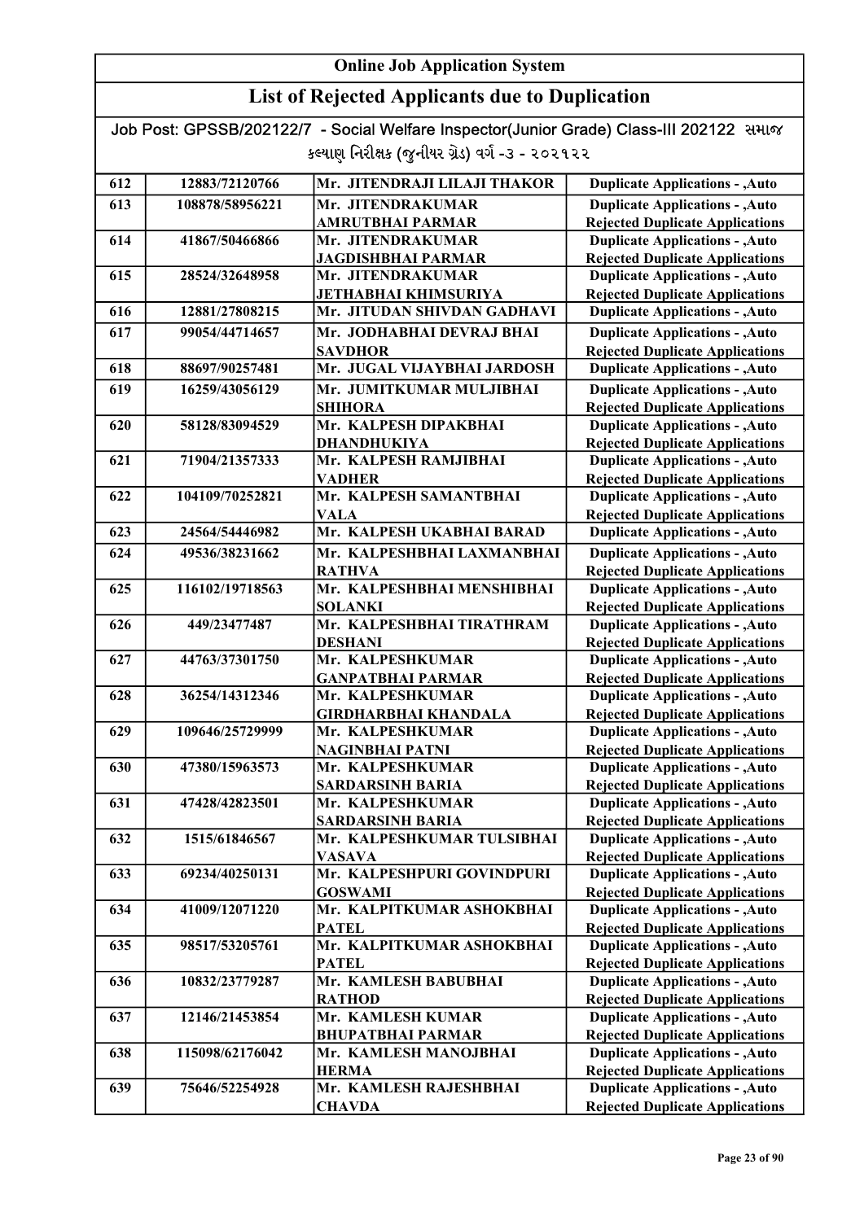## Online Job Application System

## List of Rejected Applicants due to Duplication

Job Post: GPSSB/202122/7 - Social Welfare Inspector(Junior Grade) Class-III 202122 સમાજ કલ્યાણ નિરીક્ષક (જુનીયર ગ્રેડ) વર્ગ -૩ - ૨૦૨૧૨૨

| | | | |
|---|---|---|---|
| 612 | 12883/72120766 | Mr. JITENDRAJI LILAJI THAKOR | Duplicate Applications - ,Auto |
| 613 | 108878/58956221 | Mr. JITENDRAKUMAR AMRUTBHAI PARMAR | Duplicate Applications - ,Auto Rejected Duplicate Applications |
| 614 | 41867/50466866 | Mr. JITENDRAKUMAR JAGDISHBHAI PARMAR | Duplicate Applications - ,Auto Rejected Duplicate Applications |
| 615 | 28524/32648958 | Mr. JITENDRAKUMAR JETHABHAI KHIMSURIYA | Duplicate Applications - ,Auto Rejected Duplicate Applications |
| 616 | 12881/27808215 | Mr. JITUDAN SHIVDAN GADHAVI | Duplicate Applications - ,Auto |
| 617 | 99054/44714657 | Mr. JODHABHAI DEVRAJ BHAI SAVDHOR | Duplicate Applications - ,Auto Rejected Duplicate Applications |
| 618 | 88697/90257481 | Mr. JUGAL VIJAYBHAI JARDOSH | Duplicate Applications - ,Auto |
| 619 | 16259/43056129 | Mr. JUMITKUMAR MULJIBHAI SHIHORA | Duplicate Applications - ,Auto Rejected Duplicate Applications |
| 620 | 58128/83094529 | Mr. KALPESH DIPAKBHAI DHANDHUKIYA | Duplicate Applications - ,Auto Rejected Duplicate Applications |
| 621 | 71904/21357333 | Mr. KALPESH RAMJIBHAI VADHER | Duplicate Applications - ,Auto Rejected Duplicate Applications |
| 622 | 104109/70252821 | Mr. KALPESH SAMANTBHAI VALA | Duplicate Applications - ,Auto Rejected Duplicate Applications |
| 623 | 24564/54446982 | Mr. KALPESH UKABHAI BARAD | Duplicate Applications - ,Auto |
| 624 | 49536/38231662 | Mr. KALPESHBHAI LAXMANBHAI RATHVA | Duplicate Applications - ,Auto Rejected Duplicate Applications |
| 625 | 116102/19718563 | Mr. KALPESHBHAI MENSHIBHAI SOLANKI | Duplicate Applications - ,Auto Rejected Duplicate Applications |
| 626 | 449/23477487 | Mr. KALPESHBHAI TIRATHRAM DESHANI | Duplicate Applications - ,Auto Rejected Duplicate Applications |
| 627 | 44763/37301750 | Mr. KALPESHKUMAR GANPATBHAI PARMAR | Duplicate Applications - ,Auto Rejected Duplicate Applications |
| 628 | 36254/14312346 | Mr. KALPESHKUMAR GIRDHARBHAI KHANDALA | Duplicate Applications - ,Auto Rejected Duplicate Applications |
| 629 | 109646/25729999 | Mr. KALPESHKUMAR NAGINBHAI PATNI | Duplicate Applications - ,Auto Rejected Duplicate Applications |
| 630 | 47380/15963573 | Mr. KALPESHKUMAR SARDARSINH BARIA | Duplicate Applications - ,Auto Rejected Duplicate Applications |
| 631 | 47428/42823501 | Mr. KALPESHKUMAR SARDARSINH BARIA | Duplicate Applications - ,Auto Rejected Duplicate Applications |
| 632 | 1515/61846567 | Mr. KALPESHKUMAR TULSIBHAI VASAVA | Duplicate Applications - ,Auto Rejected Duplicate Applications |
| 633 | 69234/40250131 | Mr. KALPESHPURI GOVINDPURI GOSWAMI | Duplicate Applications - ,Auto Rejected Duplicate Applications |
| 634 | 41009/12071220 | Mr. KALPITKUMAR ASHOKBHAI PATEL | Duplicate Applications - ,Auto Rejected Duplicate Applications |
| 635 | 98517/53205761 | Mr. KALPITKUMAR ASHOKBHAI PATEL | Duplicate Applications - ,Auto Rejected Duplicate Applications |
| 636 | 10832/23779287 | Mr. KAMLESH BABUBHAI RATHOD | Duplicate Applications - ,Auto Rejected Duplicate Applications |
| 637 | 12146/21453854 | Mr. KAMLESH KUMAR BHUPATBHAI PARMAR | Duplicate Applications - ,Auto Rejected Duplicate Applications |
| 638 | 115098/62176042 | Mr. KAMLESH MANOJBHAI HERMA | Duplicate Applications - ,Auto Rejected Duplicate Applications |
| 639 | 75646/52254928 | Mr. KAMLESH RAJESHBHAI CHAVDA | Duplicate Applications - ,Auto Rejected Duplicate Applications |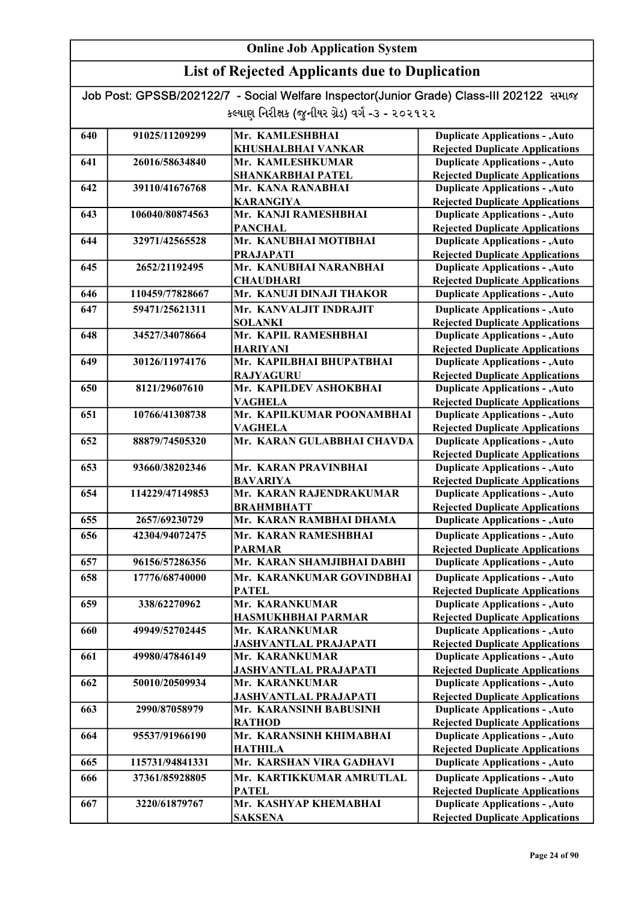# Online Job Application System

## List of Rejected Applicants due to Duplication

Job Post: GPSSB/202122/7 - Social Welfare Inspector(Junior Grade) Class-III 202122 સમાજ કલ્યાણ નિરીક્ષક (જુનીયર ગ્રેડ) વર્ગ -૩ - ૨૦૨૧૨૨

| | | | |
|---|---|---|---|
| 640 | 91025/11209299 | Mr. KAMLESHBHAI KHUSHALBHAI VANKAR | Duplicate Applications - ,Auto Rejected Duplicate Applications |
| 641 | 26016/58634840 | Mr. KAMLESHKUMAR SHANKARBHAI PATEL | Duplicate Applications - ,Auto Rejected Duplicate Applications |
| 642 | 39110/41676768 | Mr. KANA RANABHAI KARANGIYA | Duplicate Applications - ,Auto Rejected Duplicate Applications |
| 643 | 106040/80874563 | Mr. KANJI RAMESHBHAI PANCHAL | Duplicate Applications - ,Auto Rejected Duplicate Applications |
| 644 | 32971/42565528 | Mr. KANUBHAI MOTIBHAI PRAJAPATI | Duplicate Applications - ,Auto Rejected Duplicate Applications |
| 645 | 2652/21192495 | Mr. KANUBHAI NARANBHAI CHAUDHARI | Duplicate Applications - ,Auto Rejected Duplicate Applications |
| 646 | 110459/77828667 | Mr. KANUJI DINAJI THAKOR | Duplicate Applications - ,Auto |
| 647 | 59471/25621311 | Mr. KANVALJIT INDRAJIT SOLANKI | Duplicate Applications - ,Auto Rejected Duplicate Applications |
| 648 | 34527/34078664 | Mr. KAPIL RAMESHBHAI HARIYANI | Duplicate Applications - ,Auto Rejected Duplicate Applications |
| 649 | 30126/11974176 | Mr. KAPILBHAI BHUPATBHAI RAJYAGURU | Duplicate Applications - ,Auto Rejected Duplicate Applications |
| 650 | 8121/29607610 | Mr. KAPILDEV ASHOKBHAI VAGHELA | Duplicate Applications - ,Auto Rejected Duplicate Applications |
| 651 | 10766/41308738 | Mr. KAPILKUMAR POONAMBHAI VAGHELA | Duplicate Applications - ,Auto Rejected Duplicate Applications |
| 652 | 88879/74505320 | Mr. KARAN GULABBHAI CHAVDA | Duplicate Applications - ,Auto Rejected Duplicate Applications |
| 653 | 93660/38202346 | Mr. KARAN PRAVINBHAI BAVARIYA | Duplicate Applications - ,Auto Rejected Duplicate Applications |
| 654 | 114229/47149853 | Mr. KARAN RAJENDRAKUMAR BRAHMBHATT | Duplicate Applications - ,Auto Rejected Duplicate Applications |
| 655 | 2657/69230729 | Mr. KARAN RAMBHAI DHAMA | Duplicate Applications - ,Auto |
| 656 | 42304/94072475 | Mr. KARAN RAMESHBHAI PARMAR | Duplicate Applications - ,Auto Rejected Duplicate Applications |
| 657 | 96156/57286356 | Mr. KARAN SHAMJIBHAI DABHI | Duplicate Applications - ,Auto |
| 658 | 17776/68740000 | Mr. KARANKUMAR GOVINDBHAI PATEL | Duplicate Applications - ,Auto Rejected Duplicate Applications |
| 659 | 338/62270962 | Mr. KARANKUMAR HASMUKHBHAI PARMAR | Duplicate Applications - ,Auto Rejected Duplicate Applications |
| 660 | 49949/52702445 | Mr. KARANKUMAR JASHVANTLAL PRAJAPATI | Duplicate Applications - ,Auto Rejected Duplicate Applications |
| 661 | 49980/47846149 | Mr. KARANKUMAR JASHVANTLAL PRAJAPATI | Duplicate Applications - ,Auto Rejected Duplicate Applications |
| 662 | 50010/20509934 | Mr. KARANKUMAR JASHVANTLAL PRAJAPATI | Duplicate Applications - ,Auto Rejected Duplicate Applications |
| 663 | 2990/87058979 | Mr. KARANSINH BABUSINH RATHOD | Duplicate Applications - ,Auto Rejected Duplicate Applications |
| 664 | 95537/91966190 | Mr. KARANSINH KHIMABHAI HATHILA | Duplicate Applications - ,Auto Rejected Duplicate Applications |
| 665 | 115731/94841331 | Mr. KARSHAN VIRA GADHAVI | Duplicate Applications - ,Auto |
| 666 | 37361/85928805 | Mr. KARTIKKUMAR AMRUTLAL PATEL | Duplicate Applications - ,Auto Rejected Duplicate Applications |
| 667 | 3220/61879767 | Mr. KASHYAP KHEMABHAI SAKSENA | Duplicate Applications - ,Auto Rejected Duplicate Applications |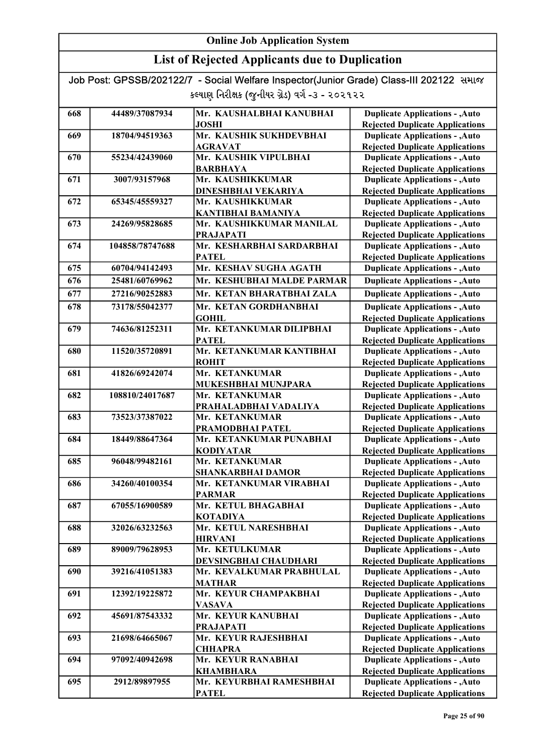# Online Job Application System

## List of Rejected Applicants due to Duplication

Job Post: GPSSB/202122/7 - Social Welfare Inspector(Junior Grade) Class-III 202122 સમાજ કલ્યાણ નિરીક્ષક (જુનીયર ગ્રેડ) વર્ગ -૩ - ૨૦૨૧૨૨

| | | | |
|---|---|---|---|
| 668 | 44489/37087934 | Mr. KAUSHALBHAI KANUBHAI JOSHI | Duplicate Applications - ,Auto Rejected Duplicate Applications |
| 669 | 18704/94519363 | Mr. KAUSHIK SUKHDEVBHAI AGRAVAT | Duplicate Applications - ,Auto Rejected Duplicate Applications |
| 670 | 55234/42439060 | Mr. KAUSHIK VIPULBHAI BARBHAYA | Duplicate Applications - ,Auto Rejected Duplicate Applications |
| 671 | 3007/93157968 | Mr. KAUSHIKKUMAR DINESHBHAI VEKARIYA | Duplicate Applications - ,Auto Rejected Duplicate Applications |
| 672 | 65345/45559327 | Mr. KAUSHIKKUMAR KANTIBHAI BAMANIYA | Duplicate Applications - ,Auto Rejected Duplicate Applications |
| 673 | 24269/95828685 | Mr. KAUSHIKKUMAR MANILAL PRAJAPATI | Duplicate Applications - ,Auto Rejected Duplicate Applications |
| 674 | 104858/78747688 | Mr. KESHARBHAI SARDARBHAI PATEL | Duplicate Applications - ,Auto Rejected Duplicate Applications |
| 675 | 60704/94142493 | Mr. KESHAV SUGHA AGATH | Duplicate Applications - ,Auto |
| 676 | 25481/60769962 | Mr. KESHUBHAI MALDE PARMAR | Duplicate Applications - ,Auto |
| 677 | 27216/90252883 | Mr. KETAN BHARATBHAI ZALA | Duplicate Applications - ,Auto |
| 678 | 73178/55042377 | Mr. KETAN GORDHANBHAI GOHIL | Duplicate Applications - ,Auto Rejected Duplicate Applications |
| 679 | 74636/81252311 | Mr. KETANKUMAR DILIPBHAI PATEL | Duplicate Applications - ,Auto Rejected Duplicate Applications |
| 680 | 11520/35720891 | Mr. KETANKUMAR KANTIBHAI ROHIT | Duplicate Applications - ,Auto Rejected Duplicate Applications |
| 681 | 41826/69242074 | Mr. KETANKUMAR MUKESHBHAI MUNJPARA | Duplicate Applications - ,Auto Rejected Duplicate Applications |
| 682 | 108810/24017687 | Mr. KETANKUMAR PRAHALADBHAI VADALIYA | Duplicate Applications - ,Auto Rejected Duplicate Applications |
| 683 | 73523/37387022 | Mr. KETANKUMAR PRAMODBHAI PATEL | Duplicate Applications - ,Auto Rejected Duplicate Applications |
| 684 | 18449/88647364 | Mr. KETANKUMAR PUNABHAI KODIYATAR | Duplicate Applications - ,Auto Rejected Duplicate Applications |
| 685 | 96048/99482161 | Mr. KETANKUMAR SHANKARBHAI DAMOR | Duplicate Applications - ,Auto Rejected Duplicate Applications |
| 686 | 34260/40100354 | Mr. KETANKUMAR VIRABHAI PARMAR | Duplicate Applications - ,Auto Rejected Duplicate Applications |
| 687 | 67055/16900589 | Mr. KETUL BHAGABHAI KOTADIYA | Duplicate Applications - ,Auto Rejected Duplicate Applications |
| 688 | 32026/63232563 | Mr. KETUL NARESHBHAI HIRVANI | Duplicate Applications - ,Auto Rejected Duplicate Applications |
| 689 | 89009/79628953 | Mr. KETULKUMAR DEVSINGBHAI CHAUDHARI | Duplicate Applications - ,Auto Rejected Duplicate Applications |
| 690 | 39216/41051383 | Mr. KEVALKUMAR PRABHULAL MATHAR | Duplicate Applications - ,Auto Rejected Duplicate Applications |
| 691 | 12392/19225872 | Mr. KEYUR CHAMPAKBHAI VASAVA | Duplicate Applications - ,Auto Rejected Duplicate Applications |
| 692 | 45691/87543332 | Mr. KEYUR KANUBHAI PRAJAPATI | Duplicate Applications - ,Auto Rejected Duplicate Applications |
| 693 | 21698/64665067 | Mr. KEYUR RAJESHBHAI CHHAPRA | Duplicate Applications - ,Auto Rejected Duplicate Applications |
| 694 | 97092/40942698 | Mr. KEYUR RANABHAI KHAMBHARA | Duplicate Applications - ,Auto Rejected Duplicate Applications |
| 695 | 2912/89897955 | Mr. KEYURBHAI RAMESHBHAI PATEL | Duplicate Applications - ,Auto Rejected Duplicate Applications |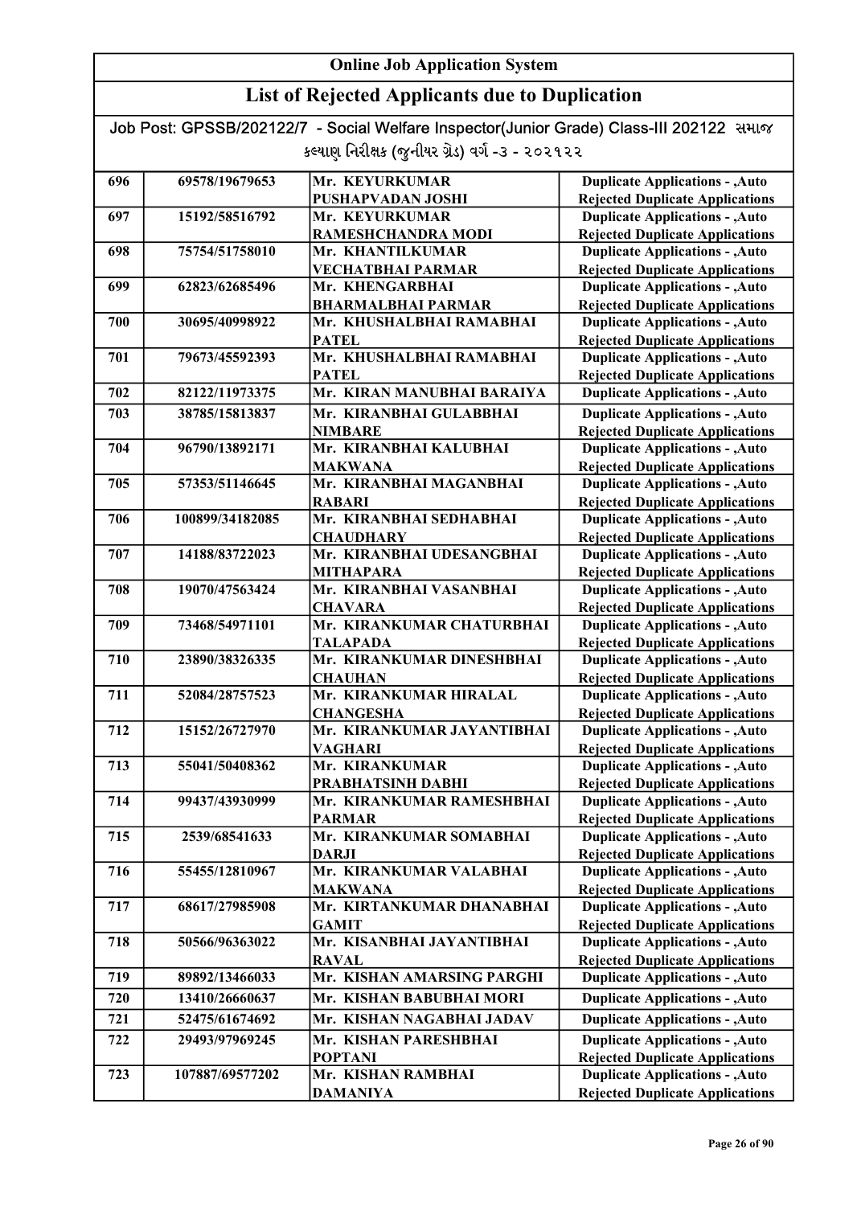# Online Job Application System

## List of Rejected Applicants due to Duplication

Job Post: GPSSB/202122/7 - Social Welfare Inspector(Junior Grade) Class-III 202122 સમાજ કલ્યાણ નિરીક્ષક (જુનીયર ગ્રેડ) વર્ગ -૩ - ૨૦૨૧૨૨

| | | | |
|---|---|---|---|
| 696 | 69578/19679653 | Mr. KEYURKUMAR PUSHAPVADAN JOSHI | Duplicate Applications - ,Auto Rejected Duplicate Applications |
| 697 | 15192/58516792 | Mr. KEYURKUMAR RAMESHCHANDRA MODI | Duplicate Applications - ,Auto Rejected Duplicate Applications |
| 698 | 75754/51758010 | Mr. KHANTILKUMAR VECHATBHAI PARMAR | Duplicate Applications - ,Auto Rejected Duplicate Applications |
| 699 | 62823/62685496 | Mr. KHENGARBHAI BHARMALBHAI PARMAR | Duplicate Applications - ,Auto Rejected Duplicate Applications |
| 700 | 30695/40998922 | Mr. KHUSHALBHAI RAMABHAI PATEL | Duplicate Applications - ,Auto Rejected Duplicate Applications |
| 701 | 79673/45592393 | Mr. KHUSHALBHAI RAMABHAI PATEL | Duplicate Applications - ,Auto Rejected Duplicate Applications |
| 702 | 82122/11973375 | Mr. KIRAN MANUBHAI BARAIYA | Duplicate Applications - ,Auto |
| 703 | 38785/15813837 | Mr. KIRANBHAI GULABBHAI NIMBARE | Duplicate Applications - ,Auto Rejected Duplicate Applications |
| 704 | 96790/13892171 | Mr. KIRANBHAI KALUBHAI MAKWANA | Duplicate Applications - ,Auto Rejected Duplicate Applications |
| 705 | 57353/51146645 | Mr. KIRANBHAI MAGANBHAI RABARI | Duplicate Applications - ,Auto Rejected Duplicate Applications |
| 706 | 100899/34182085 | Mr. KIRANBHAI SEDHABHAI CHAUDHARY | Duplicate Applications - ,Auto Rejected Duplicate Applications |
| 707 | 14188/83722023 | Mr. KIRANBHAI UDESANGBHAI MITHAPARA | Duplicate Applications - ,Auto Rejected Duplicate Applications |
| 708 | 19070/47563424 | Mr. KIRANBHAI VASANBHAI CHAVARA | Duplicate Applications - ,Auto Rejected Duplicate Applications |
| 709 | 73468/54971101 | Mr. KIRANKUMAR CHATURBHAI TALAPADA | Duplicate Applications - ,Auto Rejected Duplicate Applications |
| 710 | 23890/38326335 | Mr. KIRANKUMAR DINESHBHAI CHAUHAN | Duplicate Applications - ,Auto Rejected Duplicate Applications |
| 711 | 52084/28757523 | Mr. KIRANKUMAR HIRALAL CHANGESHA | Duplicate Applications - ,Auto Rejected Duplicate Applications |
| 712 | 15152/26727970 | Mr. KIRANKUMAR JAYANTIBHAI VAGHARI | Duplicate Applications - ,Auto Rejected Duplicate Applications |
| 713 | 55041/50408362 | Mr. KIRANKUMAR PRABHATSINH DABHI | Duplicate Applications - ,Auto Rejected Duplicate Applications |
| 714 | 99437/43930999 | Mr. KIRANKUMAR RAMESHBHAI PARMAR | Duplicate Applications - ,Auto Rejected Duplicate Applications |
| 715 | 2539/68541633 | Mr. KIRANKUMAR SOMABHAI DARJI | Duplicate Applications - ,Auto Rejected Duplicate Applications |
| 716 | 55455/12810967 | Mr. KIRANKUMAR VALABHAI MAKWANA | Duplicate Applications - ,Auto Rejected Duplicate Applications |
| 717 | 68617/27985908 | Mr. KIRTANKUMAR DHANABHAI GAMIT | Duplicate Applications - ,Auto Rejected Duplicate Applications |
| 718 | 50566/96363022 | Mr. KISANBHAI JAYANTIBHAI RAVAL | Duplicate Applications - ,Auto Rejected Duplicate Applications |
| 719 | 89892/13466033 | Mr. KISHAN AMARSING PARGHI | Duplicate Applications - ,Auto |
| 720 | 13410/26660637 | Mr. KISHAN BABUBHAI MORI | Duplicate Applications - ,Auto |
| 721 | 52475/61674692 | Mr. KISHAN NAGABHAI JADAV | Duplicate Applications - ,Auto |
| 722 | 29493/97969245 | Mr. KISHAN PARESHBHAI POPTANI | Duplicate Applications - ,Auto Rejected Duplicate Applications |
| 723 | 107887/69577202 | Mr. KISHAN RAMBHAI DAMANIYA | Duplicate Applications - ,Auto Rejected Duplicate Applications |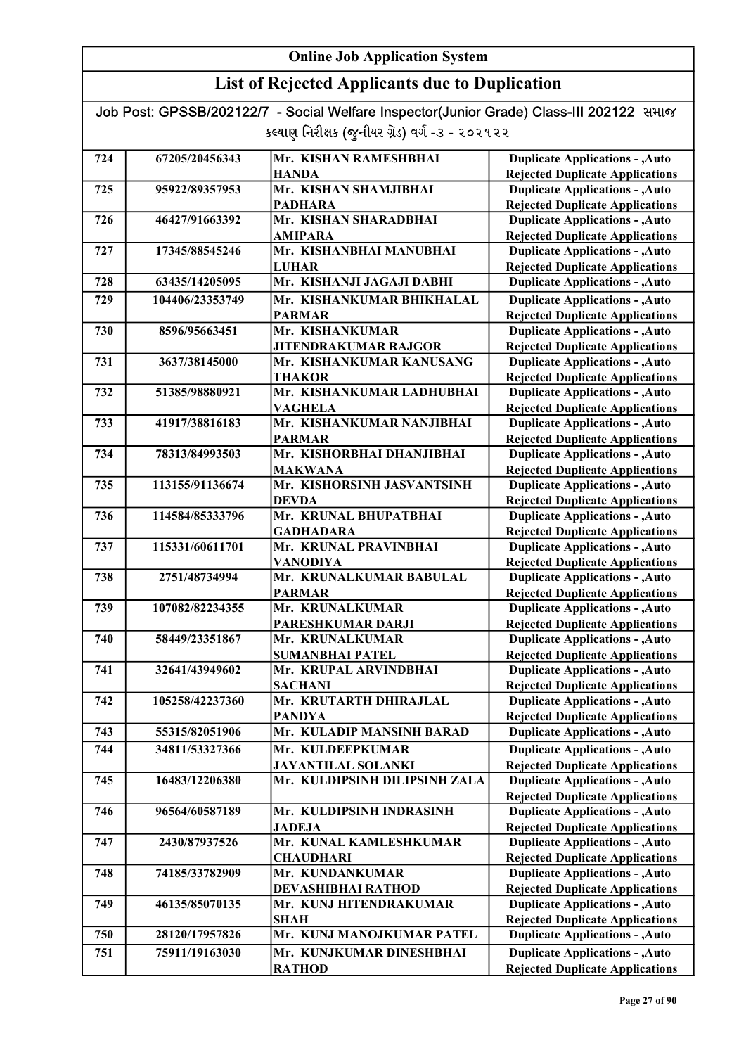# Online Job Application System

## List of Rejected Applicants due to Duplication

Job Post: GPSSB/202122/7 - Social Welfare Inspector(Junior Grade) Class-III 202122 સમાજ કલ્યાણ નિરીક્ષક (જુનીયર ગ્રેડ) વર્ગ -૩ - ૨૦૨૧૨૨

| | | | |
|---|---|---|---|
| 724 | 67205/20456343 | Mr. KISHAN RAMESHBHAI HANDA | Duplicate Applications - ,Auto Rejected Duplicate Applications |
| 725 | 95922/89357953 | Mr. KISHAN SHAMJIBHAI PADHARA | Duplicate Applications - ,Auto Rejected Duplicate Applications |
| 726 | 46427/91663392 | Mr. KISHAN SHARADBHAI AMIPARA | Duplicate Applications - ,Auto Rejected Duplicate Applications |
| 727 | 17345/88545246 | Mr. KISHANBHAI MANUBHAI LUHAR | Duplicate Applications - ,Auto Rejected Duplicate Applications |
| 728 | 63435/14205095 | Mr. KISHANJI JAGAJI DABHI | Duplicate Applications - ,Auto |
| 729 | 104406/23353749 | Mr. KISHANKUMAR BHIKHALAL PARMAR | Duplicate Applications - ,Auto Rejected Duplicate Applications |
| 730 | 8596/95663451 | Mr. KISHANKUMAR JITENDRAKUMAR RAJGOR | Duplicate Applications - ,Auto Rejected Duplicate Applications |
| 731 | 3637/38145000 | Mr. KISHANKUMAR KANUSANG THAKOR | Duplicate Applications - ,Auto Rejected Duplicate Applications |
| 732 | 51385/98880921 | Mr. KISHANKUMAR LADHUBHAI VAGHELA | Duplicate Applications - ,Auto Rejected Duplicate Applications |
| 733 | 41917/38816183 | Mr. KISHANKUMAR NANJIBHAI PARMAR | Duplicate Applications - ,Auto Rejected Duplicate Applications |
| 734 | 78313/84993503 | Mr. KISHORBHAI DHANJIBHAI MAKWANA | Duplicate Applications - ,Auto Rejected Duplicate Applications |
| 735 | 113155/91136674 | Mr. KISHORSINH JASVANTSINH DEVDA | Duplicate Applications - ,Auto Rejected Duplicate Applications |
| 736 | 114584/85333796 | Mr. KRUNAL BHUPATBHAI GADHADARA | Duplicate Applications - ,Auto Rejected Duplicate Applications |
| 737 | 115331/60611701 | Mr. KRUNAL PRAVINBHAI VANODIYA | Duplicate Applications - ,Auto Rejected Duplicate Applications |
| 738 | 2751/48734994 | Mr. KRUNALKUMAR BABULAL PARMAR | Duplicate Applications - ,Auto Rejected Duplicate Applications |
| 739 | 107082/82234355 | Mr. KRUNALKUMAR PARESHKUMAR DARJI | Duplicate Applications - ,Auto Rejected Duplicate Applications |
| 740 | 58449/23351867 | Mr. KRUNALKUMAR SUMANBHAI PATEL | Duplicate Applications - ,Auto Rejected Duplicate Applications |
| 741 | 32641/43949602 | Mr. KRUPAL ARVINDBHAI SACHANI | Duplicate Applications - ,Auto Rejected Duplicate Applications |
| 742 | 105258/42237360 | Mr. KRUTARTH DHIRAJLAL PANDYA | Duplicate Applications - ,Auto Rejected Duplicate Applications |
| 743 | 55315/82051906 | Mr. KULADIP MANSINH BARAD | Duplicate Applications - ,Auto |
| 744 | 34811/53327366 | Mr. KULDEEPKUMAR JAYANTILAL SOLANKI | Duplicate Applications - ,Auto Rejected Duplicate Applications |
| 745 | 16483/12206380 | Mr. KULDIPSINH DILIPSINH ZALA | Duplicate Applications - ,Auto Rejected Duplicate Applications |
| 746 | 96564/60587189 | Mr. KULDIPSINH INDRASINH JADEJA | Duplicate Applications - ,Auto Rejected Duplicate Applications |
| 747 | 2430/87937526 | Mr. KUNAL KAMLESHKUMAR CHAUDHARI | Duplicate Applications - ,Auto Rejected Duplicate Applications |
| 748 | 74185/33782909 | Mr. KUNDANKUMAR DEVASHIBHAI RATHOD | Duplicate Applications - ,Auto Rejected Duplicate Applications |
| 749 | 46135/85070135 | Mr. KUNJ HITENDRAKUMAR SHAH | Duplicate Applications - ,Auto Rejected Duplicate Applications |
| 750 | 28120/17957826 | Mr. KUNJ MANOJKUMAR PATEL | Duplicate Applications - ,Auto |
| 751 | 75911/19163030 | Mr. KUNJKUMAR DINESHBHAI RATHOD | Duplicate Applications - ,Auto Rejected Duplicate Applications |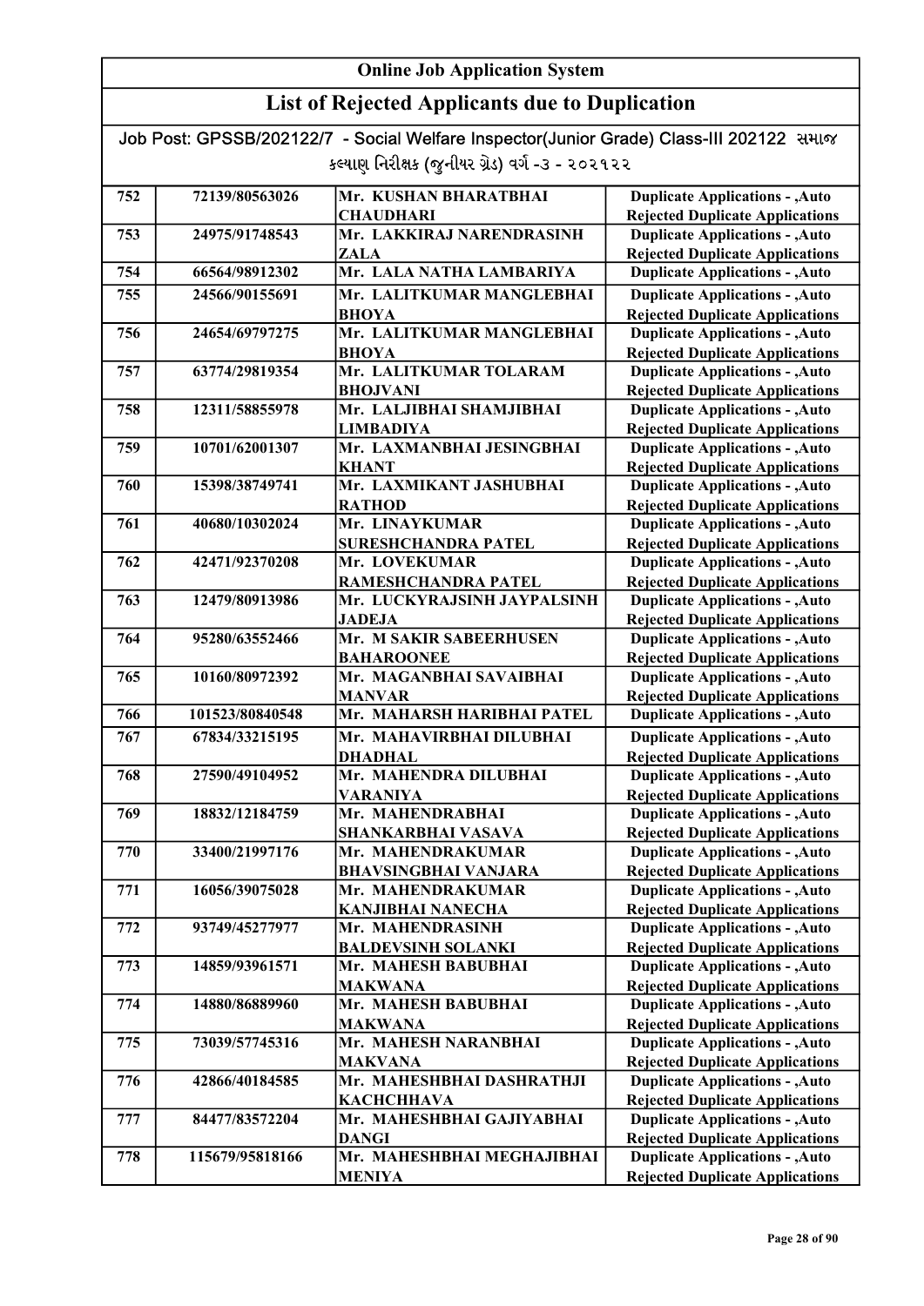# Online Job Application System

## List of Rejected Applicants due to Duplication

Job Post: GPSSB/202122/7 - Social Welfare Inspector(Junior Grade) Class-III 202122 સમાજ કલ્યાણ નિરીક્ષક (જુનીયર ગ્રેડ) વર્ગ -૩ - ૨૦૨૧૨૨

| | | | |
|---|---|---|---|
| 752 | 72139/80563026 | Mr. KUSHAN BHARATBHAI CHAUDHARI | Duplicate Applications - ,Auto Rejected Duplicate Applications |
| 753 | 24975/91748543 | Mr. LAKKIRAJ NARENDRASINH ZALA | Duplicate Applications - ,Auto Rejected Duplicate Applications |
| 754 | 66564/98912302 | Mr. LALA NATHA LAMBARIYA | Duplicate Applications - ,Auto |
| 755 | 24566/90155691 | Mr. LALITKUMAR MANGLEBHAI BHOYA | Duplicate Applications - ,Auto Rejected Duplicate Applications |
| 756 | 24654/69797275 | Mr. LALITKUMAR MANGLEBHAI BHOYA | Duplicate Applications - ,Auto Rejected Duplicate Applications |
| 757 | 63774/29819354 | Mr. LALITKUMAR TOLARAM BHOJVANI | Duplicate Applications - ,Auto Rejected Duplicate Applications |
| 758 | 12311/58855978 | Mr. LALJIBHAI SHAMJIBHAI LIMBADIYA | Duplicate Applications - ,Auto Rejected Duplicate Applications |
| 759 | 10701/62001307 | Mr. LAXMANBHAI JESINGBHAI KHANT | Duplicate Applications - ,Auto Rejected Duplicate Applications |
| 760 | 15398/38749741 | Mr. LAXMIKANT JASHUBHAI RATHOD | Duplicate Applications - ,Auto Rejected Duplicate Applications |
| 761 | 40680/10302024 | Mr. LINAYKUMAR SURESHCHANDRA PATEL | Duplicate Applications - ,Auto Rejected Duplicate Applications |
| 762 | 42471/92370208 | Mr. LOVEKUMAR RAMESHCHANDRA PATEL | Duplicate Applications - ,Auto Rejected Duplicate Applications |
| 763 | 12479/80913986 | Mr. LUCKYRAJSINH JAYPALSINH JADEJA | Duplicate Applications - ,Auto Rejected Duplicate Applications |
| 764 | 95280/63552466 | Mr. M SAKIR SABEERHUSEN BAHAROONEE | Duplicate Applications - ,Auto Rejected Duplicate Applications |
| 765 | 10160/80972392 | Mr. MAGANBHAI SAVAIBHAI MANVAR | Duplicate Applications - ,Auto Rejected Duplicate Applications |
| 766 | 101523/80840548 | Mr. MAHARSH HARIBHAI PATEL | Duplicate Applications - ,Auto |
| 767 | 67834/33215195 | Mr. MAHAVIRBHAI DILUBHAI DHADHAL | Duplicate Applications - ,Auto Rejected Duplicate Applications |
| 768 | 27590/49104952 | Mr. MAHENDRA DILUBHAI VARANIYA | Duplicate Applications - ,Auto Rejected Duplicate Applications |
| 769 | 18832/12184759 | Mr. MAHENDRABHAI SHANKARBHAI VASAVA | Duplicate Applications - ,Auto Rejected Duplicate Applications |
| 770 | 33400/21997176 | Mr. MAHENDRAKUMAR BHAVSINGBHAI VANJARA | Duplicate Applications - ,Auto Rejected Duplicate Applications |
| 771 | 16056/39075028 | Mr. MAHENDRAKUMAR KANJIBHAI NANECHA | Duplicate Applications - ,Auto Rejected Duplicate Applications |
| 772 | 93749/45277977 | Mr. MAHENDRASINH BALDEVSINH SOLANKI | Duplicate Applications - ,Auto Rejected Duplicate Applications |
| 773 | 14859/93961571 | Mr. MAHESH BABUBHAI MAKWANA | Duplicate Applications - ,Auto Rejected Duplicate Applications |
| 774 | 14880/86889960 | Mr. MAHESH BABUBHAI MAKWANA | Duplicate Applications - ,Auto Rejected Duplicate Applications |
| 775 | 73039/57745316 | Mr. MAHESH NARANBHAI MAKVANA | Duplicate Applications - ,Auto Rejected Duplicate Applications |
| 776 | 42866/40184585 | Mr. MAHESHBHAI DASHRATHJI KACHCHHAVA | Duplicate Applications - ,Auto Rejected Duplicate Applications |
| 777 | 84477/83572204 | Mr. MAHESHBHAI GAJIYABHAI DANGI | Duplicate Applications - ,Auto Rejected Duplicate Applications |
| 778 | 115679/95818166 | Mr. MAHESHBHAI MEGHAJIBHAI MENIYA | Duplicate Applications - ,Auto Rejected Duplicate Applications |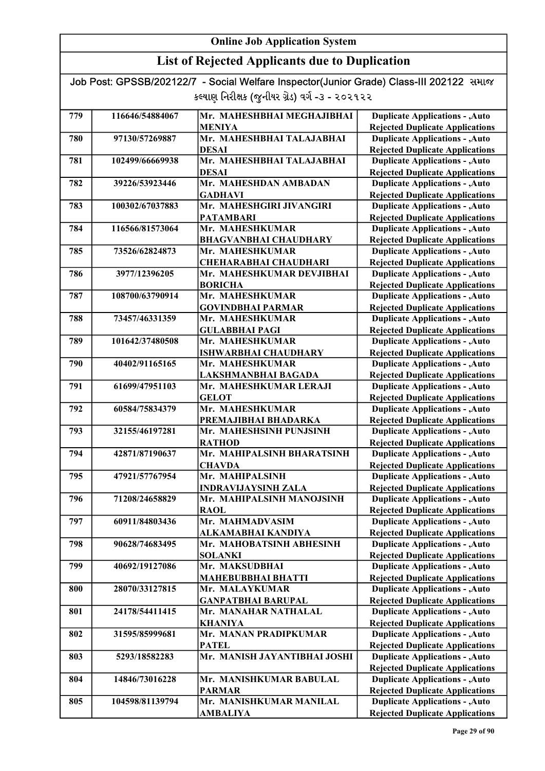## Online Job Application System

## List of Rejected Applicants due to Duplication

Job Post: GPSSB/202122/7 - Social Welfare Inspector(Junior Grade) Class-III 202122 સમાજ કલ્યાણ નિરીક્ષક (જુનીયર ગ્રેડ) વર્ગ -૩ - ૨૦૨૧૨૨

| | | | |
|---|---|---|---|
| 779 | 116646/54884067 | Mr. MAHESHBHAI MEGHAJIBHAI MENIYA | Duplicate Applications - ,Auto Rejected Duplicate Applications |
| 780 | 97130/57269887 | Mr. MAHESHBHAI TALAJABHAI DESAI | Duplicate Applications - ,Auto Rejected Duplicate Applications |
| 781 | 102499/66669938 | Mr. MAHESHBHAI TALAJABHAI DESAI | Duplicate Applications - ,Auto Rejected Duplicate Applications |
| 782 | 39226/53923446 | Mr. MAHESHDAN AMBADAN GADHAVI | Duplicate Applications - ,Auto Rejected Duplicate Applications |
| 783 | 100302/67037883 | Mr. MAHESHGIRI JIVANGIRI PATAMBARI | Duplicate Applications - ,Auto Rejected Duplicate Applications |
| 784 | 116566/81573064 | Mr. MAHESHKUMAR BHAGVANBHAI CHAUDHARY | Duplicate Applications - ,Auto Rejected Duplicate Applications |
| 785 | 73526/62824873 | Mr. MAHESHKUMAR CHEHARABHAI CHAUDHARI | Duplicate Applications - ,Auto Rejected Duplicate Applications |
| 786 | 3977/12396205 | Mr. MAHESHKUMAR DEVJIBHAI BORICHA | Duplicate Applications - ,Auto Rejected Duplicate Applications |
| 787 | 108700/63790914 | Mr. MAHESHKUMAR GOVINDBHAI PARMAR | Duplicate Applications - ,Auto Rejected Duplicate Applications |
| 788 | 73457/46331359 | Mr. MAHESHKUMAR GULABBHAI PAGI | Duplicate Applications - ,Auto Rejected Duplicate Applications |
| 789 | 101642/37480508 | Mr. MAHESHKUMAR ISHWARBHAI CHAUDHARY | Duplicate Applications - ,Auto Rejected Duplicate Applications |
| 790 | 40402/91165165 | Mr. MAHESHKUMAR LAKSHMANBHAI BAGADA | Duplicate Applications - ,Auto Rejected Duplicate Applications |
| 791 | 61699/47951103 | Mr. MAHESHKUMAR LERAJI GELOT | Duplicate Applications - ,Auto Rejected Duplicate Applications |
| 792 | 60584/75834379 | Mr. MAHESHKUMAR PREMAJIBHAI BHADARKA | Duplicate Applications - ,Auto Rejected Duplicate Applications |
| 793 | 32155/46197281 | Mr. MAHESHSINH PUNJSINH RATHOD | Duplicate Applications - ,Auto Rejected Duplicate Applications |
| 794 | 42871/87190637 | Mr. MAHIPALSINH BHARATSINH CHAVDA | Duplicate Applications - ,Auto Rejected Duplicate Applications |
| 795 | 47921/57767954 | Mr. MAHIPALSINH INDRAVIJAYSINH ZALA | Duplicate Applications - ,Auto Rejected Duplicate Applications |
| 796 | 71208/24658829 | Mr. MAHIPALSINH MANOJSINH RAOL | Duplicate Applications - ,Auto Rejected Duplicate Applications |
| 797 | 60911/84803436 | Mr. MAHMADVASIM ALKAMABHAI KANDIYA | Duplicate Applications - ,Auto Rejected Duplicate Applications |
| 798 | 90628/74683495 | Mr. MAHOBATSINH ABHESINH SOLANKI | Duplicate Applications - ,Auto Rejected Duplicate Applications |
| 799 | 40692/19127086 | Mr. MAKSUDBHAI MAHEBUBBHAI BHATTI | Duplicate Applications - ,Auto Rejected Duplicate Applications |
| 800 | 28070/33127815 | Mr. MALAYKUMAR GANPATBHAI BARUPAL | Duplicate Applications - ,Auto Rejected Duplicate Applications |
| 801 | 24178/54411415 | Mr. MANAHAR NATHALAL KHANIYA | Duplicate Applications - ,Auto Rejected Duplicate Applications |
| 802 | 31595/85999681 | Mr. MANAN PRADIPKUMAR PATEL | Duplicate Applications - ,Auto Rejected Duplicate Applications |
| 803 | 5293/18582283 | Mr. MANISH JAYANTIBHAI JOSHI | Duplicate Applications - ,Auto Rejected Duplicate Applications |
| 804 | 14846/73016228 | Mr. MANISHKUMAR BABULAL PARMAR | Duplicate Applications - ,Auto Rejected Duplicate Applications |
| 805 | 104598/81139794 | Mr. MANISHKUMAR MANILAL AMBALIYA | Duplicate Applications - ,Auto Rejected Duplicate Applications |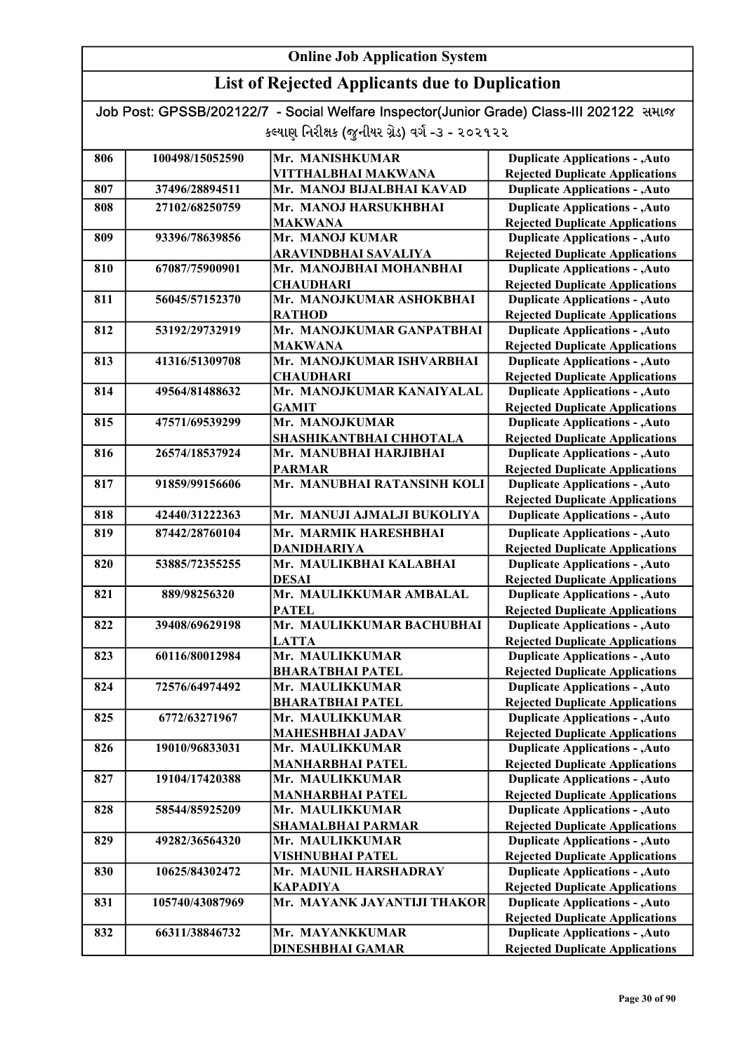## Online Job Application System

## List of Rejected Applicants due to Duplication

Job Post: GPSSB/202122/7 - Social Welfare Inspector(Junior Grade) Class-III 202122 સમાજ કલ્યાણ નિરીક્ષક (જુનીયર ગ્રેડ) વર્ગ -૩ - ૨૦૨૧૨૨

| | | | |
|---|---|---|---|
| 806 | 100498/15052590 | Mr. MANISHKUMAR VITTHALBHAI MAKWANA | Duplicate Applications - ,Auto Rejected Duplicate Applications |
| 807 | 37496/28894511 | Mr. MANOJ BIJALBHAI KAVAD | Duplicate Applications - ,Auto |
| 808 | 27102/68250759 | Mr. MANOJ HARSUKHBHAI MAKWANA | Duplicate Applications - ,Auto Rejected Duplicate Applications |
| 809 | 93396/78639856 | Mr. MANOJ KUMAR ARAVINDBHAI SAVALIYA | Duplicate Applications - ,Auto Rejected Duplicate Applications |
| 810 | 67087/75900901 | Mr. MANOJBHAI MOHANBHAI CHAUDHARI | Duplicate Applications - ,Auto Rejected Duplicate Applications |
| 811 | 56045/57152370 | Mr. MANOJKUMAR ASHOKBHAI RATHOD | Duplicate Applications - ,Auto Rejected Duplicate Applications |
| 812 | 53192/29732919 | Mr. MANOJKUMAR GANPATBHAI MAKWANA | Duplicate Applications - ,Auto Rejected Duplicate Applications |
| 813 | 41316/51309708 | Mr. MANOJKUMAR ISHVARBHAI CHAUDHARI | Duplicate Applications - ,Auto Rejected Duplicate Applications |
| 814 | 49564/81488632 | Mr. MANOJKUMAR KANAIYALAL GAMIT | Duplicate Applications - ,Auto Rejected Duplicate Applications |
| 815 | 47571/69539299 | Mr. MANOJKUMAR SHASHIKANTBHAI CHHOTALA | Duplicate Applications - ,Auto Rejected Duplicate Applications |
| 816 | 26574/18537924 | Mr. MANUBHAI HARJIBHAI PARMAR | Duplicate Applications - ,Auto Rejected Duplicate Applications |
| 817 | 91859/99156606 | Mr. MANUBHAI RATANSINH KOLI | Duplicate Applications - ,Auto Rejected Duplicate Applications |
| 818 | 42440/31222363 | Mr. MANUJI AJMALJI BUKOLIYA | Duplicate Applications - ,Auto |
| 819 | 87442/28760104 | Mr. MARMIK HARESHBHAI DANIDHARIYA | Duplicate Applications - ,Auto Rejected Duplicate Applications |
| 820 | 53885/72355255 | Mr. MAULIKBHAI KALABHAI DESAI | Duplicate Applications - ,Auto Rejected Duplicate Applications |
| 821 | 889/98256320 | Mr. MAULIKKUMAR AMBALAL PATEL | Duplicate Applications - ,Auto Rejected Duplicate Applications |
| 822 | 39408/69629198 | Mr. MAULIKKUMAR BACHUBHAI LATTA | Duplicate Applications - ,Auto Rejected Duplicate Applications |
| 823 | 60116/80012984 | Mr. MAULIKKUMAR BHARATBHAI PATEL | Duplicate Applications - ,Auto Rejected Duplicate Applications |
| 824 | 72576/64974492 | Mr. MAULIKKUMAR BHARATBHAI PATEL | Duplicate Applications - ,Auto Rejected Duplicate Applications |
| 825 | 6772/63271967 | Mr. MAULIKKUMAR MAHESHBHAI JADAV | Duplicate Applications - ,Auto Rejected Duplicate Applications |
| 826 | 19010/96833031 | Mr. MAULIKKUMAR MANHARBHAI PATEL | Duplicate Applications - ,Auto Rejected Duplicate Applications |
| 827 | 19104/17420388 | Mr. MAULIKKUMAR MANHARBHAI PATEL | Duplicate Applications - ,Auto Rejected Duplicate Applications |
| 828 | 58544/85925209 | Mr. MAULIKKUMAR SHAMALBHAI PARMAR | Duplicate Applications - ,Auto Rejected Duplicate Applications |
| 829 | 49282/36564320 | Mr. MAULIKKUMAR VISHNUBHAI PATEL | Duplicate Applications - ,Auto Rejected Duplicate Applications |
| 830 | 10625/84302472 | Mr. MAUNIL HARSHADRAY KAPADIYA | Duplicate Applications - ,Auto Rejected Duplicate Applications |
| 831 | 105740/43087969 | Mr. MAYANK JAYANTIJI THAKOR | Duplicate Applications - ,Auto Rejected Duplicate Applications |
| 832 | 66311/38846732 | Mr. MAYANKKUMAR DINESHBHAI GAMAR | Duplicate Applications - ,Auto Rejected Duplicate Applications |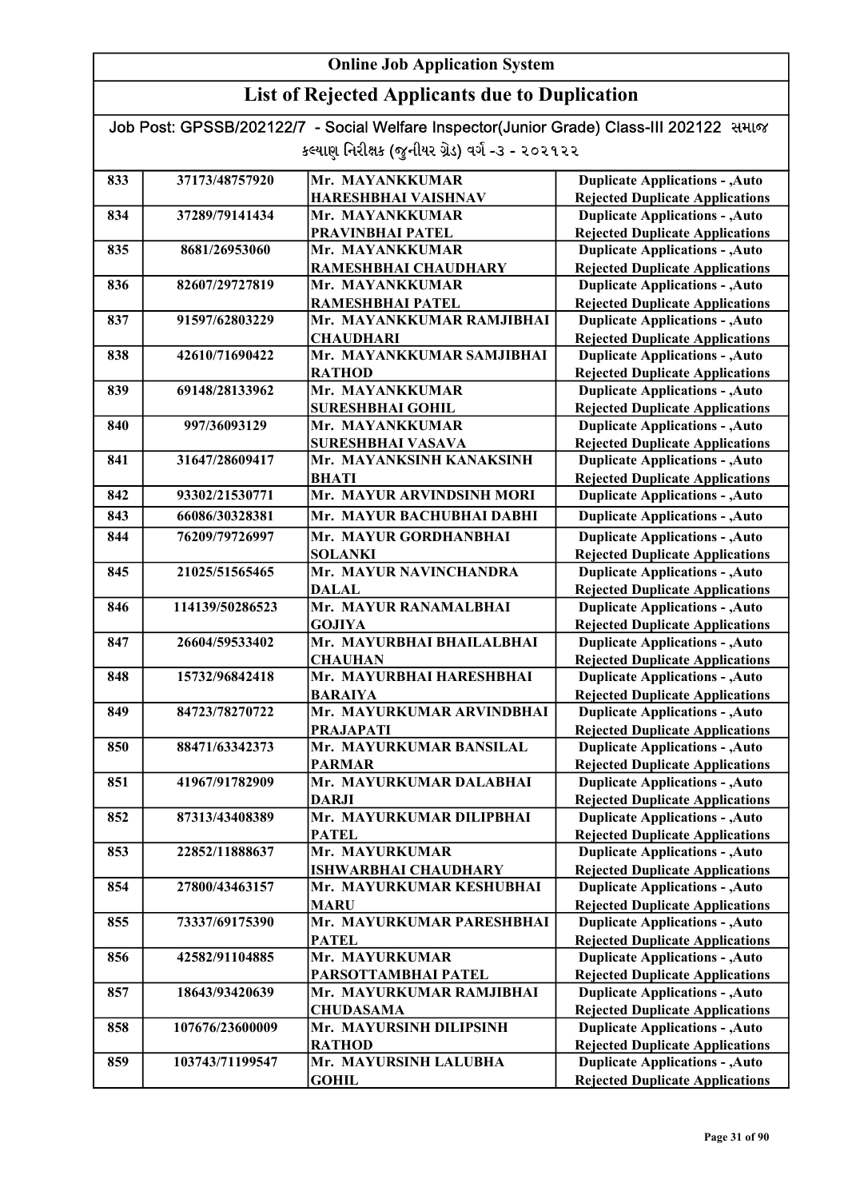# Online Job Application System

## List of Rejected Applicants due to Duplication

Job Post: GPSSB/202122/7 - Social Welfare Inspector(Junior Grade) Class-III 202122 સમાજ કલ્યાણ નિરીક્ષક (જુનીયર ગ્રેડ) વર્ગ -૩ - ૨૦૨૧૨૨

| | | | |
|---|---|---|---|
| 833 | 37173/48757920 | Mr. MAYANKKUMAR HARESHBHAI VAISHNAV | Duplicate Applications - ,Auto Rejected Duplicate Applications |
| 834 | 37289/79141434 | Mr. MAYANKKUMAR PRAVINBHAI PATEL | Duplicate Applications - ,Auto Rejected Duplicate Applications |
| 835 | 8681/26953060 | Mr. MAYANKKUMAR RAMESHBHAI CHAUDHARY | Duplicate Applications - ,Auto Rejected Duplicate Applications |
| 836 | 82607/29727819 | Mr. MAYANKKUMAR RAMESHBHAI PATEL | Duplicate Applications - ,Auto Rejected Duplicate Applications |
| 837 | 91597/62803229 | Mr. MAYANKKUMAR RAMJIBHAI CHAUDHARI | Duplicate Applications - ,Auto Rejected Duplicate Applications |
| 838 | 42610/71690422 | Mr. MAYANKKUMAR SAMJIBHAI RATHOD | Duplicate Applications - ,Auto Rejected Duplicate Applications |
| 839 | 69148/28133962 | Mr. MAYANKKUMAR SURESHBHAI GOHIL | Duplicate Applications - ,Auto Rejected Duplicate Applications |
| 840 | 997/36093129 | Mr. MAYANKKUMAR SURESHBHAI VASAVA | Duplicate Applications - ,Auto Rejected Duplicate Applications |
| 841 | 31647/28609417 | Mr. MAYANKSINH KANAKSINH BHATI | Duplicate Applications - ,Auto Rejected Duplicate Applications |
| 842 | 93302/21530771 | Mr. MAYUR ARVINDSINH MORI | Duplicate Applications - ,Auto |
| 843 | 66086/30328381 | Mr. MAYUR BACHUBHAI DABHI | Duplicate Applications - ,Auto |
| 844 | 76209/79726997 | Mr. MAYUR GORDHANBHAI SOLANKI | Duplicate Applications - ,Auto Rejected Duplicate Applications |
| 845 | 21025/51565465 | Mr. MAYUR NAVINCHANDRA DALAL | Duplicate Applications - ,Auto Rejected Duplicate Applications |
| 846 | 114139/50286523 | Mr. MAYUR RANAMALBHAI GOJIYA | Duplicate Applications - ,Auto Rejected Duplicate Applications |
| 847 | 26604/59533402 | Mr. MAYURBHAI BHAILALBHAI CHAUHAN | Duplicate Applications - ,Auto Rejected Duplicate Applications |
| 848 | 15732/96842418 | Mr. MAYURBHAI HARESHBHAI BARAIYA | Duplicate Applications - ,Auto Rejected Duplicate Applications |
| 849 | 84723/78270722 | Mr. MAYURKUMAR ARVINDBHAI PRAJAPATI | Duplicate Applications - ,Auto Rejected Duplicate Applications |
| 850 | 88471/63342373 | Mr. MAYURKUMAR BANSILAL PARMAR | Duplicate Applications - ,Auto Rejected Duplicate Applications |
| 851 | 41967/91782909 | Mr. MAYURKUMAR DALABHAI DARJI | Duplicate Applications - ,Auto Rejected Duplicate Applications |
| 852 | 87313/43408389 | Mr. MAYURKUMAR DILIPBHAI PATEL | Duplicate Applications - ,Auto Rejected Duplicate Applications |
| 853 | 22852/11888637 | Mr. MAYURKUMAR ISHWARBHAI CHAUDHARY | Duplicate Applications - ,Auto Rejected Duplicate Applications |
| 854 | 27800/43463157 | Mr. MAYURKUMAR KESHUBHAI MARU | Duplicate Applications - ,Auto Rejected Duplicate Applications |
| 855 | 73337/69175390 | Mr. MAYURKUMAR PARESHBHAI PATEL | Duplicate Applications - ,Auto Rejected Duplicate Applications |
| 856 | 42582/91104885 | Mr. MAYURKUMAR PARSOTTAMBHAI PATEL | Duplicate Applications - ,Auto Rejected Duplicate Applications |
| 857 | 18643/93420639 | Mr. MAYURKUMAR RAMJIBHAI CHUDASAMA | Duplicate Applications - ,Auto Rejected Duplicate Applications |
| 858 | 107676/23600009 | Mr. MAYURSINH DILIPSINH RATHOD | Duplicate Applications - ,Auto Rejected Duplicate Applications |
| 859 | 103743/71199547 | Mr. MAYURSINH LALUBHA GOHIL | Duplicate Applications - ,Auto Rejected Duplicate Applications |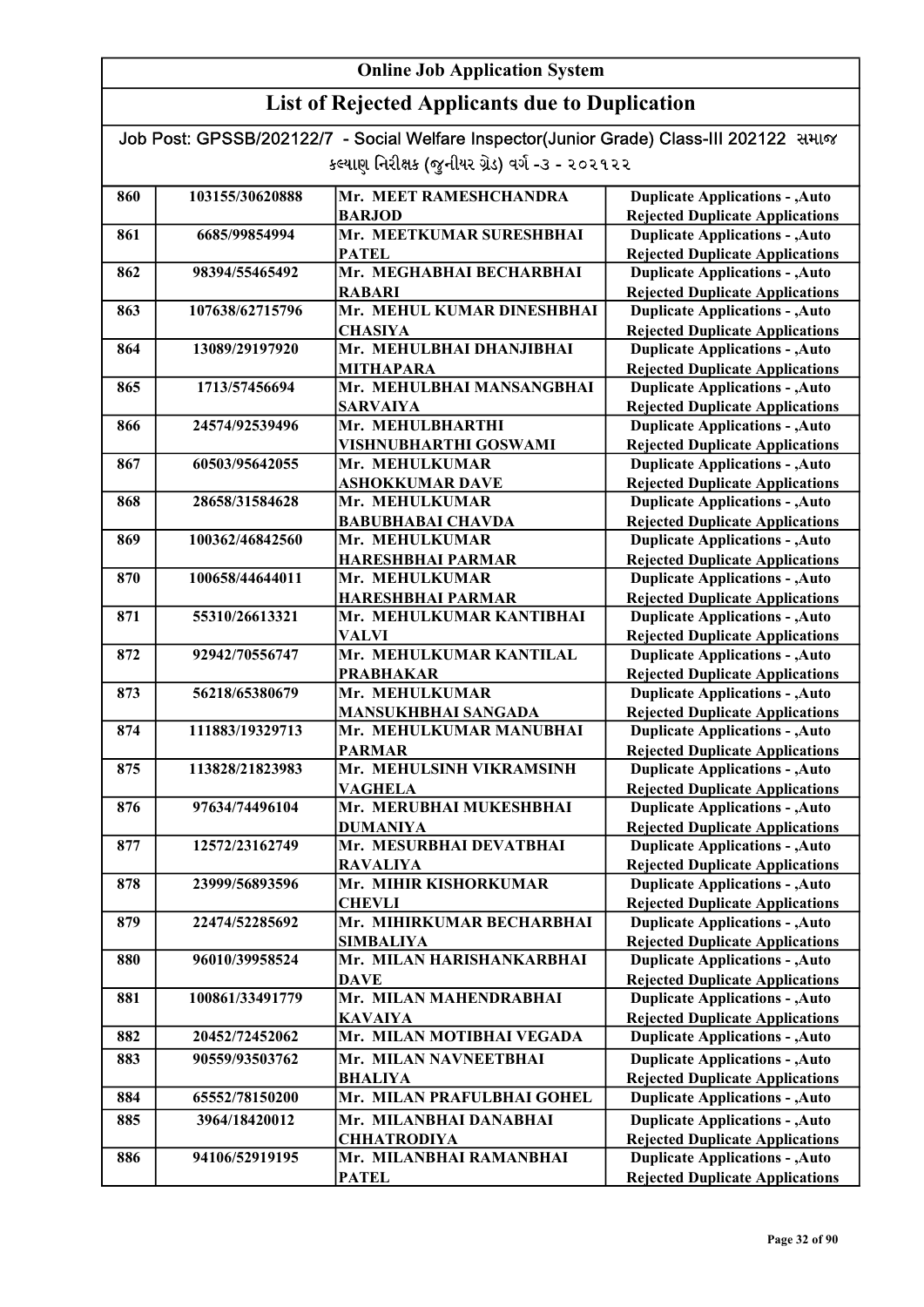# Online Job Application System

## List of Rejected Applicants due to Duplication

Job Post: GPSSB/202122/7 - Social Welfare Inspector(Junior Grade) Class-III 202122 સમાજ કલ્યાણ નિરીક્ષક (જુનીયર ગ્રેડ) વર્ગ -૩ - ૨૦૨૧૨૨

| | | | |
|---|---|---|---|
| 860 | 103155/30620888 | Mr. MEET RAMESHCHANDRA BARJOD | Duplicate Applications - ,Auto Rejected Duplicate Applications |
| 861 | 6685/99854994 | Mr. MEETKUMAR SURESHBHAI PATEL | Duplicate Applications - ,Auto Rejected Duplicate Applications |
| 862 | 98394/55465492 | Mr. MEGHABHAI BECHARBHAI RABARI | Duplicate Applications - ,Auto Rejected Duplicate Applications |
| 863 | 107638/62715796 | Mr. MEHUL KUMAR DINESHBHAI CHASIYA | Duplicate Applications - ,Auto Rejected Duplicate Applications |
| 864 | 13089/29197920 | Mr. MEHULBHAI DHANJIBHAI MITHAPARA | Duplicate Applications - ,Auto Rejected Duplicate Applications |
| 865 | 1713/57456694 | Mr. MEHULBHAI MANSANGBHAI SARVAIYA | Duplicate Applications - ,Auto Rejected Duplicate Applications |
| 866 | 24574/92539496 | Mr. MEHULBHARTHI VISHNUBHARTHI GOSWAMI | Duplicate Applications - ,Auto Rejected Duplicate Applications |
| 867 | 60503/95642055 | Mr. MEHULKUMAR ASHOKKUMAR DAVE | Duplicate Applications - ,Auto Rejected Duplicate Applications |
| 868 | 28658/31584628 | Mr. MEHULKUMAR BABUBHABAI CHAVDA | Duplicate Applications - ,Auto Rejected Duplicate Applications |
| 869 | 100362/46842560 | Mr. MEHULKUMAR HARESHBHAI PARMAR | Duplicate Applications - ,Auto Rejected Duplicate Applications |
| 870 | 100658/44644011 | Mr. MEHULKUMAR HARESHBHAI PARMAR | Duplicate Applications - ,Auto Rejected Duplicate Applications |
| 871 | 55310/26613321 | Mr. MEHULKUMAR KANTIBHAI VALVI | Duplicate Applications - ,Auto Rejected Duplicate Applications |
| 872 | 92942/70556747 | Mr. MEHULKUMAR KANTILAL PRABHAKAR | Duplicate Applications - ,Auto Rejected Duplicate Applications |
| 873 | 56218/65380679 | Mr. MEHULKUMAR MANSUKHBHAI SANGADA | Duplicate Applications - ,Auto Rejected Duplicate Applications |
| 874 | 111883/19329713 | Mr. MEHULKUMAR MANUBHAI PARMAR | Duplicate Applications - ,Auto Rejected Duplicate Applications |
| 875 | 113828/21823983 | Mr. MEHULSINH VIKRAMSINH VAGHELA | Duplicate Applications - ,Auto Rejected Duplicate Applications |
| 876 | 97634/74496104 | Mr. MERUBHAI MUKESHBHAI DUMANIYA | Duplicate Applications - ,Auto Rejected Duplicate Applications |
| 877 | 12572/23162749 | Mr. MESURBHAI DEVATBHAI RAVALIYA | Duplicate Applications - ,Auto Rejected Duplicate Applications |
| 878 | 23999/56893596 | Mr. MIHIR KISHORKUMAR CHEVLI | Duplicate Applications - ,Auto Rejected Duplicate Applications |
| 879 | 22474/52285692 | Mr. MIHIRKUMAR BECHARBHAI SIMBALIYA | Duplicate Applications - ,Auto Rejected Duplicate Applications |
| 880 | 96010/39958524 | Mr. MILAN HARISHANKARBHAI DAVE | Duplicate Applications - ,Auto Rejected Duplicate Applications |
| 881 | 100861/33491779 | Mr. MILAN MAHENDRABHAI KAVAIYA | Duplicate Applications - ,Auto Rejected Duplicate Applications |
| 882 | 20452/72452062 | Mr. MILAN MOTIBHAI VEGADA | Duplicate Applications - ,Auto |
| 883 | 90559/93503762 | Mr. MILAN NAVNEETBHAI BHALIYA | Duplicate Applications - ,Auto Rejected Duplicate Applications |
| 884 | 65552/78150200 | Mr. MILAN PRAFULBHAI GOHEL | Duplicate Applications - ,Auto |
| 885 | 3964/18420012 | Mr. MILANBHAI DANABHAI CHHATRODIYA | Duplicate Applications - ,Auto Rejected Duplicate Applications |
| 886 | 94106/52919195 | Mr. MILANBHAI RAMANBHAI PATEL | Duplicate Applications - ,Auto Rejected Duplicate Applications |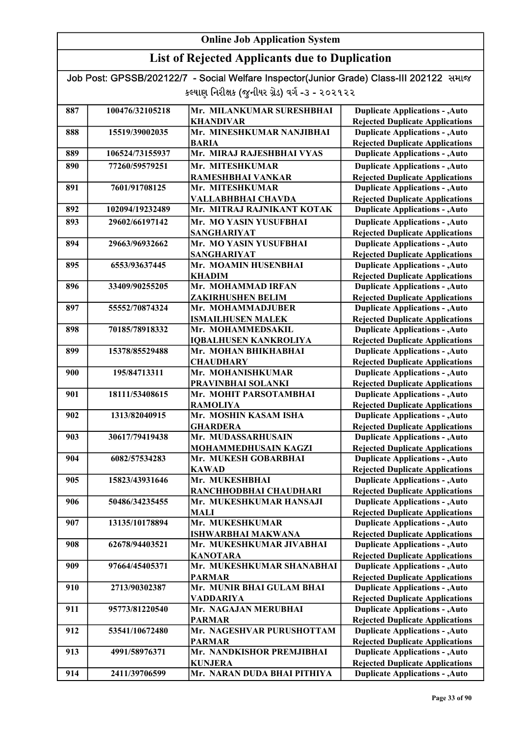# Online Job Application System

## List of Rejected Applicants due to Duplication

Job Post: GPSSB/202122/7 - Social Welfare Inspector(Junior Grade) Class-III 202122 સમાજ કલ્યાણ નિરીક્ષક (જુનીયર ગ્રેડ) વર્ગ -૩ - ૨૦૨૧૨૨

| | | | |
|---|---|---|---|
| 887 | 100476/32105218 | Mr. MILANKUMAR SURESHBHAI KHANDIVAR | Duplicate Applications - ,Auto Rejected Duplicate Applications |
| 888 | 15519/39002035 | Mr. MINESHKUMAR NANJIBHAI BARIA | Duplicate Applications - ,Auto Rejected Duplicate Applications |
| 889 | 106524/73155937 | Mr. MIRAJ RAJESHBHAI VYAS | Duplicate Applications - ,Auto |
| 890 | 77260/59579251 | Mr. MITESHKUMAR RAMESHBHAI VANKAR | Duplicate Applications - ,Auto Rejected Duplicate Applications |
| 891 | 7601/91708125 | Mr. MITESHKUMAR VALLABHBHAI CHAVDA | Duplicate Applications - ,Auto Rejected Duplicate Applications |
| 892 | 102094/19232489 | Mr. MITRAJ RAJNIKANT KOTAK | Duplicate Applications - ,Auto |
| 893 | 29602/66197142 | Mr. MO YASIN YUSUFBHAI SANGHARIYAT | Duplicate Applications - ,Auto Rejected Duplicate Applications |
| 894 | 29663/96932662 | Mr. MO YASIN YUSUFBHAI SANGHARIYAT | Duplicate Applications - ,Auto Rejected Duplicate Applications |
| 895 | 6553/93637445 | Mr. MOAMIN HUSENBHAI KHADIM | Duplicate Applications - ,Auto Rejected Duplicate Applications |
| 896 | 33409/90255205 | Mr. MOHAMMAD IRFAN ZAKIRHUSHEN BELIM | Duplicate Applications - ,Auto Rejected Duplicate Applications |
| 897 | 55552/70874324 | Mr. MOHAMMADJUBER ISMAILHUSEN MALEK | Duplicate Applications - ,Auto Rejected Duplicate Applications |
| 898 | 70185/78918332 | Mr. MOHAMMEDSAKIL IQBALHUSEN KANKROLIYA | Duplicate Applications - ,Auto Rejected Duplicate Applications |
| 899 | 15378/85529488 | Mr. MOHAN BHIKHABHAI CHAUDHARY | Duplicate Applications - ,Auto Rejected Duplicate Applications |
| 900 | 195/84713311 | Mr. MOHANISHKUMAR PRAVINBHAI SOLANKI | Duplicate Applications - ,Auto Rejected Duplicate Applications |
| 901 | 18111/53408615 | Mr. MOHIT PARSOTAMBHAI RAMOLIYA | Duplicate Applications - ,Auto Rejected Duplicate Applications |
| 902 | 1313/82040915 | Mr. MOSHIN KASAM ISHA GHARDERA | Duplicate Applications - ,Auto Rejected Duplicate Applications |
| 903 | 30617/79419438 | Mr. MUDASSARHUSAIN MOHAMMEDHUSAIN KAGZI | Duplicate Applications - ,Auto Rejected Duplicate Applications |
| 904 | 6082/57534283 | Mr. MUKESH GOBARBHAI KAWAD | Duplicate Applications - ,Auto Rejected Duplicate Applications |
| 905 | 15823/43931646 | Mr. MUKESHBHAI RANCHHODBHAI CHAUDHARI | Duplicate Applications - ,Auto Rejected Duplicate Applications |
| 906 | 50486/34235455 | Mr. MUKESHKUMAR HANSAJI MALI | Duplicate Applications - ,Auto Rejected Duplicate Applications |
| 907 | 13135/10178894 | Mr. MUKESHKUMAR ISHWARBHAI MAKWANA | Duplicate Applications - ,Auto Rejected Duplicate Applications |
| 908 | 62678/94403521 | Mr. MUKESHKUMAR JIVABHAI KANOTARA | Duplicate Applications - ,Auto Rejected Duplicate Applications |
| 909 | 97664/45405371 | Mr. MUKESHKUMAR SHANABHAI PARMAR | Duplicate Applications - ,Auto Rejected Duplicate Applications |
| 910 | 2713/90302387 | Mr. MUNIR BHAI GULAM BHAI VADDARIYA | Duplicate Applications - ,Auto Rejected Duplicate Applications |
| 911 | 95773/81220540 | Mr. NAGAJAN MERUBHAI PARMAR | Duplicate Applications - ,Auto Rejected Duplicate Applications |
| 912 | 53541/10672480 | Mr. NAGESHVAR PURUSHOTTAM PARMAR | Duplicate Applications - ,Auto Rejected Duplicate Applications |
| 913 | 4991/58976371 | Mr. NANDKISHOR PREMJIBHAI KUNJERA | Duplicate Applications - ,Auto Rejected Duplicate Applications |
| 914 | 2411/39706599 | Mr. NARAN DUDA BHAI PITHIYA | Duplicate Applications - ,Auto |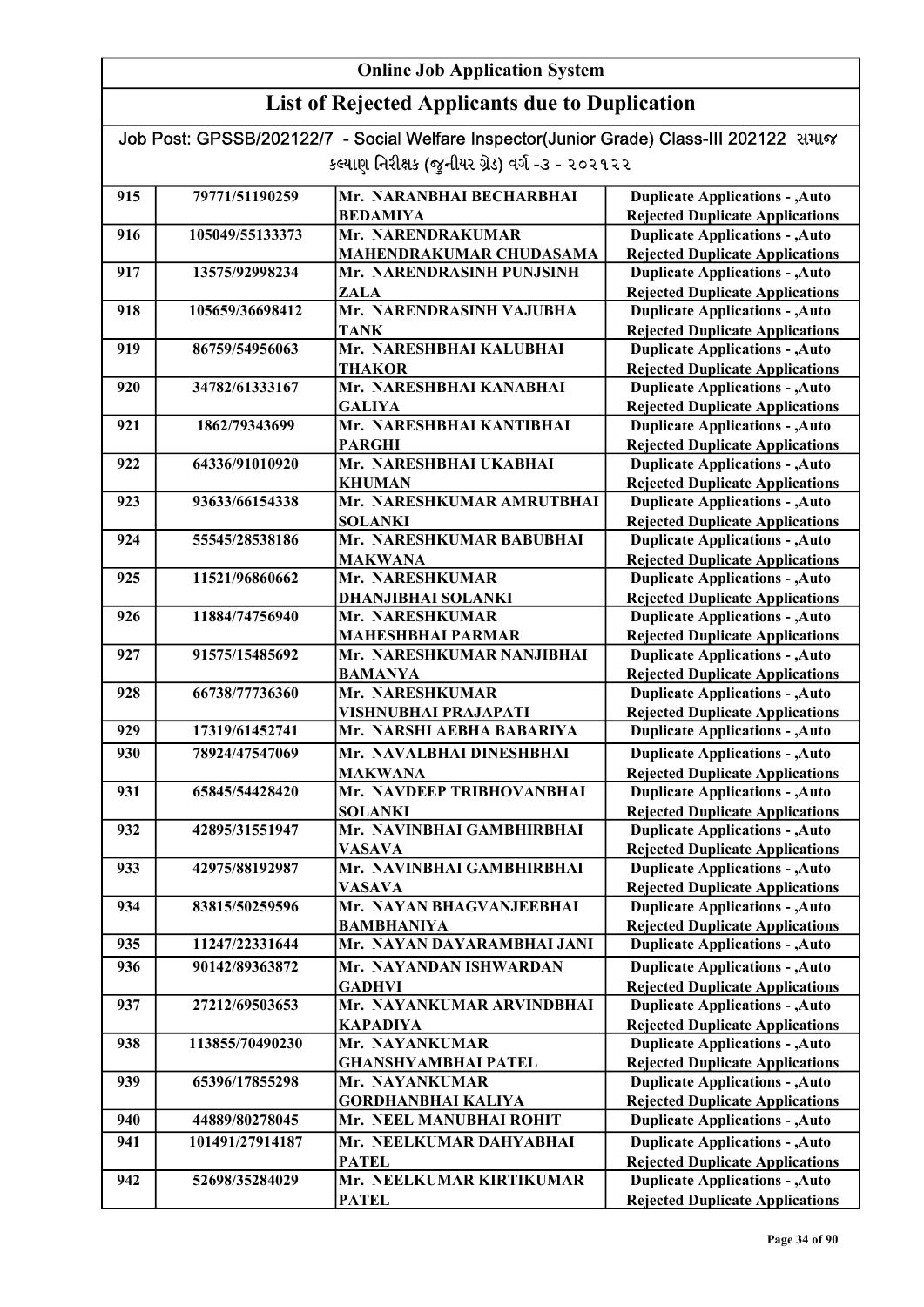# Online Job Application System

## List of Rejected Applicants due to Duplication

Job Post: GPSSB/202122/7 - Social Welfare Inspector(Junior Grade) Class-III 202122 સમાજ કલ્યાણ નિરીક્ષક (જુનીયર ગ્રેડ) વર્ગ -૩ - ૨૦૨૧૨૨

| | | | |
|---|---|---|---|
| 915 | 79771/51190259 | Mr. NARANBHAI BECHARBHAI BEDAMIYA | Duplicate Applications - ,Auto Rejected Duplicate Applications |
| 916 | 105049/55133373 | Mr. NARENDRAKUMAR MAHENDRAKUMAR CHUDASAMA | Duplicate Applications - ,Auto Rejected Duplicate Applications |
| 917 | 13575/92998234 | Mr. NARENDRASINH PUNJSINH ZALA | Duplicate Applications - ,Auto Rejected Duplicate Applications |
| 918 | 105659/36698412 | Mr. NARENDRASINH VAJUBHA TANK | Duplicate Applications - ,Auto Rejected Duplicate Applications |
| 919 | 86759/54956063 | Mr. NARESHBHAI KALUBHAI THAKOR | Duplicate Applications - ,Auto Rejected Duplicate Applications |
| 920 | 34782/61333167 | Mr. NARESHBHAI KANABHAI GALIYA | Duplicate Applications - ,Auto Rejected Duplicate Applications |
| 921 | 1862/79343699 | Mr. NARESHBHAI KANTIBHAI PARGHI | Duplicate Applications - ,Auto Rejected Duplicate Applications |
| 922 | 64336/91010920 | Mr. NARESHBHAI UKABHAI KHUMAN | Duplicate Applications - ,Auto Rejected Duplicate Applications |
| 923 | 93633/66154338 | Mr. NARESHKUMAR AMRUTBHAI SOLANKI | Duplicate Applications - ,Auto Rejected Duplicate Applications |
| 924 | 55545/28538186 | Mr. NARESHKUMAR BABUBHAI MAKWANA | Duplicate Applications - ,Auto Rejected Duplicate Applications |
| 925 | 11521/96860662 | Mr. NARESHKUMAR DHANJIBHAI SOLANKI | Duplicate Applications - ,Auto Rejected Duplicate Applications |
| 926 | 11884/74756940 | Mr. NARESHKUMAR MAHESHBHAI PARMAR | Duplicate Applications - ,Auto Rejected Duplicate Applications |
| 927 | 91575/15485692 | Mr. NARESHKUMAR NANJIBHAI BAMANYA | Duplicate Applications - ,Auto Rejected Duplicate Applications |
| 928 | 66738/77736360 | Mr. NARESHKUMAR VISHNUBHAI PRAJAPATI | Duplicate Applications - ,Auto Rejected Duplicate Applications |
| 929 | 17319/61452741 | Mr. NARSHI AEBHA BABARIYA | Duplicate Applications - ,Auto |
| 930 | 78924/47547069 | Mr. NAVALBHAI DINESHBHAI MAKWANA | Duplicate Applications - ,Auto Rejected Duplicate Applications |
| 931 | 65845/54428420 | Mr. NAVDEEP TRIBHOVANBHAI SOLANKI | Duplicate Applications - ,Auto Rejected Duplicate Applications |
| 932 | 42895/31551947 | Mr. NAVINBHAI GAMBHIRBHAI VASAVA | Duplicate Applications - ,Auto Rejected Duplicate Applications |
| 933 | 42975/88192987 | Mr. NAVINBHAI GAMBHIRBHAI VASAVA | Duplicate Applications - ,Auto Rejected Duplicate Applications |
| 934 | 83815/50259596 | Mr. NAYAN BHAGVANJEEBHAI BAMBHANIYA | Duplicate Applications - ,Auto Rejected Duplicate Applications |
| 935 | 11247/22331644 | Mr. NAYAN DAYARAMBHAI JANI | Duplicate Applications - ,Auto |
| 936 | 90142/89363872 | Mr. NAYANDAN ISHWARDAN GADHVI | Duplicate Applications - ,Auto Rejected Duplicate Applications |
| 937 | 27212/69503653 | Mr. NAYANKUMAR ARVINDBHAI KAPADIYA | Duplicate Applications - ,Auto Rejected Duplicate Applications |
| 938 | 113855/70490230 | Mr. NAYANKUMAR GHANSHYAMBHAI PATEL | Duplicate Applications - ,Auto Rejected Duplicate Applications |
| 939 | 65396/17855298 | Mr. NAYANKUMAR GORDHANBHAI KALIYA | Duplicate Applications - ,Auto Rejected Duplicate Applications |
| 940 | 44889/80278045 | Mr. NEEL MANUBHAI ROHIT | Duplicate Applications - ,Auto |
| 941 | 101491/27914187 | Mr. NEELKUMAR DAHYABHAI PATEL | Duplicate Applications - ,Auto Rejected Duplicate Applications |
| 942 | 52698/35284029 | Mr. NEELKUMAR KIRTIKUMAR PATEL | Duplicate Applications - ,Auto Rejected Duplicate Applications |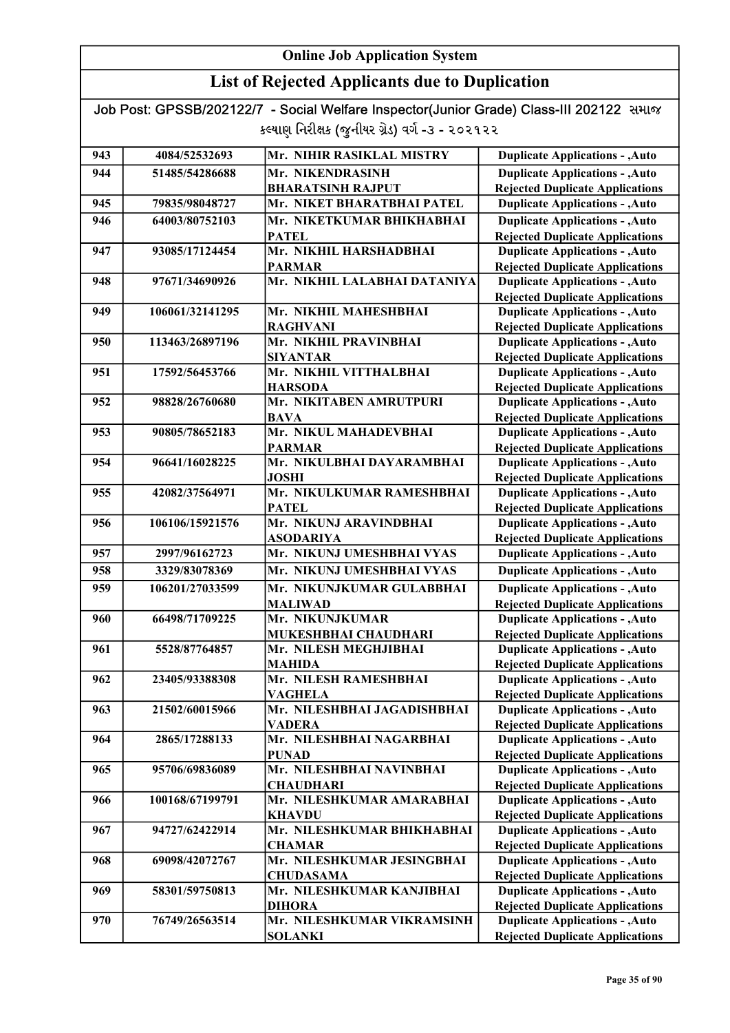# Online Job Application System

## List of Rejected Applicants due to Duplication

Job Post: GPSSB/202122/7 - Social Welfare Inspector(Junior Grade) Class-III 202122 સમાજ કલ્યાણ નિરીક્ષક (જુનીયર ગ્રેડ) વર્ગ -૩ - ૨૦૨૧૨૨

| | | | |
|---|---|---|---|
| 943 | 4084/52532693 | Mr. NIHIR RASIKLAL MISTRY | Duplicate Applications - ,Auto |
| 944 | 51485/54286688 | Mr. NIKENDRASINH BHARATSINH RAJPUT | Duplicate Applications - ,Auto Rejected Duplicate Applications |
| 945 | 79835/98048727 | Mr. NIKET BHARATBHAI PATEL | Duplicate Applications - ,Auto |
| 946 | 64003/80752103 | Mr. NIKETKUMAR BHIKHABHAI PATEL | Duplicate Applications - ,Auto Rejected Duplicate Applications |
| 947 | 93085/17124454 | Mr. NIKHIL HARSHADBHAI PARMAR | Duplicate Applications - ,Auto Rejected Duplicate Applications |
| 948 | 97671/34690926 | Mr. NIKHIL LALABHAI DATANIYA | Duplicate Applications - ,Auto Rejected Duplicate Applications |
| 949 | 106061/32141295 | Mr. NIKHIL MAHESHBHAI RAGHVANI | Duplicate Applications - ,Auto Rejected Duplicate Applications |
| 950 | 113463/26897196 | Mr. NIKHIL PRAVINBHAI SIYANTAR | Duplicate Applications - ,Auto Rejected Duplicate Applications |
| 951 | 17592/56453766 | Mr. NIKHIL VITTHALBHAI HARSODA | Duplicate Applications - ,Auto Rejected Duplicate Applications |
| 952 | 98828/26760680 | Mr. NIKITABEN AMRUTPURI BAVA | Duplicate Applications - ,Auto Rejected Duplicate Applications |
| 953 | 90805/78652183 | Mr. NIKUL MAHADEVBHAI PARMAR | Duplicate Applications - ,Auto Rejected Duplicate Applications |
| 954 | 96641/16028225 | Mr. NIKULBHAI DAYARAMBHAI JOSHI | Duplicate Applications - ,Auto Rejected Duplicate Applications |
| 955 | 42082/37564971 | Mr. NIKULKUMAR RAMESHBHAI PATEL | Duplicate Applications - ,Auto Rejected Duplicate Applications |
| 956 | 106106/15921576 | Mr. NIKUNJ ARAVINDBHAI ASODARIYA | Duplicate Applications - ,Auto Rejected Duplicate Applications |
| 957 | 2997/96162723 | Mr. NIKUNJ UMESHBHAI VYAS | Duplicate Applications - ,Auto |
| 958 | 3329/83078369 | Mr. NIKUNJ UMESHBHAI VYAS | Duplicate Applications - ,Auto |
| 959 | 106201/27033599 | Mr. NIKUNJKUMAR GULABBHAI MALIWAD | Duplicate Applications - ,Auto Rejected Duplicate Applications |
| 960 | 66498/71709225 | Mr. NIKUNJKUMAR MUKESHBHAI CHAUDHARI | Duplicate Applications - ,Auto Rejected Duplicate Applications |
| 961 | 5528/87764857 | Mr. NILESH MEGHJIBHAI MAHIDA | Duplicate Applications - ,Auto Rejected Duplicate Applications |
| 962 | 23405/93388308 | Mr. NILESH RAMESHBHAI VAGHELA | Duplicate Applications - ,Auto Rejected Duplicate Applications |
| 963 | 21502/60015966 | Mr. NILESHBHAI JAGADISHBHAI VADERA | Duplicate Applications - ,Auto Rejected Duplicate Applications |
| 964 | 2865/17288133 | Mr. NILESHBHAI NAGARBHAI PUNAD | Duplicate Applications - ,Auto Rejected Duplicate Applications |
| 965 | 95706/69836089 | Mr. NILESHBHAI NAVINBHAI CHAUDHARI | Duplicate Applications - ,Auto Rejected Duplicate Applications |
| 966 | 100168/67199791 | Mr. NILESHKUMAR AMARABHAI KHAVDU | Duplicate Applications - ,Auto Rejected Duplicate Applications |
| 967 | 94727/62422914 | Mr. NILESHKUMAR BHIKHABHAI CHAMAR | Duplicate Applications - ,Auto Rejected Duplicate Applications |
| 968 | 69098/42072767 | Mr. NILESHKUMAR JESINGBHAI CHUDASAMA | Duplicate Applications - ,Auto Rejected Duplicate Applications |
| 969 | 58301/59750813 | Mr. NILESHKUMAR KANJIBHAI DIHORA | Duplicate Applications - ,Auto Rejected Duplicate Applications |
| 970 | 76749/26563514 | Mr. NILESHKUMAR VIKRAMSINH SOLANKI | Duplicate Applications - ,Auto Rejected Duplicate Applications |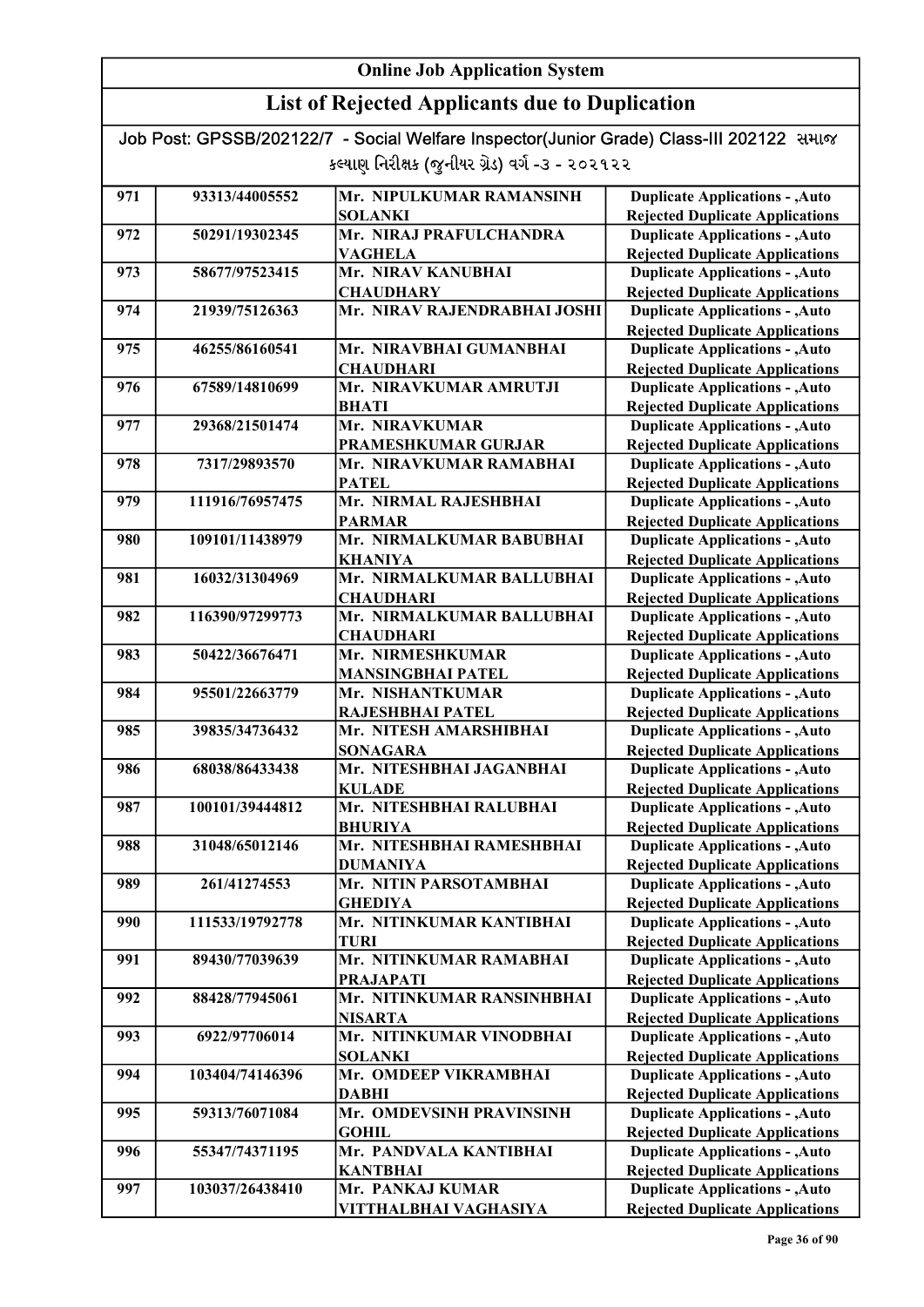# Online Job Application System

## List of Rejected Applicants due to Duplication

Job Post: GPSSB/202122/7 - Social Welfare Inspector(Junior Grade) Class-III 202122 સમાજ કલ્યાણ નિરીક્ષક (જુનીયર ગ્રેડ) વર્ગ -૩ - ૨૦૨૧૨૨

| | | | |
|---|---|---|---|
| 971 | 93313/44005552 | Mr. NIPULKUMAR RAMANSINH SOLANKI | Duplicate Applications - ,Auto Rejected Duplicate Applications |
| 972 | 50291/19302345 | Mr. NIRAJ PRAFULCHANDRA VAGHELA | Duplicate Applications - ,Auto Rejected Duplicate Applications |
| 973 | 58677/97523415 | Mr. NIRAV KANUBHAI CHAUDHARY | Duplicate Applications - ,Auto Rejected Duplicate Applications |
| 974 | 21939/75126363 | Mr. NIRAV RAJENDRABHAI JOSHI | Duplicate Applications - ,Auto Rejected Duplicate Applications |
| 975 | 46255/86160541 | Mr. NIRAVBHAI GUMANBHAI CHAUDHARI | Duplicate Applications - ,Auto Rejected Duplicate Applications |
| 976 | 67589/14810699 | Mr. NIRAVKUMAR AMRUTJI BHATI | Duplicate Applications - ,Auto Rejected Duplicate Applications |
| 977 | 29368/21501474 | Mr. NIRAVKUMAR PRAMESHKUMAR GURJAR | Duplicate Applications - ,Auto Rejected Duplicate Applications |
| 978 | 7317/29893570 | Mr. NIRAVKUMAR RAMABHAI PATEL | Duplicate Applications - ,Auto Rejected Duplicate Applications |
| 979 | 111916/76957475 | Mr. NIRMAL RAJESHBHAI PARMAR | Duplicate Applications - ,Auto Rejected Duplicate Applications |
| 980 | 109101/11438979 | Mr. NIRMALKUMAR BABUBHAI KHANIYA | Duplicate Applications - ,Auto Rejected Duplicate Applications |
| 981 | 16032/31304969 | Mr. NIRMALKUMAR BALLUBHAI CHAUDHARI | Duplicate Applications - ,Auto Rejected Duplicate Applications |
| 982 | 116390/97299773 | Mr. NIRMALKUMAR BALLUBHAI CHAUDHARI | Duplicate Applications - ,Auto Rejected Duplicate Applications |
| 983 | 50422/36676471 | Mr. NIRMESHKUMAR MANSINGBHAI PATEL | Duplicate Applications - ,Auto Rejected Duplicate Applications |
| 984 | 95501/22663779 | Mr. NISHANTKUMAR RAJESHBHAI PATEL | Duplicate Applications - ,Auto Rejected Duplicate Applications |
| 985 | 39835/34736432 | Mr. NITESH AMARSHIBHAI SONAGARA | Duplicate Applications - ,Auto Rejected Duplicate Applications |
| 986 | 68038/86433438 | Mr. NITESHBHAI JAGANBHAI KULADE | Duplicate Applications - ,Auto Rejected Duplicate Applications |
| 987 | 100101/39444812 | Mr. NITESHBHAI RALUBHAI BHURIYA | Duplicate Applications - ,Auto Rejected Duplicate Applications |
| 988 | 31048/65012146 | Mr. NITESHBHAI RAMESHBHAI DUMANIYA | Duplicate Applications - ,Auto Rejected Duplicate Applications |
| 989 | 261/41274553 | Mr. NITIN PARSOTAMBHAI GHEDIYA | Duplicate Applications - ,Auto Rejected Duplicate Applications |
| 990 | 111533/19792778 | Mr. NITINKUMAR KANTIBHAI TURI | Duplicate Applications - ,Auto Rejected Duplicate Applications |
| 991 | 89430/77039639 | Mr. NITINKUMAR RAMABHAI PRAJAPATI | Duplicate Applications - ,Auto Rejected Duplicate Applications |
| 992 | 88428/77945061 | Mr. NITINKUMAR RANSINHBHAI NISARTA | Duplicate Applications - ,Auto Rejected Duplicate Applications |
| 993 | 6922/97706014 | Mr. NITINKUMAR VINODBHAI SOLANKI | Duplicate Applications - ,Auto Rejected Duplicate Applications |
| 994 | 103404/74146396 | Mr. OMDEEP VIKRAMBHAI DABHI | Duplicate Applications - ,Auto Rejected Duplicate Applications |
| 995 | 59313/76071084 | Mr. OMDEVSINH PRAVINSINH GOHIL | Duplicate Applications - ,Auto Rejected Duplicate Applications |
| 996 | 55347/74371195 | Mr. PANDVALA KANTIBHAI KANTBHAI | Duplicate Applications - ,Auto Rejected Duplicate Applications |
| 997 | 103037/26438410 | Mr. PANKAJ KUMAR VITTHALBHAI VAGHASIYA | Duplicate Applications - ,Auto Rejected Duplicate Applications |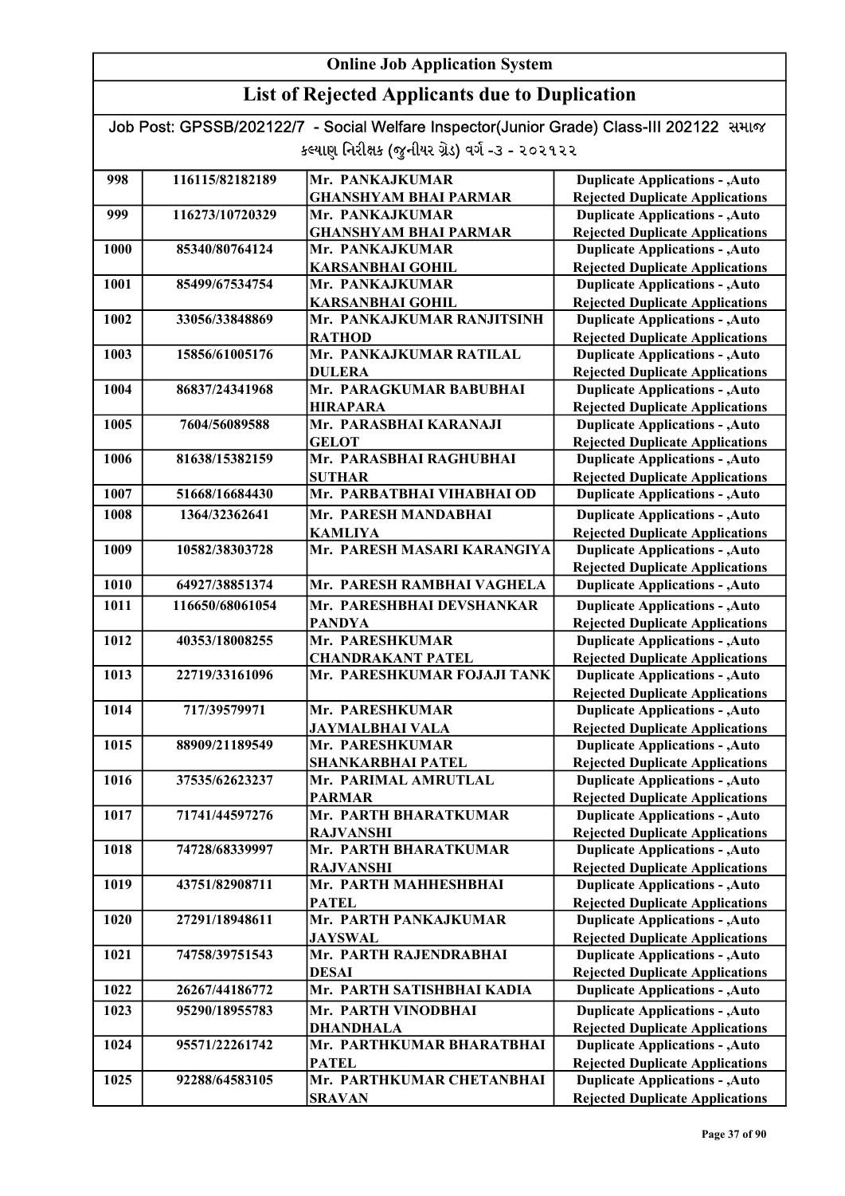# Online Job Application System

## List of Rejected Applicants due to Duplication

Job Post: GPSSB/202122/7 - Social Welfare Inspector(Junior Grade) Class-III 202122 સમાજ કલ્યાણ નિરીક્ષક (જુનીયર ગ્રેડ) વર્ગ -૩ - ૨૦૨૧૨૨

| | | | |
|---|---|---|---|
| 998 | 116115/82182189 | Mr. PANKAJKUMAR GHANSHYAM BHAI PARMAR | Duplicate Applications - ,Auto Rejected Duplicate Applications |
| 999 | 116273/10720329 | Mr. PANKAJKUMAR GHANSHYAM BHAI PARMAR | Duplicate Applications - ,Auto Rejected Duplicate Applications |
| 1000 | 85340/80764124 | Mr. PANKAJKUMAR KARSANBHAI GOHIL | Duplicate Applications - ,Auto Rejected Duplicate Applications |
| 1001 | 85499/67534754 | Mr. PANKAJKUMAR KARSANBHAI GOHIL | Duplicate Applications - ,Auto Rejected Duplicate Applications |
| 1002 | 33056/33848869 | Mr. PANKAJKUMAR RANJITSINH RATHOD | Duplicate Applications - ,Auto Rejected Duplicate Applications |
| 1003 | 15856/61005176 | Mr. PANKAJKUMAR RATILAL DULERA | Duplicate Applications - ,Auto Rejected Duplicate Applications |
| 1004 | 86837/24341968 | Mr. PARAGKUMAR BABUBHAI HIRAPARA | Duplicate Applications - ,Auto Rejected Duplicate Applications |
| 1005 | 7604/56089588 | Mr. PARASBHAI KARANAJI GELOT | Duplicate Applications - ,Auto Rejected Duplicate Applications |
| 1006 | 81638/15382159 | Mr. PARASBHAI RAGHUBHAI SUTHAR | Duplicate Applications - ,Auto Rejected Duplicate Applications |
| 1007 | 51668/16684430 | Mr. PARBATBHAI VIHABHAI OD | Duplicate Applications - ,Auto |
| 1008 | 1364/32362641 | Mr. PARESH MANDABHAI KAMLIYA | Duplicate Applications - ,Auto Rejected Duplicate Applications |
| 1009 | 10582/38303728 | Mr. PARESH MASARI KARANGIYA | Duplicate Applications - ,Auto Rejected Duplicate Applications |
| 1010 | 64927/38851374 | Mr. PARESH RAMBHAI VAGHELA | Duplicate Applications - ,Auto |
| 1011 | 116650/68061054 | Mr. PARESHBHAI DEVSHANKAR PANDYA | Duplicate Applications - ,Auto Rejected Duplicate Applications |
| 1012 | 40353/18008255 | Mr. PARESHKUMAR CHANDRAKANT PATEL | Duplicate Applications - ,Auto Rejected Duplicate Applications |
| 1013 | 22719/33161096 | Mr. PARESHKUMAR FOJAJI TANK | Duplicate Applications - ,Auto Rejected Duplicate Applications |
| 1014 | 717/39579971 | Mr. PARESHKUMAR JAYMALBHAI VALA | Duplicate Applications - ,Auto Rejected Duplicate Applications |
| 1015 | 88909/21189549 | Mr. PARESHKUMAR SHANKARBHAI PATEL | Duplicate Applications - ,Auto Rejected Duplicate Applications |
| 1016 | 37535/62623237 | Mr. PARIMAL AMRUTLAL PARMAR | Duplicate Applications - ,Auto Rejected Duplicate Applications |
| 1017 | 71741/44597276 | Mr. PARTH BHARATKUMAR RAJVANSHI | Duplicate Applications - ,Auto Rejected Duplicate Applications |
| 1018 | 74728/68339997 | Mr. PARTH BHARATKUMAR RAJVANSHI | Duplicate Applications - ,Auto Rejected Duplicate Applications |
| 1019 | 43751/82908711 | Mr. PARTH MAHHESHBHAI PATEL | Duplicate Applications - ,Auto Rejected Duplicate Applications |
| 1020 | 27291/18948611 | Mr. PARTH PANKAJKUMAR JAYSWAL | Duplicate Applications - ,Auto Rejected Duplicate Applications |
| 1021 | 74758/39751543 | Mr. PARTH RAJENDRABHAI DESAI | Duplicate Applications - ,Auto Rejected Duplicate Applications |
| 1022 | 26267/44186772 | Mr. PARTH SATISHBHAI KADIA | Duplicate Applications - ,Auto |
| 1023 | 95290/18955783 | Mr. PARTH VINODBHAI DHANDHALA | Duplicate Applications - ,Auto Rejected Duplicate Applications |
| 1024 | 95571/22261742 | Mr. PARTHKUMAR BHARATBHAI PATEL | Duplicate Applications - ,Auto Rejected Duplicate Applications |
| 1025 | 92288/64583105 | Mr. PARTHKUMAR CHETANBHAI SRAVAN | Duplicate Applications - ,Auto Rejected Duplicate Applications |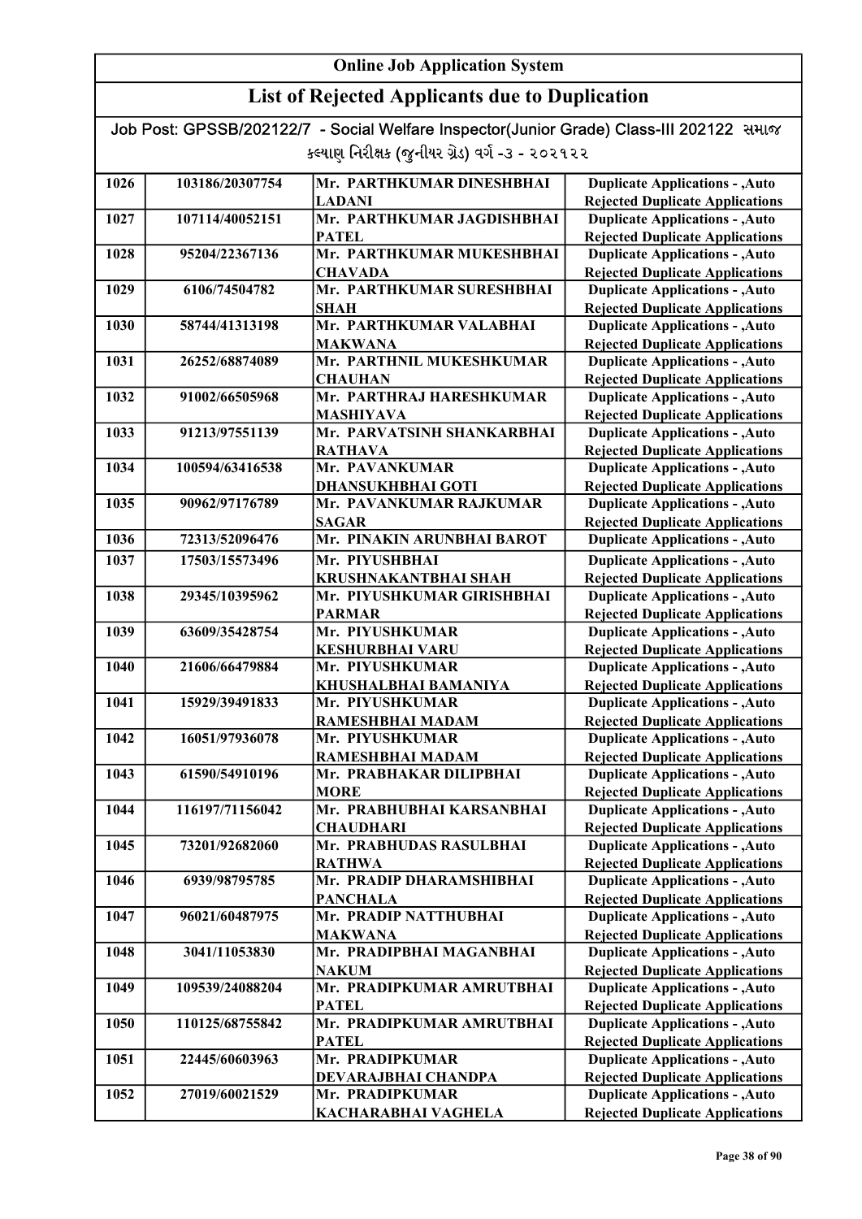# Online Job Application System

## List of Rejected Applicants due to Duplication

Job Post: GPSSB/202122/7 - Social Welfare Inspector(Junior Grade) Class-III 202122 સમાજ કલ્યાણ નિરીક્ષક (જુનીયર ગ્રેડ) વર્ગ -૩ - ૨૦૨૧૨૨

| | | | |
|---|---|---|---|
| 1026 | 103186/20307754 | Mr. PARTHKUMAR DINESHBHAI LADANI | Duplicate Applications - ,Auto Rejected Duplicate Applications |
| 1027 | 107114/40052151 | Mr. PARTHKUMAR JAGDISHBHAI PATEL | Duplicate Applications - ,Auto Rejected Duplicate Applications |
| 1028 | 95204/22367136 | Mr. PARTHKUMAR MUKESHBHAI CHAVADA | Duplicate Applications - ,Auto Rejected Duplicate Applications |
| 1029 | 6106/74504782 | Mr. PARTHKUMAR SURESHBHAI SHAH | Duplicate Applications - ,Auto Rejected Duplicate Applications |
| 1030 | 58744/41313198 | Mr. PARTHKUMAR VALABHAI MAKWANA | Duplicate Applications - ,Auto Rejected Duplicate Applications |
| 1031 | 26252/68874089 | Mr. PARTHNIL MUKESHKUMAR CHAUHAN | Duplicate Applications - ,Auto Rejected Duplicate Applications |
| 1032 | 91002/66505968 | Mr. PARTHRAJ HARESHKUMAR MASHIYAVA | Duplicate Applications - ,Auto Rejected Duplicate Applications |
| 1033 | 91213/97551139 | Mr. PARVATSINH SHANKARBHAI RATHAVA | Duplicate Applications - ,Auto Rejected Duplicate Applications |
| 1034 | 100594/63416538 | Mr. PAVANKUMAR DHANSUKHBHAI GOTI | Duplicate Applications - ,Auto Rejected Duplicate Applications |
| 1035 | 90962/97176789 | Mr. PAVANKUMAR RAJKUMAR SAGAR | Duplicate Applications - ,Auto Rejected Duplicate Applications |
| 1036 | 72313/52096476 | Mr. PINAKIN ARUNBHAI BAROT | Duplicate Applications - ,Auto |
| 1037 | 17503/15573496 | Mr. PIYUSHBHAI KRUSHNAKANTBHAI SHAH | Duplicate Applications - ,Auto Rejected Duplicate Applications |
| 1038 | 29345/10395962 | Mr. PIYUSHKUMAR GIRISHBHAI PARMAR | Duplicate Applications - ,Auto Rejected Duplicate Applications |
| 1039 | 63609/35428754 | Mr. PIYUSHKUMAR KESHURBHAI VARU | Duplicate Applications - ,Auto Rejected Duplicate Applications |
| 1040 | 21606/66479884 | Mr. PIYUSHKUMAR KHUSHALBHAI BAMANIYA | Duplicate Applications - ,Auto Rejected Duplicate Applications |
| 1041 | 15929/39491833 | Mr. PIYUSHKUMAR RAMESHBHAI MADAM | Duplicate Applications - ,Auto Rejected Duplicate Applications |
| 1042 | 16051/97936078 | Mr. PIYUSHKUMAR RAMESHBHAI MADAM | Duplicate Applications - ,Auto Rejected Duplicate Applications |
| 1043 | 61590/54910196 | Mr. PRABHAKAR DILIPBHAI MORE | Duplicate Applications - ,Auto Rejected Duplicate Applications |
| 1044 | 116197/71156042 | Mr. PRABHUBHAI KARSANBHAI CHAUDHARI | Duplicate Applications - ,Auto Rejected Duplicate Applications |
| 1045 | 73201/92682060 | Mr. PRABHUDAS RASULBHAI RATHWA | Duplicate Applications - ,Auto Rejected Duplicate Applications |
| 1046 | 6939/98795785 | Mr. PRADIP DHARAMSHIBHAI PANCHALA | Duplicate Applications - ,Auto Rejected Duplicate Applications |
| 1047 | 96021/60487975 | Mr. PRADIP NATTHUBHAI MAKWANA | Duplicate Applications - ,Auto Rejected Duplicate Applications |
| 1048 | 3041/11053830 | Mr. PRADIPBHAI MAGANBHAI NAKUM | Duplicate Applications - ,Auto Rejected Duplicate Applications |
| 1049 | 109539/24088204 | Mr. PRADIPKUMAR AMRUTBHAI PATEL | Duplicate Applications - ,Auto Rejected Duplicate Applications |
| 1050 | 110125/68755842 | Mr. PRADIPKUMAR AMRUTBHAI PATEL | Duplicate Applications - ,Auto Rejected Duplicate Applications |
| 1051 | 22445/60603963 | Mr. PRADIPKUMAR DEVARAJBHAI CHANDPA | Duplicate Applications - ,Auto Rejected Duplicate Applications |
| 1052 | 27019/60021529 | Mr. PRADIPKUMAR KACHARABHAI VAGHELA | Duplicate Applications - ,Auto Rejected Duplicate Applications |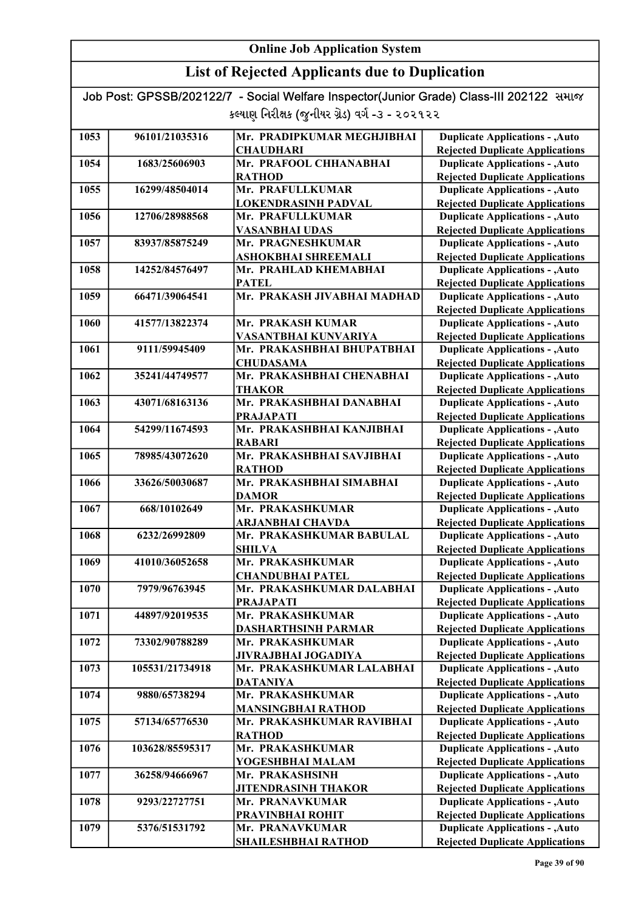# Online Job Application System

## List of Rejected Applicants due to Duplication

Job Post: GPSSB/202122/7 - Social Welfare Inspector(Junior Grade) Class-III 202122 સમાજ કલ્યાણ નિરીક્ષક (જુનીયર ગ્રેડ) વર્ગ -૩ - ૨૦૨૧૨૨

| | | | |
|---|---|---|---|
| 1053 | 96101/21035316 | Mr. PRADIPKUMAR MEGHJIBHAI CHAUDHARI | Duplicate Applications - ,Auto Rejected Duplicate Applications |
| 1054 | 1683/25606903 | Mr. PRAFOOL CHHANABHAI RATHOD | Duplicate Applications - ,Auto Rejected Duplicate Applications |
| 1055 | 16299/48504014 | Mr. PRAFULLKUMAR LOKENDRASINH PADVAL | Duplicate Applications - ,Auto Rejected Duplicate Applications |
| 1056 | 12706/28988568 | Mr. PRAFULLKUMAR VASANBHAI UDAS | Duplicate Applications - ,Auto Rejected Duplicate Applications |
| 1057 | 83937/85875249 | Mr. PRAGNESHKUMAR ASHOKBHAI SHREEMALI | Duplicate Applications - ,Auto Rejected Duplicate Applications |
| 1058 | 14252/84576497 | Mr. PRAHLAD KHEMABHAI PATEL | Duplicate Applications - ,Auto Rejected Duplicate Applications |
| 1059 | 66471/39064541 | Mr. PRAKASH JIVABHAI MADHAD | Duplicate Applications - ,Auto Rejected Duplicate Applications |
| 1060 | 41577/13822374 | Mr. PRAKASH KUMAR VASANTBHAI KUNVARIYA | Duplicate Applications - ,Auto Rejected Duplicate Applications |
| 1061 | 9111/59945409 | Mr. PRAKASHBHAI BHUPATBHAI CHUDASAMA | Duplicate Applications - ,Auto Rejected Duplicate Applications |
| 1062 | 35241/44749577 | Mr. PRAKASHBHAI CHENABHAI THAKOR | Duplicate Applications - ,Auto Rejected Duplicate Applications |
| 1063 | 43071/68163136 | Mr. PRAKASHBHAI DANABHAI PRAJAPATI | Duplicate Applications - ,Auto Rejected Duplicate Applications |
| 1064 | 54299/11674593 | Mr. PRAKASHBHAI KANJIBHAI RABARI | Duplicate Applications - ,Auto Rejected Duplicate Applications |
| 1065 | 78985/43072620 | Mr. PRAKASHBHAI SAVJIBHAI RATHOD | Duplicate Applications - ,Auto Rejected Duplicate Applications |
| 1066 | 33626/50030687 | Mr. PRAKASHBHAI SIMABHAI DAMOR | Duplicate Applications - ,Auto Rejected Duplicate Applications |
| 1067 | 668/10102649 | Mr. PRAKASHKUMAR ARJANBHAI CHAVDA | Duplicate Applications - ,Auto Rejected Duplicate Applications |
| 1068 | 6232/26992809 | Mr. PRAKASHKUMAR BABULAL SHILVA | Duplicate Applications - ,Auto Rejected Duplicate Applications |
| 1069 | 41010/36052658 | Mr. PRAKASHKUMAR CHANDUBHAI PATEL | Duplicate Applications - ,Auto Rejected Duplicate Applications |
| 1070 | 7979/96763945 | Mr. PRAKASHKUMAR DALABHAI PRAJAPATI | Duplicate Applications - ,Auto Rejected Duplicate Applications |
| 1071 | 44897/92019535 | Mr. PRAKASHKUMAR DASHARTHSINH PARMAR | Duplicate Applications - ,Auto Rejected Duplicate Applications |
| 1072 | 73302/90788289 | Mr. PRAKASHKUMAR JIVRAJBHAI JOGADIYA | Duplicate Applications - ,Auto Rejected Duplicate Applications |
| 1073 | 105531/21734918 | Mr. PRAKASHKUMAR LALABHAI DATANIYA | Duplicate Applications - ,Auto Rejected Duplicate Applications |
| 1074 | 9880/65738294 | Mr. PRAKASHKUMAR MANSINGBHAI RATHOD | Duplicate Applications - ,Auto Rejected Duplicate Applications |
| 1075 | 57134/65776530 | Mr. PRAKASHKUMAR RAVIBHAI RATHOD | Duplicate Applications - ,Auto Rejected Duplicate Applications |
| 1076 | 103628/85595317 | Mr. PRAKASHKUMAR YOGESHBHAI MALAM | Duplicate Applications - ,Auto Rejected Duplicate Applications |
| 1077 | 36258/94666967 | Mr. PRAKASHSINH JITENDRASINH THAKOR | Duplicate Applications - ,Auto Rejected Duplicate Applications |
| 1078 | 9293/22727751 | Mr. PRANAVKUMAR PRAVINBHAI ROHIT | Duplicate Applications - ,Auto Rejected Duplicate Applications |
| 1079 | 5376/51531792 | Mr. PRANAVKUMAR SHAILESHBHAI RATHOD | Duplicate Applications - ,Auto Rejected Duplicate Applications |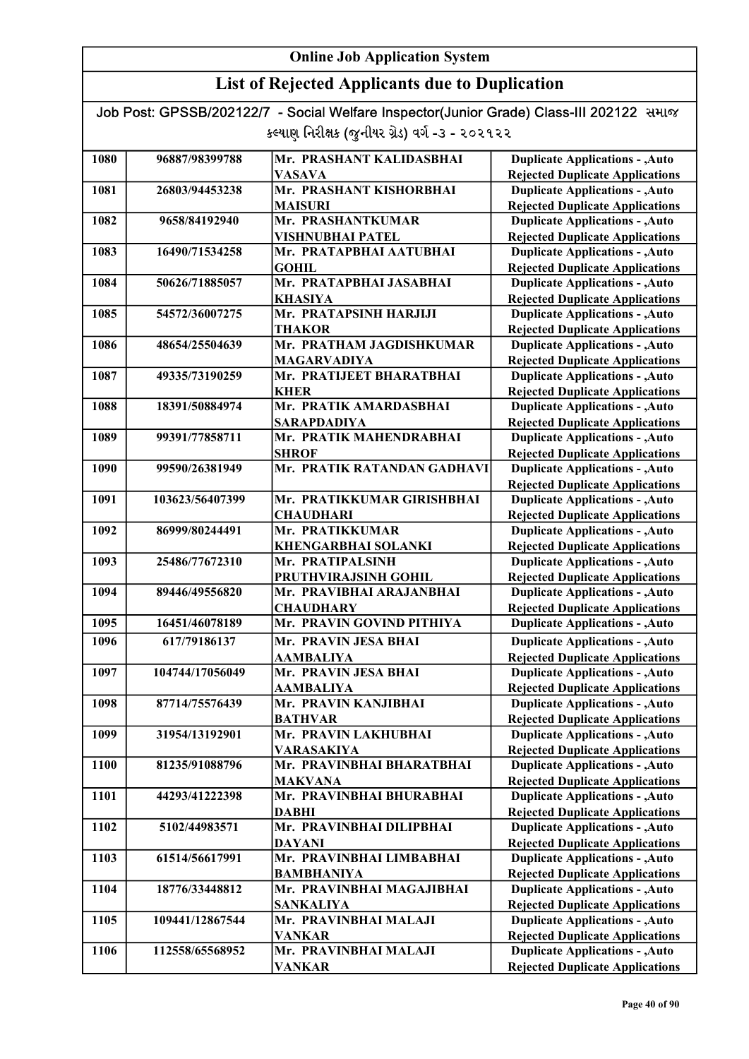# Online Job Application System

## List of Rejected Applicants due to Duplication

Job Post: GPSSB/202122/7 - Social Welfare Inspector(Junior Grade) Class-III 202122 સમાજ કલ્યાણ નિરીક્ષક (જુનીયર ગ્રેડ) વર્ગ -૩ - ૨૦૨૧૨૨

| | | | |
|---|---|---|---|
| 1080 | 96887/98399788 | Mr. PRASHANT KALIDASBHAI VASAVA | Duplicate Applications - ,Auto Rejected Duplicate Applications |
| 1081 | 26803/94453238 | Mr. PRASHANT KISHORBHAI MAISURI | Duplicate Applications - ,Auto Rejected Duplicate Applications |
| 1082 | 9658/84192940 | Mr. PRASHANTKUMAR VISHNUBHAI PATEL | Duplicate Applications - ,Auto Rejected Duplicate Applications |
| 1083 | 16490/71534258 | Mr. PRATAPBHAI AATUBHAI GOHIL | Duplicate Applications - ,Auto Rejected Duplicate Applications |
| 1084 | 50626/71885057 | Mr. PRATAPBHAI JASABHAI KHASIYA | Duplicate Applications - ,Auto Rejected Duplicate Applications |
| 1085 | 54572/36007275 | Mr. PRATAPSINH HARJIJI THAKOR | Duplicate Applications - ,Auto Rejected Duplicate Applications |
| 1086 | 48654/25504639 | Mr. PRATHAM JAGDISHKUMAR MAGARVADIYA | Duplicate Applications - ,Auto Rejected Duplicate Applications |
| 1087 | 49335/73190259 | Mr. PRATIJEET BHARATBHAI KHER | Duplicate Applications - ,Auto Rejected Duplicate Applications |
| 1088 | 18391/50884974 | Mr. PRATIK AMARDASBHAI SARAPDADIYA | Duplicate Applications - ,Auto Rejected Duplicate Applications |
| 1089 | 99391/77858711 | Mr. PRATIK MAHENDRABHAI SHROF | Duplicate Applications - ,Auto Rejected Duplicate Applications |
| 1090 | 99590/26381949 | Mr. PRATIK RATANDAN GADHAVI | Duplicate Applications - ,Auto Rejected Duplicate Applications |
| 1091 | 103623/56407399 | Mr. PRATIKKUMAR GIRISHBHAI CHAUDHARI | Duplicate Applications - ,Auto Rejected Duplicate Applications |
| 1092 | 86999/80244491 | Mr. PRATIKKUMAR KHENGARBHAI SOLANKI | Duplicate Applications - ,Auto Rejected Duplicate Applications |
| 1093 | 25486/77672310 | Mr. PRATIPALSINH PRUTHVIRAJSINH GOHIL | Duplicate Applications - ,Auto Rejected Duplicate Applications |
| 1094 | 89446/49556820 | Mr. PRAVIBHAI ARAJANBHAI CHAUDHARY | Duplicate Applications - ,Auto Rejected Duplicate Applications |
| 1095 | 16451/46078189 | Mr. PRAVIN GOVIND PITHIYA | Duplicate Applications - ,Auto |
| 1096 | 617/79186137 | Mr. PRAVIN JESA BHAI AAMBALIYA | Duplicate Applications - ,Auto Rejected Duplicate Applications |
| 1097 | 104744/17056049 | Mr. PRAVIN JESA BHAI AAMBALIYA | Duplicate Applications - ,Auto Rejected Duplicate Applications |
| 1098 | 87714/75576439 | Mr. PRAVIN KANJIBHAI BATHVAR | Duplicate Applications - ,Auto Rejected Duplicate Applications |
| 1099 | 31954/13192901 | Mr. PRAVIN LAKHUBHAI VARASAKIYA | Duplicate Applications - ,Auto Rejected Duplicate Applications |
| 1100 | 81235/91088796 | Mr. PRAVINBHAI BHARATBHAI MAKVANA | Duplicate Applications - ,Auto Rejected Duplicate Applications |
| 1101 | 44293/41222398 | Mr. PRAVINBHAI BHURABHAI DABHI | Duplicate Applications - ,Auto Rejected Duplicate Applications |
| 1102 | 5102/44983571 | Mr. PRAVINBHAI DILIPBHAI DAYANI | Duplicate Applications - ,Auto Rejected Duplicate Applications |
| 1103 | 61514/56617991 | Mr. PRAVINBHAI LIMBABHAI BAMBHANIYA | Duplicate Applications - ,Auto Rejected Duplicate Applications |
| 1104 | 18776/33448812 | Mr. PRAVINBHAI MAGAJIBHAI SANKALIYA | Duplicate Applications - ,Auto Rejected Duplicate Applications |
| 1105 | 109441/12867544 | Mr. PRAVINBHAI MALAJI VANKAR | Duplicate Applications - ,Auto Rejected Duplicate Applications |
| 1106 | 112558/65568952 | Mr. PRAVINBHAI MALAJI VANKAR | Duplicate Applications - ,Auto Rejected Duplicate Applications |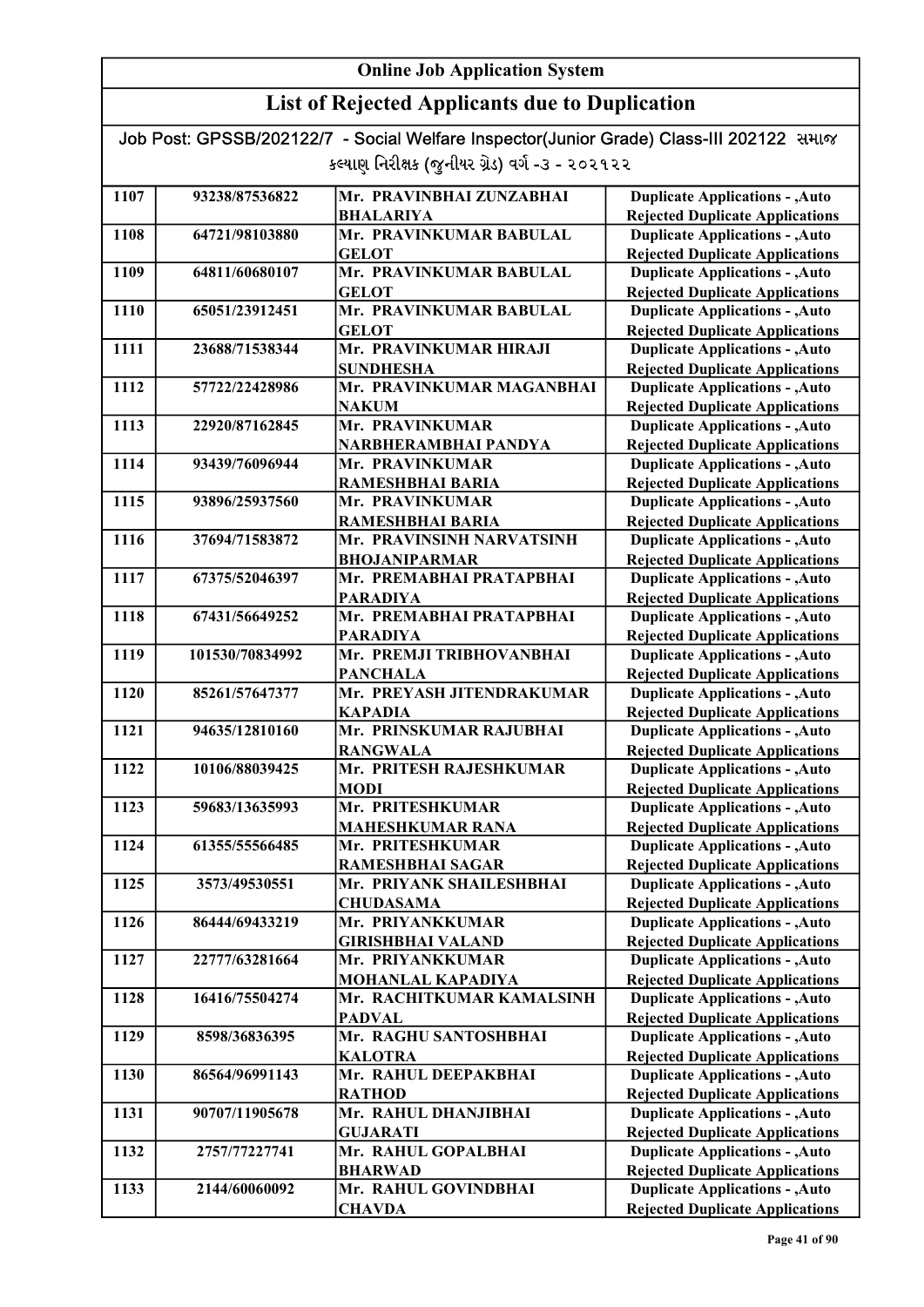## Online Job Application System

## List of Rejected Applicants due to Duplication

Job Post: GPSSB/202122/7 - Social Welfare Inspector(Junior Grade) Class-III 202122 સમાજ કલ્યાણ નિરીક્ષક (જુનીયર ગ્રેડ) વર્ગ -૩ - ૨૦૨૧૨૨

| | | | |
|---|---|---|---|
| 1107 | 93238/87536822 | Mr. PRAVINBHAI ZUNZABHAI BHALARIYA | Duplicate Applications - ,Auto Rejected Duplicate Applications |
| 1108 | 64721/98103880 | Mr. PRAVINKUMAR BABULAL GELOT | Duplicate Applications - ,Auto Rejected Duplicate Applications |
| 1109 | 64811/60680107 | Mr. PRAVINKUMAR BABULAL GELOT | Duplicate Applications - ,Auto Rejected Duplicate Applications |
| 1110 | 65051/23912451 | Mr. PRAVINKUMAR BABULAL GELOT | Duplicate Applications - ,Auto Rejected Duplicate Applications |
| 1111 | 23688/71538344 | Mr. PRAVINKUMAR HIRAJI SUNDHESHA | Duplicate Applications - ,Auto Rejected Duplicate Applications |
| 1112 | 57722/22428986 | Mr. PRAVINKUMAR MAGANBHAI NAKUM | Duplicate Applications - ,Auto Rejected Duplicate Applications |
| 1113 | 22920/87162845 | Mr. PRAVINKUMAR NARBHERAMBHAI PANDYA | Duplicate Applications - ,Auto Rejected Duplicate Applications |
| 1114 | 93439/76096944 | Mr. PRAVINKUMAR RAMESHBHAI BARIA | Duplicate Applications - ,Auto Rejected Duplicate Applications |
| 1115 | 93896/25937560 | Mr. PRAVINKUMAR RAMESHBHAI BARIA | Duplicate Applications - ,Auto Rejected Duplicate Applications |
| 1116 | 37694/71583872 | Mr. PRAVINSINH NARVATSINH BHOJANIPARMAR | Duplicate Applications - ,Auto Rejected Duplicate Applications |
| 1117 | 67375/52046397 | Mr. PREMABHAI PRATAPBHAI PARADIYA | Duplicate Applications - ,Auto Rejected Duplicate Applications |
| 1118 | 67431/56649252 | Mr. PREMABHAI PRATAPBHAI PARADIYA | Duplicate Applications - ,Auto Rejected Duplicate Applications |
| 1119 | 101530/70834992 | Mr. PREMJI TRIBHOVANBHAI PANCHALA | Duplicate Applications - ,Auto Rejected Duplicate Applications |
| 1120 | 85261/57647377 | Mr. PREYASH JITENDRAKUMAR KAPADIA | Duplicate Applications - ,Auto Rejected Duplicate Applications |
| 1121 | 94635/12810160 | Mr. PRINSKUMAR RAJUBHAI RANGWALA | Duplicate Applications - ,Auto Rejected Duplicate Applications |
| 1122 | 10106/88039425 | Mr. PRITESH RAJESHKUMAR MODI | Duplicate Applications - ,Auto Rejected Duplicate Applications |
| 1123 | 59683/13635993 | Mr. PRITESHKUMAR MAHESHKUMAR RANA | Duplicate Applications - ,Auto Rejected Duplicate Applications |
| 1124 | 61355/55566485 | Mr. PRITESHKUMAR RAMESHBHAI SAGAR | Duplicate Applications - ,Auto Rejected Duplicate Applications |
| 1125 | 3573/49530551 | Mr. PRIYANK SHAILESHBHAI CHUDASAMA | Duplicate Applications - ,Auto Rejected Duplicate Applications |
| 1126 | 86444/69433219 | Mr. PRIYANKKUMAR GIRISHBHAI VALAND | Duplicate Applications - ,Auto Rejected Duplicate Applications |
| 1127 | 22777/63281664 | Mr. PRIYANKKUMAR MOHANLAL KAPADIYA | Duplicate Applications - ,Auto Rejected Duplicate Applications |
| 1128 | 16416/75504274 | Mr. RACHITKUMAR KAMALSINH PADVAL | Duplicate Applications - ,Auto Rejected Duplicate Applications |
| 1129 | 8598/36836395 | Mr. RAGHU SANTOSHBHAI KALOTRA | Duplicate Applications - ,Auto Rejected Duplicate Applications |
| 1130 | 86564/96991143 | Mr. RAHUL DEEPAKBHAI RATHOD | Duplicate Applications - ,Auto Rejected Duplicate Applications |
| 1131 | 90707/11905678 | Mr. RAHUL DHANJIBHAI GUJARATI | Duplicate Applications - ,Auto Rejected Duplicate Applications |
| 1132 | 2757/77227741 | Mr. RAHUL GOPALBHAI BHARWAD | Duplicate Applications - ,Auto Rejected Duplicate Applications |
| 1133 | 2144/60060092 | Mr. RAHUL GOVINDBHAI CHAVDA | Duplicate Applications - ,Auto Rejected Duplicate Applications |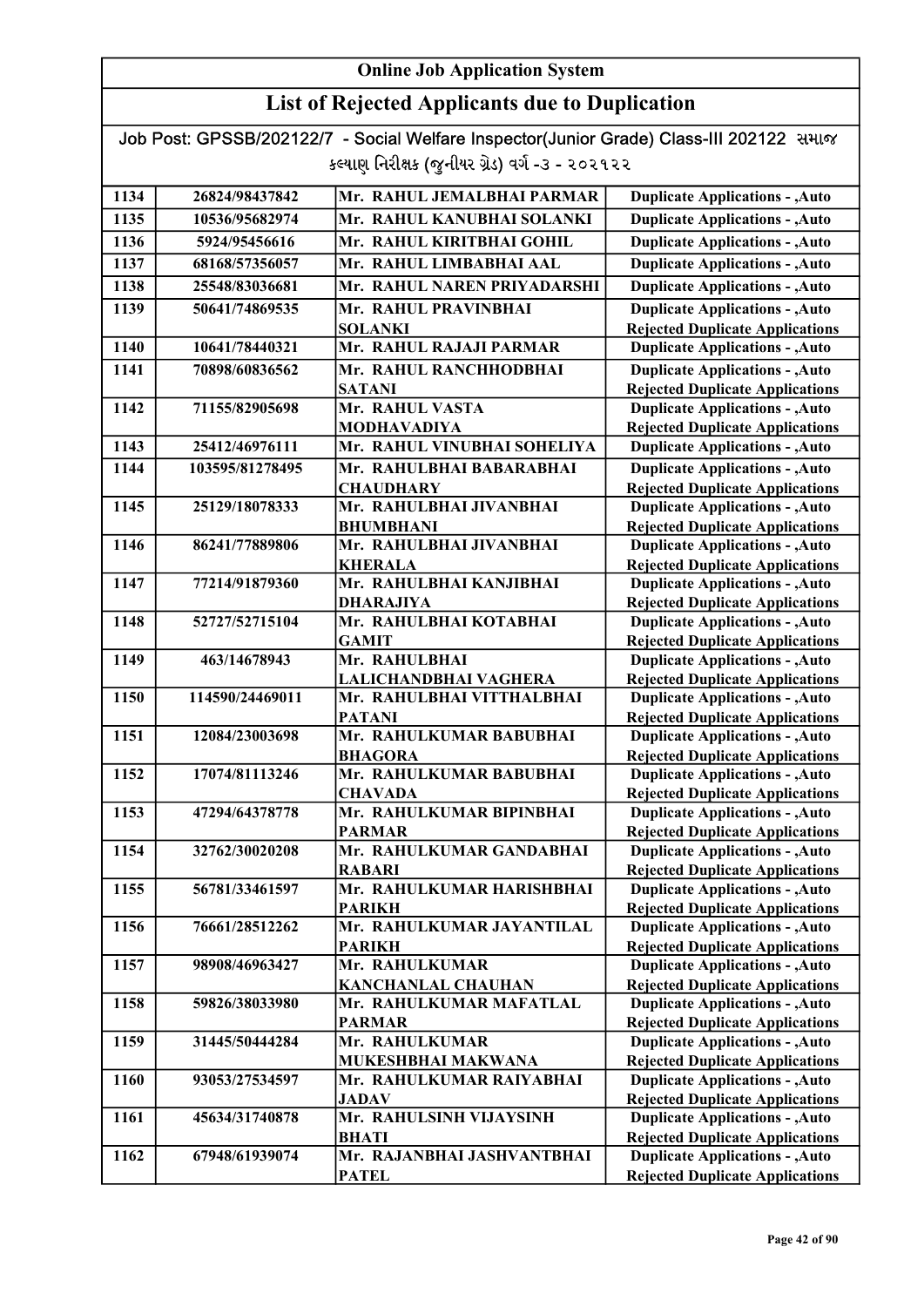## Online Job Application System

## List of Rejected Applicants due to Duplication

Job Post: GPSSB/202122/7 - Social Welfare Inspector(Junior Grade) Class-III 202122 સમાજ કલ્યાણ નિરીક્ષક (જુનીયર ગ્રેડ) વર્ગ -૩ - ૨૦૨૧૨૨

| | | | |
|---|---|---|---|
| 1134 | 26824/98437842 | Mr. RAHUL JEMALBHAI PARMAR | Duplicate Applications - ,Auto |
| 1135 | 10536/95682974 | Mr. RAHUL KANUBHAI SOLANKI | Duplicate Applications - ,Auto |
| 1136 | 5924/95456616 | Mr. RAHUL KIRITBHAI GOHIL | Duplicate Applications - ,Auto |
| 1137 | 68168/57356057 | Mr. RAHUL LIMBABHAI AAL | Duplicate Applications - ,Auto |
| 1138 | 25548/83036681 | Mr. RAHUL NAREN PRIYADARSHI | Duplicate Applications - ,Auto |
| 1139 | 50641/74869535 | Mr. RAHUL PRAVINBHAI SOLANKI | Duplicate Applications - ,Auto Rejected Duplicate Applications |
| 1140 | 10641/78440321 | Mr. RAHUL RAJAJI PARMAR | Duplicate Applications - ,Auto |
| 1141 | 70898/60836562 | Mr. RAHUL RANCHHODBHAI SATANI | Duplicate Applications - ,Auto Rejected Duplicate Applications |
| 1142 | 71155/82905698 | Mr. RAHUL VASTA MODHAVADIYA | Duplicate Applications - ,Auto Rejected Duplicate Applications |
| 1143 | 25412/46976111 | Mr. RAHUL VINUBHAI SOHELIYA | Duplicate Applications - ,Auto |
| 1144 | 103595/81278495 | Mr. RAHULBHAI BABARABHAI CHAUDHARY | Duplicate Applications - ,Auto Rejected Duplicate Applications |
| 1145 | 25129/18078333 | Mr. RAHULBHAI JIVANBHAI BHUMBHANI | Duplicate Applications - ,Auto Rejected Duplicate Applications |
| 1146 | 86241/77889806 | Mr. RAHULBHAI JIVANBHAI KHERALA | Duplicate Applications - ,Auto Rejected Duplicate Applications |
| 1147 | 77214/91879360 | Mr. RAHULBHAI KANJIBHAI DHARAJIYA | Duplicate Applications - ,Auto Rejected Duplicate Applications |
| 1148 | 52727/52715104 | Mr. RAHULBHAI KOTABHAI GAMIT | Duplicate Applications - ,Auto Rejected Duplicate Applications |
| 1149 | 463/14678943 | Mr. RAHULBHAI LALICHANDBHAI VAGHERA | Duplicate Applications - ,Auto Rejected Duplicate Applications |
| 1150 | 114590/24469011 | Mr. RAHULBHAI VITTHALBHAI PATANI | Duplicate Applications - ,Auto Rejected Duplicate Applications |
| 1151 | 12084/23003698 | Mr. RAHULKUMAR BABUBHAI BHAGORA | Duplicate Applications - ,Auto Rejected Duplicate Applications |
| 1152 | 17074/81113246 | Mr. RAHULKUMAR BABUBHAI CHAVADA | Duplicate Applications - ,Auto Rejected Duplicate Applications |
| 1153 | 47294/64378778 | Mr. RAHULKUMAR BIPINBHAI PARMAR | Duplicate Applications - ,Auto Rejected Duplicate Applications |
| 1154 | 32762/30020208 | Mr. RAHULKUMAR GANDABHAI RABARI | Duplicate Applications - ,Auto Rejected Duplicate Applications |
| 1155 | 56781/33461597 | Mr. RAHULKUMAR HARISHBHAI PARIKH | Duplicate Applications - ,Auto Rejected Duplicate Applications |
| 1156 | 76661/28512262 | Mr. RAHULKUMAR JAYANTILAL PARIKH | Duplicate Applications - ,Auto Rejected Duplicate Applications |
| 1157 | 98908/46963427 | Mr. RAHULKUMAR KANCHANLAL CHAUHAN | Duplicate Applications - ,Auto Rejected Duplicate Applications |
| 1158 | 59826/38033980 | Mr. RAHULKUMAR MAFATLAL PARMAR | Duplicate Applications - ,Auto Rejected Duplicate Applications |
| 1159 | 31445/50444284 | Mr. RAHULKUMAR MUKESHBHAI MAKWANA | Duplicate Applications - ,Auto Rejected Duplicate Applications |
| 1160 | 93053/27534597 | Mr. RAHULKUMAR RAIYABHAI JADAV | Duplicate Applications - ,Auto Rejected Duplicate Applications |
| 1161 | 45634/31740878 | Mr. RAHULSINH VIJAYSINH BHATI | Duplicate Applications - ,Auto Rejected Duplicate Applications |
| 1162 | 67948/61939074 | Mr. RAJANBHAI JASHVANTBHAI PATEL | Duplicate Applications - ,Auto Rejected Duplicate Applications |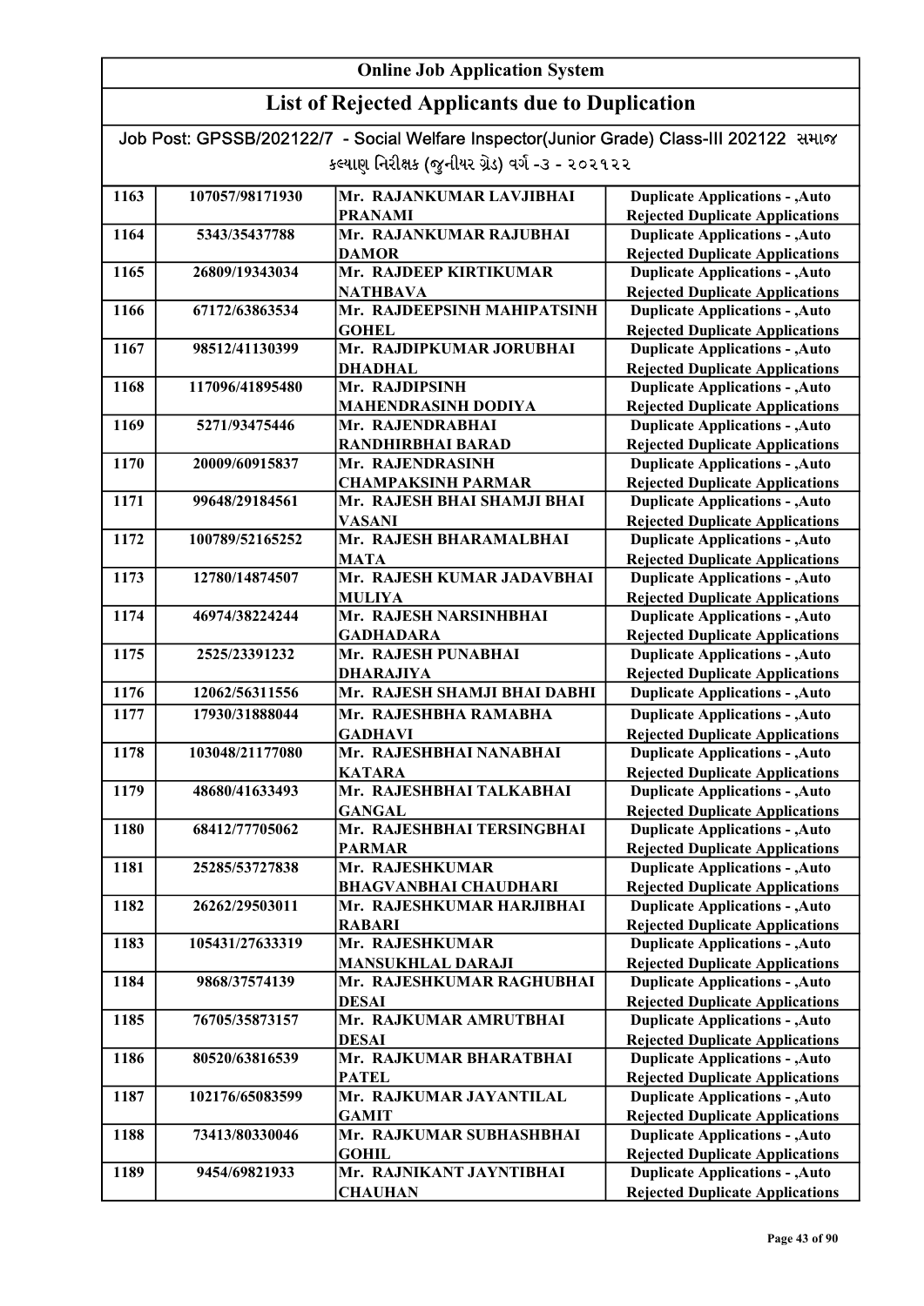# Online Job Application System

## List of Rejected Applicants due to Duplication

Job Post: GPSSB/202122/7 - Social Welfare Inspector(Junior Grade) Class-III 202122 સમાજ કલ્યાણ નિરીક્ષક (જુનીયર ગ્રેડ) વર્ગ -૩ - ૨૦૨૧૨૨

| | | | |
|---|---|---|---|
| 1163 | 107057/98171930 | Mr. RAJANKUMAR LAVJIBHAI PRANAMI | Duplicate Applications - ,Auto Rejected Duplicate Applications |
| 1164 | 5343/35437788 | Mr. RAJANKUMAR RAJUBHAI DAMOR | Duplicate Applications - ,Auto Rejected Duplicate Applications |
| 1165 | 26809/19343034 | Mr. RAJDEEP KIRTIKUMAR NATHBAVA | Duplicate Applications - ,Auto Rejected Duplicate Applications |
| 1166 | 67172/63863534 | Mr. RAJDEEPSINH MAHIPATSINH GOHEL | Duplicate Applications - ,Auto Rejected Duplicate Applications |
| 1167 | 98512/41130399 | Mr. RAJDIPKUMAR JORUBHAI DHADHAL | Duplicate Applications - ,Auto Rejected Duplicate Applications |
| 1168 | 117096/41895480 | Mr. RAJDIPSINH MAHENDRASINH DODIYA | Duplicate Applications - ,Auto Rejected Duplicate Applications |
| 1169 | 5271/93475446 | Mr. RAJENDRABHAI RANDHIRBHAI BARAD | Duplicate Applications - ,Auto Rejected Duplicate Applications |
| 1170 | 20009/60915837 | Mr. RAJENDRASINH CHAMPAKSINH PARMAR | Duplicate Applications - ,Auto Rejected Duplicate Applications |
| 1171 | 99648/29184561 | Mr. RAJESH BHAI SHAMJI BHAI VASANI | Duplicate Applications - ,Auto Rejected Duplicate Applications |
| 1172 | 100789/52165252 | Mr. RAJESH BHARAMALBHAI MATA | Duplicate Applications - ,Auto Rejected Duplicate Applications |
| 1173 | 12780/14874507 | Mr. RAJESH KUMAR JADAVBHAI MULIYA | Duplicate Applications - ,Auto Rejected Duplicate Applications |
| 1174 | 46974/38224244 | Mr. RAJESH NARSINHBHAI GADHADARA | Duplicate Applications - ,Auto Rejected Duplicate Applications |
| 1175 | 2525/23391232 | Mr. RAJESH PUNABHAI DHARAJIYA | Duplicate Applications - ,Auto Rejected Duplicate Applications |
| 1176 | 12062/56311556 | Mr. RAJESH SHAMJI BHAI DABHI | Duplicate Applications - ,Auto |
| 1177 | 17930/31888044 | Mr. RAJESHBHA RAMABHA GADHAVI | Duplicate Applications - ,Auto Rejected Duplicate Applications |
| 1178 | 103048/21177080 | Mr. RAJESHBHAI NANABHAI KATARA | Duplicate Applications - ,Auto Rejected Duplicate Applications |
| 1179 | 48680/41633493 | Mr. RAJESHBHAI TALKABHAI GANGAL | Duplicate Applications - ,Auto Rejected Duplicate Applications |
| 1180 | 68412/77705062 | Mr. RAJESHBHAI TERSINGBHAI PARMAR | Duplicate Applications - ,Auto Rejected Duplicate Applications |
| 1181 | 25285/53727838 | Mr. RAJESHKUMAR BHAGVANBHAI CHAUDHARI | Duplicate Applications - ,Auto Rejected Duplicate Applications |
| 1182 | 26262/29503011 | Mr. RAJESHKUMAR HARJIBHAI RABARI | Duplicate Applications - ,Auto Rejected Duplicate Applications |
| 1183 | 105431/27633319 | Mr. RAJESHKUMAR MANSUKHLAL DARAJI | Duplicate Applications - ,Auto Rejected Duplicate Applications |
| 1184 | 9868/37574139 | Mr. RAJESHKUMAR RAGHUBHAI DESAI | Duplicate Applications - ,Auto Rejected Duplicate Applications |
| 1185 | 76705/35873157 | Mr. RAJKUMAR AMRUTBHAI DESAI | Duplicate Applications - ,Auto Rejected Duplicate Applications |
| 1186 | 80520/63816539 | Mr. RAJKUMAR BHARATBHAI PATEL | Duplicate Applications - ,Auto Rejected Duplicate Applications |
| 1187 | 102176/65083599 | Mr. RAJKUMAR JAYANTILAL GAMIT | Duplicate Applications - ,Auto Rejected Duplicate Applications |
| 1188 | 73413/80330046 | Mr. RAJKUMAR SUBHASHBHAI GOHIL | Duplicate Applications - ,Auto Rejected Duplicate Applications |
| 1189 | 9454/69821933 | Mr. RAJNIKANT JAYNTIBHAI CHAUHAN | Duplicate Applications - ,Auto Rejected Duplicate Applications |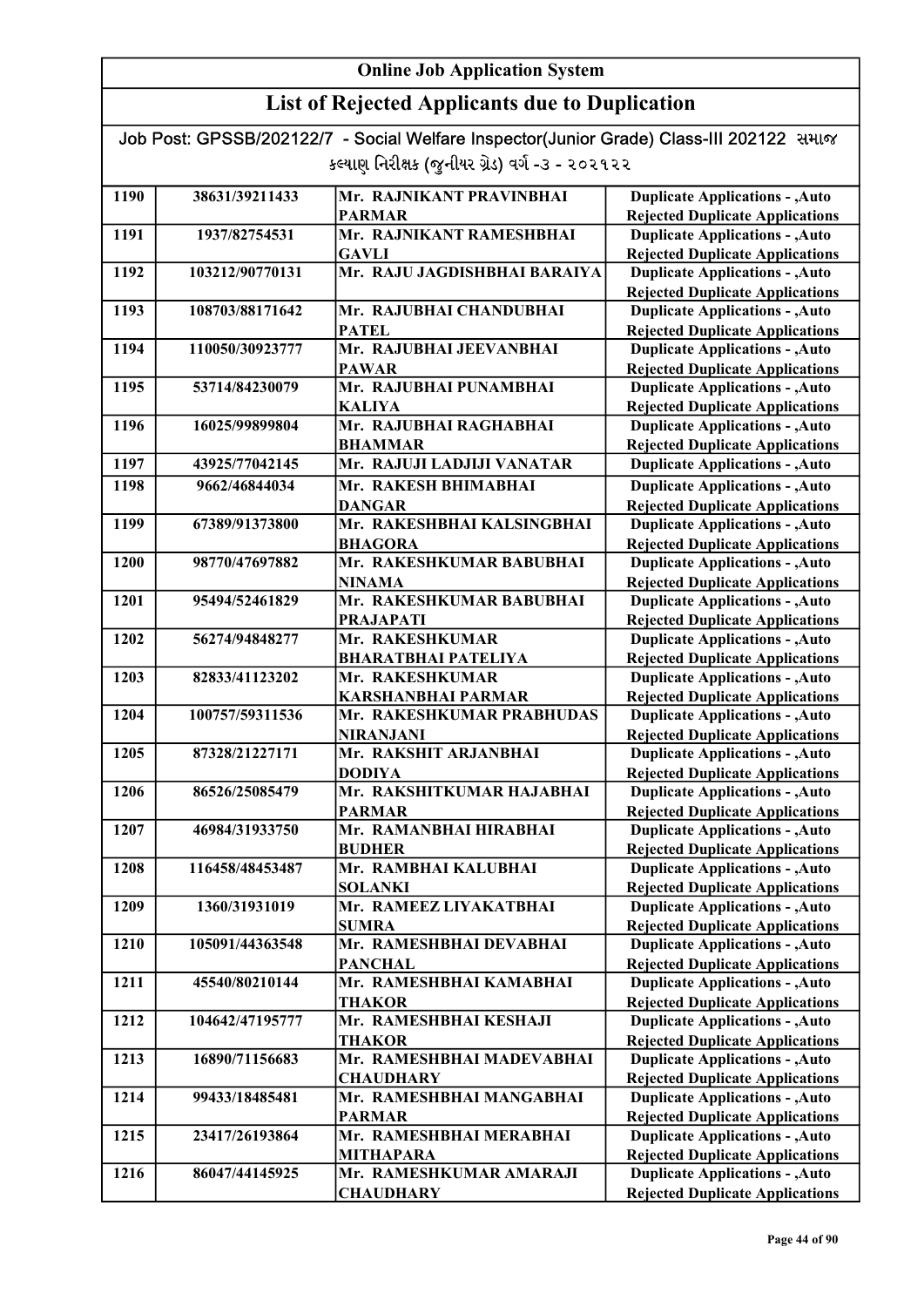# Online Job Application System

## List of Rejected Applicants due to Duplication

Job Post: GPSSB/202122/7 - Social Welfare Inspector(Junior Grade) Class-III 202122 સમાજ કલ્યાણ નિરીક્ષક (જુનીયર ગ્રેડ) વર્ગ -૩ - ૨૦૨૧૨૨

| | | | |
|---|---|---|---|
| 1190 | 38631/39211433 | Mr. RAJNIKANT PRAVINBHAI PARMAR | Duplicate Applications - ,Auto Rejected Duplicate Applications |
| 1191 | 1937/82754531 | Mr. RAJNIKANT RAMESHBHAI GAVLI | Duplicate Applications - ,Auto Rejected Duplicate Applications |
| 1192 | 103212/90770131 | Mr. RAJU JAGDISHBHAI BARAIYA | Duplicate Applications - ,Auto Rejected Duplicate Applications |
| 1193 | 108703/88171642 | Mr. RAJUBHAI CHANDUBHAI PATEL | Duplicate Applications - ,Auto Rejected Duplicate Applications |
| 1194 | 110050/30923777 | Mr. RAJUBHAI JEEVANBHAI PAWAR | Duplicate Applications - ,Auto Rejected Duplicate Applications |
| 1195 | 53714/84230079 | Mr. RAJUBHAI PUNAMBHAI KALIYA | Duplicate Applications - ,Auto Rejected Duplicate Applications |
| 1196 | 16025/99899804 | Mr. RAJUBHAI RAGHABHAI BHAMMAR | Duplicate Applications - ,Auto Rejected Duplicate Applications |
| 1197 | 43925/77042145 | Mr. RAJUJI LADJIJI VANATAR | Duplicate Applications - ,Auto |
| 1198 | 9662/46844034 | Mr. RAKESH BHIMABHAI DANGAR | Duplicate Applications - ,Auto Rejected Duplicate Applications |
| 1199 | 67389/91373800 | Mr. RAKESHBHAI KALSINGBHAI BHAGORA | Duplicate Applications - ,Auto Rejected Duplicate Applications |
| 1200 | 98770/47697882 | Mr. RAKESHKUMAR BABUBHAI NINAMA | Duplicate Applications - ,Auto Rejected Duplicate Applications |
| 1201 | 95494/52461829 | Mr. RAKESHKUMAR BABUBHAI PRAJAPATI | Duplicate Applications - ,Auto Rejected Duplicate Applications |
| 1202 | 56274/94848277 | Mr. RAKESHKUMAR BHARATBHAI PATELIYA | Duplicate Applications - ,Auto Rejected Duplicate Applications |
| 1203 | 82833/41123202 | Mr. RAKESHKUMAR KARSHANBHAI PARMAR | Duplicate Applications - ,Auto Rejected Duplicate Applications |
| 1204 | 100757/59311536 | Mr. RAKESHKUMAR PRABHUDAS NIRANJANI | Duplicate Applications - ,Auto Rejected Duplicate Applications |
| 1205 | 87328/21227171 | Mr. RAKSHIT ARJANBHAI DODIYA | Duplicate Applications - ,Auto Rejected Duplicate Applications |
| 1206 | 86526/25085479 | Mr. RAKSHITKUMAR HAJABHAI PARMAR | Duplicate Applications - ,Auto Rejected Duplicate Applications |
| 1207 | 46984/31933750 | Mr. RAMANBHAI HIRABHAI BUDHER | Duplicate Applications - ,Auto Rejected Duplicate Applications |
| 1208 | 116458/48453487 | Mr. RAMBHAI KALUBHAI SOLANKI | Duplicate Applications - ,Auto Rejected Duplicate Applications |
| 1209 | 1360/31931019 | Mr. RAMEEZ LIYAKATBHAI SUMRA | Duplicate Applications - ,Auto Rejected Duplicate Applications |
| 1210 | 105091/44363548 | Mr. RAMESHBHAI DEVABHAI PANCHAL | Duplicate Applications - ,Auto Rejected Duplicate Applications |
| 1211 | 45540/80210144 | Mr. RAMESHBHAI KAMABHAI THAKOR | Duplicate Applications - ,Auto Rejected Duplicate Applications |
| 1212 | 104642/47195777 | Mr. RAMESHBHAI KESHAJI THAKOR | Duplicate Applications - ,Auto Rejected Duplicate Applications |
| 1213 | 16890/71156683 | Mr. RAMESHBHAI MADEVABHAI CHAUDHARY | Duplicate Applications - ,Auto Rejected Duplicate Applications |
| 1214 | 99433/18485481 | Mr. RAMESHBHAI MANGABHAI PARMAR | Duplicate Applications - ,Auto Rejected Duplicate Applications |
| 1215 | 23417/26193864 | Mr. RAMESHBHAI MERABHAI MITHAPARA | Duplicate Applications - ,Auto Rejected Duplicate Applications |
| 1216 | 86047/44145925 | Mr. RAMESHKUMAR AMARAJI CHAUDHARY | Duplicate Applications - ,Auto Rejected Duplicate Applications |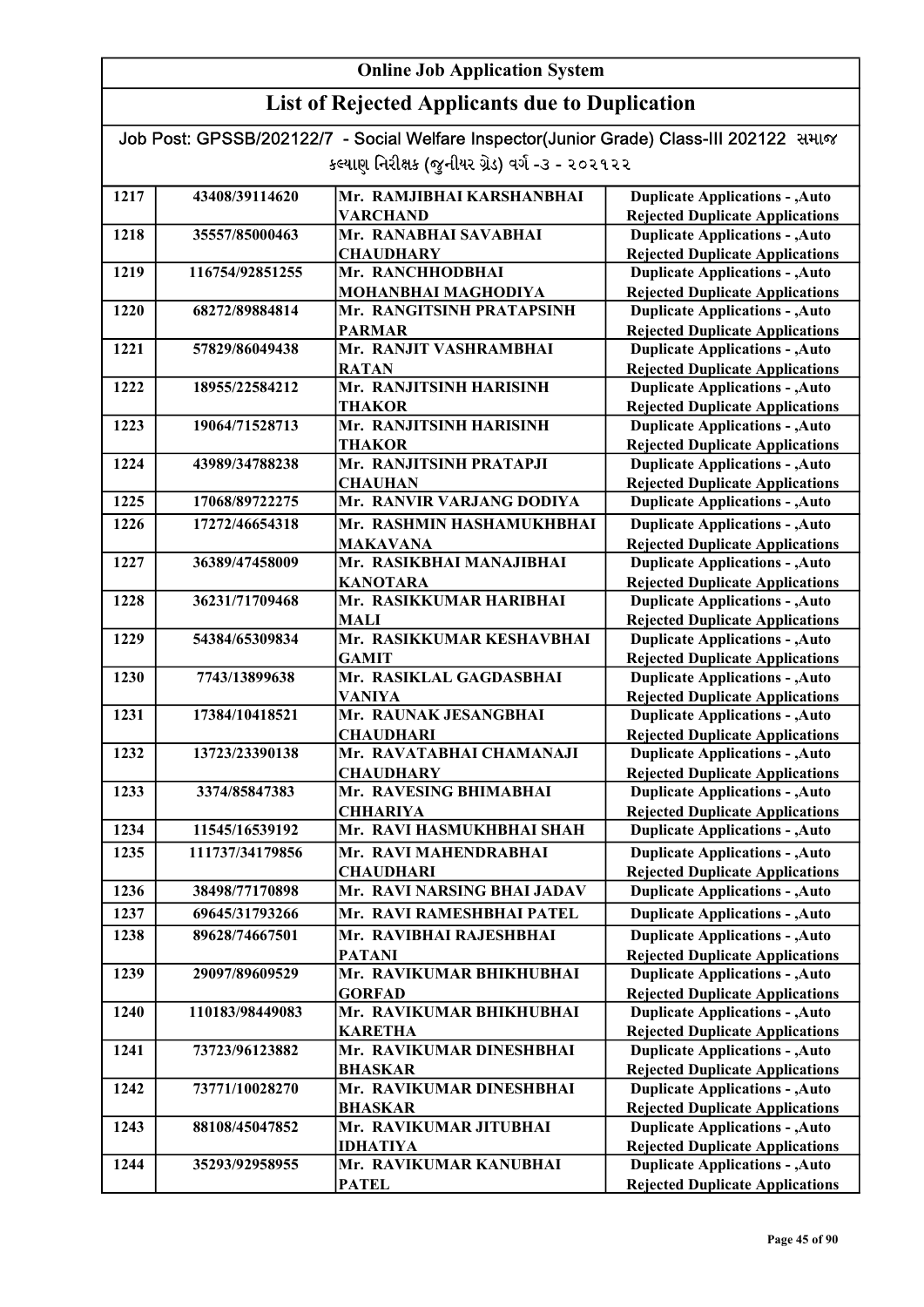# Online Job Application System

## List of Rejected Applicants due to Duplication

Job Post: GPSSB/202122/7 - Social Welfare Inspector(Junior Grade) Class-III 202122 સમાજ કલ્યાણ નિરીક્ષક (જુનીયર ગ્રેડ) વર્ગ -૩ - ૨૦૨૧૨૨

| | | | |
|---|---|---|---|
| 1217 | 43408/39114620 | Mr. RAMJIBHAI KARSHANBHAI VARCHAND | Duplicate Applications - ,Auto Rejected Duplicate Applications |
| 1218 | 35557/85000463 | Mr. RANABHAI SAVABHAI CHAUDHARY | Duplicate Applications - ,Auto Rejected Duplicate Applications |
| 1219 | 116754/92851255 | Mr. RANCHHODBHAI MOHANBHAI MAGHODIYA | Duplicate Applications - ,Auto Rejected Duplicate Applications |
| 1220 | 68272/89884814 | Mr. RANGITSINH PRATAPSINH PARMAR | Duplicate Applications - ,Auto Rejected Duplicate Applications |
| 1221 | 57829/86049438 | Mr. RANJIT VASHRAMBHAI RATAN | Duplicate Applications - ,Auto Rejected Duplicate Applications |
| 1222 | 18955/22584212 | Mr. RANJITSINH HARISINH THAKOR | Duplicate Applications - ,Auto Rejected Duplicate Applications |
| 1223 | 19064/71528713 | Mr. RANJITSINH HARISINH THAKOR | Duplicate Applications - ,Auto Rejected Duplicate Applications |
| 1224 | 43989/34788238 | Mr. RANJITSINH PRATAPJI CHAUHAN | Duplicate Applications - ,Auto Rejected Duplicate Applications |
| 1225 | 17068/89722275 | Mr. RANVIR VARJANG DODIYA | Duplicate Applications - ,Auto |
| 1226 | 17272/46654318 | Mr. RASHMIN HASHAMUKHBHAI MAKAVANA | Duplicate Applications - ,Auto Rejected Duplicate Applications |
| 1227 | 36389/47458009 | Mr. RASIKBHAI MANAJIBHAI KANOTARA | Duplicate Applications - ,Auto Rejected Duplicate Applications |
| 1228 | 36231/71709468 | Mr. RASIKKUMAR HARIBHAI MALI | Duplicate Applications - ,Auto Rejected Duplicate Applications |
| 1229 | 54384/65309834 | Mr. RASIKKUMAR KESHAVBHAI GAMIT | Duplicate Applications - ,Auto Rejected Duplicate Applications |
| 1230 | 7743/13899638 | Mr. RASIKLAL GAGDASBHAI VANIYA | Duplicate Applications - ,Auto Rejected Duplicate Applications |
| 1231 | 17384/10418521 | Mr. RAUNAK JESANGBHAI CHAUDHARI | Duplicate Applications - ,Auto Rejected Duplicate Applications |
| 1232 | 13723/23390138 | Mr. RAVATABHAI CHAMANAJI CHAUDHARY | Duplicate Applications - ,Auto Rejected Duplicate Applications |
| 1233 | 3374/85847383 | Mr. RAVESING BHIMABHAI CHHARIYA | Duplicate Applications - ,Auto Rejected Duplicate Applications |
| 1234 | 11545/16539192 | Mr. RAVI HASMUKHBHAI SHAH | Duplicate Applications - ,Auto |
| 1235 | 111737/34179856 | Mr. RAVI MAHENDRABHAI CHAUDHARI | Duplicate Applications - ,Auto Rejected Duplicate Applications |
| 1236 | 38498/77170898 | Mr. RAVI NARSING BHAI JADAV | Duplicate Applications - ,Auto |
| 1237 | 69645/31793266 | Mr. RAVI RAMESHBHAI PATEL | Duplicate Applications - ,Auto |
| 1238 | 89628/74667501 | Mr. RAVIBHAI RAJESHBHAI PATANI | Duplicate Applications - ,Auto Rejected Duplicate Applications |
| 1239 | 29097/89609529 | Mr. RAVIKUMAR BHIKHUBHAI GORFAD | Duplicate Applications - ,Auto Rejected Duplicate Applications |
| 1240 | 110183/98449083 | Mr. RAVIKUMAR BHIKHUBHAI KARETHA | Duplicate Applications - ,Auto Rejected Duplicate Applications |
| 1241 | 73723/96123882 | Mr. RAVIKUMAR DINESHBHAI BHASKAR | Duplicate Applications - ,Auto Rejected Duplicate Applications |
| 1242 | 73771/10028270 | Mr. RAVIKUMAR DINESHBHAI BHASKAR | Duplicate Applications - ,Auto Rejected Duplicate Applications |
| 1243 | 88108/45047852 | Mr. RAVIKUMAR JITUBHAI IDHATIYA | Duplicate Applications - ,Auto Rejected Duplicate Applications |
| 1244 | 35293/92958955 | Mr. RAVIKUMAR KANUBHAI PATEL | Duplicate Applications - ,Auto Rejected Duplicate Applications |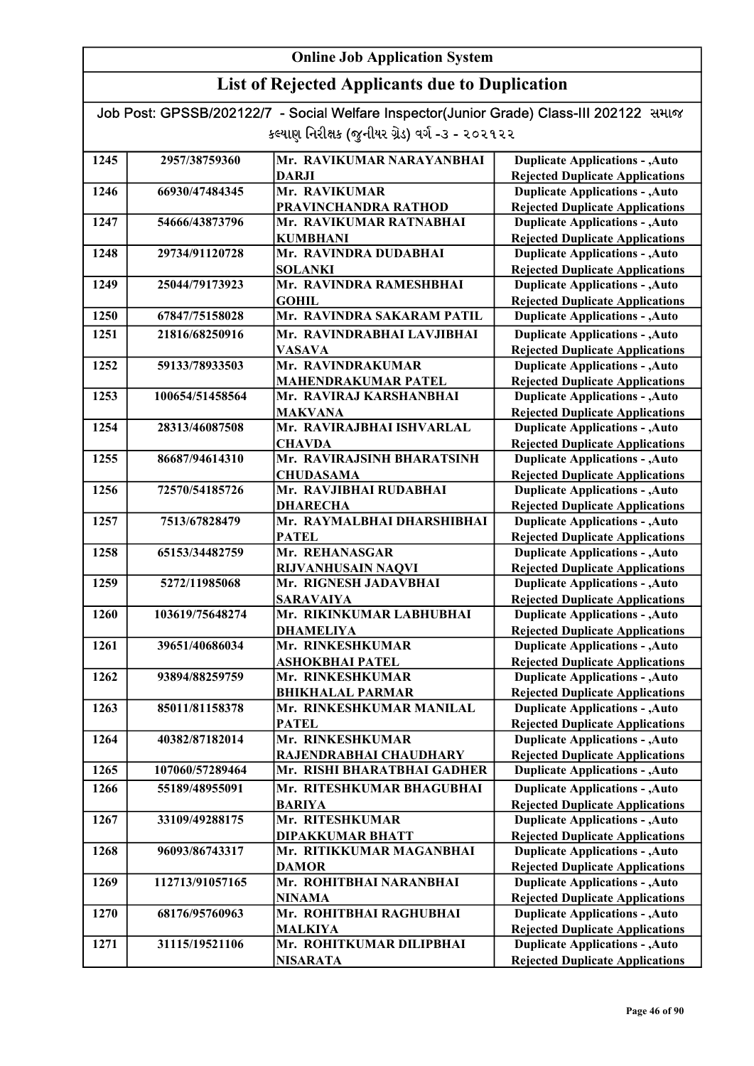# Online Job Application System

## List of Rejected Applicants due to Duplication

Job Post: GPSSB/202122/7 - Social Welfare Inspector(Junior Grade) Class-III 202122 સમાજ કલ્યાણ નિરીક્ષક (જુનીયર ગ્રેડ) વર્ગ -૩ - ૨૦૨૧૨૨

| | | | |
|---|---|---|---|
| 1245 | 2957/38759360 | Mr. RAVIKUMAR NARAYANBHAI DARJI | Duplicate Applications - ,Auto Rejected Duplicate Applications |
| 1246 | 66930/47484345 | Mr. RAVIKUMAR PRAVINCHANDRA RATHOD | Duplicate Applications - ,Auto Rejected Duplicate Applications |
| 1247 | 54666/43873796 | Mr. RAVIKUMAR RATNABHAI KUMBHANI | Duplicate Applications - ,Auto Rejected Duplicate Applications |
| 1248 | 29734/91120728 | Mr. RAVINDRA DUDABHAI SOLANKI | Duplicate Applications - ,Auto Rejected Duplicate Applications |
| 1249 | 25044/79173923 | Mr. RAVINDRA RAMESHBHAI GOHIL | Duplicate Applications - ,Auto Rejected Duplicate Applications |
| 1250 | 67847/75158028 | Mr. RAVINDRA SAKARAM PATIL | Duplicate Applications - ,Auto |
| 1251 | 21816/68250916 | Mr. RAVINDRABHAI LAVJIBHAI VASAVA | Duplicate Applications - ,Auto Rejected Duplicate Applications |
| 1252 | 59133/78933503 | Mr. RAVINDRAKUMAR MAHENDRAKUMAR PATEL | Duplicate Applications - ,Auto Rejected Duplicate Applications |
| 1253 | 100654/51458564 | Mr. RAVIRAJ KARSHANBHAI MAKVANA | Duplicate Applications - ,Auto Rejected Duplicate Applications |
| 1254 | 28313/46087508 | Mr. RAVIRAJBHAI ISHVARLAL CHAVDA | Duplicate Applications - ,Auto Rejected Duplicate Applications |
| 1255 | 86687/94614310 | Mr. RAVIRAJSINH BHARATSINH CHUDASAMA | Duplicate Applications - ,Auto Rejected Duplicate Applications |
| 1256 | 72570/54185726 | Mr. RAVJIBHAI RUDABHAI DHARECHA | Duplicate Applications - ,Auto Rejected Duplicate Applications |
| 1257 | 7513/67828479 | Mr. RAYMALBHAI DHARSHIBHAI PATEL | Duplicate Applications - ,Auto Rejected Duplicate Applications |
| 1258 | 65153/34482759 | Mr. REHANASGAR RIJVANHUSAIN NAQVI | Duplicate Applications - ,Auto Rejected Duplicate Applications |
| 1259 | 5272/11985068 | Mr. RIGNESH JADAVBHAI SARAVAIYA | Duplicate Applications - ,Auto Rejected Duplicate Applications |
| 1260 | 103619/75648274 | Mr. RIKINKUMAR LABHUBHAI DHAMELIYA | Duplicate Applications - ,Auto Rejected Duplicate Applications |
| 1261 | 39651/40686034 | Mr. RINKESHKUMAR ASHOKBHAI PATEL | Duplicate Applications - ,Auto Rejected Duplicate Applications |
| 1262 | 93894/88259759 | Mr. RINKESHKUMAR BHIKHALAL PARMAR | Duplicate Applications - ,Auto Rejected Duplicate Applications |
| 1263 | 85011/81158378 | Mr. RINKESHKUMAR MANILAL PATEL | Duplicate Applications - ,Auto Rejected Duplicate Applications |
| 1264 | 40382/87182014 | Mr. RINKESHKUMAR RAJENDRABHAI CHAUDHARY | Duplicate Applications - ,Auto Rejected Duplicate Applications |
| 1265 | 107060/57289464 | Mr. RISHI BHARATBHAI GADHER | Duplicate Applications - ,Auto |
| 1266 | 55189/48955091 | Mr. RITESHKUMAR BHAGUBHAI BARIYA | Duplicate Applications - ,Auto Rejected Duplicate Applications |
| 1267 | 33109/49288175 | Mr. RITESHKUMAR DIPAKKUMAR BHATT | Duplicate Applications - ,Auto Rejected Duplicate Applications |
| 1268 | 96093/86743317 | Mr. RITIKKUMAR MAGANBHAI DAMOR | Duplicate Applications - ,Auto Rejected Duplicate Applications |
| 1269 | 112713/91057165 | Mr. ROHITBHAI NARANBHAI NINAMA | Duplicate Applications - ,Auto Rejected Duplicate Applications |
| 1270 | 68176/95760963 | Mr. ROHITBHAI RAGHUBHAI MALKIYA | Duplicate Applications - ,Auto Rejected Duplicate Applications |
| 1271 | 31115/19521106 | Mr. ROHITKUMAR DILIPBHAI NISARATA | Duplicate Applications - ,Auto Rejected Duplicate Applications |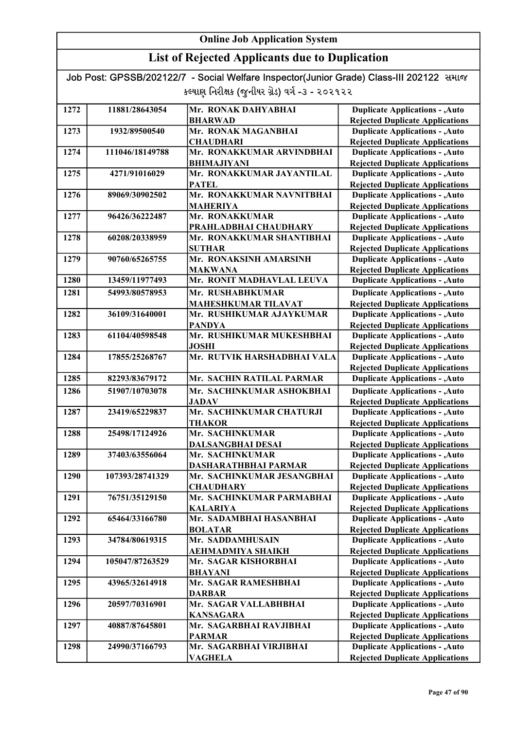# Online Job Application System

## List of Rejected Applicants due to Duplication

Job Post: GPSSB/202122/7 - Social Welfare Inspector(Junior Grade) Class-III 202122 સમાજ કલ્યાણ નિરીક્ષક (જુનીયર ગ્રેડ) વર્ગ -૩ - ૨૦૨૧૨૨

| | | | |
|---|---|---|---|
| 1272 | 11881/28643054 | Mr. RONAK DAHYABHAI BHARWAD | Duplicate Applications - ,Auto Rejected Duplicate Applications |
| 1273 | 1932/89500540 | Mr. RONAK MAGANBHAI CHAUDHARI | Duplicate Applications - ,Auto Rejected Duplicate Applications |
| 1274 | 111046/18149788 | Mr. RONAKKUMAR ARVINDBHAI BHIMAJIYANI | Duplicate Applications - ,Auto Rejected Duplicate Applications |
| 1275 | 4271/91016029 | Mr. RONAKKUMAR JAYANTILAL PATEL | Duplicate Applications - ,Auto Rejected Duplicate Applications |
| 1276 | 89069/30902502 | Mr. RONAKKUMAR NAVNITBHAI MAHERIYA | Duplicate Applications - ,Auto Rejected Duplicate Applications |
| 1277 | 96426/36222487 | Mr. RONAKKUMAR PRAHLADBHAI CHAUDHARY | Duplicate Applications - ,Auto Rejected Duplicate Applications |
| 1278 | 60208/20338959 | Mr. RONAKKUMAR SHANTIBHAI SUTHAR | Duplicate Applications - ,Auto Rejected Duplicate Applications |
| 1279 | 90760/65265755 | Mr. RONAKSINH AMARSINH MAKWANA | Duplicate Applications - ,Auto Rejected Duplicate Applications |
| 1280 | 13459/11977493 | Mr. RONIT MADHAVLAL LEUVA | Duplicate Applications - ,Auto |
| 1281 | 54993/80578953 | Mr. RUSHABHKUMAR MAHESHKUMAR TILAVAT | Duplicate Applications - ,Auto Rejected Duplicate Applications |
| 1282 | 36109/31640001 | Mr. RUSHIKUMAR AJAYKUMAR PANDYA | Duplicate Applications - ,Auto Rejected Duplicate Applications |
| 1283 | 61104/40598548 | Mr. RUSHIKUMAR MUKESHBHAI JOSHI | Duplicate Applications - ,Auto Rejected Duplicate Applications |
| 1284 | 17855/25268767 | Mr. RUTVIK HARSHADBHAI VALA | Duplicate Applications - ,Auto Rejected Duplicate Applications |
| 1285 | 82293/83679172 | Mr. SACHIN RATILAL PARMAR | Duplicate Applications - ,Auto |
| 1286 | 51907/10703078 | Mr. SACHINKUMAR ASHOKBHAI JADAV | Duplicate Applications - ,Auto Rejected Duplicate Applications |
| 1287 | 23419/65229837 | Mr. SACHINKUMAR CHATURJI THAKOR | Duplicate Applications - ,Auto Rejected Duplicate Applications |
| 1288 | 25498/17124926 | Mr. SACHINKUMAR DALSANGBHAI DESAI | Duplicate Applications - ,Auto Rejected Duplicate Applications |
| 1289 | 37403/63556064 | Mr. SACHINKUMAR DASHARATHBHAI PARMAR | Duplicate Applications - ,Auto Rejected Duplicate Applications |
| 1290 | 107393/28741329 | Mr. SACHINKUMAR JESANGBHAI CHAUDHARY | Duplicate Applications - ,Auto Rejected Duplicate Applications |
| 1291 | 76751/35129150 | Mr. SACHINKUMAR PARMABHAI KALARIYA | Duplicate Applications - ,Auto Rejected Duplicate Applications |
| 1292 | 65464/33166780 | Mr. SADAMBHAI HASANBHAI BOLATAR | Duplicate Applications - ,Auto Rejected Duplicate Applications |
| 1293 | 34784/80619315 | Mr. SADDAMHUSAIN AEHMADMIYA SHAIKH | Duplicate Applications - ,Auto Rejected Duplicate Applications |
| 1294 | 105047/87263529 | Mr. SAGAR KISHORBHAI BHAYANI | Duplicate Applications - ,Auto Rejected Duplicate Applications |
| 1295 | 43965/32614918 | Mr. SAGAR RAMESHBHAI DARBAR | Duplicate Applications - ,Auto Rejected Duplicate Applications |
| 1296 | 20597/70316901 | Mr. SAGAR VALLABHBHAI KANSAGARA | Duplicate Applications - ,Auto Rejected Duplicate Applications |
| 1297 | 40887/87645801 | Mr. SAGARBHAI RAVJIBHAI PARMAR | Duplicate Applications - ,Auto Rejected Duplicate Applications |
| 1298 | 24990/37166793 | Mr. SAGARBHAI VIRJIBHAI VAGHELA | Duplicate Applications - ,Auto Rejected Duplicate Applications |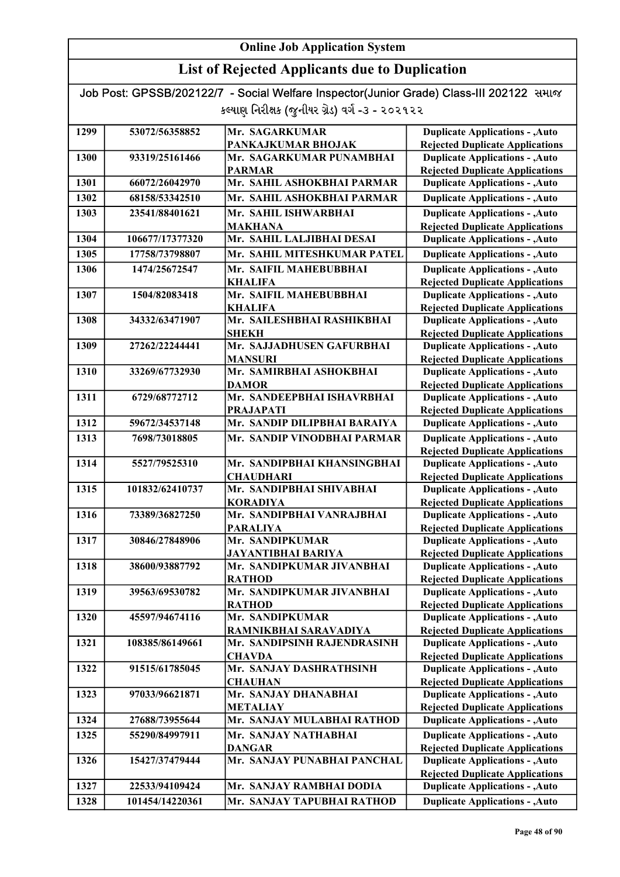# Online Job Application System

## List of Rejected Applicants due to Duplication

Job Post: GPSSB/202122/7 - Social Welfare Inspector(Junior Grade) Class-III 202122 સમાજ કલ્યાણ નિરીક્ષક (જુનીયર ગ્રેડ) વર્ગ -૩ - ૨૦૨૧૨૨

| | | | |
|---|---|---|---|
| 1299 | 53072/56358852 | Mr. SAGARKUMAR PANKAJKUMAR BHOJAK | Duplicate Applications - ,Auto Rejected Duplicate Applications |
| 1300 | 93319/25161466 | Mr. SAGARKUMAR PUNAMBHAI PARMAR | Duplicate Applications - ,Auto Rejected Duplicate Applications |
| 1301 | 66072/26042970 | Mr. SAHIL ASHOKBHAI PARMAR | Duplicate Applications - ,Auto |
| 1302 | 68158/53342510 | Mr. SAHIL ASHOKBHAI PARMAR | Duplicate Applications - ,Auto |
| 1303 | 23541/88401621 | Mr. SAHIL ISHWARBHAI MAKHANA | Duplicate Applications - ,Auto Rejected Duplicate Applications |
| 1304 | 106677/17377320 | Mr. SAHIL LALJIBHAI DESAI | Duplicate Applications - ,Auto |
| 1305 | 17758/73798807 | Mr. SAHIL MITESHKUMAR PATEL | Duplicate Applications - ,Auto |
| 1306 | 1474/25672547 | Mr. SAIFIL MAHEBUBBHAI KHALIFA | Duplicate Applications - ,Auto Rejected Duplicate Applications |
| 1307 | 1504/82083418 | Mr. SAIFIL MAHEBUBBHAI KHALIFA | Duplicate Applications - ,Auto Rejected Duplicate Applications |
| 1308 | 34332/63471907 | Mr. SAILESHBHAI RASHIKBHAI SHEKH | Duplicate Applications - ,Auto Rejected Duplicate Applications |
| 1309 | 27262/22244441 | Mr. SAJJADHUSEN GAFURBHAI MANSURI | Duplicate Applications - ,Auto Rejected Duplicate Applications |
| 1310 | 33269/67732930 | Mr. SAMIRBHAI ASHOKBHAI DAMOR | Duplicate Applications - ,Auto Rejected Duplicate Applications |
| 1311 | 6729/68772712 | Mr. SANDEEPBHAI ISHAVRBHAI PRAJAPATI | Duplicate Applications - ,Auto Rejected Duplicate Applications |
| 1312 | 59672/34537148 | Mr. SANDIP DILIPBHAI BARAIYA | Duplicate Applications - ,Auto |
| 1313 | 7698/73018805 | Mr. SANDIP VINODBHAI PARMAR | Duplicate Applications - ,Auto Rejected Duplicate Applications |
| 1314 | 5527/79525310 | Mr. SANDIPBHAI KHANSINGBHAI CHAUDHARI | Duplicate Applications - ,Auto Rejected Duplicate Applications |
| 1315 | 101832/62410737 | Mr. SANDIPBHAI SHIVABHAI KORADIYA | Duplicate Applications - ,Auto Rejected Duplicate Applications |
| 1316 | 73389/36827250 | Mr. SANDIPBHAI VANRAJBHAI PARALIYA | Duplicate Applications - ,Auto Rejected Duplicate Applications |
| 1317 | 30846/27848906 | Mr. SANDIPKUMAR JAYANTIBHAI BARIYA | Duplicate Applications - ,Auto Rejected Duplicate Applications |
| 1318 | 38600/93887792 | Mr. SANDIPKUMAR JIVANBHAI RATHOD | Duplicate Applications - ,Auto Rejected Duplicate Applications |
| 1319 | 39563/69530782 | Mr. SANDIPKUMAR JIVANBHAI RATHOD | Duplicate Applications - ,Auto Rejected Duplicate Applications |
| 1320 | 45597/94674116 | Mr. SANDIPKUMAR RAMNIKBHAI SARAVADIYA | Duplicate Applications - ,Auto Rejected Duplicate Applications |
| 1321 | 108385/86149661 | Mr. SANDIPSINH RAJENDRASINH CHAVDA | Duplicate Applications - ,Auto Rejected Duplicate Applications |
| 1322 | 91515/61785045 | Mr. SANJAY DASHRATHSINH CHAUHAN | Duplicate Applications - ,Auto Rejected Duplicate Applications |
| 1323 | 97033/96621871 | Mr. SANJAY DHANABHAI METALIAY | Duplicate Applications - ,Auto Rejected Duplicate Applications |
| 1324 | 27688/73955644 | Mr. SANJAY MULABHAI RATHOD | Duplicate Applications - ,Auto |
| 1325 | 55290/84997911 | Mr. SANJAY NATHABHAI DANGAR | Duplicate Applications - ,Auto Rejected Duplicate Applications |
| 1326 | 15427/37479444 | Mr. SANJAY PUNABHAI PANCHAL | Duplicate Applications - ,Auto Rejected Duplicate Applications |
| 1327 | 22533/94109424 | Mr. SANJAY RAMBHAI DODIA | Duplicate Applications - ,Auto |
| 1328 | 101454/14220361 | Mr. SANJAY TAPUBHAI RATHOD | Duplicate Applications - ,Auto |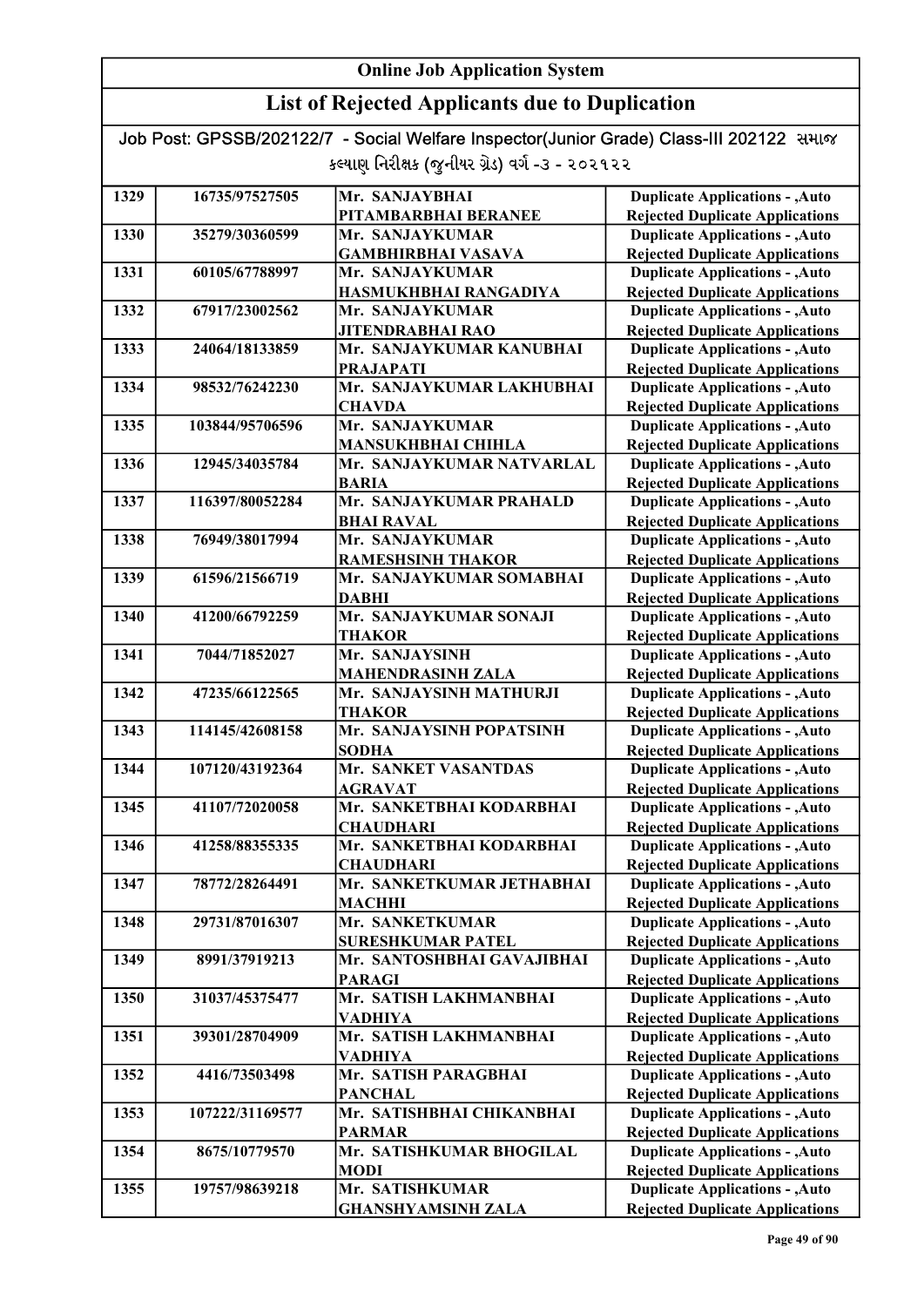# Online Job Application System

## List of Rejected Applicants due to Duplication

Job Post: GPSSB/202122/7 - Social Welfare Inspector(Junior Grade) Class-III 202122 સમાજ કલ્યાણ નિરીક્ષક (જુનીયર ગ્રેડ) વર્ગ -૩ - ૨૦૨૧૨૨

| | | | |
|---|---|---|---|
| 1329 | 16735/97527505 | Mr. SANJAYBHAI PITAMBARBHAI BERANEE | Duplicate Applications - ,Auto Rejected Duplicate Applications |
| 1330 | 35279/30360599 | Mr. SANJAYKUMAR GAMBHIRBHAI VASAVA | Duplicate Applications - ,Auto Rejected Duplicate Applications |
| 1331 | 60105/67788997 | Mr. SANJAYKUMAR HASMUKHBHAI RANGADIYA | Duplicate Applications - ,Auto Rejected Duplicate Applications |
| 1332 | 67917/23002562 | Mr. SANJAYKUMAR JITENDRABHAI RAO | Duplicate Applications - ,Auto Rejected Duplicate Applications |
| 1333 | 24064/18133859 | Mr. SANJAYKUMAR KANUBHAI PRAJAPATI | Duplicate Applications - ,Auto Rejected Duplicate Applications |
| 1334 | 98532/76242230 | Mr. SANJAYKUMAR LAKHUBHAI CHAVDA | Duplicate Applications - ,Auto Rejected Duplicate Applications |
| 1335 | 103844/95706596 | Mr. SANJAYKUMAR MANSUKHBHAI CHIHLA | Duplicate Applications - ,Auto Rejected Duplicate Applications |
| 1336 | 12945/34035784 | Mr. SANJAYKUMAR NATVARLAL BARIA | Duplicate Applications - ,Auto Rejected Duplicate Applications |
| 1337 | 116397/80052284 | Mr. SANJAYKUMAR PRAHALD BHAI RAVAL | Duplicate Applications - ,Auto Rejected Duplicate Applications |
| 1338 | 76949/38017994 | Mr. SANJAYKUMAR RAMESHSINH THAKOR | Duplicate Applications - ,Auto Rejected Duplicate Applications |
| 1339 | 61596/21566719 | Mr. SANJAYKUMAR SOMABHAI DABHI | Duplicate Applications - ,Auto Rejected Duplicate Applications |
| 1340 | 41200/66792259 | Mr. SANJAYKUMAR SONAJI THAKOR | Duplicate Applications - ,Auto Rejected Duplicate Applications |
| 1341 | 7044/71852027 | Mr. SANJAYSINH MAHENDRASINH ZALA | Duplicate Applications - ,Auto Rejected Duplicate Applications |
| 1342 | 47235/66122565 | Mr. SANJAYSINH MATHURJI THAKOR | Duplicate Applications - ,Auto Rejected Duplicate Applications |
| 1343 | 114145/42608158 | Mr. SANJAYSINH POPATSINH SODHA | Duplicate Applications - ,Auto Rejected Duplicate Applications |
| 1344 | 107120/43192364 | Mr. SANKET VASANTDAS AGRAVAT | Duplicate Applications - ,Auto Rejected Duplicate Applications |
| 1345 | 41107/72020058 | Mr. SANKETBHAI KODARBHAI CHAUDHARI | Duplicate Applications - ,Auto Rejected Duplicate Applications |
| 1346 | 41258/88355335 | Mr. SANKETBHAI KODARBHAI CHAUDHARI | Duplicate Applications - ,Auto Rejected Duplicate Applications |
| 1347 | 78772/28264491 | Mr. SANKETKUMAR JETHABHAI MACHHI | Duplicate Applications - ,Auto Rejected Duplicate Applications |
| 1348 | 29731/87016307 | Mr. SANKETKUMAR SURESHKUMAR PATEL | Duplicate Applications - ,Auto Rejected Duplicate Applications |
| 1349 | 8991/37919213 | Mr. SANTOSHBHAI GAVAJIBHAI PARAGI | Duplicate Applications - ,Auto Rejected Duplicate Applications |
| 1350 | 31037/45375477 | Mr. SATISH LAKHMANBHAI VADHIYA | Duplicate Applications - ,Auto Rejected Duplicate Applications |
| 1351 | 39301/28704909 | Mr. SATISH LAKHMANBHAI VADHIYA | Duplicate Applications - ,Auto Rejected Duplicate Applications |
| 1352 | 4416/73503498 | Mr. SATISH PARAGBHAI PANCHAL | Duplicate Applications - ,Auto Rejected Duplicate Applications |
| 1353 | 107222/31169577 | Mr. SATISHBHAI CHIKANBHAI PARMAR | Duplicate Applications - ,Auto Rejected Duplicate Applications |
| 1354 | 8675/10779570 | Mr. SATISHKUMAR BHOGILAL MODI | Duplicate Applications - ,Auto Rejected Duplicate Applications |
| 1355 | 19757/98639218 | Mr. SATISHKUMAR GHANSHYAMSINH ZALA | Duplicate Applications - ,Auto Rejected Duplicate Applications |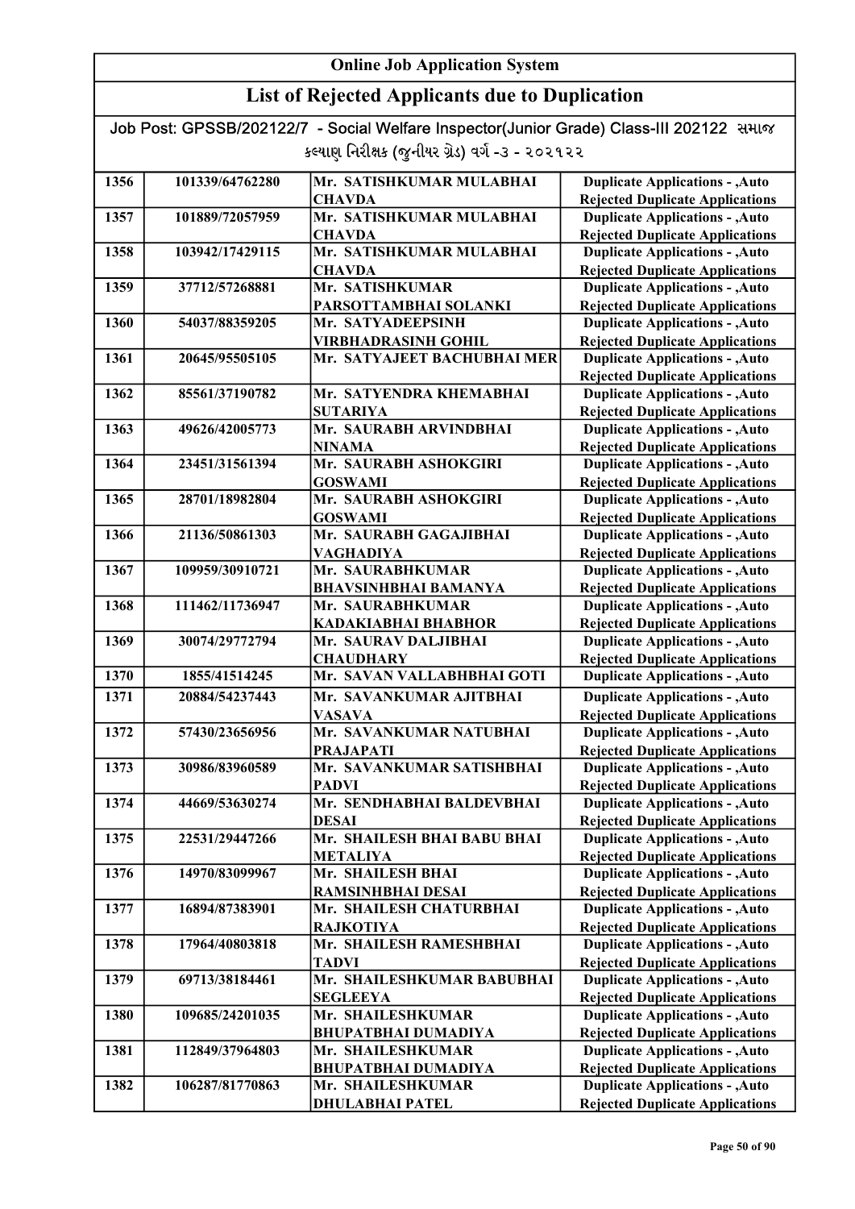# Online Job Application System

## List of Rejected Applicants due to Duplication

Job Post: GPSSB/202122/7 - Social Welfare Inspector(Junior Grade) Class-III 202122 સમાજ કલ્યાણ નિરીક્ષક (જુનીયર ગ્રેડ) વર્ગ -૩ - ૨૦૨૧૨૨

| | | | |
|---|---|---|---|
| 1356 | 101339/64762280 | Mr. SATISHKUMAR MULABHAI CHAVDA | Duplicate Applications - ,Auto Rejected Duplicate Applications |
| 1357 | 101889/72057959 | Mr. SATISHKUMAR MULABHAI CHAVDA | Duplicate Applications - ,Auto Rejected Duplicate Applications |
| 1358 | 103942/17429115 | Mr. SATISHKUMAR MULABHAI CHAVDA | Duplicate Applications - ,Auto Rejected Duplicate Applications |
| 1359 | 37712/57268881 | Mr. SATISHKUMAR PARSOTTAMBHAI SOLANKI | Duplicate Applications - ,Auto Rejected Duplicate Applications |
| 1360 | 54037/88359205 | Mr. SATYADEEPSINH VIRBHADRASINH GOHIL | Duplicate Applications - ,Auto Rejected Duplicate Applications |
| 1361 | 20645/95505105 | Mr. SATYAJEET BACHUBHAI MER | Duplicate Applications - ,Auto Rejected Duplicate Applications |
| 1362 | 85561/37190782 | Mr. SATYENDRA KHEMABHAI SUTARIYA | Duplicate Applications - ,Auto Rejected Duplicate Applications |
| 1363 | 49626/42005773 | Mr. SAURABH ARVINDBHAI NINAMA | Duplicate Applications - ,Auto Rejected Duplicate Applications |
| 1364 | 23451/31561394 | Mr. SAURABH ASHOKGIRI GOSWAMI | Duplicate Applications - ,Auto Rejected Duplicate Applications |
| 1365 | 28701/18982804 | Mr. SAURABH ASHOKGIRI GOSWAMI | Duplicate Applications - ,Auto Rejected Duplicate Applications |
| 1366 | 21136/50861303 | Mr. SAURABH GAGAJIBHAI VAGHADIYA | Duplicate Applications - ,Auto Rejected Duplicate Applications |
| 1367 | 109959/30910721 | Mr. SAURABHKUMAR BHAVSINHBHAI BAMANYA | Duplicate Applications - ,Auto Rejected Duplicate Applications |
| 1368 | 111462/11736947 | Mr. SAURABHKUMAR KADAKIABHAI BHABHOR | Duplicate Applications - ,Auto Rejected Duplicate Applications |
| 1369 | 30074/29772794 | Mr. SAURAV DALJIBHAI CHAUDHARY | Duplicate Applications - ,Auto Rejected Duplicate Applications |
| 1370 | 1855/41514245 | Mr. SAVAN VALLABHBHAI GOTI | Duplicate Applications - ,Auto |
| 1371 | 20884/54237443 | Mr. SAVANKUMAR AJITBHAI VASAVA | Duplicate Applications - ,Auto Rejected Duplicate Applications |
| 1372 | 57430/23656956 | Mr. SAVANKUMAR NATUBHAI PRAJAPATI | Duplicate Applications - ,Auto Rejected Duplicate Applications |
| 1373 | 30986/83960589 | Mr. SAVANKUMAR SATISHBHAI PADVI | Duplicate Applications - ,Auto Rejected Duplicate Applications |
| 1374 | 44669/53630274 | Mr. SENDHABHAI BALDEVBHAI DESAI | Duplicate Applications - ,Auto Rejected Duplicate Applications |
| 1375 | 22531/29447266 | Mr. SHAILESH BHAI BABU BHAI METALIYA | Duplicate Applications - ,Auto Rejected Duplicate Applications |
| 1376 | 14970/83099967 | Mr. SHAILESH BHAI RAMSINHBHAI DESAI | Duplicate Applications - ,Auto Rejected Duplicate Applications |
| 1377 | 16894/87383901 | Mr. SHAILESH CHATURBHAI RAJKOTIYA | Duplicate Applications - ,Auto Rejected Duplicate Applications |
| 1378 | 17964/40803818 | Mr. SHAILESH RAMESHBHAI TADVI | Duplicate Applications - ,Auto Rejected Duplicate Applications |
| 1379 | 69713/38184461 | Mr. SHAILESHKUMAR BABUBHAI SEGLEEYA | Duplicate Applications - ,Auto Rejected Duplicate Applications |
| 1380 | 109685/24201035 | Mr. SHAILESHKUMAR BHUPATBHAI DUMADIYA | Duplicate Applications - ,Auto Rejected Duplicate Applications |
| 1381 | 112849/37964803 | Mr. SHAILESHKUMAR BHUPATBHAI DUMADIYA | Duplicate Applications - ,Auto Rejected Duplicate Applications |
| 1382 | 106287/81770863 | Mr. SHAILESHKUMAR DHULABHAI PATEL | Duplicate Applications - ,Auto Rejected Duplicate Applications |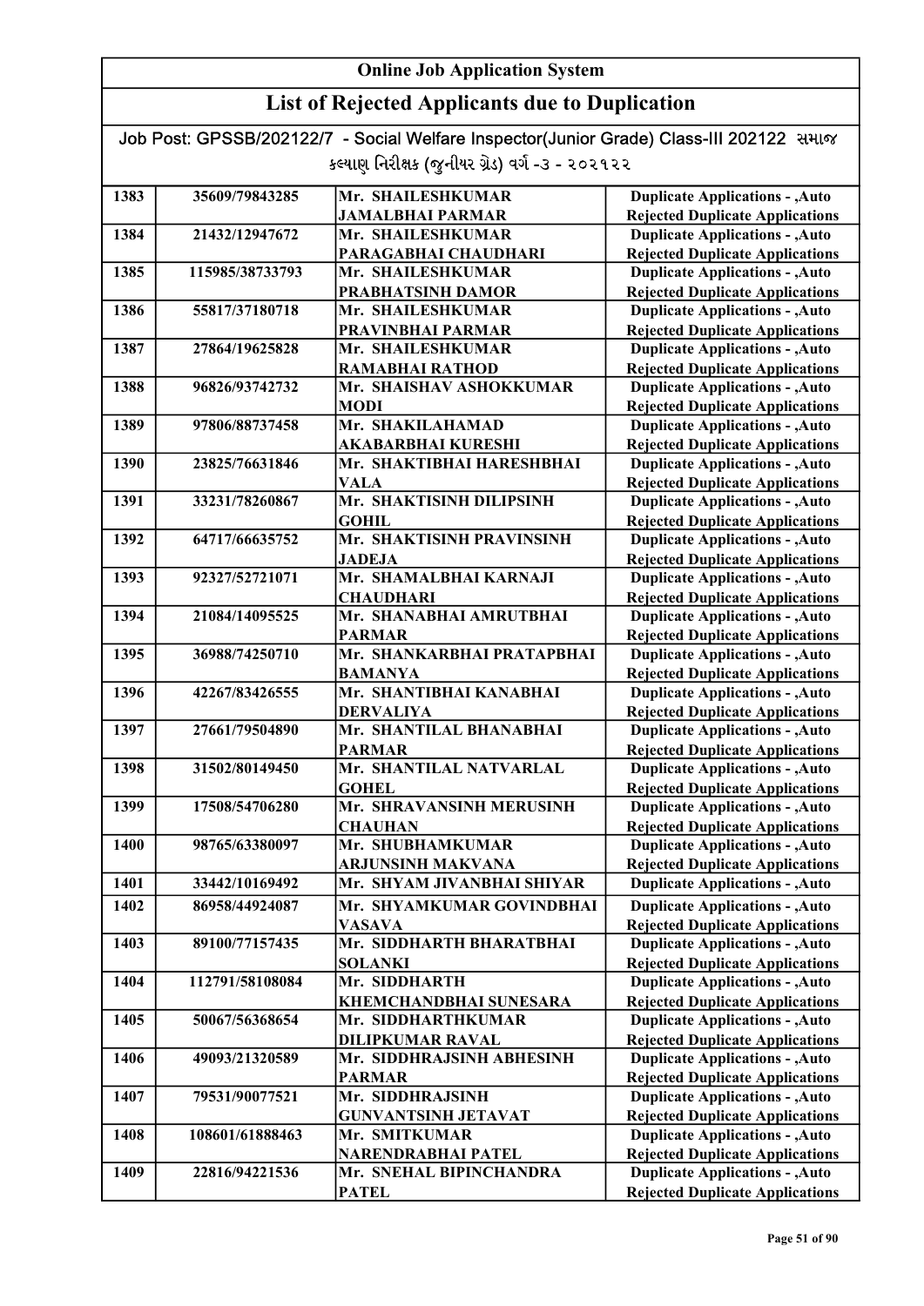# Online Job Application System

## List of Rejected Applicants due to Duplication

Job Post: GPSSB/202122/7 - Social Welfare Inspector(Junior Grade) Class-III 202122 સમાજ કલ્યાણ નિરીક્ષક (જુનીયર ગ્રેડ) વર્ગ -૩ - ૨૦૨૧૨૨

| | | | |
|---|---|---|---|
| 1383 | 35609/79843285 | Mr. SHAILESHKUMAR JAMALBHAI PARMAR | Duplicate Applications - ,Auto Rejected Duplicate Applications |
| 1384 | 21432/12947672 | Mr. SHAILESHKUMAR PARAGABHAI CHAUDHARI | Duplicate Applications - ,Auto Rejected Duplicate Applications |
| 1385 | 115985/38733793 | Mr. SHAILESHKUMAR PRABHATSINH DAMOR | Duplicate Applications - ,Auto Rejected Duplicate Applications |
| 1386 | 55817/37180718 | Mr. SHAILESHKUMAR PRAVINBHAI PARMAR | Duplicate Applications - ,Auto Rejected Duplicate Applications |
| 1387 | 27864/19625828 | Mr. SHAILESHKUMAR RAMABHAI RATHOD | Duplicate Applications - ,Auto Rejected Duplicate Applications |
| 1388 | 96826/93742732 | Mr. SHAISHAV ASHOKKUMAR MODI | Duplicate Applications - ,Auto Rejected Duplicate Applications |
| 1389 | 97806/88737458 | Mr. SHAKILAHAMAD AKABARBHAI KURESHI | Duplicate Applications - ,Auto Rejected Duplicate Applications |
| 1390 | 23825/76631846 | Mr. SHAKTIBHAI HARESHBHAI VALA | Duplicate Applications - ,Auto Rejected Duplicate Applications |
| 1391 | 33231/78260867 | Mr. SHAKTISINH DILIPSINH GOHIL | Duplicate Applications - ,Auto Rejected Duplicate Applications |
| 1392 | 64717/66635752 | Mr. SHAKTISINH PRAVINSINH JADEJA | Duplicate Applications - ,Auto Rejected Duplicate Applications |
| 1393 | 92327/52721071 | Mr. SHAMALBHAI KARNAJI CHAUDHARI | Duplicate Applications - ,Auto Rejected Duplicate Applications |
| 1394 | 21084/14095525 | Mr. SHANABHAI AMRUTBHAI PARMAR | Duplicate Applications - ,Auto Rejected Duplicate Applications |
| 1395 | 36988/74250710 | Mr. SHANKARBHAI PRATAPBHAI BAMANYA | Duplicate Applications - ,Auto Rejected Duplicate Applications |
| 1396 | 42267/83426555 | Mr. SHANTIBHAI KANABHAI DERVALIYA | Duplicate Applications - ,Auto Rejected Duplicate Applications |
| 1397 | 27661/79504890 | Mr. SHANTILAL BHANABHAI PARMAR | Duplicate Applications - ,Auto Rejected Duplicate Applications |
| 1398 | 31502/80149450 | Mr. SHANTILAL NATVARLAL GOHEL | Duplicate Applications - ,Auto Rejected Duplicate Applications |
| 1399 | 17508/54706280 | Mr. SHRAVANSINH MERUSINH CHAUHAN | Duplicate Applications - ,Auto Rejected Duplicate Applications |
| 1400 | 98765/63380097 | Mr. SHUBHAMKUMAR ARJUNSINH MAKVANA | Duplicate Applications - ,Auto Rejected Duplicate Applications |
| 1401 | 33442/10169492 | Mr. SHYAM JIVANBHAI SHIYAR | Duplicate Applications - ,Auto |
| 1402 | 86958/44924087 | Mr. SHYAMKUMAR GOVINDBHAI VASAVA | Duplicate Applications - ,Auto Rejected Duplicate Applications |
| 1403 | 89100/77157435 | Mr. SIDDHARTH BHARATBHAI SOLANKI | Duplicate Applications - ,Auto Rejected Duplicate Applications |
| 1404 | 112791/58108084 | Mr. SIDDHARTH KHEMCHANDBHAI SUNESARA | Duplicate Applications - ,Auto Rejected Duplicate Applications |
| 1405 | 50067/56368654 | Mr. SIDDHARTHKUMAR DILIPKUMAR RAVAL | Duplicate Applications - ,Auto Rejected Duplicate Applications |
| 1406 | 49093/21320589 | Mr. SIDDHRAJSINH ABHESINH PARMAR | Duplicate Applications - ,Auto Rejected Duplicate Applications |
| 1407 | 79531/90077521 | Mr. SIDDHRAJSINH GUNVANTSINH JETAVAT | Duplicate Applications - ,Auto Rejected Duplicate Applications |
| 1408 | 108601/61888463 | Mr. SMITKUMAR NARENDRABHAI PATEL | Duplicate Applications - ,Auto Rejected Duplicate Applications |
| 1409 | 22816/94221536 | Mr. SNEHAL BIPINCHANDRA PATEL | Duplicate Applications - ,Auto Rejected Duplicate Applications |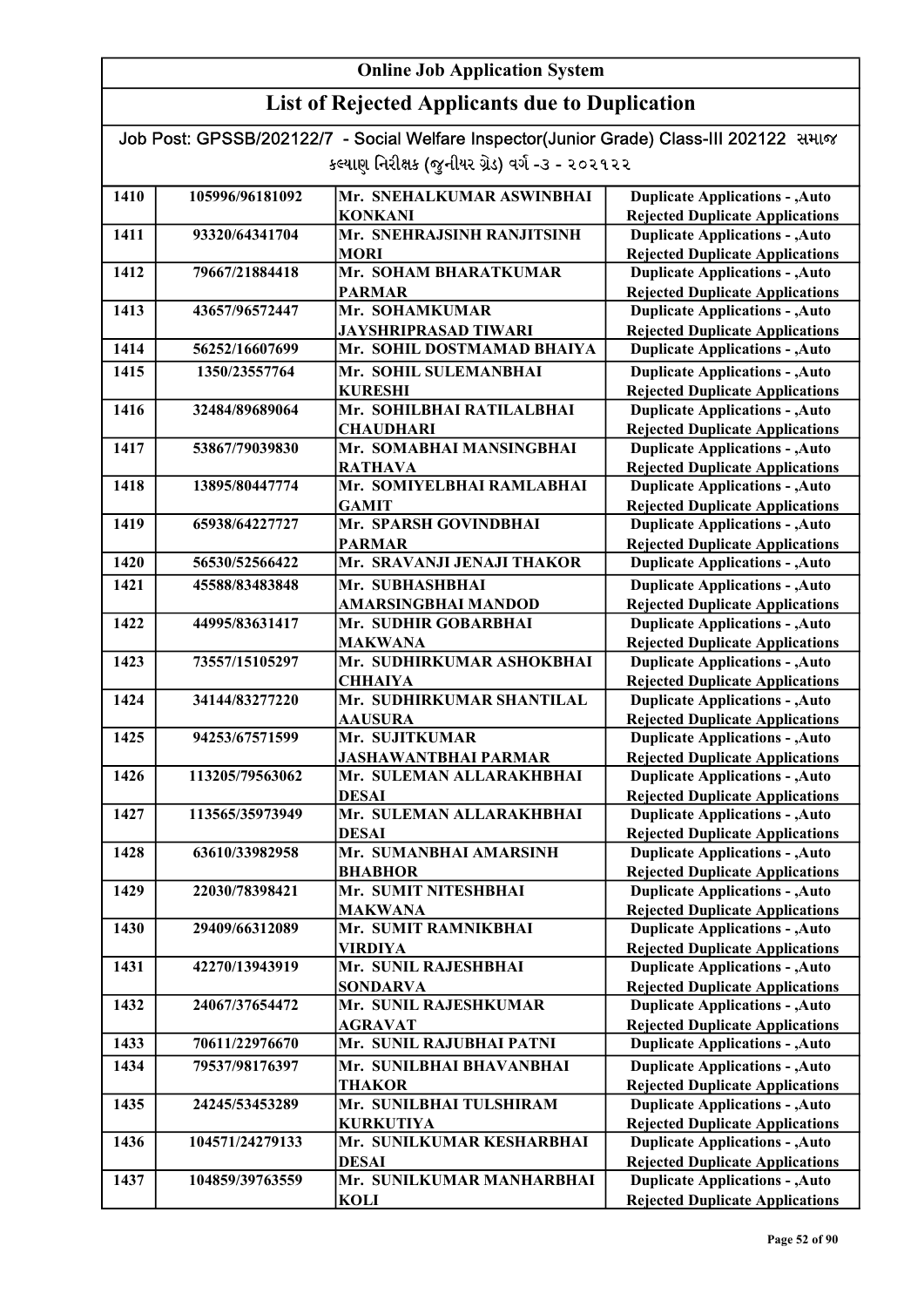# Online Job Application System

## List of Rejected Applicants due to Duplication

Job Post: GPSSB/202122/7 - Social Welfare Inspector(Junior Grade) Class-III 202122 સમાજ કલ્યાણ નિરીક્ષક (જુનીયર ગ્રેડ) વર્ગ -૩ - ૨૦૨૧૨૨

| | | | |
|---|---|---|---|
| 1410 | 105996/96181092 | Mr. SNEHALKUMAR ASWINBHAI KONKANI | Duplicate Applications - ,Auto Rejected Duplicate Applications |
| 1411 | 93320/64341704 | Mr. SNEHRAJSINH RANJITSINH MORI | Duplicate Applications - ,Auto Rejected Duplicate Applications |
| 1412 | 79667/21884418 | Mr. SOHAM BHARATKUMAR PARMAR | Duplicate Applications - ,Auto Rejected Duplicate Applications |
| 1413 | 43657/96572447 | Mr. SOHAMKUMAR JAYSHRIPRASAD TIWARI | Duplicate Applications - ,Auto Rejected Duplicate Applications |
| 1414 | 56252/16607699 | Mr. SOHIL DOSTMAMAD BHAIYA | Duplicate Applications - ,Auto |
| 1415 | 1350/23557764 | Mr. SOHIL SULEMANBHAI KURESHI | Duplicate Applications - ,Auto Rejected Duplicate Applications |
| 1416 | 32484/89689064 | Mr. SOHILBHAI RATILALBHAI CHAUDHARI | Duplicate Applications - ,Auto Rejected Duplicate Applications |
| 1417 | 53867/79039830 | Mr. SOMABHAI MANSINGBHAI RATHAVA | Duplicate Applications - ,Auto Rejected Duplicate Applications |
| 1418 | 13895/80447774 | Mr. SOMIYELBHAI RAMLABHAI GAMIT | Duplicate Applications - ,Auto Rejected Duplicate Applications |
| 1419 | 65938/64227727 | Mr. SPARSH GOVINDBHAI PARMAR | Duplicate Applications - ,Auto Rejected Duplicate Applications |
| 1420 | 56530/52566422 | Mr. SRAVANJI JENAJI THAKOR | Duplicate Applications - ,Auto |
| 1421 | 45588/83483848 | Mr. SUBHASHBHAI AMARSINGBHAI MANDOD | Duplicate Applications - ,Auto Rejected Duplicate Applications |
| 1422 | 44995/83631417 | Mr. SUDHIR GOBARBHAI MAKWANA | Duplicate Applications - ,Auto Rejected Duplicate Applications |
| 1423 | 73557/15105297 | Mr. SUDHIRKUMAR ASHOKBHAI CHHAIYA | Duplicate Applications - ,Auto Rejected Duplicate Applications |
| 1424 | 34144/83277220 | Mr. SUDHIRKUMAR SHANTILAL AAUSURA | Duplicate Applications - ,Auto Rejected Duplicate Applications |
| 1425 | 94253/67571599 | Mr. SUJITKUMAR JASHAWANTBHAI PARMAR | Duplicate Applications - ,Auto Rejected Duplicate Applications |
| 1426 | 113205/79563062 | Mr. SULEMAN ALLARAKHBHAI DESAI | Duplicate Applications - ,Auto Rejected Duplicate Applications |
| 1427 | 113565/35973949 | Mr. SULEMAN ALLARAKHBHAI DESAI | Duplicate Applications - ,Auto Rejected Duplicate Applications |
| 1428 | 63610/33982958 | Mr. SUMANBHAI AMARSINH BHABHOR | Duplicate Applications - ,Auto Rejected Duplicate Applications |
| 1429 | 22030/78398421 | Mr. SUMIT NITESHBHAI MAKWANA | Duplicate Applications - ,Auto Rejected Duplicate Applications |
| 1430 | 29409/66312089 | Mr. SUMIT RAMNIKBHAI VIRDIYA | Duplicate Applications - ,Auto Rejected Duplicate Applications |
| 1431 | 42270/13943919 | Mr. SUNIL RAJESHBHAI SONDARVA | Duplicate Applications - ,Auto Rejected Duplicate Applications |
| 1432 | 24067/37654472 | Mr. SUNIL RAJESHKUMAR AGRAVAT | Duplicate Applications - ,Auto Rejected Duplicate Applications |
| 1433 | 70611/22976670 | Mr. SUNIL RAJUBHAI PATNI | Duplicate Applications - ,Auto |
| 1434 | 79537/98176397 | Mr. SUNILBHAI BHAVANBHAI THAKOR | Duplicate Applications - ,Auto Rejected Duplicate Applications |
| 1435 | 24245/53453289 | Mr. SUNILBHAI TULSHIRAM KURKUTIYA | Duplicate Applications - ,Auto Rejected Duplicate Applications |
| 1436 | 104571/24279133 | Mr. SUNILKUMAR KESHARBHAI DESAI | Duplicate Applications - ,Auto Rejected Duplicate Applications |
| 1437 | 104859/39763559 | Mr. SUNILKUMAR MANHARBHAI KOLI | Duplicate Applications - ,Auto Rejected Duplicate Applications |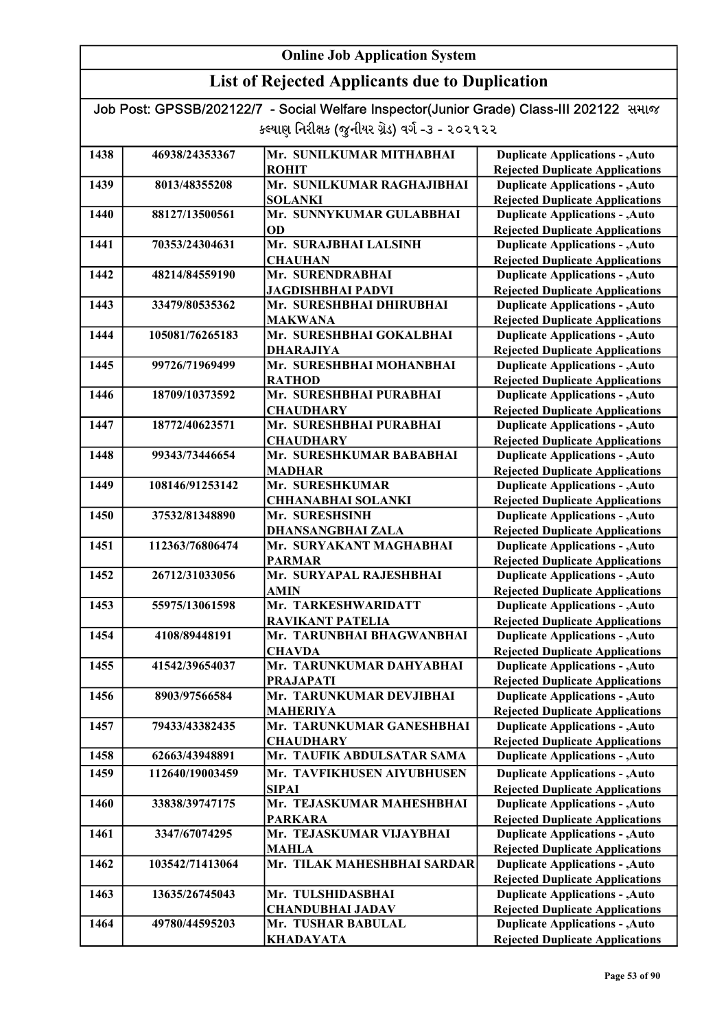# Online Job Application System

## List of Rejected Applicants due to Duplication

Job Post: GPSSB/202122/7 - Social Welfare Inspector(Junior Grade) Class-III 202122 સમાજ કલ્યાણ નિરીક્ષક (જુનીયર ગ્રેડ) વર્ગ -૩ - ૨૦૨૧૨૨

| | | | |
|---|---|---|---|
| 1438 | 46938/24353367 | Mr. SUNILKUMAR MITHABHAI ROHIT | Duplicate Applications - ,Auto Rejected Duplicate Applications |
| 1439 | 8013/48355208 | Mr. SUNILKUMAR RAGHAJIBHAI SOLANKI | Duplicate Applications - ,Auto Rejected Duplicate Applications |
| 1440 | 88127/13500561 | Mr. SUNNYKUMAR GULABBHAI OD | Duplicate Applications - ,Auto Rejected Duplicate Applications |
| 1441 | 70353/24304631 | Mr. SURAJBHAI LALSINH CHAUHAN | Duplicate Applications - ,Auto Rejected Duplicate Applications |
| 1442 | 48214/84559190 | Mr. SURENDRABHAI JAGDISHBHAI PADVI | Duplicate Applications - ,Auto Rejected Duplicate Applications |
| 1443 | 33479/80535362 | Mr. SURESHBHAI DHIRUBHAI MAKWANA | Duplicate Applications - ,Auto Rejected Duplicate Applications |
| 1444 | 105081/76265183 | Mr. SURESHBHAI GOKALBHAI DHARAJIYA | Duplicate Applications - ,Auto Rejected Duplicate Applications |
| 1445 | 99726/71969499 | Mr. SURESHBHAI MOHANBHAI RATHOD | Duplicate Applications - ,Auto Rejected Duplicate Applications |
| 1446 | 18709/10373592 | Mr. SURESHBHAI PURABHAI CHAUDHARY | Duplicate Applications - ,Auto Rejected Duplicate Applications |
| 1447 | 18772/40623571 | Mr. SURESHBHAI PURABHAI CHAUDHARY | Duplicate Applications - ,Auto Rejected Duplicate Applications |
| 1448 | 99343/73446654 | Mr. SURESHKUMAR BABABHAI MADHAR | Duplicate Applications - ,Auto Rejected Duplicate Applications |
| 1449 | 108146/91253142 | Mr. SURESHKUMAR CHHANABHAI SOLANKI | Duplicate Applications - ,Auto Rejected Duplicate Applications |
| 1450 | 37532/81348890 | Mr. SURESHSINH DHANSANGBHAI ZALA | Duplicate Applications - ,Auto Rejected Duplicate Applications |
| 1451 | 112363/76806474 | Mr. SURYAKANT MAGHABHAI PARMAR | Duplicate Applications - ,Auto Rejected Duplicate Applications |
| 1452 | 26712/31033056 | Mr. SURYAPAL RAJESHBHAI AMIN | Duplicate Applications - ,Auto Rejected Duplicate Applications |
| 1453 | 55975/13061598 | Mr. TARKESHWARIDATT RAVIKANT PATELIA | Duplicate Applications - ,Auto Rejected Duplicate Applications |
| 1454 | 4108/89448191 | Mr. TARUNBHAI BHAGWANBHAI CHAVDA | Duplicate Applications - ,Auto Rejected Duplicate Applications |
| 1455 | 41542/39654037 | Mr. TARUNKUMAR DAHYABHAI PRAJAPATI | Duplicate Applications - ,Auto Rejected Duplicate Applications |
| 1456 | 8903/97566584 | Mr. TARUNKUMAR DEVJIBHAI MAHERIYA | Duplicate Applications - ,Auto Rejected Duplicate Applications |
| 1457 | 79433/43382435 | Mr. TARUNKUMAR GANESHBHAI CHAUDHARY | Duplicate Applications - ,Auto Rejected Duplicate Applications |
| 1458 | 62663/43948891 | Mr. TAUFIK ABDULSATAR SAMA | Duplicate Applications - ,Auto |
| 1459 | 112640/19003459 | Mr. TAVFIKHUSEN AIYUBHUSEN SIPAI | Duplicate Applications - ,Auto Rejected Duplicate Applications |
| 1460 | 33838/39747175 | Mr. TEJASKUMAR MAHESHBHAI PARKARA | Duplicate Applications - ,Auto Rejected Duplicate Applications |
| 1461 | 3347/67074295 | Mr. TEJASKUMAR VIJAYBHAI MAHLA | Duplicate Applications - ,Auto Rejected Duplicate Applications |
| 1462 | 103542/71413064 | Mr. TILAK MAHESHBHAI SARDAR | Duplicate Applications - ,Auto Rejected Duplicate Applications |
| 1463 | 13635/26745043 | Mr. TULSHIDASBHAI CHANDUBHAI JADAV | Duplicate Applications - ,Auto Rejected Duplicate Applications |
| 1464 | 49780/44595203 | Mr. TUSHAR BABULAL KHADAYATA | Duplicate Applications - ,Auto Rejected Duplicate Applications |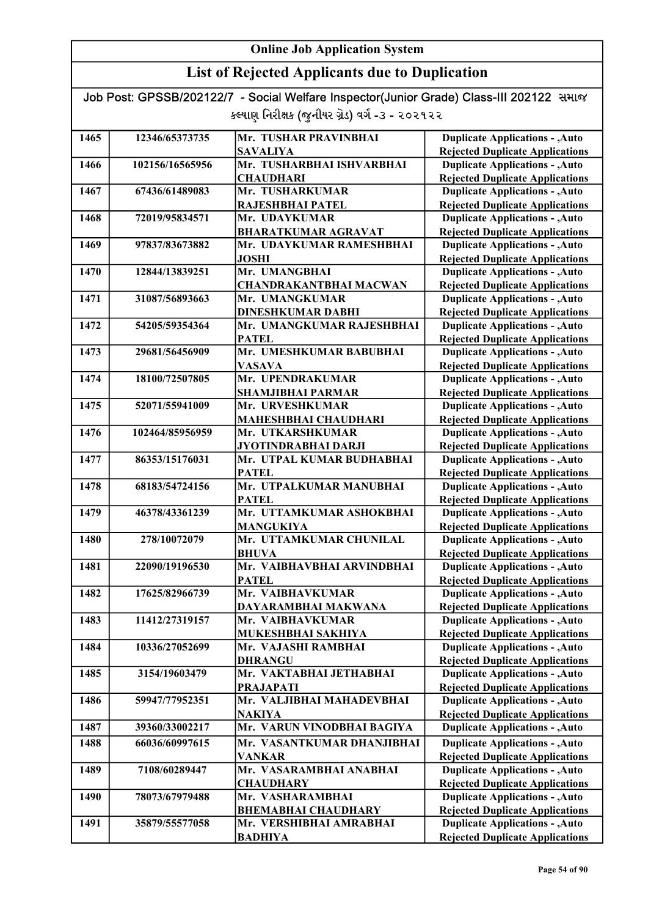## Online Job Application System

## List of Rejected Applicants due to Duplication

Job Post: GPSSB/202122/7 - Social Welfare Inspector(Junior Grade) Class-III 202122 સમાજ કલ્યાણ નિરીક્ષક (જુનીયર ગ્રેડ) વર્ગ -૩ - ૨૦૨૧૨૨

| | | | |
|---|---|---|---|
| 1465 | 12346/65373735 | Mr. TUSHAR PRAVINBHAI SAVALIYA | Duplicate Applications - ,Auto Rejected Duplicate Applications |
| 1466 | 102156/16565956 | Mr. TUSHARBHAI ISHVARBHAI CHAUDHARI | Duplicate Applications - ,Auto Rejected Duplicate Applications |
| 1467 | 67436/61489083 | Mr. TUSHARKUMAR RAJESHBHAI PATEL | Duplicate Applications - ,Auto Rejected Duplicate Applications |
| 1468 | 72019/95834571 | Mr. UDAYKUMAR BHARATKUMAR AGRAVAT | Duplicate Applications - ,Auto Rejected Duplicate Applications |
| 1469 | 97837/83673882 | Mr. UDAYKUMAR RAMESHBHAI JOSHI | Duplicate Applications - ,Auto Rejected Duplicate Applications |
| 1470 | 12844/13839251 | Mr. UMANGBHAI CHANDRAKANTBHAI MACWAN | Duplicate Applications - ,Auto Rejected Duplicate Applications |
| 1471 | 31087/56893663 | Mr. UMANGKUMAR DINESHKUMAR DABHI | Duplicate Applications - ,Auto Rejected Duplicate Applications |
| 1472 | 54205/59354364 | Mr. UMANGKUMAR RAJESHBHAI PATEL | Duplicate Applications - ,Auto Rejected Duplicate Applications |
| 1473 | 29681/56456909 | Mr. UMESHKUMAR BABUBHAI VASAVA | Duplicate Applications - ,Auto Rejected Duplicate Applications |
| 1474 | 18100/72507805 | Mr. UPENDRAKUMAR SHAMJIBHAI PARMAR | Duplicate Applications - ,Auto Rejected Duplicate Applications |
| 1475 | 52071/55941009 | Mr. URVESHKUMAR MAHESHBHAI CHAUDHARI | Duplicate Applications - ,Auto Rejected Duplicate Applications |
| 1476 | 102464/85956959 | Mr. UTKARSHKUMAR JYOTINDRABHAI DARJI | Duplicate Applications - ,Auto Rejected Duplicate Applications |
| 1477 | 86353/15176031 | Mr. UTPAL KUMAR BUDHABHAI PATEL | Duplicate Applications - ,Auto Rejected Duplicate Applications |
| 1478 | 68183/54724156 | Mr. UTPALKUMAR MANUBHAI PATEL | Duplicate Applications - ,Auto Rejected Duplicate Applications |
| 1479 | 46378/43361239 | Mr. UTTAMKUMAR ASHOKBHAI MANGUKIYA | Duplicate Applications - ,Auto Rejected Duplicate Applications |
| 1480 | 278/10072079 | Mr. UTTAMKUMAR CHUNILAL BHUVA | Duplicate Applications - ,Auto Rejected Duplicate Applications |
| 1481 | 22090/19196530 | Mr. VAIBHAVBHAI ARVINDBHAI PATEL | Duplicate Applications - ,Auto Rejected Duplicate Applications |
| 1482 | 17625/82966739 | Mr. VAIBHAVKUMAR DAYARAMBHAI MAKWANA | Duplicate Applications - ,Auto Rejected Duplicate Applications |
| 1483 | 11412/27319157 | Mr. VAIBHAVKUMAR MUKESHBHAI SAKHIYA | Duplicate Applications - ,Auto Rejected Duplicate Applications |
| 1484 | 10336/27052699 | Mr. VAJASHI RAMBHAI DHRANGU | Duplicate Applications - ,Auto Rejected Duplicate Applications |
| 1485 | 3154/19603479 | Mr. VAKTABHAI JETHABHAI PRAJAPATI | Duplicate Applications - ,Auto Rejected Duplicate Applications |
| 1486 | 59947/77952351 | Mr. VALJIBHAI MAHADEVBHAI NAKIYA | Duplicate Applications - ,Auto Rejected Duplicate Applications |
| 1487 | 39360/33002217 | Mr. VARUN VINODBHAI BAGIYA | Duplicate Applications - ,Auto |
| 1488 | 66036/60997615 | Mr. VASANTKUMAR DHANJIBHAI VANKAR | Duplicate Applications - ,Auto Rejected Duplicate Applications |
| 1489 | 7108/60289447 | Mr. VASARAMBHAI ANABHAI CHAUDHARY | Duplicate Applications - ,Auto Rejected Duplicate Applications |
| 1490 | 78073/67979488 | Mr. VASHARAMBHAI BHEMABHAI CHAUDHARY | Duplicate Applications - ,Auto Rejected Duplicate Applications |
| 1491 | 35879/55577058 | Mr. VERSHIBHAI AMRABHAI BADHIYA | Duplicate Applications - ,Auto Rejected Duplicate Applications |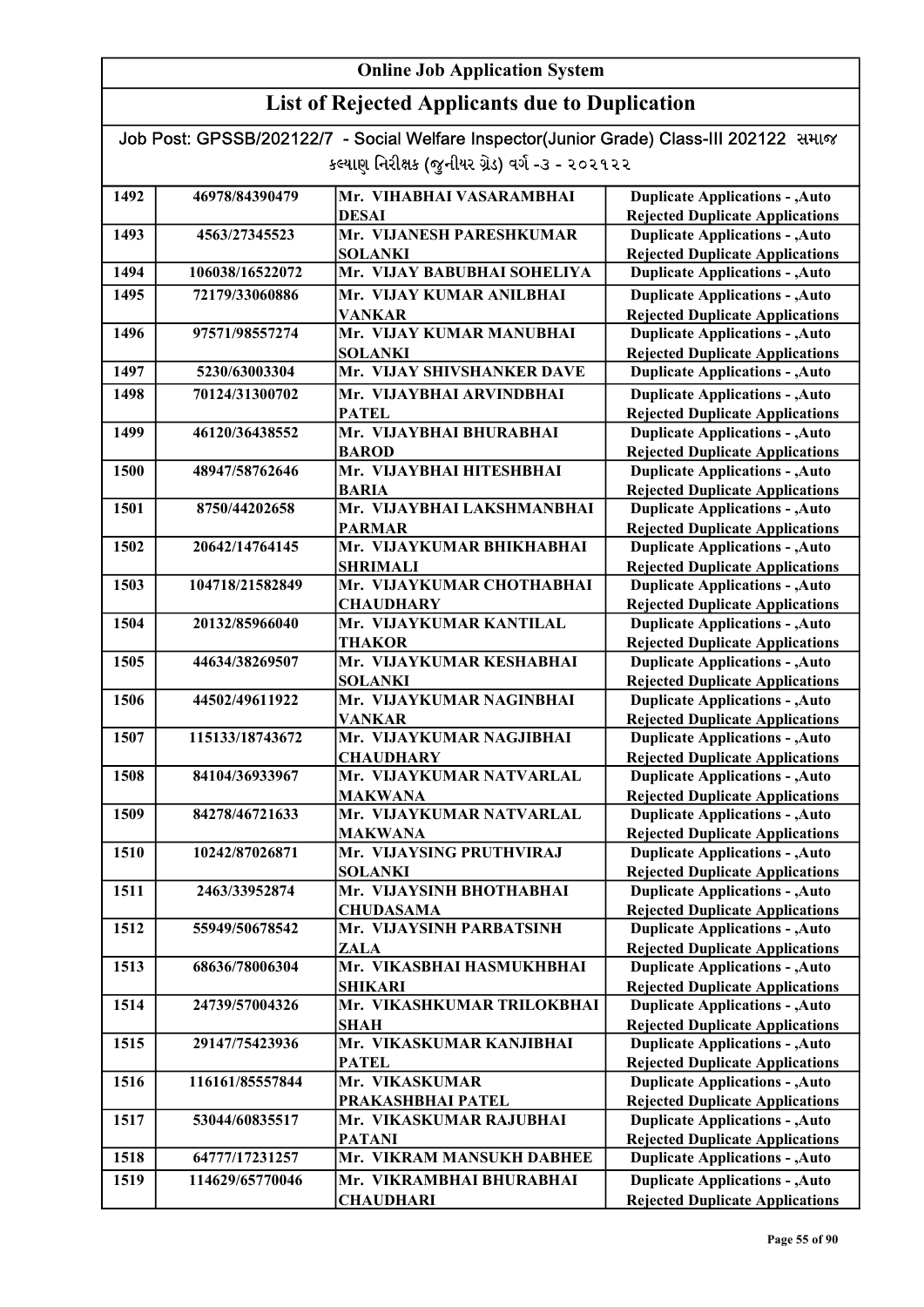# Online Job Application System

## List of Rejected Applicants due to Duplication

Job Post: GPSSB/202122/7 - Social Welfare Inspector(Junior Grade) Class-III 202122 સમાજ કલ્યાણ નિરીક્ષક (જુનીયર ગ્રેડ) વર્ગ -૩ - ૨૦૨૧૨૨

| | | | |
|---|---|---|---|
| 1492 | 46978/84390479 | Mr. VIHABHAI VASARAMBHAI DESAI | Duplicate Applications - ,Auto Rejected Duplicate Applications |
| 1493 | 4563/27345523 | Mr. VIJANESH PARESHKUMAR SOLANKI | Duplicate Applications - ,Auto Rejected Duplicate Applications |
| 1494 | 106038/16522072 | Mr. VIJAY BABUBHAI SOHELIYA | Duplicate Applications - ,Auto |
| 1495 | 72179/33060886 | Mr. VIJAY KUMAR ANILBHAI VANKAR | Duplicate Applications - ,Auto Rejected Duplicate Applications |
| 1496 | 97571/98557274 | Mr. VIJAY KUMAR MANUBHAI SOLANKI | Duplicate Applications - ,Auto Rejected Duplicate Applications |
| 1497 | 5230/63003304 | Mr. VIJAY SHIVSHANKER DAVE | Duplicate Applications - ,Auto |
| 1498 | 70124/31300702 | Mr. VIJAYBHAI ARVINDBHAI PATEL | Duplicate Applications - ,Auto Rejected Duplicate Applications |
| 1499 | 46120/36438552 | Mr. VIJAYBHAI BHURABHAI BAROD | Duplicate Applications - ,Auto Rejected Duplicate Applications |
| 1500 | 48947/58762646 | Mr. VIJAYBHAI HITESHBHAI BARIA | Duplicate Applications - ,Auto Rejected Duplicate Applications |
| 1501 | 8750/44202658 | Mr. VIJAYBHAI LAKSHMANBHAI PARMAR | Duplicate Applications - ,Auto Rejected Duplicate Applications |
| 1502 | 20642/14764145 | Mr. VIJAYKUMAR BHIKHABHAI SHRIMALI | Duplicate Applications - ,Auto Rejected Duplicate Applications |
| 1503 | 104718/21582849 | Mr. VIJAYKUMAR CHOTHABHAI CHAUDHARY | Duplicate Applications - ,Auto Rejected Duplicate Applications |
| 1504 | 20132/85966040 | Mr. VIJAYKUMAR KANTILAL THAKOR | Duplicate Applications - ,Auto Rejected Duplicate Applications |
| 1505 | 44634/38269507 | Mr. VIJAYKUMAR KESHABHAI SOLANKI | Duplicate Applications - ,Auto Rejected Duplicate Applications |
| 1506 | 44502/49611922 | Mr. VIJAYKUMAR NAGINBHAI VANKAR | Duplicate Applications - ,Auto Rejected Duplicate Applications |
| 1507 | 115133/18743672 | Mr. VIJAYKUMAR NAGJIBHAI CHAUDHARY | Duplicate Applications - ,Auto Rejected Duplicate Applications |
| 1508 | 84104/36933967 | Mr. VIJAYKUMAR NATVARLAL MAKWANA | Duplicate Applications - ,Auto Rejected Duplicate Applications |
| 1509 | 84278/46721633 | Mr. VIJAYKUMAR NATVARLAL MAKWANA | Duplicate Applications - ,Auto Rejected Duplicate Applications |
| 1510 | 10242/87026871 | Mr. VIJAYSING PRUTHVIRAJ SOLANKI | Duplicate Applications - ,Auto Rejected Duplicate Applications |
| 1511 | 2463/33952874 | Mr. VIJAYSINH BHOTHABHAI CHUDASAMA | Duplicate Applications - ,Auto Rejected Duplicate Applications |
| 1512 | 55949/50678542 | Mr. VIJAYSINH PARBATSINH ZALA | Duplicate Applications - ,Auto Rejected Duplicate Applications |
| 1513 | 68636/78006304 | Mr. VIKASBHAI HASMUKHBHAI SHIKARI | Duplicate Applications - ,Auto Rejected Duplicate Applications |
| 1514 | 24739/57004326 | Mr. VIKASHKUMAR TRILOKBHAI SHAH | Duplicate Applications - ,Auto Rejected Duplicate Applications |
| 1515 | 29147/75423936 | Mr. VIKASKUMAR KANJIBHAI PATEL | Duplicate Applications - ,Auto Rejected Duplicate Applications |
| 1516 | 116161/85557844 | Mr. VIKASKUMAR PRAKASHBHAI PATEL | Duplicate Applications - ,Auto Rejected Duplicate Applications |
| 1517 | 53044/60835517 | Mr. VIKASKUMAR RAJUBHAI PATANI | Duplicate Applications - ,Auto Rejected Duplicate Applications |
| 1518 | 64777/17231257 | Mr. VIKRAM MANSUKH DABHEE | Duplicate Applications - ,Auto |
| 1519 | 114629/65770046 | Mr. VIKRAMBHAI BHURABHAI CHAUDHARI | Duplicate Applications - ,Auto Rejected Duplicate Applications |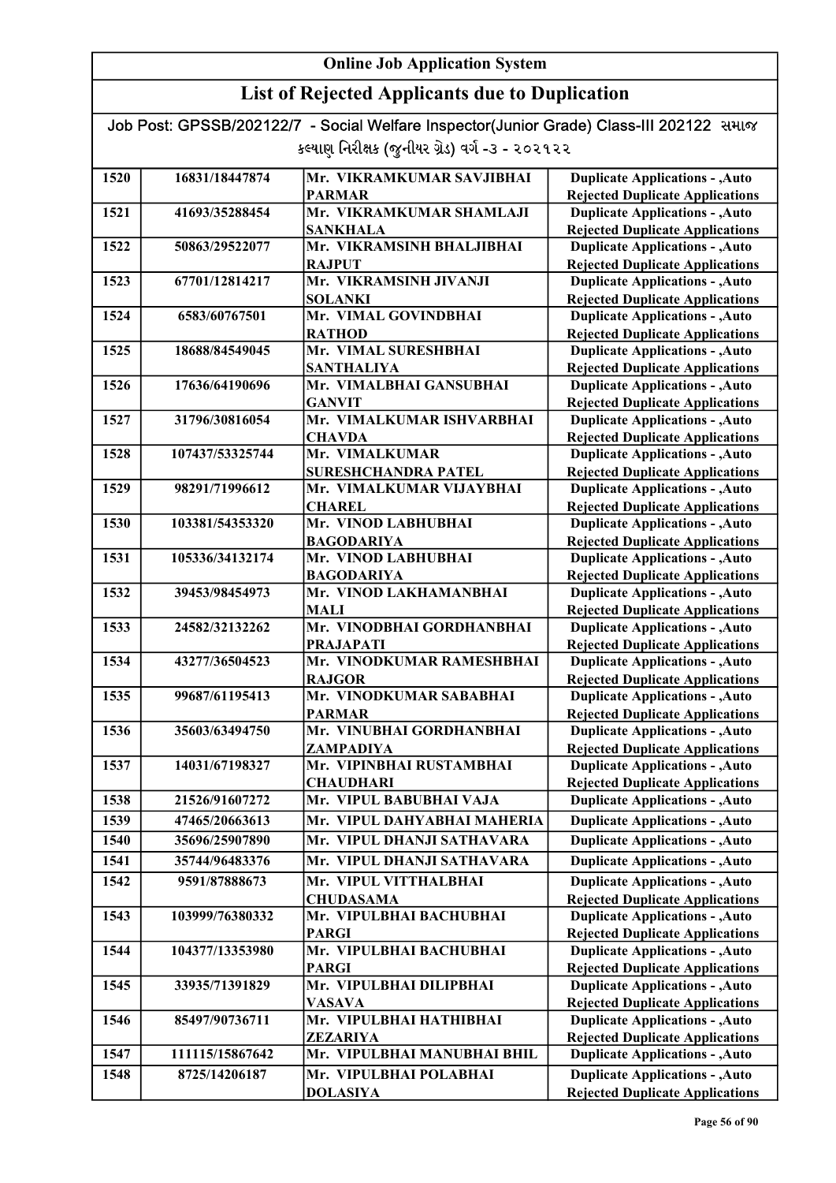# Online Job Application System

## List of Rejected Applicants due to Duplication

Job Post: GPSSB/202122/7 - Social Welfare Inspector(Junior Grade) Class-III 202122 સમાજ કલ્યાણ નિરીક્ષક (જુનીયર ગ્રેડ) વર્ગ -૩ - ૨૦૨૧૨૨

| | | | |
|---|---|---|---|
| 1520 | 16831/18447874 | Mr. VIKRAMKUMAR SAVJIBHAI PARMAR | Duplicate Applications - ,Auto Rejected Duplicate Applications |
| 1521 | 41693/35288454 | Mr. VIKRAMKUMAR SHAMLAJI SANKHALA | Duplicate Applications - ,Auto Rejected Duplicate Applications |
| 1522 | 50863/29522077 | Mr. VIKRAMSINH BHALJIBHAI RAJPUT | Duplicate Applications - ,Auto Rejected Duplicate Applications |
| 1523 | 67701/12814217 | Mr. VIKRAMSINH JIVANJI SOLANKI | Duplicate Applications - ,Auto Rejected Duplicate Applications |
| 1524 | 6583/60767501 | Mr. VIMAL GOVINDBHAI RATHOD | Duplicate Applications - ,Auto Rejected Duplicate Applications |
| 1525 | 18688/84549045 | Mr. VIMAL SURESHBHAI SANTHALIYA | Duplicate Applications - ,Auto Rejected Duplicate Applications |
| 1526 | 17636/64190696 | Mr. VIMALBHAI GANSUBHAI GANVIT | Duplicate Applications - ,Auto Rejected Duplicate Applications |
| 1527 | 31796/30816054 | Mr. VIMALKUMAR ISHVARBHAI CHAVDA | Duplicate Applications - ,Auto Rejected Duplicate Applications |
| 1528 | 107437/53325744 | Mr. VIMALKUMAR SURESHCHANDRA PATEL | Duplicate Applications - ,Auto Rejected Duplicate Applications |
| 1529 | 98291/71996612 | Mr. VIMALKUMAR VIJAYBHAI CHAREL | Duplicate Applications - ,Auto Rejected Duplicate Applications |
| 1530 | 103381/54353320 | Mr. VINOD LABHUBHAI BAGODARIYA | Duplicate Applications - ,Auto Rejected Duplicate Applications |
| 1531 | 105336/34132174 | Mr. VINOD LABHUBHAI BAGODARIYA | Duplicate Applications - ,Auto Rejected Duplicate Applications |
| 1532 | 39453/98454973 | Mr. VINOD LAKHAMANBHAI MALI | Duplicate Applications - ,Auto Rejected Duplicate Applications |
| 1533 | 24582/32132262 | Mr. VINODBHAI GORDHANBHAI PRAJAPATI | Duplicate Applications - ,Auto Rejected Duplicate Applications |
| 1534 | 43277/36504523 | Mr. VINODKUMAR RAMESHBHAI RAJGOR | Duplicate Applications - ,Auto Rejected Duplicate Applications |
| 1535 | 99687/61195413 | Mr. VINODKUMAR SABABHAI PARMAR | Duplicate Applications - ,Auto Rejected Duplicate Applications |
| 1536 | 35603/63494750 | Mr. VINUBHAI GORDHANBHAI ZAMPADIYA | Duplicate Applications - ,Auto Rejected Duplicate Applications |
| 1537 | 14031/67198327 | Mr. VIPINBHAI RUSTAMBHAI CHAUDHARI | Duplicate Applications - ,Auto Rejected Duplicate Applications |
| 1538 | 21526/91607272 | Mr. VIPUL BABUBHAI VAJA | Duplicate Applications - ,Auto |
| 1539 | 47465/20663613 | Mr. VIPUL DAHYABHAI MAHERIA | Duplicate Applications - ,Auto |
| 1540 | 35696/25907890 | Mr. VIPUL DHANJI SATHAVARA | Duplicate Applications - ,Auto |
| 1541 | 35744/96483376 | Mr. VIPUL DHANJI SATHAVARA | Duplicate Applications - ,Auto |
| 1542 | 9591/87888673 | Mr. VIPUL VITTHALBHAI CHUDASAMA | Duplicate Applications - ,Auto Rejected Duplicate Applications |
| 1543 | 103999/76380332 | Mr. VIPULBHAI BACHUBHAI PARGI | Duplicate Applications - ,Auto Rejected Duplicate Applications |
| 1544 | 104377/13353980 | Mr. VIPULBHAI BACHUBHAI PARGI | Duplicate Applications - ,Auto Rejected Duplicate Applications |
| 1545 | 33935/71391829 | Mr. VIPULBHAI DILIPBHAI VASAVA | Duplicate Applications - ,Auto Rejected Duplicate Applications |
| 1546 | 85497/90736711 | Mr. VIPULBHAI HATHIBHAI ZEZARIYA | Duplicate Applications - ,Auto Rejected Duplicate Applications |
| 1547 | 111115/15867642 | Mr. VIPULBHAI MANUBHAI BHIL | Duplicate Applications - ,Auto |
| 1548 | 8725/14206187 | Mr. VIPULBHAI POLABHAI DOLASIYA | Duplicate Applications - ,Auto Rejected Duplicate Applications |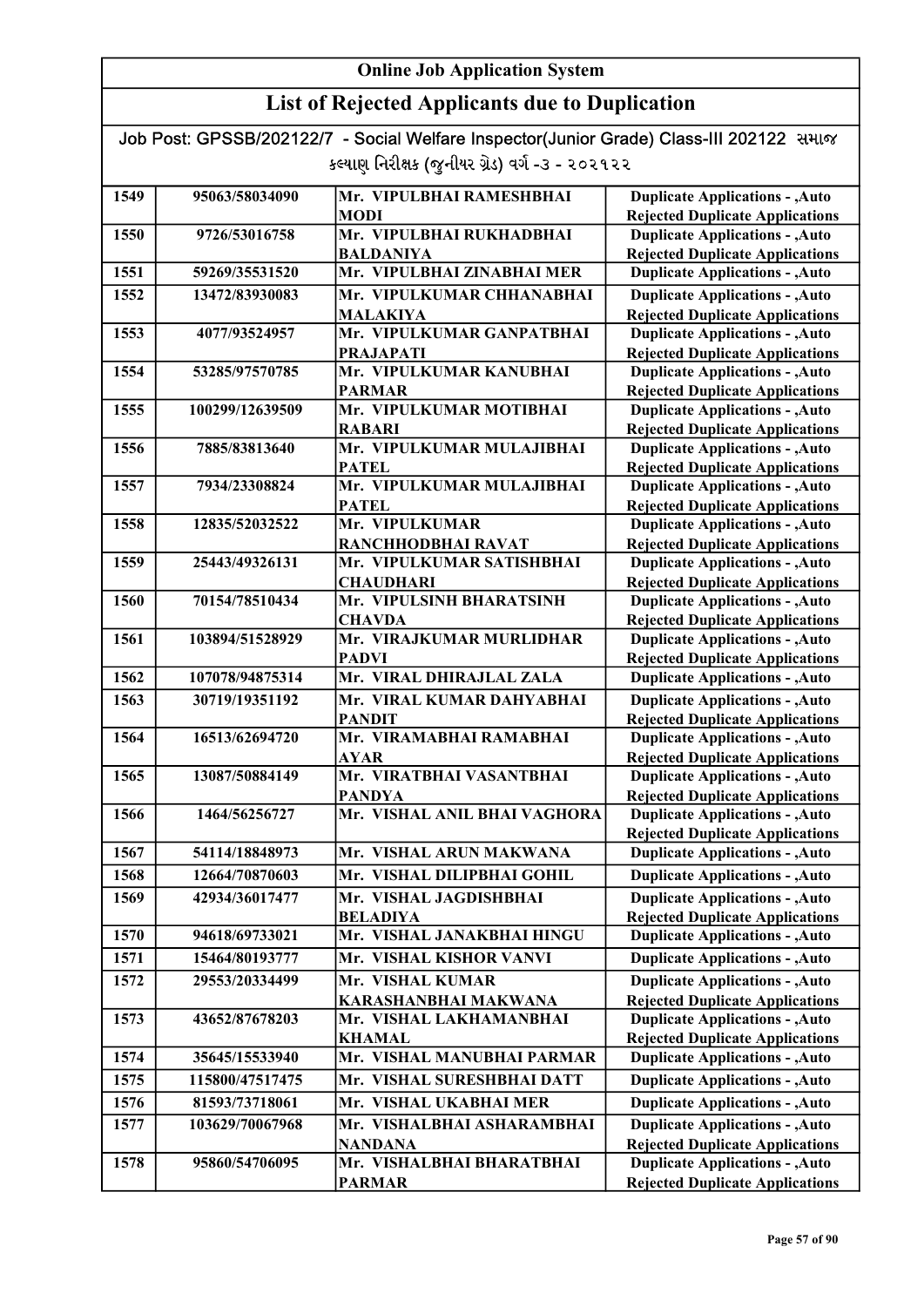# Online Job Application System

## List of Rejected Applicants due to Duplication

Job Post: GPSSB/202122/7 - Social Welfare Inspector(Junior Grade) Class-III 202122 સમાજ કલ્યાણ નિરીક્ષક (જુનીયર ગ્રેડ) વર્ગ -૩ - ૨૦૨૧૨૨

| | | | |
|---|---|---|---|
| 1549 | 95063/58034090 | Mr. VIPULBHAI RAMESHBHAI MODI | Duplicate Applications - ,Auto Rejected Duplicate Applications |
| 1550 | 9726/53016758 | Mr. VIPULBHAI RUKHADBHAI BALDANIYA | Duplicate Applications - ,Auto Rejected Duplicate Applications |
| 1551 | 59269/35531520 | Mr. VIPULBHAI ZINABHAI MER | Duplicate Applications - ,Auto |
| 1552 | 13472/83930083 | Mr. VIPULKUMAR CHHANABHAI MALAKIYA | Duplicate Applications - ,Auto Rejected Duplicate Applications |
| 1553 | 4077/93524957 | Mr. VIPULKUMAR GANPATBHAI PRAJAPATI | Duplicate Applications - ,Auto Rejected Duplicate Applications |
| 1554 | 53285/97570785 | Mr. VIPULKUMAR KANUBHAI PARMAR | Duplicate Applications - ,Auto Rejected Duplicate Applications |
| 1555 | 100299/12639509 | Mr. VIPULKUMAR MOTIBHAI RABARI | Duplicate Applications - ,Auto Rejected Duplicate Applications |
| 1556 | 7885/83813640 | Mr. VIPULKUMAR MULAJIBHAI PATEL | Duplicate Applications - ,Auto Rejected Duplicate Applications |
| 1557 | 7934/23308824 | Mr. VIPULKUMAR MULAJIBHAI PATEL | Duplicate Applications - ,Auto Rejected Duplicate Applications |
| 1558 | 12835/52032522 | Mr. VIPULKUMAR RANCHHODBHAI RAVAT | Duplicate Applications - ,Auto Rejected Duplicate Applications |
| 1559 | 25443/49326131 | Mr. VIPULKUMAR SATISHBHAI CHAUDHARI | Duplicate Applications - ,Auto Rejected Duplicate Applications |
| 1560 | 70154/78510434 | Mr. VIPULSINH BHARATSINH CHAVDA | Duplicate Applications - ,Auto Rejected Duplicate Applications |
| 1561 | 103894/51528929 | Mr. VIRAJKUMAR MURLIDHAR PADVI | Duplicate Applications - ,Auto Rejected Duplicate Applications |
| 1562 | 107078/94875314 | Mr. VIRAL DHIRAJLAL ZALA | Duplicate Applications - ,Auto |
| 1563 | 30719/19351192 | Mr. VIRAL KUMAR DAHYABHAI PANDIT | Duplicate Applications - ,Auto Rejected Duplicate Applications |
| 1564 | 16513/62694720 | Mr. VIRAMABHAI RAMABHAI AYAR | Duplicate Applications - ,Auto Rejected Duplicate Applications |
| 1565 | 13087/50884149 | Mr. VIRATBHAI VASANTBHAI PANDYA | Duplicate Applications - ,Auto Rejected Duplicate Applications |
| 1566 | 1464/56256727 | Mr. VISHAL ANIL BHAI VAGHORA | Duplicate Applications - ,Auto Rejected Duplicate Applications |
| 1567 | 54114/18848973 | Mr. VISHAL ARUN MAKWANA | Duplicate Applications - ,Auto |
| 1568 | 12664/70870603 | Mr. VISHAL DILIPBHAI GOHIL | Duplicate Applications - ,Auto |
| 1569 | 42934/36017477 | Mr. VISHAL JAGDISHBHAI BELADIYA | Duplicate Applications - ,Auto Rejected Duplicate Applications |
| 1570 | 94618/69733021 | Mr. VISHAL JANAKBHAI HINGU | Duplicate Applications - ,Auto |
| 1571 | 15464/80193777 | Mr. VISHAL KISHOR VANVI | Duplicate Applications - ,Auto |
| 1572 | 29553/20334499 | Mr. VISHAL KUMAR KARASHANBHAI MAKWANA | Duplicate Applications - ,Auto Rejected Duplicate Applications |
| 1573 | 43652/87678203 | Mr. VISHAL LAKHAMANBHAI KHAMAL | Duplicate Applications - ,Auto Rejected Duplicate Applications |
| 1574 | 35645/15533940 | Mr. VISHAL MANUBHAI PARMAR | Duplicate Applications - ,Auto |
| 1575 | 115800/47517475 | Mr. VISHAL SURESHBHAI DATT | Duplicate Applications - ,Auto |
| 1576 | 81593/73718061 | Mr. VISHAL UKABHAI MER | Duplicate Applications - ,Auto |
| 1577 | 103629/70067968 | Mr. VISHALBHAI ASHARAMBHAI NANDANA | Duplicate Applications - ,Auto Rejected Duplicate Applications |
| 1578 | 95860/54706095 | Mr. VISHALBHAI BHARATBHAI PARMAR | Duplicate Applications - ,Auto Rejected Duplicate Applications |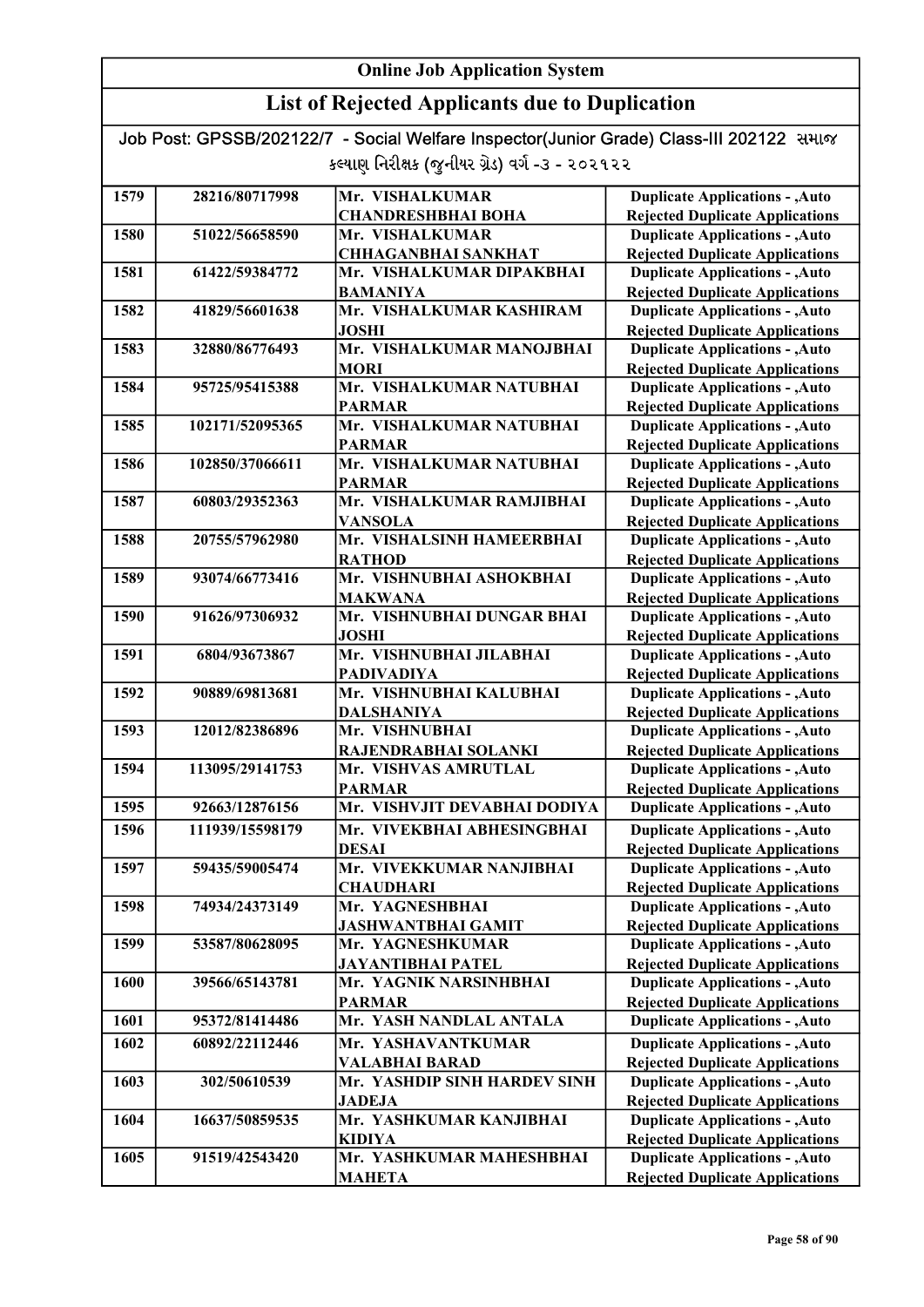# Online Job Application System

## List of Rejected Applicants due to Duplication

Job Post: GPSSB/202122/7 - Social Welfare Inspector(Junior Grade) Class-III 202122 સમાજ કલ્યાણ નિરીક્ષક (જુનીયર ગ્રેડ) વર્ગ -૩ - ૨૦૨૧૨૨

| | | | |
|---|---|---|---|
| 1579 | 28216/80717998 | Mr. VISHALKUMAR CHANDRESHBHAI BOHA | Duplicate Applications - ,Auto Rejected Duplicate Applications |
| 1580 | 51022/56658590 | Mr. VISHALKUMAR CHHAGANBHAI SANKHAT | Duplicate Applications - ,Auto Rejected Duplicate Applications |
| 1581 | 61422/59384772 | Mr. VISHALKUMAR DIPAKBHAI BAMANIYA | Duplicate Applications - ,Auto Rejected Duplicate Applications |
| 1582 | 41829/56601638 | Mr. VISHALKUMAR KASHIRAM JOSHI | Duplicate Applications - ,Auto Rejected Duplicate Applications |
| 1583 | 32880/86776493 | Mr. VISHALKUMAR MANOJBHAI MORI | Duplicate Applications - ,Auto Rejected Duplicate Applications |
| 1584 | 95725/95415388 | Mr. VISHALKUMAR NATUBHAI PARMAR | Duplicate Applications - ,Auto Rejected Duplicate Applications |
| 1585 | 102171/52095365 | Mr. VISHALKUMAR NATUBHAI PARMAR | Duplicate Applications - ,Auto Rejected Duplicate Applications |
| 1586 | 102850/37066611 | Mr. VISHALKUMAR NATUBHAI PARMAR | Duplicate Applications - ,Auto Rejected Duplicate Applications |
| 1587 | 60803/29352363 | Mr. VISHALKUMAR RAMJIBHAI VANSOLA | Duplicate Applications - ,Auto Rejected Duplicate Applications |
| 1588 | 20755/57962980 | Mr. VISHALSINH HAMEERBHAI RATHOD | Duplicate Applications - ,Auto Rejected Duplicate Applications |
| 1589 | 93074/66773416 | Mr. VISHNUBHAI ASHOKBHAI MAKWANA | Duplicate Applications - ,Auto Rejected Duplicate Applications |
| 1590 | 91626/97306932 | Mr. VISHNUBHAI DUNGAR BHAI JOSHI | Duplicate Applications - ,Auto Rejected Duplicate Applications |
| 1591 | 6804/93673867 | Mr. VISHNUBHAI JILABHAI PADIVADIYA | Duplicate Applications - ,Auto Rejected Duplicate Applications |
| 1592 | 90889/69813681 | Mr. VISHNUBHAI KALUBHAI DALSHANIYA | Duplicate Applications - ,Auto Rejected Duplicate Applications |
| 1593 | 12012/82386896 | Mr. VISHNUBHAI RAJENDRABHAI SOLANKI | Duplicate Applications - ,Auto Rejected Duplicate Applications |
| 1594 | 113095/29141753 | Mr. VISHVAS AMRUTLAL PARMAR | Duplicate Applications - ,Auto Rejected Duplicate Applications |
| 1595 | 92663/12876156 | Mr. VISHVJIT DEVABHAI DODIYA | Duplicate Applications - ,Auto |
| 1596 | 111939/15598179 | Mr. VIVEKBHAI ABHESINGBHAI DESAI | Duplicate Applications - ,Auto Rejected Duplicate Applications |
| 1597 | 59435/59005474 | Mr. VIVEKKUMAR NANJIBHAI CHAUDHARI | Duplicate Applications - ,Auto Rejected Duplicate Applications |
| 1598 | 74934/24373149 | Mr. YAGNESHBHAI JASHWANTBHAI GAMIT | Duplicate Applications - ,Auto Rejected Duplicate Applications |
| 1599 | 53587/80628095 | Mr. YAGNESHKUMAR JAYANTIBHAI PATEL | Duplicate Applications - ,Auto Rejected Duplicate Applications |
| 1600 | 39566/65143781 | Mr. YAGNIK NARSINHBHAI PARMAR | Duplicate Applications - ,Auto Rejected Duplicate Applications |
| 1601 | 95372/81414486 | Mr. YASH NANDLAL ANTALA | Duplicate Applications - ,Auto |
| 1602 | 60892/22112446 | Mr. YASHAVANTKUMAR VALABHAI BARAD | Duplicate Applications - ,Auto Rejected Duplicate Applications |
| 1603 | 302/50610539 | Mr. YASHDIP SINH HARDEV SINH JADEJA | Duplicate Applications - ,Auto Rejected Duplicate Applications |
| 1604 | 16637/50859535 | Mr. YASHKUMAR KANJIBHAI KIDIYA | Duplicate Applications - ,Auto Rejected Duplicate Applications |
| 1605 | 91519/42543420 | Mr. YASHKUMAR MAHESHBHAI MAHETA | Duplicate Applications - ,Auto Rejected Duplicate Applications |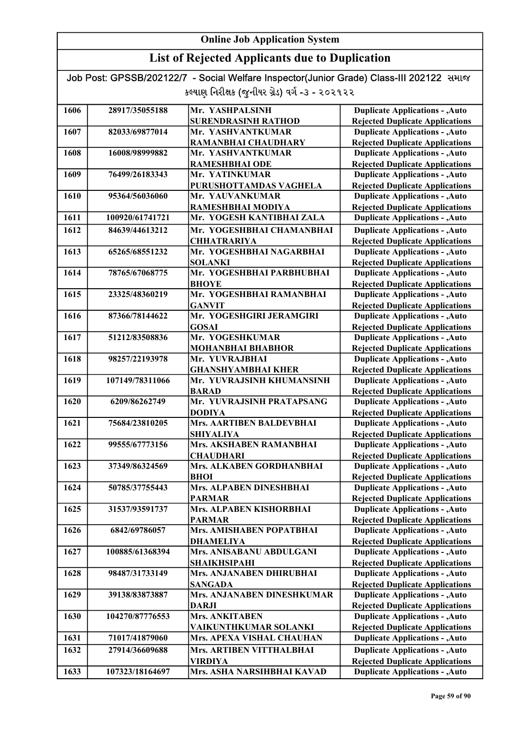# Online Job Application System

## List of Rejected Applicants due to Duplication

Job Post: GPSSB/202122/7 - Social Welfare Inspector(Junior Grade) Class-III 202122 સમાજ કલ્યાણ નિરીક્ષક (જુનીયર ગ્રેડ) વર્ગ -૩ - ૨૦૨૧૨૨

| | | | |
|---|---|---|---|
| 1606 | 28917/35055188 | Mr. YASHPALSINH SURENDRASINH RATHOD | Duplicate Applications - ,Auto Rejected Duplicate Applications |
| 1607 | 82033/69877014 | Mr. YASHVANTKUMAR RAMANBHAI CHAUDHARY | Duplicate Applications - ,Auto Rejected Duplicate Applications |
| 1608 | 16008/98999882 | Mr. YASHVANTKUMAR RAMESHBHAI ODE | Duplicate Applications - ,Auto Rejected Duplicate Applications |
| 1609 | 76499/26183343 | Mr. YATINKUMAR PURUSHOTTAMDAS VAGHELA | Duplicate Applications - ,Auto Rejected Duplicate Applications |
| 1610 | 95364/56036060 | Mr. YAUVANKUMAR RAMESHBHAI MODIYA | Duplicate Applications - ,Auto Rejected Duplicate Applications |
| 1611 | 100920/61741721 | Mr. YOGESH KANTIBHAI ZALA | Duplicate Applications - ,Auto |
| 1612 | 84639/44613212 | Mr. YOGESHBHAI CHAMANBHAI CHHATRARIYA | Duplicate Applications - ,Auto Rejected Duplicate Applications |
| 1613 | 65265/68551232 | Mr. YOGESHBHAI NAGARBHAI SOLANKI | Duplicate Applications - ,Auto Rejected Duplicate Applications |
| 1614 | 78765/67068775 | Mr. YOGESHBHAI PARBHUBHAI BHOYE | Duplicate Applications - ,Auto Rejected Duplicate Applications |
| 1615 | 23325/48360219 | Mr. YOGESHBHAI RAMANBHAI GANVIT | Duplicate Applications - ,Auto Rejected Duplicate Applications |
| 1616 | 87366/78144622 | Mr. YOGESHGIRI JERAMGIRI GOSAI | Duplicate Applications - ,Auto Rejected Duplicate Applications |
| 1617 | 51212/83508836 | Mr. YOGESHKUMAR MOHANBHAI BHABHOR | Duplicate Applications - ,Auto Rejected Duplicate Applications |
| 1618 | 98257/22193978 | Mr. YUVRAJBHAI GHANSHYAMBHAI KHER | Duplicate Applications - ,Auto Rejected Duplicate Applications |
| 1619 | 107149/78311066 | Mr. YUVRAJSINH KHUMANSINH BARAD | Duplicate Applications - ,Auto Rejected Duplicate Applications |
| 1620 | 6209/86262749 | Mr. YUVRAJSINH PRATAPSANG DODIYA | Duplicate Applications - ,Auto Rejected Duplicate Applications |
| 1621 | 75684/23810205 | Mrs. AARTIBEN BALDEVBHAI SHIYALIYA | Duplicate Applications - ,Auto Rejected Duplicate Applications |
| 1622 | 99555/67773156 | Mrs. AKSHABEN RAMANBHAI CHAUDHARI | Duplicate Applications - ,Auto Rejected Duplicate Applications |
| 1623 | 37349/86324569 | Mrs. ALKABEN GORDHANBHAI BHOI | Duplicate Applications - ,Auto Rejected Duplicate Applications |
| 1624 | 50785/37755443 | Mrs. ALPABEN DINESHBHAI PARMAR | Duplicate Applications - ,Auto Rejected Duplicate Applications |
| 1625 | 31537/93591737 | Mrs. ALPABEN KISHORBHAI PARMAR | Duplicate Applications - ,Auto Rejected Duplicate Applications |
| 1626 | 6842/69786057 | Mrs. AMISHABEN POPATBHAI DHAMELIYA | Duplicate Applications - ,Auto Rejected Duplicate Applications |
| 1627 | 100885/61368394 | Mrs. ANISABANU ABDULGANI SHAIKHSIPAHI | Duplicate Applications - ,Auto Rejected Duplicate Applications |
| 1628 | 98487/31733149 | Mrs. ANJANABEN DHIRUBHAI SANGADA | Duplicate Applications - ,Auto Rejected Duplicate Applications |
| 1629 | 39138/83873887 | Mrs. ANJANABEN DINESHKUMAR DARJI | Duplicate Applications - ,Auto Rejected Duplicate Applications |
| 1630 | 104270/87776553 | Mrs. ANKITABEN VAIKUNTHKUMAR SOLANKI | Duplicate Applications - ,Auto Rejected Duplicate Applications |
| 1631 | 71017/41879060 | Mrs. APEXA VISHAL CHAUHAN | Duplicate Applications - ,Auto |
| 1632 | 27914/36609688 | Mrs. ARTIBEN VITTHALBHAI VIRDIYA | Duplicate Applications - ,Auto Rejected Duplicate Applications |
| 1633 | 107323/18164697 | Mrs. ASHA NARSIHBHAI KAVAD | Duplicate Applications - ,Auto |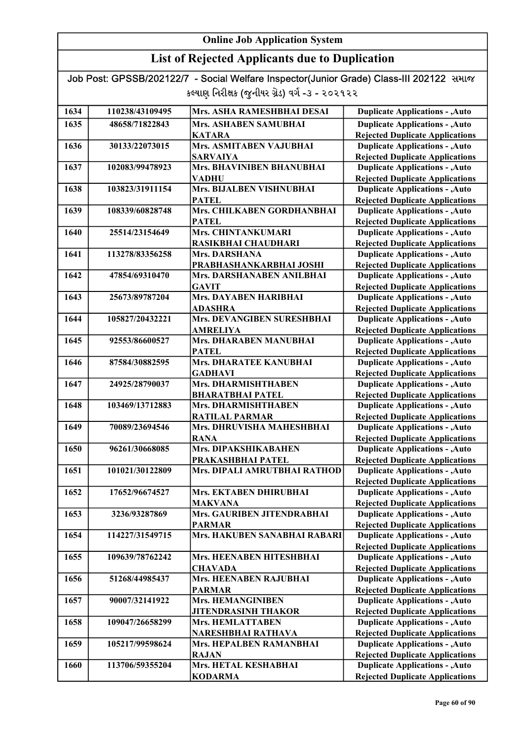# Online Job Application System

## List of Rejected Applicants due to Duplication

Job Post: GPSSB/202122/7 - Social Welfare Inspector(Junior Grade) Class-III 202122 સમાજ કલ્યાણ નિરીક્ષક (જુનીયર ગ્રેડ) વર્ગ -૩ - ૨૦૨૧૨૨

| | | | |
|---|---|---|---|
| 1634 | 110238/43109495 | Mrs. ASHA RAMESHBHAI DESAI | Duplicate Applications - ,Auto |
| 1635 | 48658/71822843 | Mrs. ASHABEN SAMUBHAI KATARA | Duplicate Applications - ,Auto Rejected Duplicate Applications |
| 1636 | 30133/22073015 | Mrs. ASMITABEN VAJUBHAI SARVAIYA | Duplicate Applications - ,Auto Rejected Duplicate Applications |
| 1637 | 102083/99478923 | Mrs. BHAVINIBEN BHANUBHAI VADHU | Duplicate Applications - ,Auto Rejected Duplicate Applications |
| 1638 | 103823/31911154 | Mrs. BIJALBEN VISHNUBHAI PATEL | Duplicate Applications - ,Auto Rejected Duplicate Applications |
| 1639 | 108339/60828748 | Mrs. CHILKABEN GORDHANBHAI PATEL | Duplicate Applications - ,Auto Rejected Duplicate Applications |
| 1640 | 25514/23154649 | Mrs. CHINTANKUMARI RASIKBHAI CHAUDHARI | Duplicate Applications - ,Auto Rejected Duplicate Applications |
| 1641 | 113278/83356258 | Mrs. DARSHANA PRABHASHANKARBHAI JOSHI | Duplicate Applications - ,Auto Rejected Duplicate Applications |
| 1642 | 47854/69310470 | Mrs. DARSHANABEN ANILBHAI GAVIT | Duplicate Applications - ,Auto Rejected Duplicate Applications |
| 1643 | 25673/89787204 | Mrs. DAYABEN HARIBHAI ADASHRA | Duplicate Applications - ,Auto Rejected Duplicate Applications |
| 1644 | 105827/20432221 | Mrs. DEVANGIBEN SURESHBHAI AMRELIYA | Duplicate Applications - ,Auto Rejected Duplicate Applications |
| 1645 | 92553/86600527 | Mrs. DHARABEN MANUBHAI PATEL | Duplicate Applications - ,Auto Rejected Duplicate Applications |
| 1646 | 87584/30882595 | Mrs. DHARATEE KANUBHAI GADHAVI | Duplicate Applications - ,Auto Rejected Duplicate Applications |
| 1647 | 24925/28790037 | Mrs. DHARMISHTHABEN BHARATBHAI PATEL | Duplicate Applications - ,Auto Rejected Duplicate Applications |
| 1648 | 103469/13712883 | Mrs. DHARMISHTHABEN RATILAL PARMAR | Duplicate Applications - ,Auto Rejected Duplicate Applications |
| 1649 | 70089/23694546 | Mrs. DHRUVISHA MAHESHBHAI RANA | Duplicate Applications - ,Auto Rejected Duplicate Applications |
| 1650 | 96261/30668085 | Mrs. DIPAKSHIKABAHEN PRAKASHBHAI PATEL | Duplicate Applications - ,Auto Rejected Duplicate Applications |
| 1651 | 101021/30122809 | Mrs. DIPALI AMRUTBHAI RATHOD | Duplicate Applications - ,Auto Rejected Duplicate Applications |
| 1652 | 17652/96674527 | Mrs. EKTABEN DHIRUBHAI MAKVANA | Duplicate Applications - ,Auto Rejected Duplicate Applications |
| 1653 | 3236/93287869 | Mrs. GAURIBEN JITENDRABHAI PARMAR | Duplicate Applications - ,Auto Rejected Duplicate Applications |
| 1654 | 114227/31549715 | Mrs. HAKUBEN SANABHAI RABARI | Duplicate Applications - ,Auto Rejected Duplicate Applications |
| 1655 | 109639/78762242 | Mrs. HEENABEN HITESHBHAI CHAVADA | Duplicate Applications - ,Auto Rejected Duplicate Applications |
| 1656 | 51268/44985437 | Mrs. HEENABEN RAJUBHAI PARMAR | Duplicate Applications - ,Auto Rejected Duplicate Applications |
| 1657 | 90007/32141922 | Mrs. HEMANGINIBEN JITENDRASINH THAKOR | Duplicate Applications - ,Auto Rejected Duplicate Applications |
| 1658 | 109047/26658299 | Mrs. HEMLATTABEN NARESHBHAI RATHAVA | Duplicate Applications - ,Auto Rejected Duplicate Applications |
| 1659 | 105217/99598624 | Mrs. HEPALBEN RAMANBHAI RAJAN | Duplicate Applications - ,Auto Rejected Duplicate Applications |
| 1660 | 113706/59355204 | Mrs. HETAL KESHABHAI KODARMA | Duplicate Applications - ,Auto Rejected Duplicate Applications |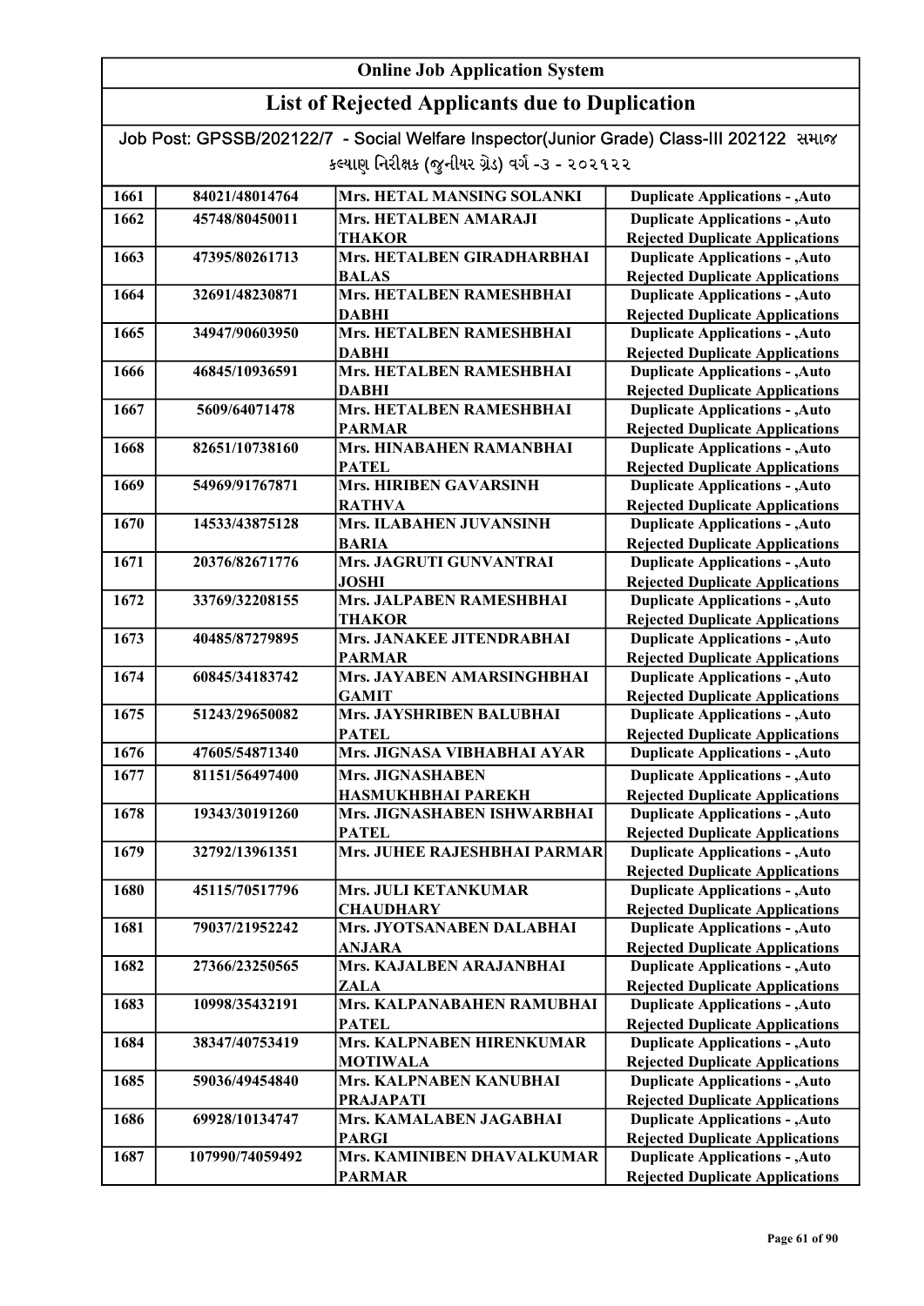## Online Job Application System

## List of Rejected Applicants due to Duplication

Job Post: GPSSB/202122/7 - Social Welfare Inspector(Junior Grade) Class-III 202122 સમાજ કલ્યાણ નિરીક્ષક (જુનીયર ગ્રેડ) વર્ગ -૩ - ૨૦૨૧૨૨

| | | | |
|---|---|---|---|
| 1661 | 84021/48014764 | Mrs. HETAL MANSING SOLANKI | Duplicate Applications - ,Auto |
| 1662 | 45748/80450011 | Mrs. HETALBEN AMARAJI THAKOR | Duplicate Applications - ,Auto Rejected Duplicate Applications |
| 1663 | 47395/80261713 | Mrs. HETALBEN GIRADHARBHAI BALAS | Duplicate Applications - ,Auto Rejected Duplicate Applications |
| 1664 | 32691/48230871 | Mrs. HETALBEN RAMESHBHAI DABHI | Duplicate Applications - ,Auto Rejected Duplicate Applications |
| 1665 | 34947/90603950 | Mrs. HETALBEN RAMESHBHAI DABHI | Duplicate Applications - ,Auto Rejected Duplicate Applications |
| 1666 | 46845/10936591 | Mrs. HETALBEN RAMESHBHAI DABHI | Duplicate Applications - ,Auto Rejected Duplicate Applications |
| 1667 | 5609/64071478 | Mrs. HETALBEN RAMESHBHAI PARMAR | Duplicate Applications - ,Auto Rejected Duplicate Applications |
| 1668 | 82651/10738160 | Mrs. HINABAHEN RAMANBHAI PATEL | Duplicate Applications - ,Auto Rejected Duplicate Applications |
| 1669 | 54969/91767871 | Mrs. HIRIBEN GAVARSINH RATHVA | Duplicate Applications - ,Auto Rejected Duplicate Applications |
| 1670 | 14533/43875128 | Mrs. ILABAHEN JUVANSINH BARIA | Duplicate Applications - ,Auto Rejected Duplicate Applications |
| 1671 | 20376/82671776 | Mrs. JAGRUTI GUNVANTRAI JOSHI | Duplicate Applications - ,Auto Rejected Duplicate Applications |
| 1672 | 33769/32208155 | Mrs. JALPABEN RAMESHBHAI THAKOR | Duplicate Applications - ,Auto Rejected Duplicate Applications |
| 1673 | 40485/87279895 | Mrs. JANAKEE JITENDRABHAI PARMAR | Duplicate Applications - ,Auto Rejected Duplicate Applications |
| 1674 | 60845/34183742 | Mrs. JAYABEN AMARSINGHBHAI GAMIT | Duplicate Applications - ,Auto Rejected Duplicate Applications |
| 1675 | 51243/29650082 | Mrs. JAYSHRIBEN BALUBHAI PATEL | Duplicate Applications - ,Auto Rejected Duplicate Applications |
| 1676 | 47605/54871340 | Mrs. JIGNASA VIBHABHAI AYAR | Duplicate Applications - ,Auto |
| 1677 | 81151/56497400 | Mrs. JIGNASHABEN HASMUKHBHAI PAREKH | Duplicate Applications - ,Auto Rejected Duplicate Applications |
| 1678 | 19343/30191260 | Mrs. JIGNASHABEN ISHWARBHAI PATEL | Duplicate Applications - ,Auto Rejected Duplicate Applications |
| 1679 | 32792/13961351 | Mrs. JUHEE RAJESHBHAI PARMAR | Duplicate Applications - ,Auto Rejected Duplicate Applications |
| 1680 | 45115/70517796 | Mrs. JULI KETANKUMAR CHAUDHARY | Duplicate Applications - ,Auto Rejected Duplicate Applications |
| 1681 | 79037/21952242 | Mrs. JYOTSANABEN DALABHAI ANJARA | Duplicate Applications - ,Auto Rejected Duplicate Applications |
| 1682 | 27366/23250565 | Mrs. KAJALBEN ARAJANBHAI ZALA | Duplicate Applications - ,Auto Rejected Duplicate Applications |
| 1683 | 10998/35432191 | Mrs. KALPANABAHEN RAMUBHAI PATEL | Duplicate Applications - ,Auto Rejected Duplicate Applications |
| 1684 | 38347/40753419 | Mrs. KALPNABEN HIRENKUMAR MOTIWALA | Duplicate Applications - ,Auto Rejected Duplicate Applications |
| 1685 | 59036/49454840 | Mrs. KALPNABEN KANUBHAI PRAJAPATI | Duplicate Applications - ,Auto Rejected Duplicate Applications |
| 1686 | 69928/10134747 | Mrs. KAMALABEN JAGABHAI PARGI | Duplicate Applications - ,Auto Rejected Duplicate Applications |
| 1687 | 107990/74059492 | Mrs. KAMINIBEN DHAVALKUMAR PARMAR | Duplicate Applications - ,Auto Rejected Duplicate Applications |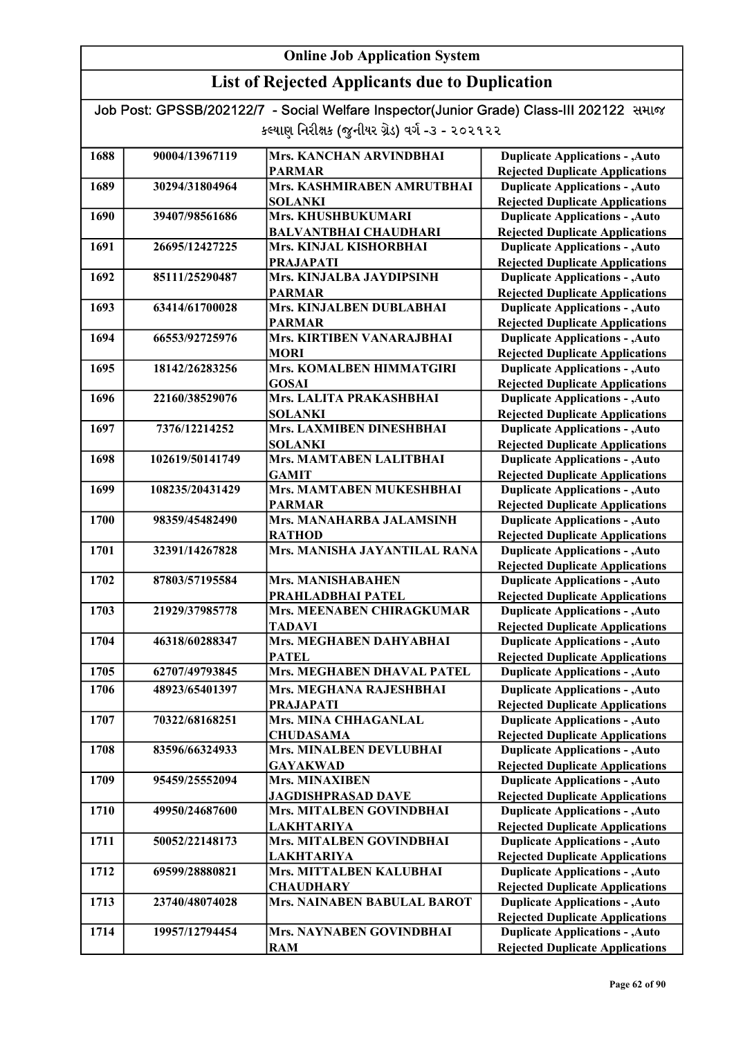# Online Job Application System

## List of Rejected Applicants due to Duplication

Job Post: GPSSB/202122/7 - Social Welfare Inspector(Junior Grade) Class-III 202122 સમાજ કલ્યાણ નિરીક્ષક (જુનીયર ગ્રેડ) વર્ગ -૩ - ૨૦૨૧૨૨

| | | | |
|---|---|---|---|
| 1688 | 90004/13967119 | Mrs. KANCHAN ARVINDBHAI PARMAR | Duplicate Applications - ,Auto Rejected Duplicate Applications |
| 1689 | 30294/31804964 | Mrs. KASHMIRABEN AMRUTBHAI SOLANKI | Duplicate Applications - ,Auto Rejected Duplicate Applications |
| 1690 | 39407/98561686 | Mrs. KHUSHBUKUMARI BALVANTBHAI CHAUDHARI | Duplicate Applications - ,Auto Rejected Duplicate Applications |
| 1691 | 26695/12427225 | Mrs. KINJAL KISHORBHAI PRAJAPATI | Duplicate Applications - ,Auto Rejected Duplicate Applications |
| 1692 | 85111/25290487 | Mrs. KINJALBA JAYDIPSINH PARMAR | Duplicate Applications - ,Auto Rejected Duplicate Applications |
| 1693 | 63414/61700028 | Mrs. KINJALBEN DUBLABHAI PARMAR | Duplicate Applications - ,Auto Rejected Duplicate Applications |
| 1694 | 66553/92725976 | Mrs. KIRTIBEN VANARAJBHAI MORI | Duplicate Applications - ,Auto Rejected Duplicate Applications |
| 1695 | 18142/26283256 | Mrs. KOMALBEN HIMMATGIRI GOSAI | Duplicate Applications - ,Auto Rejected Duplicate Applications |
| 1696 | 22160/38529076 | Mrs. LALITA PRAKASHBHAI SOLANKI | Duplicate Applications - ,Auto Rejected Duplicate Applications |
| 1697 | 7376/12214252 | Mrs. LAXMIBEN DINESHBHAI SOLANKI | Duplicate Applications - ,Auto Rejected Duplicate Applications |
| 1698 | 102619/50141749 | Mrs. MAMTABEN LALITBHAI GAMIT | Duplicate Applications - ,Auto Rejected Duplicate Applications |
| 1699 | 108235/20431429 | Mrs. MAMTABEN MUKESHBHAI PARMAR | Duplicate Applications - ,Auto Rejected Duplicate Applications |
| 1700 | 98359/45482490 | Mrs. MANAHARBA JALAMSINH RATHOD | Duplicate Applications - ,Auto Rejected Duplicate Applications |
| 1701 | 32391/14267828 | Mrs. MANISHA JAYANTILAL RANA | Duplicate Applications - ,Auto Rejected Duplicate Applications |
| 1702 | 87803/57195584 | Mrs. MANISHABAHEN PRAHLADBHAI PATEL | Duplicate Applications - ,Auto Rejected Duplicate Applications |
| 1703 | 21929/37985778 | Mrs. MEENABEN CHIRAGKUMAR TADAVI | Duplicate Applications - ,Auto Rejected Duplicate Applications |
| 1704 | 46318/60288347 | Mrs. MEGHABEN DAHYABHAI PATEL | Duplicate Applications - ,Auto Rejected Duplicate Applications |
| 1705 | 62707/49793845 | Mrs. MEGHABEN DHAVAL PATEL | Duplicate Applications - ,Auto |
| 1706 | 48923/65401397 | Mrs. MEGHANA RAJESHBHAI PRAJAPATI | Duplicate Applications - ,Auto Rejected Duplicate Applications |
| 1707 | 70322/68168251 | Mrs. MINA CHHAGANLAL CHUDASAMA | Duplicate Applications - ,Auto Rejected Duplicate Applications |
| 1708 | 83596/66324933 | Mrs. MINALBEN DEVLUBHAI GAYAKWAD | Duplicate Applications - ,Auto Rejected Duplicate Applications |
| 1709 | 95459/25552094 | Mrs. MINAXIBEN JAGDISHPRASAD DAVE | Duplicate Applications - ,Auto Rejected Duplicate Applications |
| 1710 | 49950/24687600 | Mrs. MITALBEN GOVINDBHAI LAKHTARIYA | Duplicate Applications - ,Auto Rejected Duplicate Applications |
| 1711 | 50052/22148173 | Mrs. MITALBEN GOVINDBHAI LAKHTARIYA | Duplicate Applications - ,Auto Rejected Duplicate Applications |
| 1712 | 69599/28880821 | Mrs. MITTALBEN KALUBHAI CHAUDHARY | Duplicate Applications - ,Auto Rejected Duplicate Applications |
| 1713 | 23740/48074028 | Mrs. NAINABEN BABULAL BAROT | Duplicate Applications - ,Auto Rejected Duplicate Applications |
| 1714 | 19957/12794454 | Mrs. NAYNABEN GOVINDBHAI RAM | Duplicate Applications - ,Auto Rejected Duplicate Applications |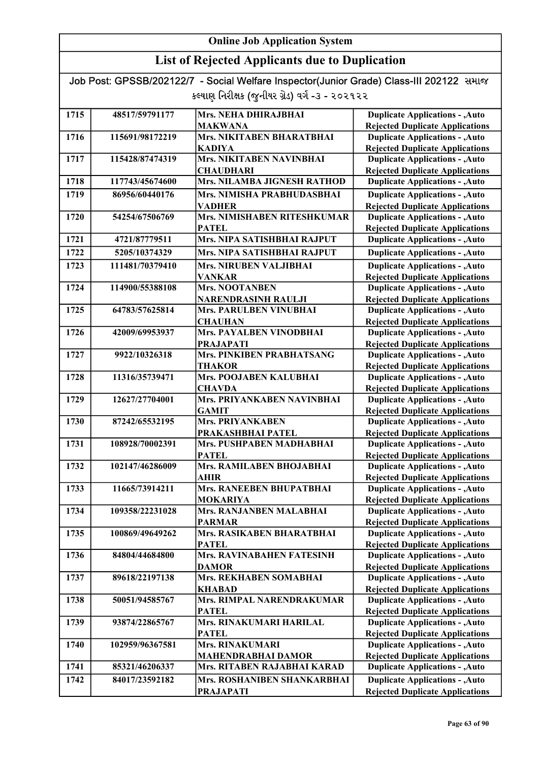## Online Job Application System

## List of Rejected Applicants due to Duplication

Job Post: GPSSB/202122/7 - Social Welfare Inspector(Junior Grade) Class-III 202122 સમાજ કલ્યાણ નિરીક્ષક (જુનીયર ગ્રેડ) વર્ગ -૩ - ૨૦૨૧૨૨

| | | | |
|---|---|---|---|
| 1715 | 48517/59791177 | Mrs. NEHA DHIRAJBHAI MAKWANA | Duplicate Applications - ,Auto Rejected Duplicate Applications |
| 1716 | 115691/98172219 | Mrs. NIKITABEN BHARATBHAI KADIYA | Duplicate Applications - ,Auto Rejected Duplicate Applications |
| 1717 | 115428/87474319 | Mrs. NIKITABEN NAVINBHAI CHAUDHARI | Duplicate Applications - ,Auto Rejected Duplicate Applications |
| 1718 | 117743/45674600 | Mrs. NILAMBA JIGNESH RATHOD | Duplicate Applications - ,Auto |
| 1719 | 86956/60440176 | Mrs. NIMISHA PRABHUDASBHAI VADHER | Duplicate Applications - ,Auto Rejected Duplicate Applications |
| 1720 | 54254/67506769 | Mrs. NIMISHABEN RITESHKUMAR PATEL | Duplicate Applications - ,Auto Rejected Duplicate Applications |
| 1721 | 4721/87779511 | Mrs. NIPA SATISHBHAI RAJPUT | Duplicate Applications - ,Auto |
| 1722 | 5205/10374329 | Mrs. NIPA SATISHBHAI RAJPUT | Duplicate Applications - ,Auto |
| 1723 | 111481/70379410 | Mrs. NIRUBEN VALJIBHAI VANKAR | Duplicate Applications - ,Auto Rejected Duplicate Applications |
| 1724 | 114900/55388108 | Mrs. NOOTANBEN NARENDRASINH RAULJI | Duplicate Applications - ,Auto Rejected Duplicate Applications |
| 1725 | 64783/57625814 | Mrs. PARULBEN VINUBHAI CHAUHAN | Duplicate Applications - ,Auto Rejected Duplicate Applications |
| 1726 | 42009/69953937 | Mrs. PAYALBEN VINODBHAI PRAJAPATI | Duplicate Applications - ,Auto Rejected Duplicate Applications |
| 1727 | 9922/10326318 | Mrs. PINKIBEN PRABHATSANG THAKOR | Duplicate Applications - ,Auto Rejected Duplicate Applications |
| 1728 | 11316/35739471 | Mrs. POOJABEN KALUBHAI CHAVDA | Duplicate Applications - ,Auto Rejected Duplicate Applications |
| 1729 | 12627/27704001 | Mrs. PRIYANKABEN NAVINBHAI GAMIT | Duplicate Applications - ,Auto Rejected Duplicate Applications |
| 1730 | 87242/65532195 | Mrs. PRIYANKABEN PRAKASHBHAI PATEL | Duplicate Applications - ,Auto Rejected Duplicate Applications |
| 1731 | 108928/70002391 | Mrs. PUSHPABEN MADHABHAI PATEL | Duplicate Applications - ,Auto Rejected Duplicate Applications |
| 1732 | 102147/46286009 | Mrs. RAMILABEN BHOJABHAI AHIR | Duplicate Applications - ,Auto Rejected Duplicate Applications |
| 1733 | 11665/73914211 | Mrs. RANEEBEN BHUPATBHAI MOKARIYA | Duplicate Applications - ,Auto Rejected Duplicate Applications |
| 1734 | 109358/22231028 | Mrs. RANJANBEN MALABHAI PARMAR | Duplicate Applications - ,Auto Rejected Duplicate Applications |
| 1735 | 100869/49649262 | Mrs. RASIKABEN BHARATBHAI PATEL | Duplicate Applications - ,Auto Rejected Duplicate Applications |
| 1736 | 84804/44684800 | Mrs. RAVINABAHEN FATESINH DAMOR | Duplicate Applications - ,Auto Rejected Duplicate Applications |
| 1737 | 89618/22197138 | Mrs. REKHABEN SOMABHAI KHABAD | Duplicate Applications - ,Auto Rejected Duplicate Applications |
| 1738 | 50051/94585767 | Mrs. RIMPAL NARENDRAKUMAR PATEL | Duplicate Applications - ,Auto Rejected Duplicate Applications |
| 1739 | 93874/22865767 | Mrs. RINAKUMARI HARILAL PATEL | Duplicate Applications - ,Auto Rejected Duplicate Applications |
| 1740 | 102959/96367581 | Mrs. RINAKUMARI MAHENDRABHAI DAMOR | Duplicate Applications - ,Auto Rejected Duplicate Applications |
| 1741 | 85321/46206337 | Mrs. RITABEN RAJABHAI KARAD | Duplicate Applications - ,Auto |
| 1742 | 84017/23592182 | Mrs. ROSHANIBEN SHANKARBHAI PRAJAPATI | Duplicate Applications - ,Auto Rejected Duplicate Applications |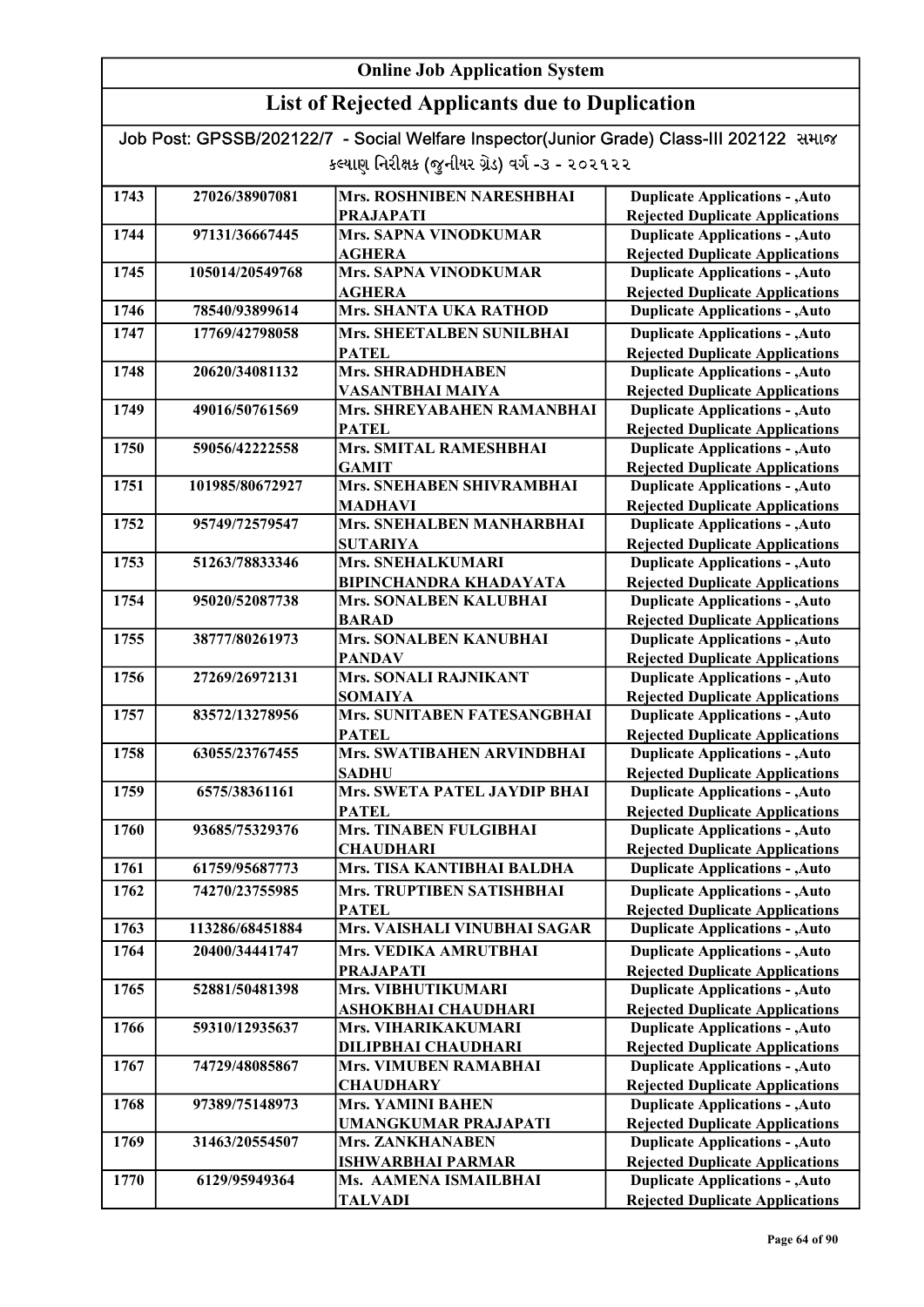# Online Job Application System

## List of Rejected Applicants due to Duplication

Job Post: GPSSB/202122/7 - Social Welfare Inspector(Junior Grade) Class-III 202122 સમાજ કલ્યાણ નિરીક્ષક (જુનીયર ગ્રેડ) વર્ગ -૩ - ૨૦૨૧૨૨

| | | | |
|---|---|---|---|
| 1743 | 27026/38907081 | Mrs. ROSHNIBEN NARESHBHAI PRAJAPATI | Duplicate Applications - ,Auto Rejected Duplicate Applications |
| 1744 | 97131/36667445 | Mrs. SAPNA VINODKUMAR AGHERA | Duplicate Applications - ,Auto Rejected Duplicate Applications |
| 1745 | 105014/20549768 | Mrs. SAPNA VINODKUMAR AGHERA | Duplicate Applications - ,Auto Rejected Duplicate Applications |
| 1746 | 78540/93899614 | Mrs. SHANTA UKA RATHOD | Duplicate Applications - ,Auto |
| 1747 | 17769/42798058 | Mrs. SHEETALBEN SUNILBHAI PATEL | Duplicate Applications - ,Auto Rejected Duplicate Applications |
| 1748 | 20620/34081132 | Mrs. SHRADHDHABEN VASANTBHAI MAIYA | Duplicate Applications - ,Auto Rejected Duplicate Applications |
| 1749 | 49016/50761569 | Mrs. SHREYABAHEN RAMANBHAI PATEL | Duplicate Applications - ,Auto Rejected Duplicate Applications |
| 1750 | 59056/42222558 | Mrs. SMITAL RAMESHBHAI GAMIT | Duplicate Applications - ,Auto Rejected Duplicate Applications |
| 1751 | 101985/80672927 | Mrs. SNEHABEN SHIVRAMBHAI MADHAVI | Duplicate Applications - ,Auto Rejected Duplicate Applications |
| 1752 | 95749/72579547 | Mrs. SNEHALBEN MANHARBHAI SUTARIYA | Duplicate Applications - ,Auto Rejected Duplicate Applications |
| 1753 | 51263/78833346 | Mrs. SNEHALKUMARI BIPINCHANDRA KHADAYATA | Duplicate Applications - ,Auto Rejected Duplicate Applications |
| 1754 | 95020/52087738 | Mrs. SONALBEN KALUBHAI BARAD | Duplicate Applications - ,Auto Rejected Duplicate Applications |
| 1755 | 38777/80261973 | Mrs. SONALBEN KANUBHAI PANDAV | Duplicate Applications - ,Auto Rejected Duplicate Applications |
| 1756 | 27269/26972131 | Mrs. SONALI RAJNIKANT SOMAIYA | Duplicate Applications - ,Auto Rejected Duplicate Applications |
| 1757 | 83572/13278956 | Mrs. SUNITABEN FATESANGBHAI PATEL | Duplicate Applications - ,Auto Rejected Duplicate Applications |
| 1758 | 63055/23767455 | Mrs. SWATIBAHEN ARVINDBHAI SADHU | Duplicate Applications - ,Auto Rejected Duplicate Applications |
| 1759 | 6575/38361161 | Mrs. SWETA PATEL JAYDIP BHAI PATEL | Duplicate Applications - ,Auto Rejected Duplicate Applications |
| 1760 | 93685/75329376 | Mrs. TINABEN FULGIBHAI CHAUDHARI | Duplicate Applications - ,Auto Rejected Duplicate Applications |
| 1761 | 61759/95687773 | Mrs. TISA KANTIBHAI BALDHA | Duplicate Applications - ,Auto |
| 1762 | 74270/23755985 | Mrs. TRUPTIBEN SATISHBHAI PATEL | Duplicate Applications - ,Auto Rejected Duplicate Applications |
| 1763 | 113286/68451884 | Mrs. VAISHALI VINUBHAI SAGAR | Duplicate Applications - ,Auto |
| 1764 | 20400/34441747 | Mrs. VEDIKA AMRUTBHAI PRAJAPATI | Duplicate Applications - ,Auto Rejected Duplicate Applications |
| 1765 | 52881/50481398 | Mrs. VIBHUTIKUMARI ASHOKBHAI CHAUDHARI | Duplicate Applications - ,Auto Rejected Duplicate Applications |
| 1766 | 59310/12935637 | Mrs. VIHARIKAKUMARI DILIPBHAI CHAUDHARI | Duplicate Applications - ,Auto Rejected Duplicate Applications |
| 1767 | 74729/48085867 | Mrs. VIMUBEN RAMABHAI CHAUDHARY | Duplicate Applications - ,Auto Rejected Duplicate Applications |
| 1768 | 97389/75148973 | Mrs. YAMINI BAHEN UMANGKUMAR PRAJAPATI | Duplicate Applications - ,Auto Rejected Duplicate Applications |
| 1769 | 31463/20554507 | Mrs. ZANKHANABEN ISHWARBHAI PARMAR | Duplicate Applications - ,Auto Rejected Duplicate Applications |
| 1770 | 6129/95949364 | Ms. AAMENA ISMAILBHAI TALVADI | Duplicate Applications - ,Auto Rejected Duplicate Applications |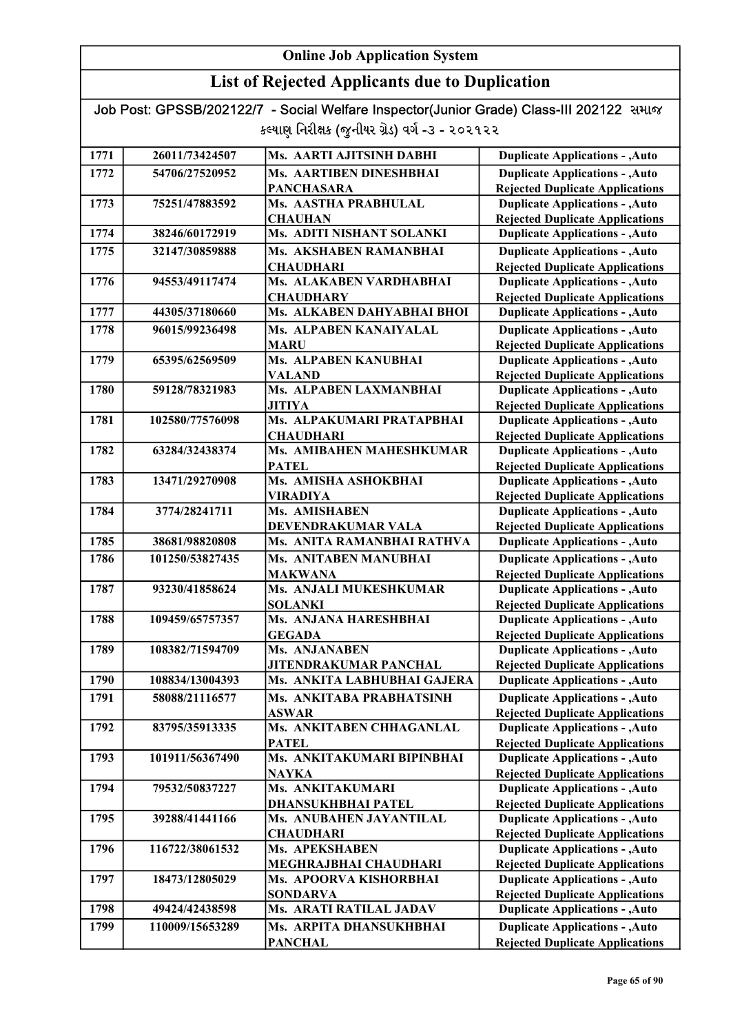## Online Job Application System

## List of Rejected Applicants due to Duplication

Job Post: GPSSB/202122/7 - Social Welfare Inspector(Junior Grade) Class-III 202122 સમાજ કલ્યાણ નિરીક્ષક (જુનીયર ગ્રેડ) વર્ગ -૩ - ૨૦૨૧૨૨

| | | | |
|---|---|---|---|
| 1771 | 26011/73424507 | Ms. AARTI AJITSINH DABHI | Duplicate Applications - ,Auto |
| 1772 | 54706/27520952 | Ms. AARTIBEN DINESHBHAI PANCHASARA | Duplicate Applications - ,Auto Rejected Duplicate Applications |
| 1773 | 75251/47883592 | Ms. AASTHA PRABHULAL CHAUHAN | Duplicate Applications - ,Auto Rejected Duplicate Applications |
| 1774 | 38246/60172919 | Ms. ADITI NISHANT SOLANKI | Duplicate Applications - ,Auto |
| 1775 | 32147/30859888 | Ms. AKSHABEN RAMANBHAI CHAUDHARI | Duplicate Applications - ,Auto Rejected Duplicate Applications |
| 1776 | 94553/49117474 | Ms. ALAKABEN VARDHABHAI CHAUDHARY | Duplicate Applications - ,Auto Rejected Duplicate Applications |
| 1777 | 44305/37180660 | Ms. ALKABEN DAHYABHAI BHOI | Duplicate Applications - ,Auto |
| 1778 | 96015/99236498 | Ms. ALPABEN KANAIYALAL MARU | Duplicate Applications - ,Auto Rejected Duplicate Applications |
| 1779 | 65395/62569509 | Ms. ALPABEN KANUBHAI VALAND | Duplicate Applications - ,Auto Rejected Duplicate Applications |
| 1780 | 59128/78321983 | Ms. ALPABEN LAXMANBHAI JITIYA | Duplicate Applications - ,Auto Rejected Duplicate Applications |
| 1781 | 102580/77576098 | Ms. ALPAKUMARI PRATAPBHAI CHAUDHARI | Duplicate Applications - ,Auto Rejected Duplicate Applications |
| 1782 | 63284/32438374 | Ms. AMIBAHEN MAHESHKUMAR PATEL | Duplicate Applications - ,Auto Rejected Duplicate Applications |
| 1783 | 13471/29270908 | Ms. AMISHA ASHOKBHAI VIRADIYA | Duplicate Applications - ,Auto Rejected Duplicate Applications |
| 1784 | 3774/28241711 | Ms. AMISHABEN DEVENDRAKUMAR VALA | Duplicate Applications - ,Auto Rejected Duplicate Applications |
| 1785 | 38681/98820808 | Ms. ANITA RAMANBHAI RATHVA | Duplicate Applications - ,Auto |
| 1786 | 101250/53827435 | Ms. ANITABEN MANUBHAI MAKWANA | Duplicate Applications - ,Auto Rejected Duplicate Applications |
| 1787 | 93230/41858624 | Ms. ANJALI MUKESHKUMAR SOLANKI | Duplicate Applications - ,Auto Rejected Duplicate Applications |
| 1788 | 109459/65757357 | Ms. ANJANA HARESHBHAI GEGADA | Duplicate Applications - ,Auto Rejected Duplicate Applications |
| 1789 | 108382/71594709 | Ms. ANJANABEN JITENDRAKUMAR PANCHAL | Duplicate Applications - ,Auto Rejected Duplicate Applications |
| 1790 | 108834/13004393 | Ms. ANKITA LABHUBHAI GAJERA | Duplicate Applications - ,Auto |
| 1791 | 58088/21116577 | Ms. ANKITABA PRABHATSINH ASWAR | Duplicate Applications - ,Auto Rejected Duplicate Applications |
| 1792 | 83795/35913335 | Ms. ANKITABEN CHHAGANLAL PATEL | Duplicate Applications - ,Auto Rejected Duplicate Applications |
| 1793 | 101911/56367490 | Ms. ANKITAKUMARI BIPINBHAI NAYKA | Duplicate Applications - ,Auto Rejected Duplicate Applications |
| 1794 | 79532/50837227 | Ms. ANKITAKUMARI DHANSUKHBHAI PATEL | Duplicate Applications - ,Auto Rejected Duplicate Applications |
| 1795 | 39288/41441166 | Ms. ANUBAHEN JAYANTILAL CHAUDHARI | Duplicate Applications - ,Auto Rejected Duplicate Applications |
| 1796 | 116722/38061532 | Ms. APEKSHABEN MEGHRAJBHAI CHAUDHARI | Duplicate Applications - ,Auto Rejected Duplicate Applications |
| 1797 | 18473/12805029 | Ms. APOORVA KISHORBHAI SONDARVA | Duplicate Applications - ,Auto Rejected Duplicate Applications |
| 1798 | 49424/42438598 | Ms. ARATI RATILAL JADAV | Duplicate Applications - ,Auto |
| 1799 | 110009/15653289 | Ms. ARPITA DHANSUKHBHAI PANCHAL | Duplicate Applications - ,Auto Rejected Duplicate Applications |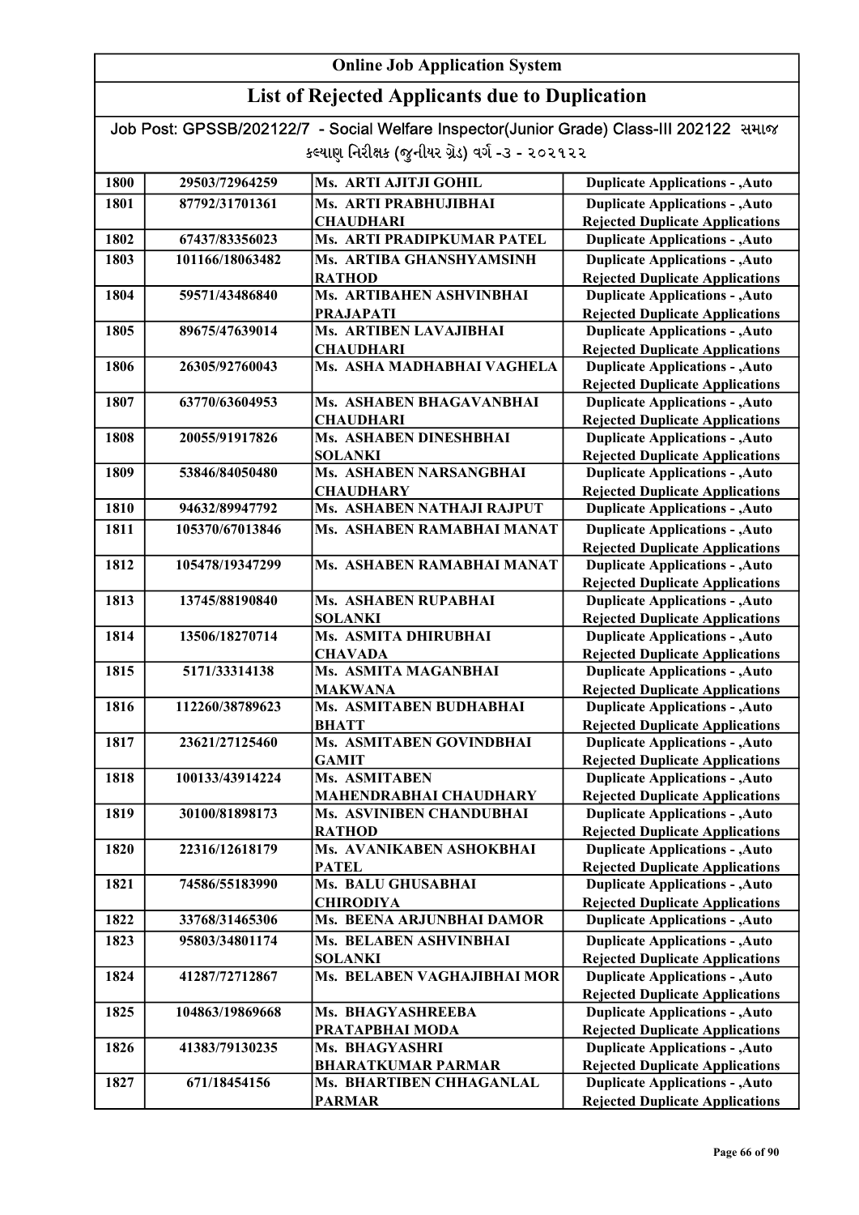# Online Job Application System

## List of Rejected Applicants due to Duplication

Job Post: GPSSB/202122/7 - Social Welfare Inspector(Junior Grade) Class-III 202122 સમાજ કલ્યાણ નિરીક્ષક (જુનીયર ગ્રેડ) વર્ગ -૩ - ૨૦૨૧૨૨

| | | | |
|---|---|---|---|
| 1800 | 29503/72964259 | Ms. ARTI AJITJI GOHIL | Duplicate Applications - ,Auto |
| 1801 | 87792/31701361 | Ms. ARTI PRABHUJIBHAI CHAUDHARI | Duplicate Applications - ,Auto Rejected Duplicate Applications |
| 1802 | 67437/83356023 | Ms. ARTI PRADIPKUMAR PATEL | Duplicate Applications - ,Auto |
| 1803 | 101166/18063482 | Ms. ARTIBA GHANSHYAMSINH RATHOD | Duplicate Applications - ,Auto Rejected Duplicate Applications |
| 1804 | 59571/43486840 | Ms. ARTIBAHEN ASHVINBHAI PRAJAPATI | Duplicate Applications - ,Auto Rejected Duplicate Applications |
| 1805 | 89675/47639014 | Ms. ARTIBEN LAVAJIBHAI CHAUDHARI | Duplicate Applications - ,Auto Rejected Duplicate Applications |
| 1806 | 26305/92760043 | Ms. ASHA MADHABHAI VAGHELA | Duplicate Applications - ,Auto Rejected Duplicate Applications |
| 1807 | 63770/63604953 | Ms. ASHABEN BHAGAVANBHAI CHAUDHARI | Duplicate Applications - ,Auto Rejected Duplicate Applications |
| 1808 | 20055/91917826 | Ms. ASHABEN DINESHBHAI SOLANKI | Duplicate Applications - ,Auto Rejected Duplicate Applications |
| 1809 | 53846/84050480 | Ms. ASHABEN NARSANGBHAI CHAUDHARY | Duplicate Applications - ,Auto Rejected Duplicate Applications |
| 1810 | 94632/89947792 | Ms. ASHABEN NATHAJI RAJPUT | Duplicate Applications - ,Auto |
| 1811 | 105370/67013846 | Ms. ASHABEN RAMABHAI MANAT | Duplicate Applications - ,Auto Rejected Duplicate Applications |
| 1812 | 105478/19347299 | Ms. ASHABEN RAMABHAI MANAT | Duplicate Applications - ,Auto Rejected Duplicate Applications |
| 1813 | 13745/88190840 | Ms. ASHABEN RUPABHAI SOLANKI | Duplicate Applications - ,Auto Rejected Duplicate Applications |
| 1814 | 13506/18270714 | Ms. ASMITA DHIRUBHAI CHAVADA | Duplicate Applications - ,Auto Rejected Duplicate Applications |
| 1815 | 5171/33314138 | Ms. ASMITA MAGANBHAI MAKWANA | Duplicate Applications - ,Auto Rejected Duplicate Applications |
| 1816 | 112260/38789623 | Ms. ASMITABEN BUDHABHAI BHATT | Duplicate Applications - ,Auto Rejected Duplicate Applications |
| 1817 | 23621/27125460 | Ms. ASMITABEN GOVINDBHAI GAMIT | Duplicate Applications - ,Auto Rejected Duplicate Applications |
| 1818 | 100133/43914224 | Ms. ASMITABEN MAHENDRABHAI CHAUDHARY | Duplicate Applications - ,Auto Rejected Duplicate Applications |
| 1819 | 30100/81898173 | Ms. ASVINIBEN CHANDUBHAI RATHOD | Duplicate Applications - ,Auto Rejected Duplicate Applications |
| 1820 | 22316/12618179 | Ms. AVANIKABEN ASHOKBHAI PATEL | Duplicate Applications - ,Auto Rejected Duplicate Applications |
| 1821 | 74586/55183990 | Ms. BALU GHUSABHAI CHIRODIYA | Duplicate Applications - ,Auto Rejected Duplicate Applications |
| 1822 | 33768/31465306 | Ms. BEENA ARJUNBHAI DAMOR | Duplicate Applications - ,Auto |
| 1823 | 95803/34801174 | Ms. BELABEN ASHVINBHAI SOLANKI | Duplicate Applications - ,Auto Rejected Duplicate Applications |
| 1824 | 41287/72712867 | Ms. BELABEN VAGHAJIBHAI MOR | Duplicate Applications - ,Auto Rejected Duplicate Applications |
| 1825 | 104863/19869668 | Ms. BHAGYASHREEBA PRATAPBHAI MODA | Duplicate Applications - ,Auto Rejected Duplicate Applications |
| 1826 | 41383/79130235 | Ms. BHAGYASHRI BHARATKUMAR PARMAR | Duplicate Applications - ,Auto Rejected Duplicate Applications |
| 1827 | 671/18454156 | Ms. BHARTIBEN CHHAGANLAL PARMAR | Duplicate Applications - ,Auto Rejected Duplicate Applications |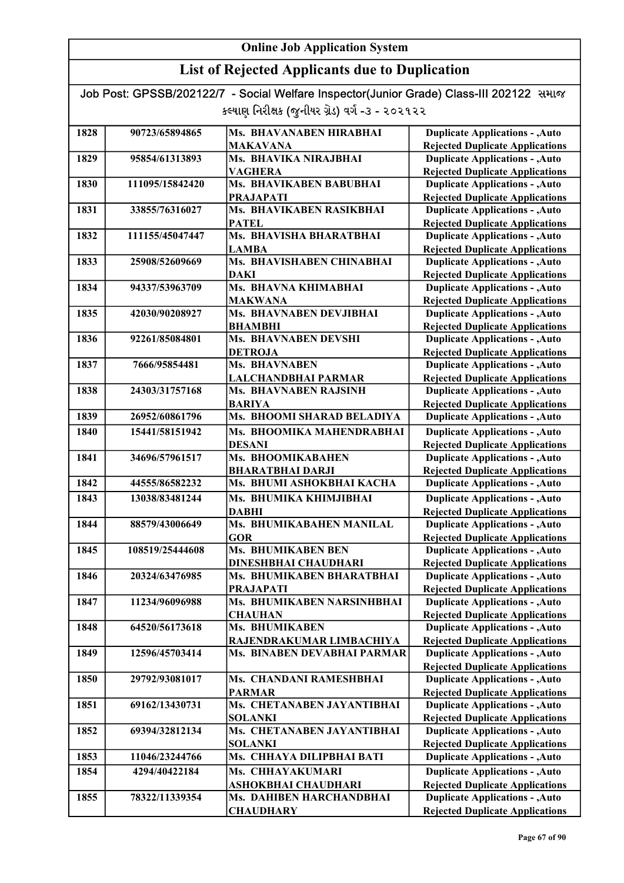# Online Job Application System

## List of Rejected Applicants due to Duplication

Job Post: GPSSB/202122/7 - Social Welfare Inspector(Junior Grade) Class-III 202122 સમાજ કલ્યાણ નિરીક્ષક (જુનીયર ગ્રેડ) વર્ગ -૩ - ૨૦૨૧૨૨

| | | | |
|---|---|---|---|
| 1828 | 90723/65894865 | Ms. BHAVANABEN HIRABHAI MAKAVANA | Duplicate Applications - ,Auto Rejected Duplicate Applications |
| 1829 | 95854/61313893 | Ms. BHAVIKA NIRAJBHAI VAGHERA | Duplicate Applications - ,Auto Rejected Duplicate Applications |
| 1830 | 111095/15842420 | Ms. BHAVIKABEN BABUBHAI PRAJAPATI | Duplicate Applications - ,Auto Rejected Duplicate Applications |
| 1831 | 33855/76316027 | Ms. BHAVIKABEN RASIKBHAI PATEL | Duplicate Applications - ,Auto Rejected Duplicate Applications |
| 1832 | 111155/45047447 | Ms. BHAVISHA BHARATBHAI LAMBA | Duplicate Applications - ,Auto Rejected Duplicate Applications |
| 1833 | 25908/52609669 | Ms. BHAVISHABEN CHINABHAI DAKI | Duplicate Applications - ,Auto Rejected Duplicate Applications |
| 1834 | 94337/53963709 | Ms. BHAVNA KHIMABHAI MAKWANA | Duplicate Applications - ,Auto Rejected Duplicate Applications |
| 1835 | 42030/90208927 | Ms. BHAVNABEN DEVJIBHAI BHAMBHI | Duplicate Applications - ,Auto Rejected Duplicate Applications |
| 1836 | 92261/85084801 | Ms. BHAVNABEN DEVSHI DETROJA | Duplicate Applications - ,Auto Rejected Duplicate Applications |
| 1837 | 7666/95854481 | Ms. BHAVNABEN LALCHANDBHAI PARMAR | Duplicate Applications - ,Auto Rejected Duplicate Applications |
| 1838 | 24303/31757168 | Ms. BHAVNABEN RAJSINH BARIYA | Duplicate Applications - ,Auto Rejected Duplicate Applications |
| 1839 | 26952/60861796 | Ms. BHOOMI SHARAD BELADIYA | Duplicate Applications - ,Auto |
| 1840 | 15441/58151942 | Ms. BHOOMIKA MAHENDRABHAI DESANI | Duplicate Applications - ,Auto Rejected Duplicate Applications |
| 1841 | 34696/57961517 | Ms. BHOOMIKABAHEN BHARATBHAI DARJI | Duplicate Applications - ,Auto Rejected Duplicate Applications |
| 1842 | 44555/86582232 | Ms. BHUMI ASHOKBHAI KACHA | Duplicate Applications - ,Auto |
| 1843 | 13038/83481244 | Ms. BHUMIKA KHIMJIBHAI DABHI | Duplicate Applications - ,Auto Rejected Duplicate Applications |
| 1844 | 88579/43006649 | Ms. BHUMIKABAHEN MANILAL GOR | Duplicate Applications - ,Auto Rejected Duplicate Applications |
| 1845 | 108519/25444608 | Ms. BHUMIKABEN BEN DINESHBHAI CHAUDHARI | Duplicate Applications - ,Auto Rejected Duplicate Applications |
| 1846 | 20324/63476985 | Ms. BHUMIKABEN BHARATBHAI PRAJAPATI | Duplicate Applications - ,Auto Rejected Duplicate Applications |
| 1847 | 11234/96096988 | Ms. BHUMIKABEN NARSINHBHAI CHAUHAN | Duplicate Applications - ,Auto Rejected Duplicate Applications |
| 1848 | 64520/56173618 | Ms. BHUMIKABEN RAJENDRAKUMAR LIMBACHIYA | Duplicate Applications - ,Auto Rejected Duplicate Applications |
| 1849 | 12596/45703414 | Ms. BINABEN DEVABHAI PARMAR | Duplicate Applications - ,Auto Rejected Duplicate Applications |
| 1850 | 29792/93081017 | Ms. CHANDANI RAMESHBHAI PARMAR | Duplicate Applications - ,Auto Rejected Duplicate Applications |
| 1851 | 69162/13430731 | Ms. CHETANABEN JAYANTIBHAI SOLANKI | Duplicate Applications - ,Auto Rejected Duplicate Applications |
| 1852 | 69394/32812134 | Ms. CHETANABEN JAYANTIBHAI SOLANKI | Duplicate Applications - ,Auto Rejected Duplicate Applications |
| 1853 | 11046/23244766 | Ms. CHHAYA DILIPBHAI BATI | Duplicate Applications - ,Auto |
| 1854 | 4294/40422184 | Ms. CHHAYAKUMARI ASHOKBHAI CHAUDHARI | Duplicate Applications - ,Auto Rejected Duplicate Applications |
| 1855 | 78322/11339354 | Ms. DAHIBEN HARCHANDBHAI CHAUDHARY | Duplicate Applications - ,Auto Rejected Duplicate Applications |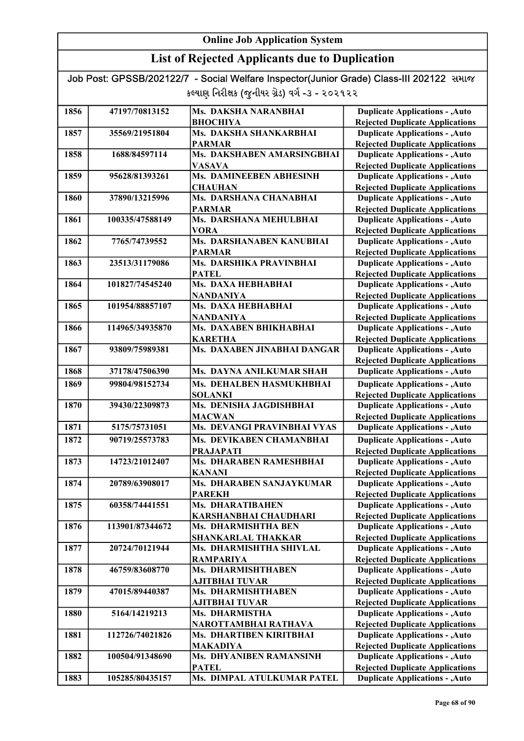# Online Job Application System

## List of Rejected Applicants due to Duplication

Job Post: GPSSB/202122/7 - Social Welfare Inspector(Junior Grade) Class-III 202122 સમાજ કલ્યાણ નિરીક્ષક (જુનીયર ગ્રેડ) વર્ગ -૩ - ૨૦૨૧૨૨

| | | | |
|---|---|---|---|
| 1856 | 47197/70813152 | Ms. DAKSHA NARANBHAI BHOCHIYA | Duplicate Applications - ,Auto Rejected Duplicate Applications |
| 1857 | 35569/21951804 | Ms. DAKSHA SHANKARBHAI PARMAR | Duplicate Applications - ,Auto Rejected Duplicate Applications |
| 1858 | 1688/84597114 | Ms. DAKSHABEN AMARSINGBHAI VASAVA | Duplicate Applications - ,Auto Rejected Duplicate Applications |
| 1859 | 95628/81393261 | Ms. DAMINEEBEN ABHESINH CHAUHAN | Duplicate Applications - ,Auto Rejected Duplicate Applications |
| 1860 | 37890/13215996 | Ms. DARSHANA CHANABHAI PARMAR | Duplicate Applications - ,Auto Rejected Duplicate Applications |
| 1861 | 100335/47588149 | Ms. DARSHANA MEHULBHAI VORA | Duplicate Applications - ,Auto Rejected Duplicate Applications |
| 1862 | 7765/74739552 | Ms. DARSHANABEN KANUBHAI PARMAR | Duplicate Applications - ,Auto Rejected Duplicate Applications |
| 1863 | 23513/31179086 | Ms. DARSHIKA PRAVINBHAI PATEL | Duplicate Applications - ,Auto Rejected Duplicate Applications |
| 1864 | 101827/74545240 | Ms. DAXA HEBHABHAI NANDANIYA | Duplicate Applications - ,Auto Rejected Duplicate Applications |
| 1865 | 101954/88857107 | Ms. DAXA HEBHABHAI NANDANIYA | Duplicate Applications - ,Auto Rejected Duplicate Applications |
| 1866 | 114965/34935870 | Ms. DAXABEN BHIKHABHAI KARETHA | Duplicate Applications - ,Auto Rejected Duplicate Applications |
| 1867 | 93809/75989381 | Ms. DAXABEN JINABHAI DANGAR | Duplicate Applications - ,Auto Rejected Duplicate Applications |
| 1868 | 37178/47506390 | Ms. DAYNA ANILKUMAR SHAH | Duplicate Applications - ,Auto |
| 1869 | 99804/98152734 | Ms. DEHALBEN HASMUKHBHAI SOLANKI | Duplicate Applications - ,Auto Rejected Duplicate Applications |
| 1870 | 39430/22309873 | Ms. DENISHA JAGDISHBHAI MACWAN | Duplicate Applications - ,Auto Rejected Duplicate Applications |
| 1871 | 5175/75731051 | Ms. DEVANGI PRAVINBHAI VYAS | Duplicate Applications - ,Auto |
| 1872 | 90719/25573783 | Ms. DEVIKABEN CHAMANBHAI PRAJAPATI | Duplicate Applications - ,Auto Rejected Duplicate Applications |
| 1873 | 14723/21012407 | Ms. DHARABEN RAMESHBHAI KANANI | Duplicate Applications - ,Auto Rejected Duplicate Applications |
| 1874 | 20789/63908017 | Ms. DHARABEN SANJAYKUMAR PAREKH | Duplicate Applications - ,Auto Rejected Duplicate Applications |
| 1875 | 60358/74441551 | Ms. DHARATIBAHEN KARSHANBHAI CHAUDHARI | Duplicate Applications - ,Auto Rejected Duplicate Applications |
| 1876 | 113901/87344672 | Ms. DHARMISHTHA BEN SHANKARLAL THAKKAR | Duplicate Applications - ,Auto Rejected Duplicate Applications |
| 1877 | 20724/70121944 | Ms. DHARMISHTHA SHIVLAL RAMPARIYA | Duplicate Applications - ,Auto Rejected Duplicate Applications |
| 1878 | 46759/83608770 | Ms. DHARMISHTHABEN AJITBHAI TUVAR | Duplicate Applications - ,Auto Rejected Duplicate Applications |
| 1879 | 47015/89440387 | Ms. DHARMISHTHABEN AJITBHAI TUVAR | Duplicate Applications - ,Auto Rejected Duplicate Applications |
| 1880 | 5164/14219213 | Ms. DHARMISTHA NAROTTAMBHAI RATHAVA | Duplicate Applications - ,Auto Rejected Duplicate Applications |
| 1881 | 112726/74021826 | Ms. DHARTIBEN KIRITBHAI MAKADIYA | Duplicate Applications - ,Auto Rejected Duplicate Applications |
| 1882 | 100504/91348690 | Ms. DHYANIBEN RAMANSINH PATEL | Duplicate Applications - ,Auto Rejected Duplicate Applications |
| 1883 | 105285/80435157 | Ms. DIMPAL ATULKUMAR PATEL | Duplicate Applications - ,Auto |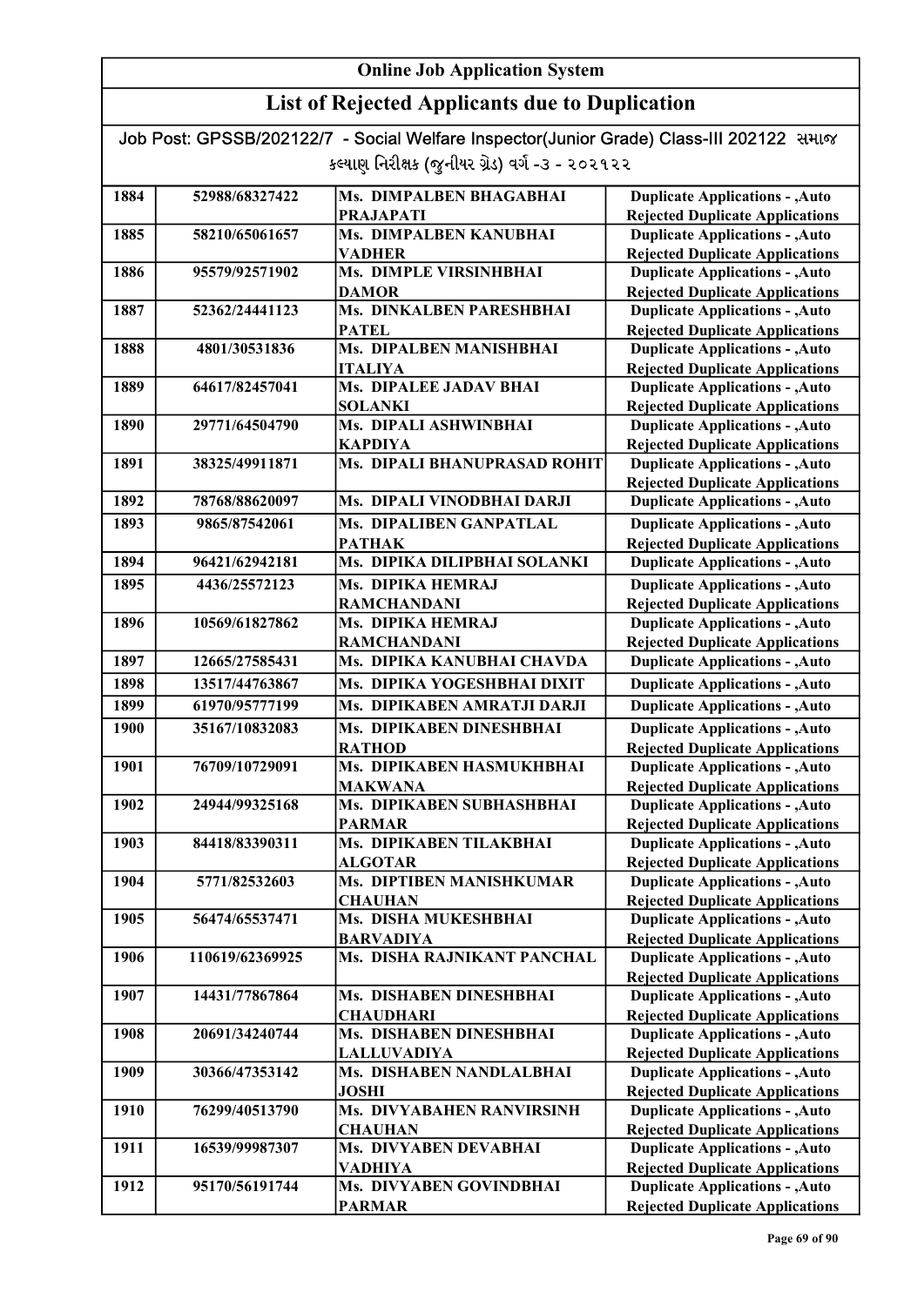# Online Job Application System

## List of Rejected Applicants due to Duplication

Job Post: GPSSB/202122/7 - Social Welfare Inspector(Junior Grade) Class-III 202122 સમાજ કલ્યાણ નિરીક્ષક (જુનીયર ગ્રેડ) વર્ગ -૩ - ૨૦૨૧૨૨

| | | | |
|---|---|---|---|
| 1884 | 52988/68327422 | Ms. DIMPALBEN BHAGABHAI PRAJAPATI | Duplicate Applications - ,Auto Rejected Duplicate Applications |
| 1885 | 58210/65061657 | Ms. DIMPALBEN KANUBHAI VADHER | Duplicate Applications - ,Auto Rejected Duplicate Applications |
| 1886 | 95579/92571902 | Ms. DIMPLE VIRSINHBHAI DAMOR | Duplicate Applications - ,Auto Rejected Duplicate Applications |
| 1887 | 52362/24441123 | Ms. DINKALBEN PARESHBHAI PATEL | Duplicate Applications - ,Auto Rejected Duplicate Applications |
| 1888 | 4801/30531836 | Ms. DIPALBEN MANISHBHAI ITALIYA | Duplicate Applications - ,Auto Rejected Duplicate Applications |
| 1889 | 64617/82457041 | Ms. DIPALEE JADAV BHAI SOLANKI | Duplicate Applications - ,Auto Rejected Duplicate Applications |
| 1890 | 29771/64504790 | Ms. DIPALI ASHWINBHAI KAPDIYA | Duplicate Applications - ,Auto Rejected Duplicate Applications |
| 1891 | 38325/49911871 | Ms. DIPALI BHANUPRASAD ROHIT | Duplicate Applications - ,Auto Rejected Duplicate Applications |
| 1892 | 78768/88620097 | Ms. DIPALI VINODBHAI DARJI | Duplicate Applications - ,Auto |
| 1893 | 9865/87542061 | Ms. DIPALIBEN GANPATLAL PATHAK | Duplicate Applications - ,Auto Rejected Duplicate Applications |
| 1894 | 96421/62942181 | Ms. DIPIKA DILIPBHAI SOLANKI | Duplicate Applications - ,Auto |
| 1895 | 4436/25572123 | Ms. DIPIKA HEMRAJ RAMCHANDANI | Duplicate Applications - ,Auto Rejected Duplicate Applications |
| 1896 | 10569/61827862 | Ms. DIPIKA HEMRAJ RAMCHANDANI | Duplicate Applications - ,Auto Rejected Duplicate Applications |
| 1897 | 12665/27585431 | Ms. DIPIKA KANUBHAI CHAVDA | Duplicate Applications - ,Auto |
| 1898 | 13517/44763867 | Ms. DIPIKA YOGESHBHAI DIXIT | Duplicate Applications - ,Auto |
| 1899 | 61970/95777199 | Ms. DIPIKABEN AMRATJI DARJI | Duplicate Applications - ,Auto |
| 1900 | 35167/10832083 | Ms. DIPIKABEN DINESHBHAI RATHOD | Duplicate Applications - ,Auto Rejected Duplicate Applications |
| 1901 | 76709/10729091 | Ms. DIPIKABEN HASMUKHBHAI MAKWANA | Duplicate Applications - ,Auto Rejected Duplicate Applications |
| 1902 | 24944/99325168 | Ms. DIPIKABEN SUBHASHBHAI PARMAR | Duplicate Applications - ,Auto Rejected Duplicate Applications |
| 1903 | 84418/83390311 | Ms. DIPIKABEN TILAKBHAI ALGOTAR | Duplicate Applications - ,Auto Rejected Duplicate Applications |
| 1904 | 5771/82532603 | Ms. DIPTIBEN MANISHKUMAR CHAUHAN | Duplicate Applications - ,Auto Rejected Duplicate Applications |
| 1905 | 56474/65537471 | Ms. DISHA MUKESHBHAI BARVADIYA | Duplicate Applications - ,Auto Rejected Duplicate Applications |
| 1906 | 110619/62369925 | Ms. DISHA RAJNIKANT PANCHAL | Duplicate Applications - ,Auto Rejected Duplicate Applications |
| 1907 | 14431/77867864 | Ms. DISHABEN DINESHBHAI CHAUDHARI | Duplicate Applications - ,Auto Rejected Duplicate Applications |
| 1908 | 20691/34240744 | Ms. DISHABEN DINESHBHAI LALLUVADIYA | Duplicate Applications - ,Auto Rejected Duplicate Applications |
| 1909 | 30366/47353142 | Ms. DISHABEN NANDLALBHAI JOSHI | Duplicate Applications - ,Auto Rejected Duplicate Applications |
| 1910 | 76299/40513790 | Ms. DIVYABAHEN RANVIRSINH CHAUHAN | Duplicate Applications - ,Auto Rejected Duplicate Applications |
| 1911 | 16539/99987307 | Ms. DIVYABEN DEVABHAI VADHIYA | Duplicate Applications - ,Auto Rejected Duplicate Applications |
| 1912 | 95170/56191744 | Ms. DIVYABEN GOVINDBHAI PARMAR | Duplicate Applications - ,Auto Rejected Duplicate Applications |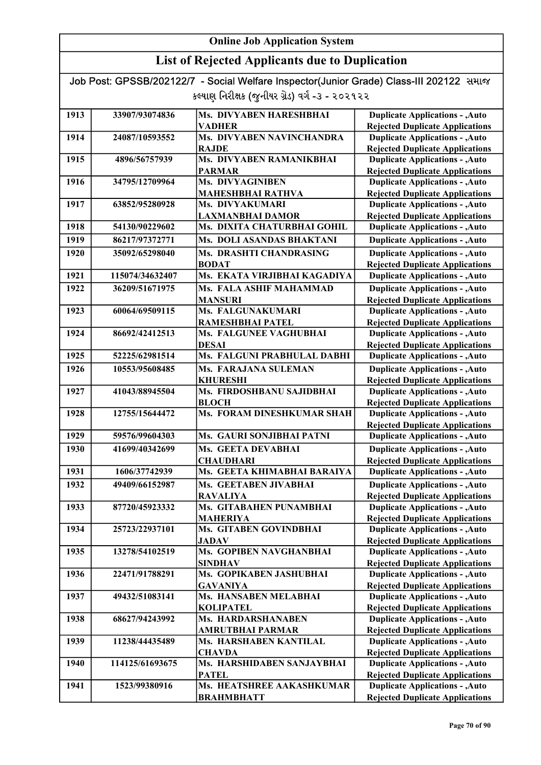# Online Job Application System

## List of Rejected Applicants due to Duplication

Job Post: GPSSB/202122/7 - Social Welfare Inspector(Junior Grade) Class-III 202122 સમાજ કલ્યાણ નિરીક્ષક (જુનીયર ગ્રેડ) વર્ગ -૩ - ૨૦૨૧૨૨

| | | | |
|---|---|---|---|
| 1913 | 33907/93074836 | Ms. DIVYABEN HARESHBHAI VADHER | Duplicate Applications - ,Auto Rejected Duplicate Applications |
| 1914 | 24087/10593552 | Ms. DIVYABEN NAVINCHANDRA RAJDE | Duplicate Applications - ,Auto Rejected Duplicate Applications |
| 1915 | 4896/56757939 | Ms. DIVYABEN RAMANIKBHAI PARMAR | Duplicate Applications - ,Auto Rejected Duplicate Applications |
| 1916 | 34795/12709964 | Ms. DIVYAGINIBEN MAHESHBHAI RATHVA | Duplicate Applications - ,Auto Rejected Duplicate Applications |
| 1917 | 63852/95280928 | Ms. DIVYAKUMARI LAXMANBHAI DAMOR | Duplicate Applications - ,Auto Rejected Duplicate Applications |
| 1918 | 54130/90229602 | Ms. DIXITA CHATURBHAI GOHIL | Duplicate Applications - ,Auto |
| 1919 | 86217/97372771 | Ms. DOLI ASANDAS BHAKTANI | Duplicate Applications - ,Auto |
| 1920 | 35092/65298040 | Ms. DRASHTI CHANDRASING BODAT | Duplicate Applications - ,Auto Rejected Duplicate Applications |
| 1921 | 115074/34632407 | Ms. EKATA VIRJIBHAI KAGADIYA | Duplicate Applications - ,Auto |
| 1922 | 36209/51671975 | Ms. FALA ASHIF MAHAMMAD MANSURI | Duplicate Applications - ,Auto Rejected Duplicate Applications |
| 1923 | 60064/69509115 | Ms. FALGUNAKUMARI RAMESHBHAI PATEL | Duplicate Applications - ,Auto Rejected Duplicate Applications |
| 1924 | 86692/42412513 | Ms. FALGUNEE VAGHUBHAI DESAI | Duplicate Applications - ,Auto Rejected Duplicate Applications |
| 1925 | 52225/62981514 | Ms. FALGUNI PRABHULAL DABHI | Duplicate Applications - ,Auto |
| 1926 | 10553/95608485 | Ms. FARAJANA SULEMAN KHURESHI | Duplicate Applications - ,Auto Rejected Duplicate Applications |
| 1927 | 41043/88945504 | Ms. FIRDOSHBANU SAJIDBHAI BLOCH | Duplicate Applications - ,Auto Rejected Duplicate Applications |
| 1928 | 12755/15644472 | Ms. FORAM DINESHKUMAR SHAH | Duplicate Applications - ,Auto Rejected Duplicate Applications |
| 1929 | 59576/99604303 | Ms. GAURI SONJIBHAI PATNI | Duplicate Applications - ,Auto |
| 1930 | 41699/40342699 | Ms. GEETA DEVABHAI CHAUDHARI | Duplicate Applications - ,Auto Rejected Duplicate Applications |
| 1931 | 1606/37742939 | Ms. GEETA KHIMABHAI BARAIYA | Duplicate Applications - ,Auto |
| 1932 | 49409/66152987 | Ms. GEETABEN JIVABHAI RAVALIYA | Duplicate Applications - ,Auto Rejected Duplicate Applications |
| 1933 | 87720/45923332 | Ms. GITABAHEN PUNAMBHAI MAHERIYA | Duplicate Applications - ,Auto Rejected Duplicate Applications |
| 1934 | 25723/22937101 | Ms. GITABEN GOVINDBHAI JADAV | Duplicate Applications - ,Auto Rejected Duplicate Applications |
| 1935 | 13278/54102519 | Ms. GOPIBEN NAVGHANBHAI SINDHAV | Duplicate Applications - ,Auto Rejected Duplicate Applications |
| 1936 | 22471/91788291 | Ms. GOPIKABEN JASHUBHAI GAVANIYA | Duplicate Applications - ,Auto Rejected Duplicate Applications |
| 1937 | 49432/51083141 | Ms. HANSABEN MELABHAI KOLIPATEL | Duplicate Applications - ,Auto Rejected Duplicate Applications |
| 1938 | 68627/94243992 | Ms. HARDARSHANABEN AMRUTBHAI PARMAR | Duplicate Applications - ,Auto Rejected Duplicate Applications |
| 1939 | 11238/44435489 | Ms. HARSHABEN KANTILAL CHAVDA | Duplicate Applications - ,Auto Rejected Duplicate Applications |
| 1940 | 114125/61693675 | Ms. HARSHIDABEN SANJAYBHAI PATEL | Duplicate Applications - ,Auto Rejected Duplicate Applications |
| 1941 | 1523/99380916 | Ms. HEATSHREE AAKASHKUMAR BRAHMBHATT | Duplicate Applications - ,Auto Rejected Duplicate Applications |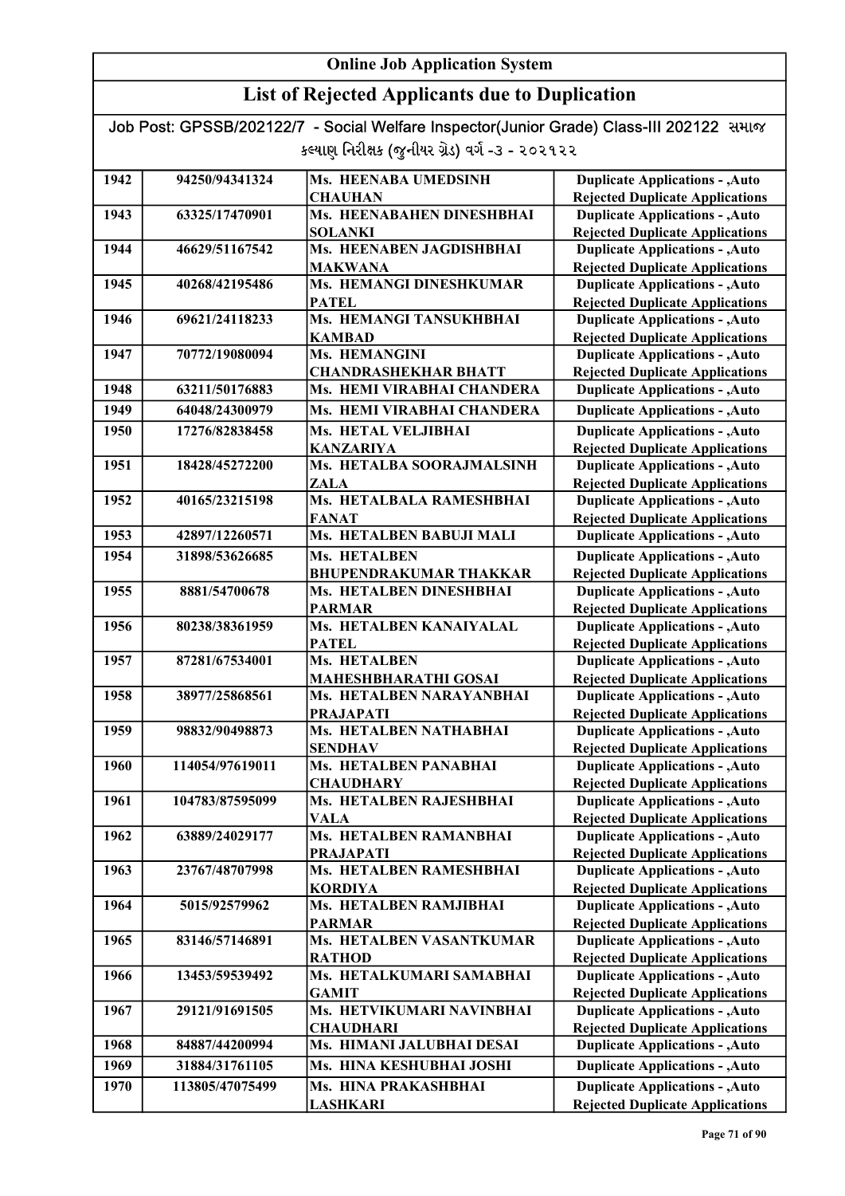# Online Job Application System

## List of Rejected Applicants due to Duplication

Job Post: GPSSB/202122/7 - Social Welfare Inspector(Junior Grade) Class-III 202122 સમાજ કલ્યાણ નિરીક્ષક (જુનીયર ગ્રેડ) વર્ગ -૩ - ૨૦૨૧૨૨

| | | | |
|---|---|---|---|
| 1942 | 94250/94341324 | Ms. HEENABA UMEDSINH CHAUHAN | Duplicate Applications - ,Auto Rejected Duplicate Applications |
| 1943 | 63325/17470901 | Ms. HEENABAHEN DINESHBHAI SOLANKI | Duplicate Applications - ,Auto Rejected Duplicate Applications |
| 1944 | 46629/51167542 | Ms. HEENABEN JAGDISHBHAI MAKWANA | Duplicate Applications - ,Auto Rejected Duplicate Applications |
| 1945 | 40268/42195486 | Ms. HEMANGI DINESHKUMAR PATEL | Duplicate Applications - ,Auto Rejected Duplicate Applications |
| 1946 | 69621/24118233 | Ms. HEMANGI TANSUKHBHAI KAMBAD | Duplicate Applications - ,Auto Rejected Duplicate Applications |
| 1947 | 70772/19080094 | Ms. HEMANGINI CHANDRASHEKHAR BHATT | Duplicate Applications - ,Auto Rejected Duplicate Applications |
| 1948 | 63211/50176883 | Ms. HEMI VIRABHAI CHANDERA | Duplicate Applications - ,Auto |
| 1949 | 64048/24300979 | Ms. HEMI VIRABHAI CHANDERA | Duplicate Applications - ,Auto |
| 1950 | 17276/82838458 | Ms. HETAL VELJIBHAI KANZARIYA | Duplicate Applications - ,Auto Rejected Duplicate Applications |
| 1951 | 18428/45272200 | Ms. HETALBA SOORAJMALSINH ZALA | Duplicate Applications - ,Auto Rejected Duplicate Applications |
| 1952 | 40165/23215198 | Ms. HETALBALA RAMESHBHAI FANAT | Duplicate Applications - ,Auto Rejected Duplicate Applications |
| 1953 | 42897/12260571 | Ms. HETALBEN BABUJI MALI | Duplicate Applications - ,Auto |
| 1954 | 31898/53626685 | Ms. HETALBEN BHUPENDRAKUMAR THAKKAR | Duplicate Applications - ,Auto Rejected Duplicate Applications |
| 1955 | 8881/54700678 | Ms. HETALBEN DINESHBHAI PARMAR | Duplicate Applications - ,Auto Rejected Duplicate Applications |
| 1956 | 80238/38361959 | Ms. HETALBEN KANAIYALAL PATEL | Duplicate Applications - ,Auto Rejected Duplicate Applications |
| 1957 | 87281/67534001 | Ms. HETALBEN MAHESHBHARATHI GOSAI | Duplicate Applications - ,Auto Rejected Duplicate Applications |
| 1958 | 38977/25868561 | Ms. HETALBEN NARAYANBHAI PRAJAPATI | Duplicate Applications - ,Auto Rejected Duplicate Applications |
| 1959 | 98832/90498873 | Ms. HETALBEN NATHABHAI SENDHAV | Duplicate Applications - ,Auto Rejected Duplicate Applications |
| 1960 | 114054/97619011 | Ms. HETALBEN PANABHAI CHAUDHARY | Duplicate Applications - ,Auto Rejected Duplicate Applications |
| 1961 | 104783/87595099 | Ms. HETALBEN RAJESHBHAI VALA | Duplicate Applications - ,Auto Rejected Duplicate Applications |
| 1962 | 63889/24029177 | Ms. HETALBEN RAMANBHAI PRAJAPATI | Duplicate Applications - ,Auto Rejected Duplicate Applications |
| 1963 | 23767/48707998 | Ms. HETALBEN RAMESHBHAI KORDIYA | Duplicate Applications - ,Auto Rejected Duplicate Applications |
| 1964 | 5015/92579962 | Ms. HETALBEN RAMJIBHAI PARMAR | Duplicate Applications - ,Auto Rejected Duplicate Applications |
| 1965 | 83146/57146891 | Ms. HETALBEN VASANTKUMAR RATHOD | Duplicate Applications - ,Auto Rejected Duplicate Applications |
| 1966 | 13453/59539492 | Ms. HETALKUMARI SAMABHAI GAMIT | Duplicate Applications - ,Auto Rejected Duplicate Applications |
| 1967 | 29121/91691505 | Ms. HETVIKUMARI NAVINBHAI CHAUDHARI | Duplicate Applications - ,Auto Rejected Duplicate Applications |
| 1968 | 84887/44200994 | Ms. HIMANI JALUBHAI DESAI | Duplicate Applications - ,Auto |
| 1969 | 31884/31761105 | Ms. HINA KESHUBHAI JOSHI | Duplicate Applications - ,Auto |
| 1970 | 113805/47075499 | Ms. HINA PRAKASHBHAI LASHKARI | Duplicate Applications - ,Auto Rejected Duplicate Applications |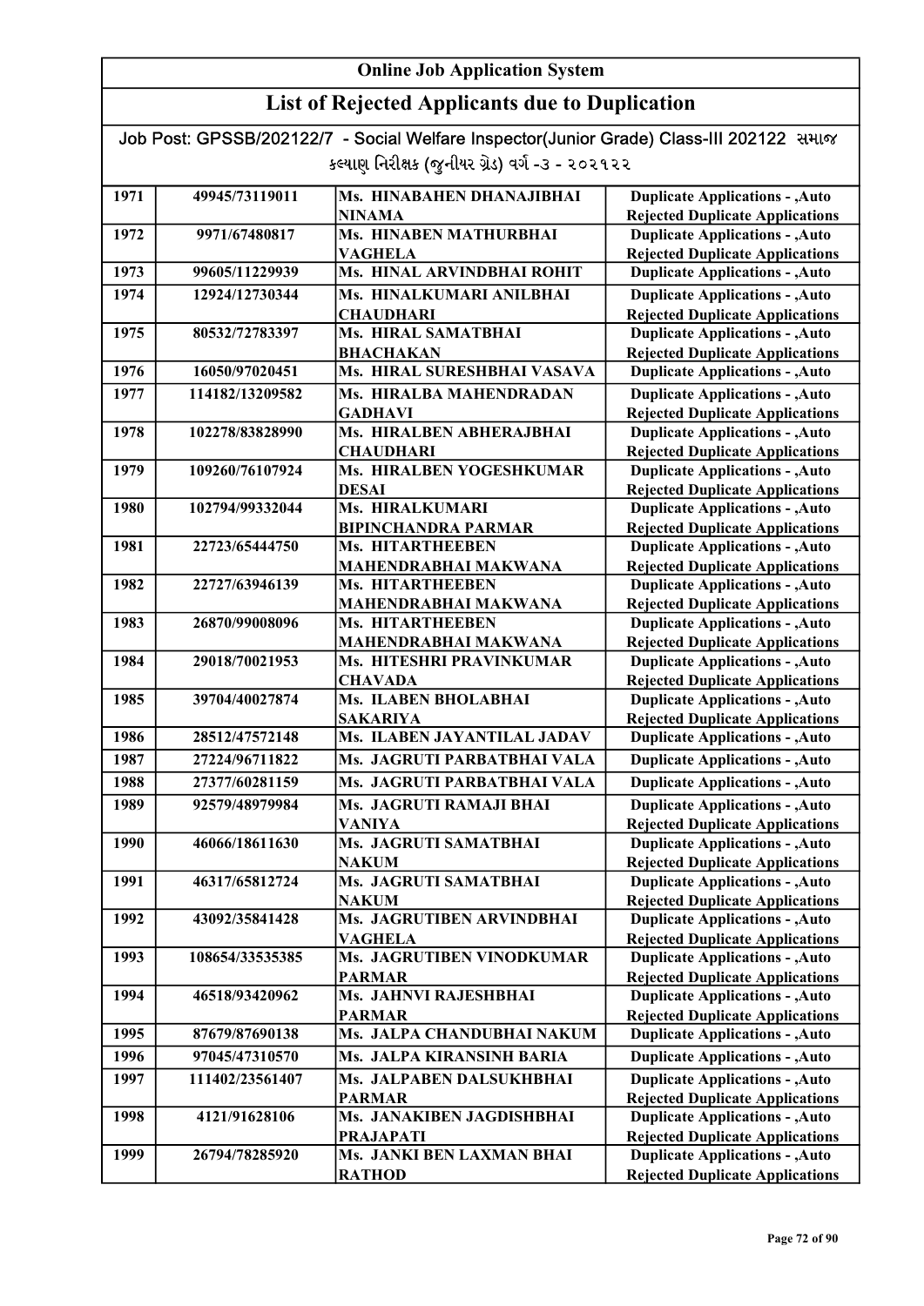# Online Job Application System

## List of Rejected Applicants due to Duplication

Job Post: GPSSB/202122/7 - Social Welfare Inspector(Junior Grade) Class-III 202122 સમાજ કલ્યાણ નિરીક્ષક (જુનીયર ગ્રેડ) વર્ગ -૩ - ૨૦૨૧૨૨

| | | | |
|---|---|---|---|
| 1971 | 49945/73119011 | Ms. HINABAHEN DHANAJIBHAI NINAMA | Duplicate Applications - ,Auto Rejected Duplicate Applications |
| 1972 | 9971/67480817 | Ms. HINABEN MATHURBHAI VAGHELA | Duplicate Applications - ,Auto Rejected Duplicate Applications |
| 1973 | 99605/11229939 | Ms. HINAL ARVINDBHAI ROHIT | Duplicate Applications - ,Auto |
| 1974 | 12924/12730344 | Ms. HINALKUMARI ANILBHAI CHAUDHARI | Duplicate Applications - ,Auto Rejected Duplicate Applications |
| 1975 | 80532/72783397 | Ms. HIRAL SAMATBHAI BHACHAKAN | Duplicate Applications - ,Auto Rejected Duplicate Applications |
| 1976 | 16050/97020451 | Ms. HIRAL SURESHBHAI VASAVA | Duplicate Applications - ,Auto |
| 1977 | 114182/13209582 | Ms. HIRALBA MAHENDRADAN GADHAVI | Duplicate Applications - ,Auto Rejected Duplicate Applications |
| 1978 | 102278/83828990 | Ms. HIRALBEN ABHERAJBHAI CHAUDHARI | Duplicate Applications - ,Auto Rejected Duplicate Applications |
| 1979 | 109260/76107924 | Ms. HIRALBEN YOGESHKUMAR DESAI | Duplicate Applications - ,Auto Rejected Duplicate Applications |
| 1980 | 102794/99332044 | Ms. HIRALKUMARI BIPINCHANDRA PARMAR | Duplicate Applications - ,Auto Rejected Duplicate Applications |
| 1981 | 22723/65444750 | Ms. HITARTHEEBEN MAHENDRABHAI MAKWANA | Duplicate Applications - ,Auto Rejected Duplicate Applications |
| 1982 | 22727/63946139 | Ms. HITARTHEEBEN MAHENDRABHAI MAKWANA | Duplicate Applications - ,Auto Rejected Duplicate Applications |
| 1983 | 26870/99008096 | Ms. HITARTHEEBEN MAHENDRABHAI MAKWANA | Duplicate Applications - ,Auto Rejected Duplicate Applications |
| 1984 | 29018/70021953 | Ms. HITESHRI PRAVINKUMAR CHAVADA | Duplicate Applications - ,Auto Rejected Duplicate Applications |
| 1985 | 39704/40027874 | Ms. ILABEN BHOLABHAI SAKARIYA | Duplicate Applications - ,Auto Rejected Duplicate Applications |
| 1986 | 28512/47572148 | Ms. ILABEN JAYANTILAL JADAV | Duplicate Applications - ,Auto |
| 1987 | 27224/96711822 | Ms. JAGRUTI PARBATBHAI VALA | Duplicate Applications - ,Auto |
| 1988 | 27377/60281159 | Ms. JAGRUTI PARBATBHAI VALA | Duplicate Applications - ,Auto |
| 1989 | 92579/48979984 | Ms. JAGRUTI RAMAJI BHAI VANIYA | Duplicate Applications - ,Auto Rejected Duplicate Applications |
| 1990 | 46066/18611630 | Ms. JAGRUTI SAMATBHAI NAKUM | Duplicate Applications - ,Auto Rejected Duplicate Applications |
| 1991 | 46317/65812724 | Ms. JAGRUTI SAMATBHAI NAKUM | Duplicate Applications - ,Auto Rejected Duplicate Applications |
| 1992 | 43092/35841428 | Ms. JAGRUTIBEN ARVINDBHAI VAGHELA | Duplicate Applications - ,Auto Rejected Duplicate Applications |
| 1993 | 108654/33535385 | Ms. JAGRUTIBEN VINODKUMAR PARMAR | Duplicate Applications - ,Auto Rejected Duplicate Applications |
| 1994 | 46518/93420962 | Ms. JAHNVI RAJESHBHAI PARMAR | Duplicate Applications - ,Auto Rejected Duplicate Applications |
| 1995 | 87679/87690138 | Ms. JALPA CHANDUBHAI NAKUM | Duplicate Applications - ,Auto |
| 1996 | 97045/47310570 | Ms. JALPA KIRANSINH BARIA | Duplicate Applications - ,Auto |
| 1997 | 111402/23561407 | Ms. JALPABEN DALSUKHBHAI PARMAR | Duplicate Applications - ,Auto Rejected Duplicate Applications |
| 1998 | 4121/91628106 | Ms. JANAKIBEN JAGDISHBHAI PRAJAPATI | Duplicate Applications - ,Auto Rejected Duplicate Applications |
| 1999 | 26794/78285920 | Ms. JANKI BEN LAXMAN BHAI RATHOD | Duplicate Applications - ,Auto Rejected Duplicate Applications |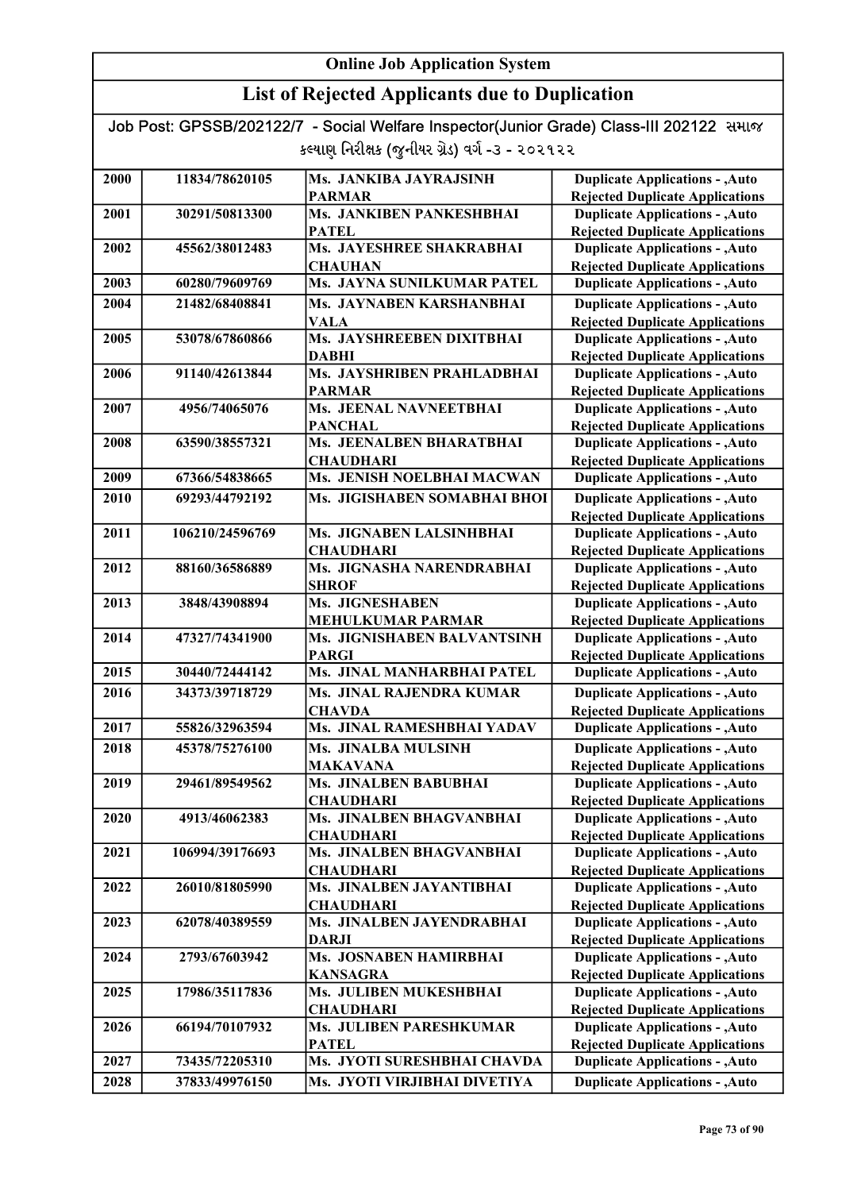## Online Job Application System

## List of Rejected Applicants due to Duplication

Job Post: GPSSB/202122/7 - Social Welfare Inspector(Junior Grade) Class-III 202122 સમાજ કલ્યાણ નિરીક્ષક (જુનીયર ગ્રેડ) વર્ગ -૩ - ૨૦૨૧૨૨

| | | | |
|---|---|---|---|
| 2000 | 11834/78620105 | Ms. JANKIBA JAYRAJSINH PARMAR | Duplicate Applications - ,Auto Rejected Duplicate Applications |
| 2001 | 30291/50813300 | Ms. JANKIBEN PANKESHBHAI PATEL | Duplicate Applications - ,Auto Rejected Duplicate Applications |
| 2002 | 45562/38012483 | Ms. JAYESHREE SHAKRABHAI CHAUHAN | Duplicate Applications - ,Auto Rejected Duplicate Applications |
| 2003 | 60280/79609769 | Ms. JAYNA SUNILKUMAR PATEL | Duplicate Applications - ,Auto |
| 2004 | 21482/68408841 | Ms. JAYNABEN KARSHANBHAI VALA | Duplicate Applications - ,Auto Rejected Duplicate Applications |
| 2005 | 53078/67860866 | Ms. JAYSHREEBEN DIXITBHAI DABHI | Duplicate Applications - ,Auto Rejected Duplicate Applications |
| 2006 | 91140/42613844 | Ms. JAYSHRIBEN PRAHLADBHAI PARMAR | Duplicate Applications - ,Auto Rejected Duplicate Applications |
| 2007 | 4956/74065076 | Ms. JEENAL NAVNEETBHAI PANCHAL | Duplicate Applications - ,Auto Rejected Duplicate Applications |
| 2008 | 63590/38557321 | Ms. JEENALBEN BHARATBHAI CHAUDHARI | Duplicate Applications - ,Auto Rejected Duplicate Applications |
| 2009 | 67366/54838665 | Ms. JENISH NOELBHAI MACWAN | Duplicate Applications - ,Auto |
| 2010 | 69293/44792192 | Ms. JIGISHABEN SOMABHAI BHOI | Duplicate Applications - ,Auto Rejected Duplicate Applications |
| 2011 | 106210/24596769 | Ms. JIGNABEN LALSINHBHAI CHAUDHARI | Duplicate Applications - ,Auto Rejected Duplicate Applications |
| 2012 | 88160/36586889 | Ms. JIGNASHA NARENDRABHAI SHROF | Duplicate Applications - ,Auto Rejected Duplicate Applications |
| 2013 | 3848/43908894 | Ms. JIGNESHABEN MEHULKUMAR PARMAR | Duplicate Applications - ,Auto Rejected Duplicate Applications |
| 2014 | 47327/74341900 | Ms. JIGNISHABEN BALVANTSINH PARGI | Duplicate Applications - ,Auto Rejected Duplicate Applications |
| 2015 | 30440/72444142 | Ms. JINAL MANHARBHAI PATEL | Duplicate Applications - ,Auto |
| 2016 | 34373/39718729 | Ms. JINAL RAJENDRA KUMAR CHAVDA | Duplicate Applications - ,Auto Rejected Duplicate Applications |
| 2017 | 55826/32963594 | Ms. JINAL RAMESHBHAI YADAV | Duplicate Applications - ,Auto |
| 2018 | 45378/75276100 | Ms. JINALBA MULSINH MAKAVANA | Duplicate Applications - ,Auto Rejected Duplicate Applications |
| 2019 | 29461/89549562 | Ms. JINALBEN BABUBHAI CHAUDHARI | Duplicate Applications - ,Auto Rejected Duplicate Applications |
| 2020 | 4913/46062383 | Ms. JINALBEN BHAGVANBHAI CHAUDHARI | Duplicate Applications - ,Auto Rejected Duplicate Applications |
| 2021 | 106994/39176693 | Ms. JINALBEN BHAGVANBHAI CHAUDHARI | Duplicate Applications - ,Auto Rejected Duplicate Applications |
| 2022 | 26010/81805990 | Ms. JINALBEN JAYANTIBHAI CHAUDHARI | Duplicate Applications - ,Auto Rejected Duplicate Applications |
| 2023 | 62078/40389559 | Ms. JINALBEN JAYENDRABHAI DARJI | Duplicate Applications - ,Auto Rejected Duplicate Applications |
| 2024 | 2793/67603942 | Ms. JOSNABEN HAMIRBHAI KANSAGRA | Duplicate Applications - ,Auto Rejected Duplicate Applications |
| 2025 | 17986/35117836 | Ms. JULIBEN MUKESHBHAI CHAUDHARI | Duplicate Applications - ,Auto Rejected Duplicate Applications |
| 2026 | 66194/70107932 | Ms. JULIBEN PARESHKUMAR PATEL | Duplicate Applications - ,Auto Rejected Duplicate Applications |
| 2027 | 73435/72205310 | Ms. JYOTI SURESHBHAI CHAVDA | Duplicate Applications - ,Auto |
| 2028 | 37833/49976150 | Ms. JYOTI VIRJIBHAI DIVETIYA | Duplicate Applications - ,Auto |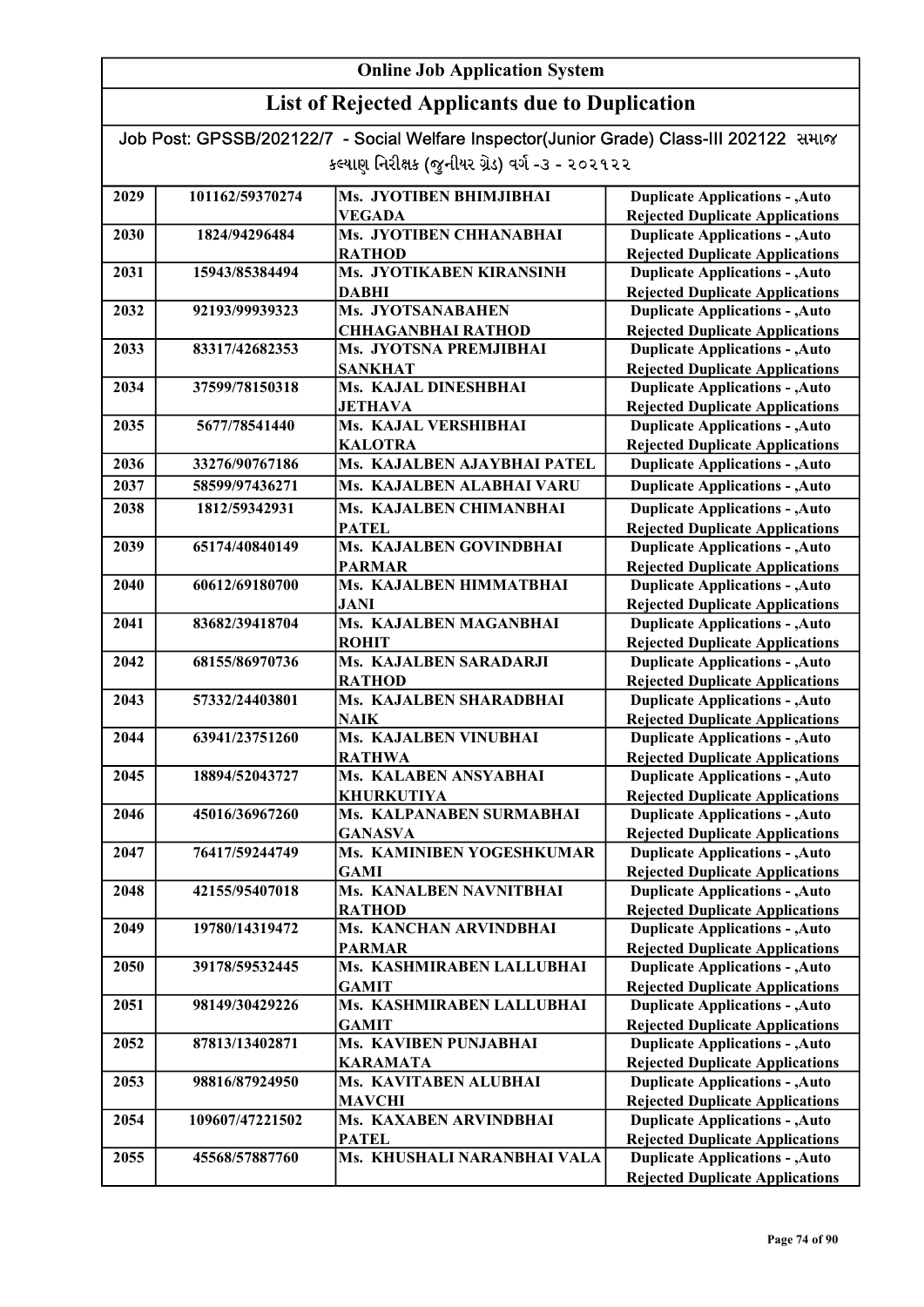# Online Job Application System

## List of Rejected Applicants due to Duplication

Job Post: GPSSB/202122/7 - Social Welfare Inspector(Junior Grade) Class-III 202122 સમાજ કલ્યાણ નિરીક્ષક (જુનીયર ગ્રેડ) વર્ગ -૩ - ૨૦૨૧૨૨

| | | | |
|---|---|---|---|
| 2029 | 101162/59370274 | Ms. JYOTIBEN BHIMJIBHAI VEGADA | Duplicate Applications - ,Auto Rejected Duplicate Applications |
| 2030 | 1824/94296484 | Ms. JYOTIBEN CHHANABHAI RATHOD | Duplicate Applications - ,Auto Rejected Duplicate Applications |
| 2031 | 15943/85384494 | Ms. JYOTIKABEN KIRANSINH DABHI | Duplicate Applications - ,Auto Rejected Duplicate Applications |
| 2032 | 92193/99939323 | Ms. JYOTSANABAHEN CHHAGANBHAI RATHOD | Duplicate Applications - ,Auto Rejected Duplicate Applications |
| 2033 | 83317/42682353 | Ms. JYOTSNA PREMJIBHAI SANKHAT | Duplicate Applications - ,Auto Rejected Duplicate Applications |
| 2034 | 37599/78150318 | Ms. KAJAL DINESHBHAI JETHAVA | Duplicate Applications - ,Auto Rejected Duplicate Applications |
| 2035 | 5677/78541440 | Ms. KAJAL VERSHIBHAI KALOTRA | Duplicate Applications - ,Auto Rejected Duplicate Applications |
| 2036 | 33276/90767186 | Ms. KAJALBEN AJAYBHAI PATEL | Duplicate Applications - ,Auto |
| 2037 | 58599/97436271 | Ms. KAJALBEN ALABHAI VARU | Duplicate Applications - ,Auto |
| 2038 | 1812/59342931 | Ms. KAJALBEN CHIMANBHAI PATEL | Duplicate Applications - ,Auto Rejected Duplicate Applications |
| 2039 | 65174/40840149 | Ms. KAJALBEN GOVINDBHAI PARMAR | Duplicate Applications - ,Auto Rejected Duplicate Applications |
| 2040 | 60612/69180700 | Ms. KAJALBEN HIMMATBHAI JANI | Duplicate Applications - ,Auto Rejected Duplicate Applications |
| 2041 | 83682/39418704 | Ms. KAJALBEN MAGANBHAI ROHIT | Duplicate Applications - ,Auto Rejected Duplicate Applications |
| 2042 | 68155/86970736 | Ms. KAJALBEN SARADARJI RATHOD | Duplicate Applications - ,Auto Rejected Duplicate Applications |
| 2043 | 57332/24403801 | Ms. KAJALBEN SHARADBHAI NAIK | Duplicate Applications - ,Auto Rejected Duplicate Applications |
| 2044 | 63941/23751260 | Ms. KAJALBEN VINUBHAI RATHWA | Duplicate Applications - ,Auto Rejected Duplicate Applications |
| 2045 | 18894/52043727 | Ms. KALABEN ANSYABHAI KHURKUTIYA | Duplicate Applications - ,Auto Rejected Duplicate Applications |
| 2046 | 45016/36967260 | Ms. KALPANABEN SURMABHAI GANASVA | Duplicate Applications - ,Auto Rejected Duplicate Applications |
| 2047 | 76417/59244749 | Ms. KAMINIBEN YOGESHKUMAR GAMI | Duplicate Applications - ,Auto Rejected Duplicate Applications |
| 2048 | 42155/95407018 | Ms. KANALBEN NAVNITBHAI RATHOD | Duplicate Applications - ,Auto Rejected Duplicate Applications |
| 2049 | 19780/14319472 | Ms. KANCHAN ARVINDBHAI PARMAR | Duplicate Applications - ,Auto Rejected Duplicate Applications |
| 2050 | 39178/59532445 | Ms. KASHMIRABEN LALLUBHAI GAMIT | Duplicate Applications - ,Auto Rejected Duplicate Applications |
| 2051 | 98149/30429226 | Ms. KASHMIRABEN LALLUBHAI GAMIT | Duplicate Applications - ,Auto Rejected Duplicate Applications |
| 2052 | 87813/13402871 | Ms. KAVIBEN PUNJABHAI KARAMATA | Duplicate Applications - ,Auto Rejected Duplicate Applications |
| 2053 | 98816/87924950 | Ms. KAVITABEN ALUBHAI MAVCHI | Duplicate Applications - ,Auto Rejected Duplicate Applications |
| 2054 | 109607/47221502 | Ms. KAXABEN ARVINDBHAI PATEL | Duplicate Applications - ,Auto Rejected Duplicate Applications |
| 2055 | 45568/57887760 | Ms. KHUSHALI NARANBHAI VALA | Duplicate Applications - ,Auto Rejected Duplicate Applications |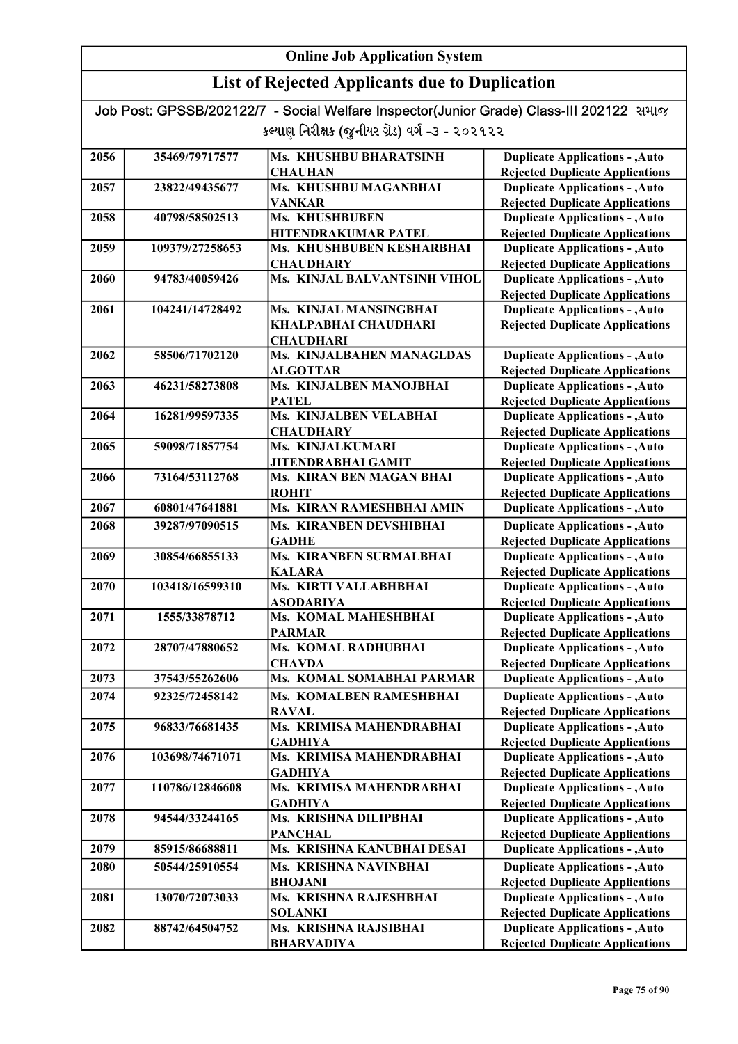# Online Job Application System

## List of Rejected Applicants due to Duplication

Job Post: GPSSB/202122/7 - Social Welfare Inspector(Junior Grade) Class-III 202122 સમાજ કલ્યાણ નિરીક્ષક (જુનીયર ગ્રેડ) વર્ગ -૩ - ૨૦૨૧૨૨

| | | | |
|---|---|---|---|
| 2056 | 35469/79717577 | Ms. KHUSHBU BHARATSINH CHAUHAN | Duplicate Applications - ,Auto Rejected Duplicate Applications |
| 2057 | 23822/49435677 | Ms. KHUSHBU MAGANBHAI VANKAR | Duplicate Applications - ,Auto Rejected Duplicate Applications |
| 2058 | 40798/58502513 | Ms. KHUSHBUBEN HITENDRAKUMAR PATEL | Duplicate Applications - ,Auto Rejected Duplicate Applications |
| 2059 | 109379/27258653 | Ms. KHUSHBUBEN KESHARBHAI CHAUDHARY | Duplicate Applications - ,Auto Rejected Duplicate Applications |
| 2060 | 94783/40059426 | Ms. KINJAL BALVANTSINH VIHOL | Duplicate Applications - ,Auto Rejected Duplicate Applications |
| 2061 | 104241/14728492 | Ms. KINJAL MANSINGBHAI KHALPABHAI CHAUDHARI CHAUDHARI | Duplicate Applications - ,Auto Rejected Duplicate Applications |
| 2062 | 58506/71702120 | Ms. KINJALBAHEN MANAGLDAS ALGOTTAR | Duplicate Applications - ,Auto Rejected Duplicate Applications |
| 2063 | 46231/58273808 | Ms. KINJALBEN MANOJBHAI PATEL | Duplicate Applications - ,Auto Rejected Duplicate Applications |
| 2064 | 16281/99597335 | Ms. KINJALBEN VELABHAI CHAUDHARY | Duplicate Applications - ,Auto Rejected Duplicate Applications |
| 2065 | 59098/71857754 | Ms. KINJALKUMARI JITENDRABHAI GAMIT | Duplicate Applications - ,Auto Rejected Duplicate Applications |
| 2066 | 73164/53112768 | Ms. KIRAN BEN MAGAN BHAI ROHIT | Duplicate Applications - ,Auto Rejected Duplicate Applications |
| 2067 | 60801/47641881 | Ms. KIRAN RAMESHBHAI AMIN | Duplicate Applications - ,Auto |
| 2068 | 39287/97090515 | Ms. KIRANBEN DEVSHIBHAI GADHE | Duplicate Applications - ,Auto Rejected Duplicate Applications |
| 2069 | 30854/66855133 | Ms. KIRANBEN SURMALBHAI KALARA | Duplicate Applications - ,Auto Rejected Duplicate Applications |
| 2070 | 103418/16599310 | Ms. KIRTI VALLABHBHAI ASODARIYA | Duplicate Applications - ,Auto Rejected Duplicate Applications |
| 2071 | 1555/33878712 | Ms. KOMAL MAHESHBHAI PARMAR | Duplicate Applications - ,Auto Rejected Duplicate Applications |
| 2072 | 28707/47880652 | Ms. KOMAL RADHUBHAI CHAVDA | Duplicate Applications - ,Auto Rejected Duplicate Applications |
| 2073 | 37543/55262606 | Ms. KOMAL SOMABHAI PARMAR | Duplicate Applications - ,Auto |
| 2074 | 92325/72458142 | Ms. KOMALBEN RAMESHBHAI RAVAL | Duplicate Applications - ,Auto Rejected Duplicate Applications |
| 2075 | 96833/76681435 | Ms. KRIMISA MAHENDRABHAI GADHIYA | Duplicate Applications - ,Auto Rejected Duplicate Applications |
| 2076 | 103698/74671071 | Ms. KRIMISA MAHENDRABHAI GADHIYA | Duplicate Applications - ,Auto Rejected Duplicate Applications |
| 2077 | 110786/12846608 | Ms. KRIMISA MAHENDRABHAI GADHIYA | Duplicate Applications - ,Auto Rejected Duplicate Applications |
| 2078 | 94544/33244165 | Ms. KRISHNA DILIPBHAI PANCHAL | Duplicate Applications - ,Auto Rejected Duplicate Applications |
| 2079 | 85915/86688811 | Ms. KRISHNA KANUBHAI DESAI | Duplicate Applications - ,Auto |
| 2080 | 50544/25910554 | Ms. KRISHNA NAVINBHAI BHOJANI | Duplicate Applications - ,Auto Rejected Duplicate Applications |
| 2081 | 13070/72073033 | Ms. KRISHNA RAJESHBHAI SOLANKI | Duplicate Applications - ,Auto Rejected Duplicate Applications |
| 2082 | 88742/64504752 | Ms. KRISHNA RAJSIBHAI BHARVADIYA | Duplicate Applications - ,Auto Rejected Duplicate Applications |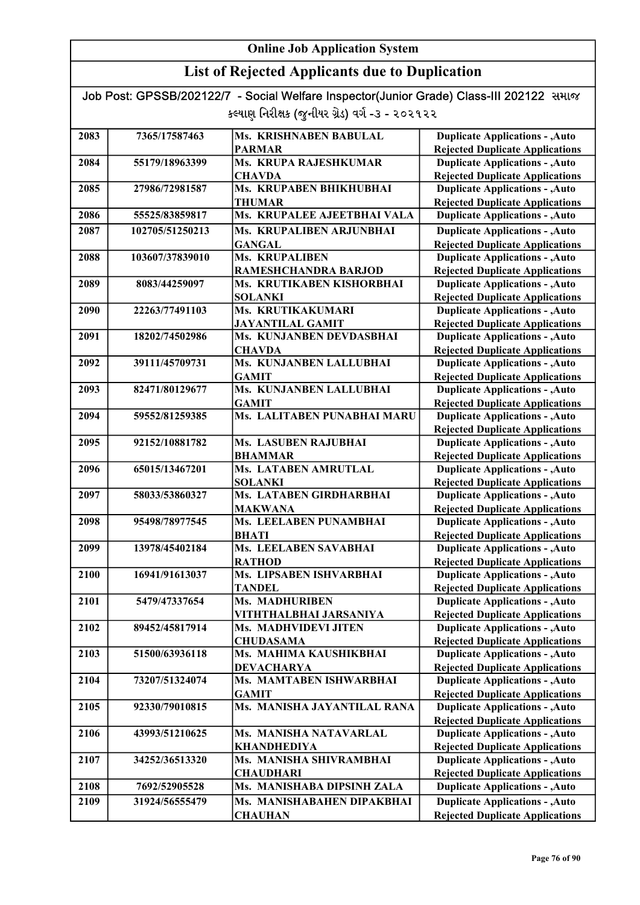# Online Job Application System

## List of Rejected Applicants due to Duplication

Job Post: GPSSB/202122/7 - Social Welfare Inspector(Junior Grade) Class-III 202122 સમાજ કલ્યાણ નિરીક્ષક (જુનીયર ગ્રેડ) વર્ગ -૩ - ૨૦૨૧૨૨

| | | | |
|---|---|---|---|
| 2083 | 7365/17587463 | Ms. KRISHNABEN BABULAL PARMAR | Duplicate Applications - ,Auto Rejected Duplicate Applications |
| 2084 | 55179/18963399 | Ms. KRUPA RAJESHKUMAR CHAVDA | Duplicate Applications - ,Auto Rejected Duplicate Applications |
| 2085 | 27986/72981587 | Ms. KRUPABEN BHIKHUBHAI THUMAR | Duplicate Applications - ,Auto Rejected Duplicate Applications |
| 2086 | 55525/83859817 | Ms. KRUPALEE AJEETBHAI VALA | Duplicate Applications - ,Auto |
| 2087 | 102705/51250213 | Ms. KRUPALIBEN ARJUNBHAI GANGAL | Duplicate Applications - ,Auto Rejected Duplicate Applications |
| 2088 | 103607/37839010 | Ms. KRUPALIBEN RAMESHCHANDRA BARJOD | Duplicate Applications - ,Auto Rejected Duplicate Applications |
| 2089 | 8083/44259097 | Ms. KRUTIKABEN KISHORBHAI SOLANKI | Duplicate Applications - ,Auto Rejected Duplicate Applications |
| 2090 | 22263/77491103 | Ms. KRUTIKAKUMARI JAYANTILAL GAMIT | Duplicate Applications - ,Auto Rejected Duplicate Applications |
| 2091 | 18202/74502986 | Ms. KUNJANBEN DEVDASBHAI CHAVDA | Duplicate Applications - ,Auto Rejected Duplicate Applications |
| 2092 | 39111/45709731 | Ms. KUNJANBEN LALLUBHAI GAMIT | Duplicate Applications - ,Auto Rejected Duplicate Applications |
| 2093 | 82471/80129677 | Ms. KUNJANBEN LALLUBHAI GAMIT | Duplicate Applications - ,Auto Rejected Duplicate Applications |
| 2094 | 59552/81259385 | Ms. LALITABEN PUNABHAI MARU | Duplicate Applications - ,Auto Rejected Duplicate Applications |
| 2095 | 92152/10881782 | Ms. LASUBEN RAJUBHAI BHAMMAR | Duplicate Applications - ,Auto Rejected Duplicate Applications |
| 2096 | 65015/13467201 | Ms. LATABEN AMRUTLAL SOLANKI | Duplicate Applications - ,Auto Rejected Duplicate Applications |
| 2097 | 58033/53860327 | Ms. LATABEN GIRDHARBHAI MAKWANA | Duplicate Applications - ,Auto Rejected Duplicate Applications |
| 2098 | 95498/78977545 | Ms. LEELABEN PUNAMBHAI BHATI | Duplicate Applications - ,Auto Rejected Duplicate Applications |
| 2099 | 13978/45402184 | Ms. LEELABEN SAVABHAI RATHOD | Duplicate Applications - ,Auto Rejected Duplicate Applications |
| 2100 | 16941/91613037 | Ms. LIPSABEN ISHVARBHAI TANDEL | Duplicate Applications - ,Auto Rejected Duplicate Applications |
| 2101 | 5479/47337654 | Ms. MADHURIBEN VITHTHALBHAI JARSANIYA | Duplicate Applications - ,Auto Rejected Duplicate Applications |
| 2102 | 89452/45817914 | Ms. MADHVIDEVI JITEN CHUDASAMA | Duplicate Applications - ,Auto Rejected Duplicate Applications |
| 2103 | 51500/63936118 | Ms. MAHIMA KAUSHIKBHAI DEVACHARYA | Duplicate Applications - ,Auto Rejected Duplicate Applications |
| 2104 | 73207/51324074 | Ms. MAMTABEN ISHWARBHAI GAMIT | Duplicate Applications - ,Auto Rejected Duplicate Applications |
| 2105 | 92330/79010815 | Ms. MANISHA JAYANTILAL RANA | Duplicate Applications - ,Auto Rejected Duplicate Applications |
| 2106 | 43993/51210625 | Ms. MANISHA NATAVARLAL KHANDHEDIYA | Duplicate Applications - ,Auto Rejected Duplicate Applications |
| 2107 | 34252/36513320 | Ms. MANISHA SHIVRAMBHAI CHAUDHARI | Duplicate Applications - ,Auto Rejected Duplicate Applications |
| 2108 | 7692/52905528 | Ms. MANISHABA DIPSINH ZALA | Duplicate Applications - ,Auto |
| 2109 | 31924/56555479 | Ms. MANISHABAHEN DIPAKBHAI CHAUHAN | Duplicate Applications - ,Auto Rejected Duplicate Applications |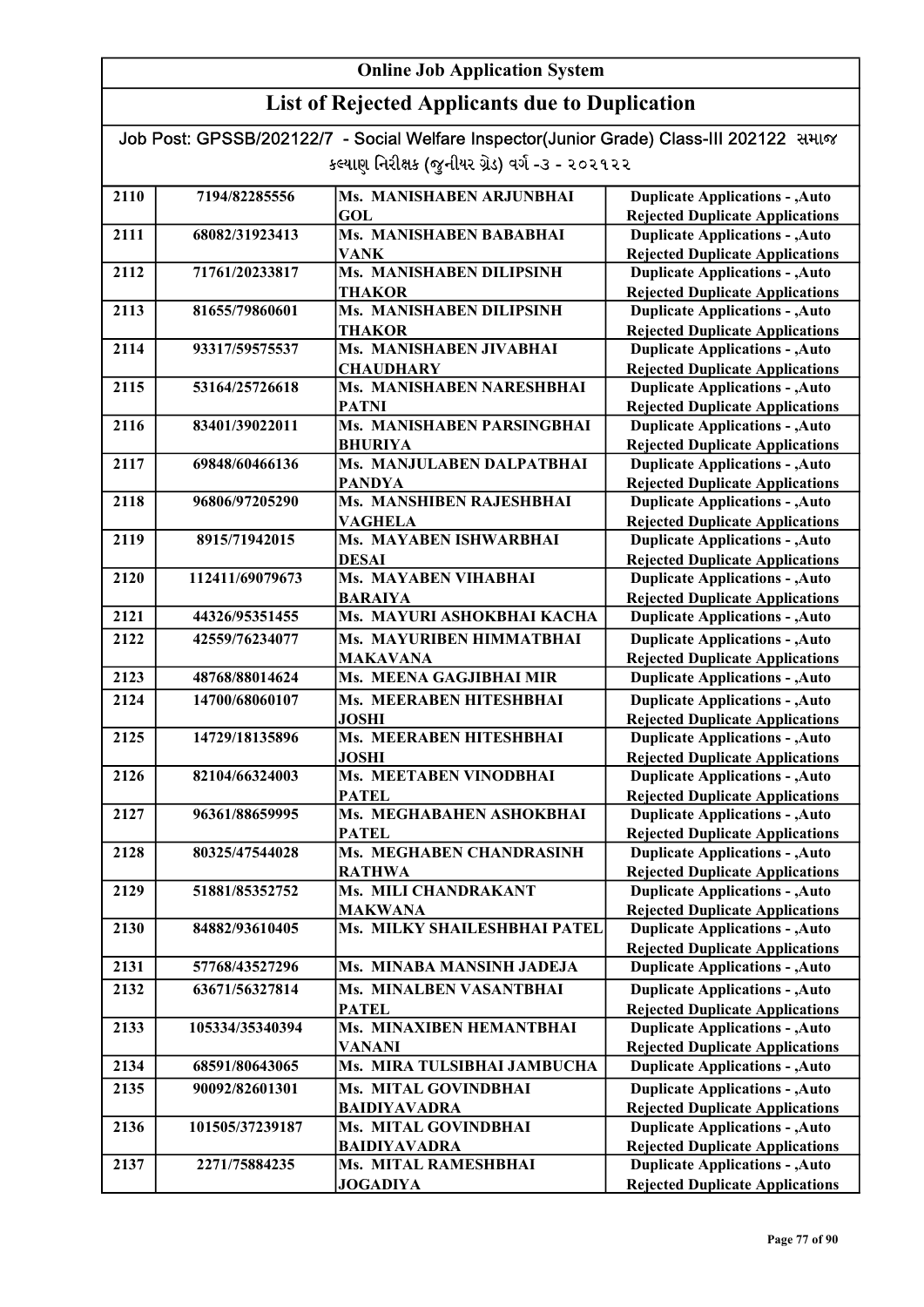# Online Job Application System

## List of Rejected Applicants due to Duplication

Job Post: GPSSB/202122/7 - Social Welfare Inspector(Junior Grade) Class-III 202122 સમાજ કલ્યાણ નિરીક્ષક (જુનીયર ગ્રેડ) વર્ગ -૩ - ૨૦૨૧૨૨

| | | | |
|---|---|---|---|
| 2110 | 7194/82285556 | Ms. MANISHABEN ARJUNBHAI GOL | Duplicate Applications - ,Auto Rejected Duplicate Applications |
| 2111 | 68082/31923413 | Ms. MANISHABEN BABABHAI VANK | Duplicate Applications - ,Auto Rejected Duplicate Applications |
| 2112 | 71761/20233817 | Ms. MANISHABEN DILIPSINH THAKOR | Duplicate Applications - ,Auto Rejected Duplicate Applications |
| 2113 | 81655/79860601 | Ms. MANISHABEN DILIPSINH THAKOR | Duplicate Applications - ,Auto Rejected Duplicate Applications |
| 2114 | 93317/59575537 | Ms. MANISHABEN JIVABHAI CHAUDHARY | Duplicate Applications - ,Auto Rejected Duplicate Applications |
| 2115 | 53164/25726618 | Ms. MANISHABEN NARESHBHAI PATNI | Duplicate Applications - ,Auto Rejected Duplicate Applications |
| 2116 | 83401/39022011 | Ms. MANISHABEN PARSINGBHAI BHURIYA | Duplicate Applications - ,Auto Rejected Duplicate Applications |
| 2117 | 69848/60466136 | Ms. MANJULABEN DALPATBHAI PANDYA | Duplicate Applications - ,Auto Rejected Duplicate Applications |
| 2118 | 96806/97205290 | Ms. MANSHIBEN RAJESHBHAI VAGHELA | Duplicate Applications - ,Auto Rejected Duplicate Applications |
| 2119 | 8915/71942015 | Ms. MAYABEN ISHWARBHAI DESAI | Duplicate Applications - ,Auto Rejected Duplicate Applications |
| 2120 | 112411/69079673 | Ms. MAYABEN VIHABHAI BARAIYA | Duplicate Applications - ,Auto Rejected Duplicate Applications |
| 2121 | 44326/95351455 | Ms. MAYURI ASHOKBHAI KACHA | Duplicate Applications - ,Auto |
| 2122 | 42559/76234077 | Ms. MAYURIBEN HIMMATBHAI MAKAVANA | Duplicate Applications - ,Auto Rejected Duplicate Applications |
| 2123 | 48768/88014624 | Ms. MEENA GAGJIBHAI MIR | Duplicate Applications - ,Auto |
| 2124 | 14700/68060107 | Ms. MEERABEN HITESHBHAI JOSHI | Duplicate Applications - ,Auto Rejected Duplicate Applications |
| 2125 | 14729/18135896 | Ms. MEERABEN HITESHBHAI JOSHI | Duplicate Applications - ,Auto Rejected Duplicate Applications |
| 2126 | 82104/66324003 | Ms. MEETABEN VINODBHAI PATEL | Duplicate Applications - ,Auto Rejected Duplicate Applications |
| 2127 | 96361/88659995 | Ms. MEGHABAHEN ASHOKBHAI PATEL | Duplicate Applications - ,Auto Rejected Duplicate Applications |
| 2128 | 80325/47544028 | Ms. MEGHABEN CHANDRASINH RATHWA | Duplicate Applications - ,Auto Rejected Duplicate Applications |
| 2129 | 51881/85352752 | Ms. MILI CHANDRAKANT MAKWANA | Duplicate Applications - ,Auto Rejected Duplicate Applications |
| 2130 | 84882/93610405 | Ms. MILKY SHAILESHBHAI PATEL | Duplicate Applications - ,Auto Rejected Duplicate Applications |
| 2131 | 57768/43527296 | Ms. MINABA MANSINH JADEJA | Duplicate Applications - ,Auto |
| 2132 | 63671/56327814 | Ms. MINALBEN VASANTBHAI PATEL | Duplicate Applications - ,Auto Rejected Duplicate Applications |
| 2133 | 105334/35340394 | Ms. MINAXIBEN HEMANTBHAI VANANI | Duplicate Applications - ,Auto Rejected Duplicate Applications |
| 2134 | 68591/80643065 | Ms. MIRA TULSIBHAI JAMBUCHA | Duplicate Applications - ,Auto |
| 2135 | 90092/82601301 | Ms. MITAL GOVINDBHAI BAIDIYAVADRA | Duplicate Applications - ,Auto Rejected Duplicate Applications |
| 2136 | 101505/37239187 | Ms. MITAL GOVINDBHAI BAIDIYAVADRA | Duplicate Applications - ,Auto Rejected Duplicate Applications |
| 2137 | 2271/75884235 | Ms. MITAL RAMESHBHAI JOGADIYA | Duplicate Applications - ,Auto Rejected Duplicate Applications |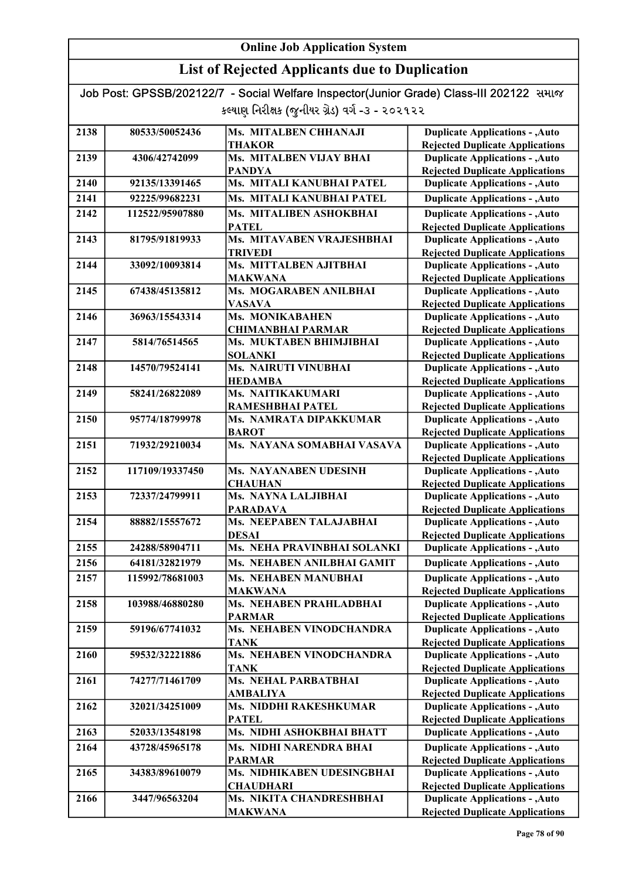# Online Job Application System

## List of Rejected Applicants due to Duplication

Job Post: GPSSB/202122/7 - Social Welfare Inspector(Junior Grade) Class-III 202122 સમાજ કલ્યાણ નિરીક્ષક (જુનીયર ગ્રેડ) વર્ગ -૩ - ૨૦૨૧૨૨

| | | | |
|---|---|---|---|
| 2138 | 80533/50052436 | Ms. MITALBEN CHHANAJI THAKOR | Duplicate Applications - ,Auto Rejected Duplicate Applications |
| 2139 | 4306/42742099 | Ms. MITALBEN VIJAY BHAI PANDYA | Duplicate Applications - ,Auto Rejected Duplicate Applications |
| 2140 | 92135/13391465 | Ms. MITALI KANUBHAI PATEL | Duplicate Applications - ,Auto |
| 2141 | 92225/99682231 | Ms. MITALI KANUBHAI PATEL | Duplicate Applications - ,Auto |
| 2142 | 112522/95907880 | Ms. MITALIBEN ASHOKBHAI PATEL | Duplicate Applications - ,Auto Rejected Duplicate Applications |
| 2143 | 81795/91819933 | Ms. MITAVABEN VRAJESHBHAI TRIVEDI | Duplicate Applications - ,Auto Rejected Duplicate Applications |
| 2144 | 33092/10093814 | Ms. MITTALBEN AJITBHAI MAKWANA | Duplicate Applications - ,Auto Rejected Duplicate Applications |
| 2145 | 67438/45135812 | Ms. MOGARABEN ANILBHAI VASAVA | Duplicate Applications - ,Auto Rejected Duplicate Applications |
| 2146 | 36963/15543314 | Ms. MONIKABAHEN CHIMANBHAI PARMAR | Duplicate Applications - ,Auto Rejected Duplicate Applications |
| 2147 | 5814/76514565 | Ms. MUKTABEN BHIMJIBHAI SOLANKI | Duplicate Applications - ,Auto Rejected Duplicate Applications |
| 2148 | 14570/79524141 | Ms. NAIRUTI VINUBHAI HEDAMBA | Duplicate Applications - ,Auto Rejected Duplicate Applications |
| 2149 | 58241/26822089 | Ms. NAITIKAKUMARI RAMESHBHAI PATEL | Duplicate Applications - ,Auto Rejected Duplicate Applications |
| 2150 | 95774/18799978 | Ms. NAMRATA DIPAKKUMAR BAROT | Duplicate Applications - ,Auto Rejected Duplicate Applications |
| 2151 | 71932/29210034 | Ms. NAYANA SOMABHAI VASAVA | Duplicate Applications - ,Auto Rejected Duplicate Applications |
| 2152 | 117109/19337450 | Ms. NAYANABEN UDESINH CHAUHAN | Duplicate Applications - ,Auto Rejected Duplicate Applications |
| 2153 | 72337/24799911 | Ms. NAYNA LALJIBHAI PARADAVA | Duplicate Applications - ,Auto Rejected Duplicate Applications |
| 2154 | 88882/15557672 | Ms. NEEPABEN TALAJABHAI DESAI | Duplicate Applications - ,Auto Rejected Duplicate Applications |
| 2155 | 24288/58904711 | Ms. NEHA PRAVINBHAI SOLANKI | Duplicate Applications - ,Auto |
| 2156 | 64181/32821979 | Ms. NEHABEN ANILBHAI GAMIT | Duplicate Applications - ,Auto |
| 2157 | 115992/78681003 | Ms. NEHABEN MANUBHAI MAKWANA | Duplicate Applications - ,Auto Rejected Duplicate Applications |
| 2158 | 103988/46880280 | Ms. NEHABEN PRAHLADBHAI PARMAR | Duplicate Applications - ,Auto Rejected Duplicate Applications |
| 2159 | 59196/67741032 | Ms. NEHABEN VINODCHANDRA TANK | Duplicate Applications - ,Auto Rejected Duplicate Applications |
| 2160 | 59532/32221886 | Ms. NEHABEN VINODCHANDRA TANK | Duplicate Applications - ,Auto Rejected Duplicate Applications |
| 2161 | 74277/71461709 | Ms. NEHAL PARBATBHAI AMBALIYA | Duplicate Applications - ,Auto Rejected Duplicate Applications |
| 2162 | 32021/34251009 | Ms. NIDDHI RAKESHKUMAR PATEL | Duplicate Applications - ,Auto Rejected Duplicate Applications |
| 2163 | 52033/13548198 | Ms. NIDHI ASHOKBHAI BHATT | Duplicate Applications - ,Auto |
| 2164 | 43728/45965178 | Ms. NIDHI NARENDRA BHAI PARMAR | Duplicate Applications - ,Auto Rejected Duplicate Applications |
| 2165 | 34383/89610079 | Ms. NIDHIKABEN UDESINGBHAI CHAUDHARI | Duplicate Applications - ,Auto Rejected Duplicate Applications |
| 2166 | 3447/96563204 | Ms. NIKITA CHANDRESHBHAI MAKWANA | Duplicate Applications - ,Auto Rejected Duplicate Applications |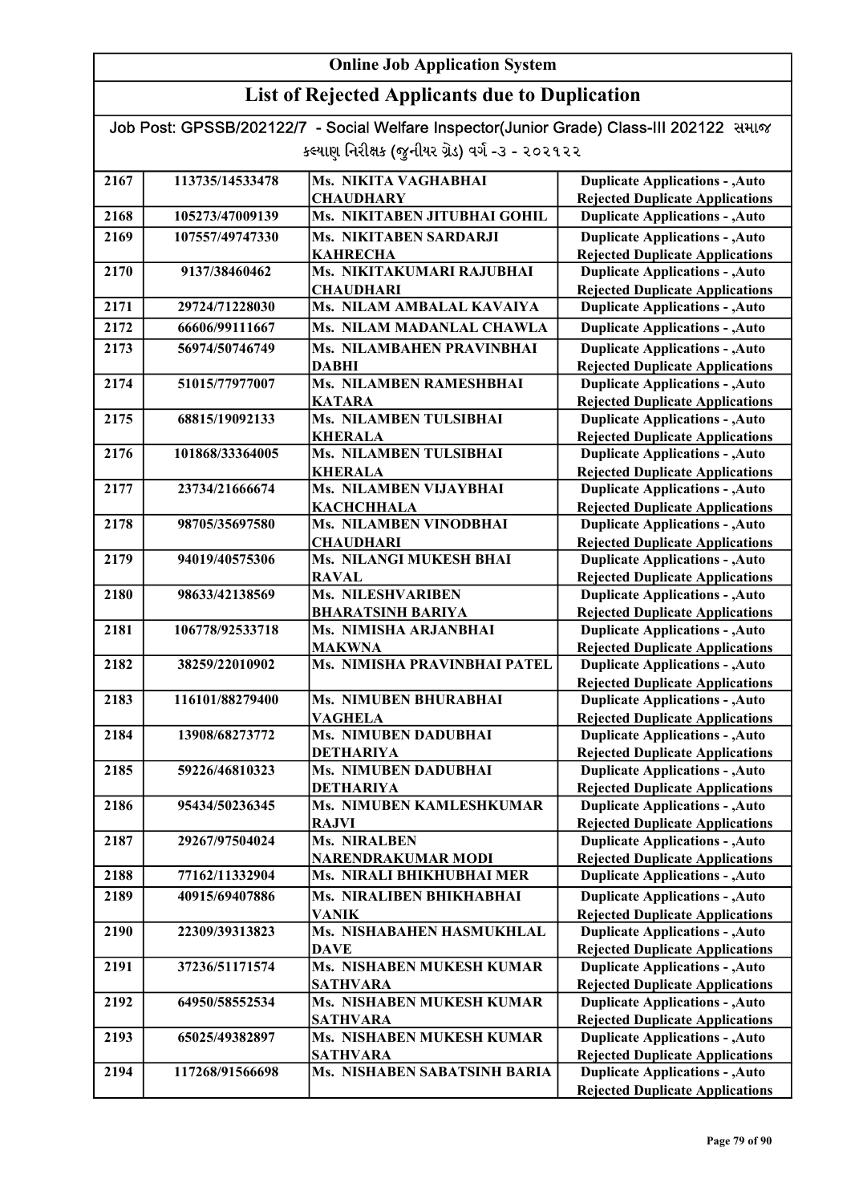# Online Job Application System

## List of Rejected Applicants due to Duplication

Job Post: GPSSB/202122/7 - Social Welfare Inspector(Junior Grade) Class-III 202122 સમાજ કલ્યાણ નિરીક્ષક (જુનીયર ગ્રેડ) વર્ગ -૩ - ૨૦૨૧૨૨

| | | | |
|---|---|---|---|
| 2167 | 113735/14533478 | Ms. NIKITA VAGHABHAI CHAUDHARY | Duplicate Applications - ,Auto Rejected Duplicate Applications |
| 2168 | 105273/47009139 | Ms. NIKITABEN JITUBHAI GOHIL | Duplicate Applications - ,Auto |
| 2169 | 107557/49747330 | Ms. NIKITABEN SARDARJI KAHRECHA | Duplicate Applications - ,Auto Rejected Duplicate Applications |
| 2170 | 9137/38460462 | Ms. NIKITAKUMARI RAJUBHAI CHAUDHARI | Duplicate Applications - ,Auto Rejected Duplicate Applications |
| 2171 | 29724/71228030 | Ms. NILAM AMBALAL KAVAIYA | Duplicate Applications - ,Auto |
| 2172 | 66606/99111667 | Ms. NILAM MADANLAL CHAWLA | Duplicate Applications - ,Auto |
| 2173 | 56974/50746749 | Ms. NILAMBAHEN PRAVINBHAI DABHI | Duplicate Applications - ,Auto Rejected Duplicate Applications |
| 2174 | 51015/77977007 | Ms. NILAMBEN RAMESHBHAI KATARA | Duplicate Applications - ,Auto Rejected Duplicate Applications |
| 2175 | 68815/19092133 | Ms. NILAMBEN TULSIBHAI KHERALA | Duplicate Applications - ,Auto Rejected Duplicate Applications |
| 2176 | 101868/33364005 | Ms. NILAMBEN TULSIBHAI KHERALA | Duplicate Applications - ,Auto Rejected Duplicate Applications |
| 2177 | 23734/21666674 | Ms. NILAMBEN VIJAYBHAI KACHCHHALA | Duplicate Applications - ,Auto Rejected Duplicate Applications |
| 2178 | 98705/35697580 | Ms. NILAMBEN VINODBHAI CHAUDHARI | Duplicate Applications - ,Auto Rejected Duplicate Applications |
| 2179 | 94019/40575306 | Ms. NILANGI MUKESH BHAI RAVAL | Duplicate Applications - ,Auto Rejected Duplicate Applications |
| 2180 | 98633/42138569 | Ms. NILESHVARIBEN BHARATSINH BARIYA | Duplicate Applications - ,Auto Rejected Duplicate Applications |
| 2181 | 106778/92533718 | Ms. NIMISHA ARJANBHAI MAKWNA | Duplicate Applications - ,Auto Rejected Duplicate Applications |
| 2182 | 38259/22010902 | Ms. NIMISHA PRAVINBHAI PATEL | Duplicate Applications - ,Auto Rejected Duplicate Applications |
| 2183 | 116101/88279400 | Ms. NIMUBEN BHURABHAI VAGHELA | Duplicate Applications - ,Auto Rejected Duplicate Applications |
| 2184 | 13908/68273772 | Ms. NIMUBEN DADUBHAI DETHARIYA | Duplicate Applications - ,Auto Rejected Duplicate Applications |
| 2185 | 59226/46810323 | Ms. NIMUBEN DADUBHAI DETHARIYA | Duplicate Applications - ,Auto Rejected Duplicate Applications |
| 2186 | 95434/50236345 | Ms. NIMUBEN KAMLESHKUMAR RAJVI | Duplicate Applications - ,Auto Rejected Duplicate Applications |
| 2187 | 29267/97504024 | Ms. NIRALBEN NARENDRAKUMAR MODI | Duplicate Applications - ,Auto Rejected Duplicate Applications |
| 2188 | 77162/11332904 | Ms. NIRALI BHIKHUBHAI MER | Duplicate Applications - ,Auto |
| 2189 | 40915/69407886 | Ms. NIRALIBEN BHIKHABHAI VANIK | Duplicate Applications - ,Auto Rejected Duplicate Applications |
| 2190 | 22309/39313823 | Ms. NISHABAHEN HASMUKHLAL DAVE | Duplicate Applications - ,Auto Rejected Duplicate Applications |
| 2191 | 37236/51171574 | Ms. NISHABEN MUKESH KUMAR SATHVARA | Duplicate Applications - ,Auto Rejected Duplicate Applications |
| 2192 | 64950/58552534 | Ms. NISHABEN MUKESH KUMAR SATHVARA | Duplicate Applications - ,Auto Rejected Duplicate Applications |
| 2193 | 65025/49382897 | Ms. NISHABEN MUKESH KUMAR SATHVARA | Duplicate Applications - ,Auto Rejected Duplicate Applications |
| 2194 | 117268/91566698 | Ms. NISHABEN SABATSINH BARIA | Duplicate Applications - ,Auto Rejected Duplicate Applications |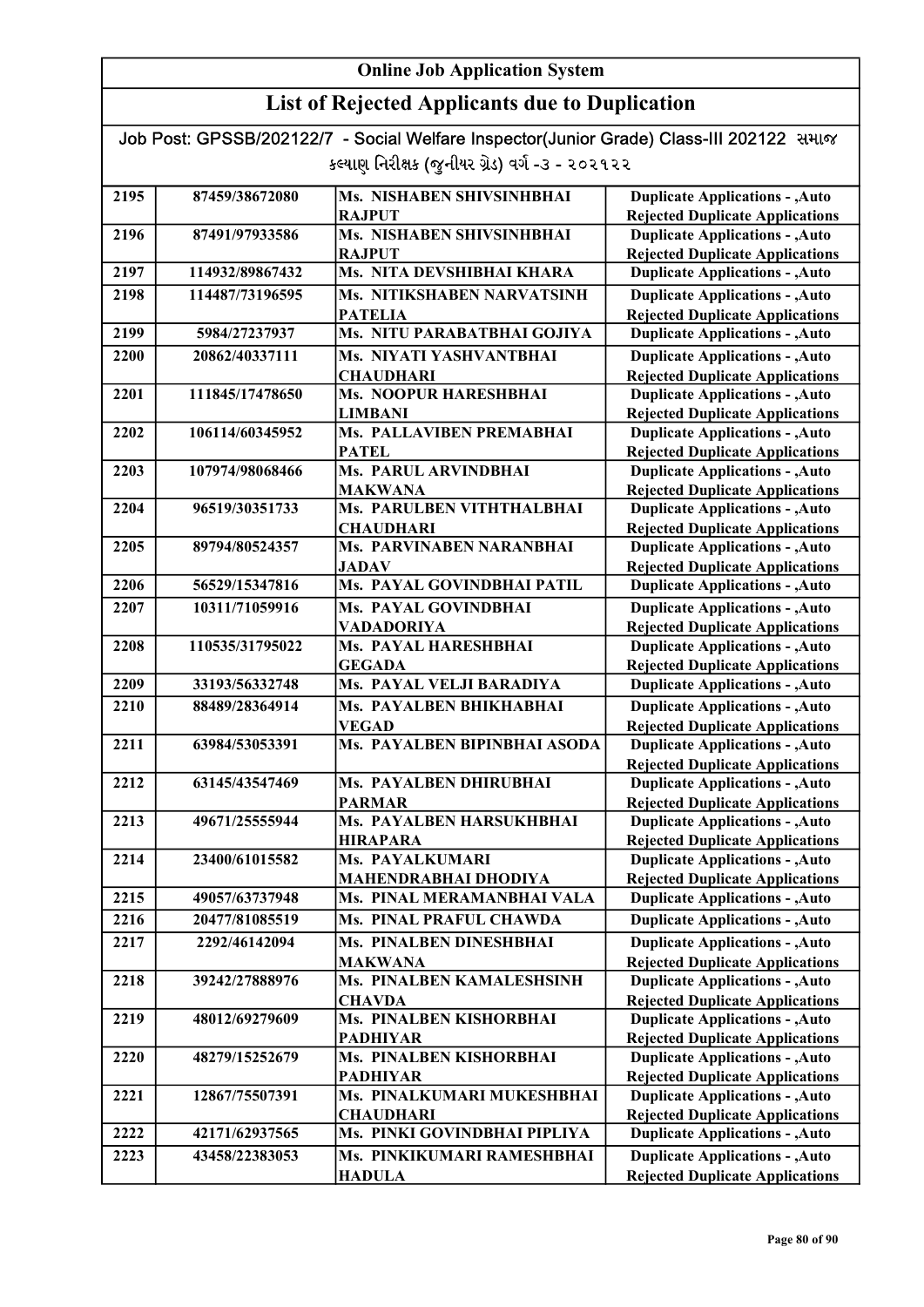## Online Job Application System

## List of Rejected Applicants due to Duplication

Job Post: GPSSB/202122/7 - Social Welfare Inspector(Junior Grade) Class-III 202122 સમાજ કલ્યાણ નિરીક્ષક (જુનીયર ગ્રેડ) વર્ગ -૩ - ૨૦૨૧૨૨

| | | | |
|---|---|---|---|
| 2195 | 87459/38672080 | Ms. NISHABEN SHIVSINHBHAI RAJPUT | Duplicate Applications - ,Auto Rejected Duplicate Applications |
| 2196 | 87491/97933586 | Ms. NISHABEN SHIVSINHBHAI RAJPUT | Duplicate Applications - ,Auto Rejected Duplicate Applications |
| 2197 | 114932/89867432 | Ms. NITA DEVSHIBHAI KHARA | Duplicate Applications - ,Auto |
| 2198 | 114487/73196595 | Ms. NITIKSHABEN NARVATSINH PATELIA | Duplicate Applications - ,Auto Rejected Duplicate Applications |
| 2199 | 5984/27237937 | Ms. NITU PARABATBHAI GOJIYA | Duplicate Applications - ,Auto |
| 2200 | 20862/40337111 | Ms. NIYATI YASHVANTBHAI CHAUDHARI | Duplicate Applications - ,Auto Rejected Duplicate Applications |
| 2201 | 111845/17478650 | Ms. NOOPUR HARESHBHAI LIMBANI | Duplicate Applications - ,Auto Rejected Duplicate Applications |
| 2202 | 106114/60345952 | Ms. PALLAVIBEN PREMABHAI PATEL | Duplicate Applications - ,Auto Rejected Duplicate Applications |
| 2203 | 107974/98068466 | Ms. PARUL ARVINDBHAI MAKWANA | Duplicate Applications - ,Auto Rejected Duplicate Applications |
| 2204 | 96519/30351733 | Ms. PARULBEN VITHTHALBHAI CHAUDHARI | Duplicate Applications - ,Auto Rejected Duplicate Applications |
| 2205 | 89794/80524357 | Ms. PARVINABEN NARANBHAI JADAV | Duplicate Applications - ,Auto Rejected Duplicate Applications |
| 2206 | 56529/15347816 | Ms. PAYAL GOVINDBHAI PATIL | Duplicate Applications - ,Auto |
| 2207 | 10311/71059916 | Ms. PAYAL GOVINDBHAI VADADORIYA | Duplicate Applications - ,Auto Rejected Duplicate Applications |
| 2208 | 110535/31795022 | Ms. PAYAL HARESHBHAI GEGADA | Duplicate Applications - ,Auto Rejected Duplicate Applications |
| 2209 | 33193/56332748 | Ms. PAYAL VELJI BARADIYA | Duplicate Applications - ,Auto |
| 2210 | 88489/28364914 | Ms. PAYALBEN BHIKHABHAI VEGAD | Duplicate Applications - ,Auto Rejected Duplicate Applications |
| 2211 | 63984/53053391 | Ms. PAYALBEN BIPINBHAI ASODA | Duplicate Applications - ,Auto Rejected Duplicate Applications |
| 2212 | 63145/43547469 | Ms. PAYALBEN DHIRUBHAI PARMAR | Duplicate Applications - ,Auto Rejected Duplicate Applications |
| 2213 | 49671/25555944 | Ms. PAYALBEN HARSUKHBHAI HIRAPARA | Duplicate Applications - ,Auto Rejected Duplicate Applications |
| 2214 | 23400/61015582 | Ms. PAYALKUMARI MAHENDRABHAI DHODIYA | Duplicate Applications - ,Auto Rejected Duplicate Applications |
| 2215 | 49057/63737948 | Ms. PINAL MERAMANBHAI VALA | Duplicate Applications - ,Auto |
| 2216 | 20477/81085519 | Ms. PINAL PRAFUL CHAWDA | Duplicate Applications - ,Auto |
| 2217 | 2292/46142094 | Ms. PINALBEN DINESHBHAI MAKWANA | Duplicate Applications - ,Auto Rejected Duplicate Applications |
| 2218 | 39242/27888976 | Ms. PINALBEN KAMALESHSINH CHAVDA | Duplicate Applications - ,Auto Rejected Duplicate Applications |
| 2219 | 48012/69279609 | Ms. PINALBEN KISHORBHAI PADHIYAR | Duplicate Applications - ,Auto Rejected Duplicate Applications |
| 2220 | 48279/15252679 | Ms. PINALBEN KISHORBHAI PADHIYAR | Duplicate Applications - ,Auto Rejected Duplicate Applications |
| 2221 | 12867/75507391 | Ms. PINALKUMARI MUKESHBHAI CHAUDHARI | Duplicate Applications - ,Auto Rejected Duplicate Applications |
| 2222 | 42171/62937565 | Ms. PINKI GOVINDBHAI PIPLIYA | Duplicate Applications - ,Auto |
| 2223 | 43458/22383053 | Ms. PINKIKUMARI RAMESHBHAI HADULA | Duplicate Applications - ,Auto Rejected Duplicate Applications |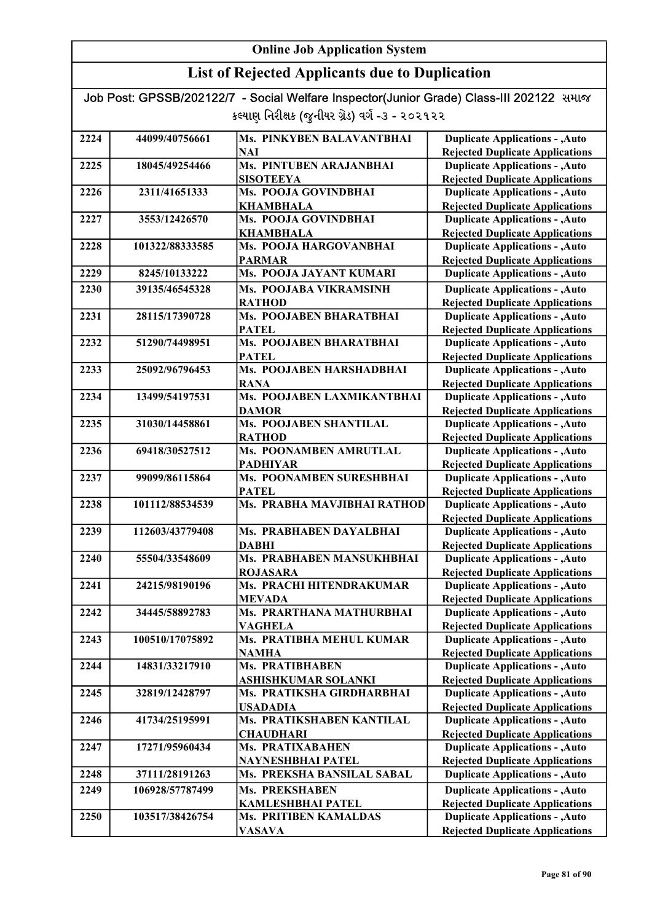# Online Job Application System

## List of Rejected Applicants due to Duplication

Job Post: GPSSB/202122/7 - Social Welfare Inspector(Junior Grade) Class-III 202122 સમાજ કલ્યાણ નિરીક્ષક (જુનીયર ગ્રેડ) વર્ગ -૩ - ૨૦૨૧૨૨

| | | | |
|---|---|---|---|
| 2224 | 44099/40756661 | Ms. PINKYBEN BALAVANTBHAI NAI | Duplicate Applications - ,Auto Rejected Duplicate Applications |
| 2225 | 18045/49254466 | Ms. PINTUBEN ARAJANBHAI SISOTEEYA | Duplicate Applications - ,Auto Rejected Duplicate Applications |
| 2226 | 2311/41651333 | Ms. POOJA GOVINDBHAI KHAMBHALA | Duplicate Applications - ,Auto Rejected Duplicate Applications |
| 2227 | 3553/12426570 | Ms. POOJA GOVINDBHAI KHAMBHALA | Duplicate Applications - ,Auto Rejected Duplicate Applications |
| 2228 | 101322/88333585 | Ms. POOJA HARGOVANBHAI PARMAR | Duplicate Applications - ,Auto Rejected Duplicate Applications |
| 2229 | 8245/10133222 | Ms. POOJA JAYANT KUMARI | Duplicate Applications - ,Auto |
| 2230 | 39135/46545328 | Ms. POOJABA VIKRAMSINH RATHOD | Duplicate Applications - ,Auto Rejected Duplicate Applications |
| 2231 | 28115/17390728 | Ms. POOJABEN BHARATBHAI PATEL | Duplicate Applications - ,Auto Rejected Duplicate Applications |
| 2232 | 51290/74498951 | Ms. POOJABEN BHARATBHAI PATEL | Duplicate Applications - ,Auto Rejected Duplicate Applications |
| 2233 | 25092/96796453 | Ms. POOJABEN HARSHADBHAI RANA | Duplicate Applications - ,Auto Rejected Duplicate Applications |
| 2234 | 13499/54197531 | Ms. POOJABEN LAXMIKANTBHAI DAMOR | Duplicate Applications - ,Auto Rejected Duplicate Applications |
| 2235 | 31030/14458861 | Ms. POOJABEN SHANTILAL RATHOD | Duplicate Applications - ,Auto Rejected Duplicate Applications |
| 2236 | 69418/30527512 | Ms. POONAMBEN AMRUTLAL PADHIYAR | Duplicate Applications - ,Auto Rejected Duplicate Applications |
| 2237 | 99099/86115864 | Ms. POONAMBEN SURESHBHAI PATEL | Duplicate Applications - ,Auto Rejected Duplicate Applications |
| 2238 | 101112/88534539 | Ms. PRABHA MAVJIBHAI RATHOD | Duplicate Applications - ,Auto Rejected Duplicate Applications |
| 2239 | 112603/43779408 | Ms. PRABHABEN DAYALBHAI DABHI | Duplicate Applications - ,Auto Rejected Duplicate Applications |
| 2240 | 55504/33548609 | Ms. PRABHABEN MANSUKHBHAI ROJASARA | Duplicate Applications - ,Auto Rejected Duplicate Applications |
| 2241 | 24215/98190196 | Ms. PRACHI HITENDRAKUMAR MEVADA | Duplicate Applications - ,Auto Rejected Duplicate Applications |
| 2242 | 34445/58892783 | Ms. PRARTHANA MATHURBHAI VAGHELA | Duplicate Applications - ,Auto Rejected Duplicate Applications |
| 2243 | 100510/17075892 | Ms. PRATIBHA MEHUL KUMAR NAMHA | Duplicate Applications - ,Auto Rejected Duplicate Applications |
| 2244 | 14831/33217910 | Ms. PRATIBHABEN ASHISHKUMAR SOLANKI | Duplicate Applications - ,Auto Rejected Duplicate Applications |
| 2245 | 32819/12428797 | Ms. PRATIKSHA GIRDHARBHAI USADADIA | Duplicate Applications - ,Auto Rejected Duplicate Applications |
| 2246 | 41734/25195991 | Ms. PRATIKSHABEN KANTILAL CHAUDHARI | Duplicate Applications - ,Auto Rejected Duplicate Applications |
| 2247 | 17271/95960434 | Ms. PRATIXABAHEN NAYNESHBHAI PATEL | Duplicate Applications - ,Auto Rejected Duplicate Applications |
| 2248 | 37111/28191263 | Ms. PREKSHA BANSILAL SABAL | Duplicate Applications - ,Auto |
| 2249 | 106928/57787499 | Ms. PREKSHABEN KAMLESHBHAI PATEL | Duplicate Applications - ,Auto Rejected Duplicate Applications |
| 2250 | 103517/38426754 | Ms. PRITIBEN KAMALDAS VASAVA | Duplicate Applications - ,Auto Rejected Duplicate Applications |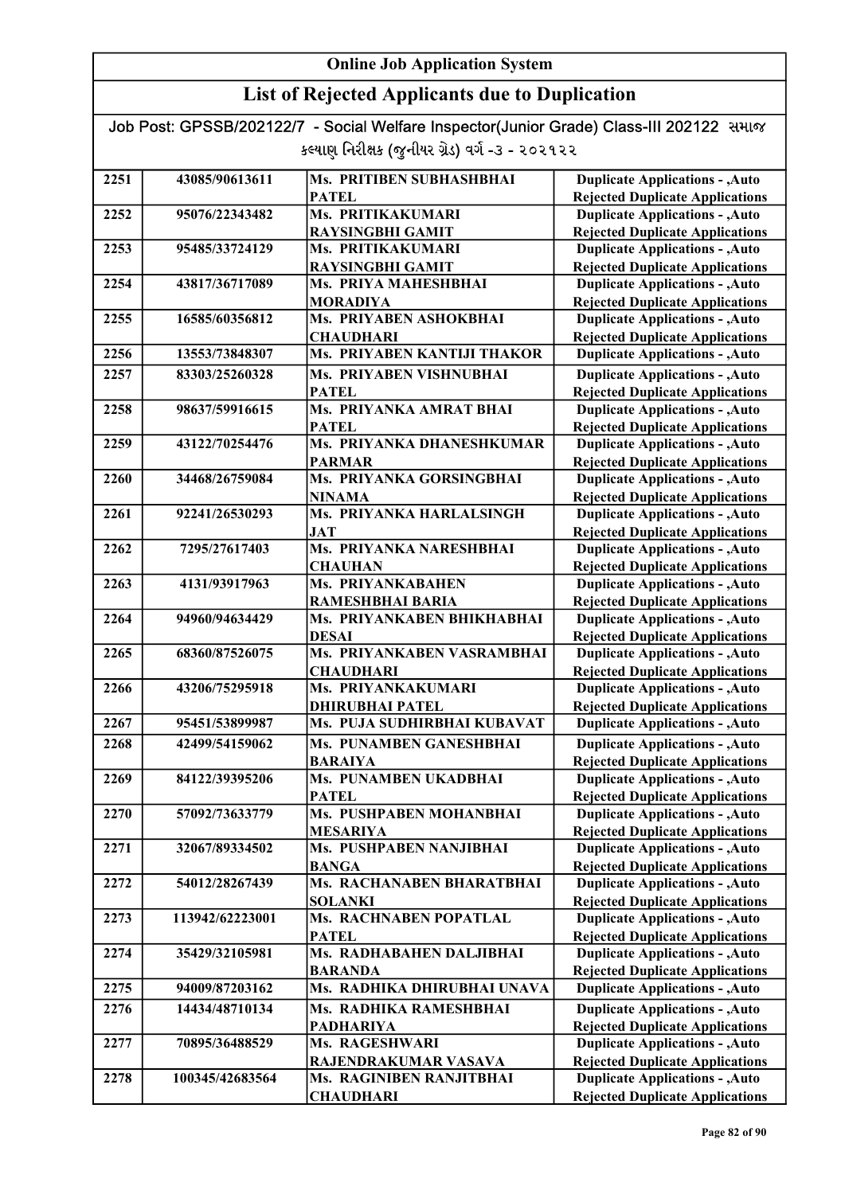# Online Job Application System

## List of Rejected Applicants due to Duplication

Job Post: GPSSB/202122/7 - Social Welfare Inspector(Junior Grade) Class-III 202122 સમાજ કલ્યાણ નિરીક્ષક (જુનીયર ગ્રેડ) વર્ગ -૩ - ૨૦૨૧૨૨

| | | | |
|---|---|---|---|
| 2251 | 43085/90613611 | Ms. PRITIBEN SUBHASHBHAI PATEL | Duplicate Applications - ,Auto Rejected Duplicate Applications |
| 2252 | 95076/22343482 | Ms. PRITIKAKUMARI RAYSINGBHI GAMIT | Duplicate Applications - ,Auto Rejected Duplicate Applications |
| 2253 | 95485/33724129 | Ms. PRITIKAKUMARI RAYSINGBHI GAMIT | Duplicate Applications - ,Auto Rejected Duplicate Applications |
| 2254 | 43817/36717089 | Ms. PRIYA MAHESHBHAI MORADIYA | Duplicate Applications - ,Auto Rejected Duplicate Applications |
| 2255 | 16585/60356812 | Ms. PRIYABEN ASHOKBHAI CHAUDHARI | Duplicate Applications - ,Auto Rejected Duplicate Applications |
| 2256 | 13553/73848307 | Ms. PRIYABEN KANTIJI THAKOR | Duplicate Applications - ,Auto |
| 2257 | 83303/25260328 | Ms. PRIYABEN VISHNUBHAI PATEL | Duplicate Applications - ,Auto Rejected Duplicate Applications |
| 2258 | 98637/59916615 | Ms. PRIYANKA AMRAT BHAI PATEL | Duplicate Applications - ,Auto Rejected Duplicate Applications |
| 2259 | 43122/70254476 | Ms. PRIYANKA DHANESHKUMAR PARMAR | Duplicate Applications - ,Auto Rejected Duplicate Applications |
| 2260 | 34468/26759084 | Ms. PRIYANKA GORSINGBHAI NINAMA | Duplicate Applications - ,Auto Rejected Duplicate Applications |
| 2261 | 92241/26530293 | Ms. PRIYANKA HARLALSINGH JAT | Duplicate Applications - ,Auto Rejected Duplicate Applications |
| 2262 | 7295/27617403 | Ms. PRIYANKA NARESHBHAI CHAUHAN | Duplicate Applications - ,Auto Rejected Duplicate Applications |
| 2263 | 4131/93917963 | Ms. PRIYANKABAHEN RAMESHBHAI BARIA | Duplicate Applications - ,Auto Rejected Duplicate Applications |
| 2264 | 94960/94634429 | Ms. PRIYANKABEN BHIKHABHAI DESAI | Duplicate Applications - ,Auto Rejected Duplicate Applications |
| 2265 | 68360/87526075 | Ms. PRIYANKABEN VASRAMBHAI CHAUDHARI | Duplicate Applications - ,Auto Rejected Duplicate Applications |
| 2266 | 43206/75295918 | Ms. PRIYANKAKUMARI DHIRUBHAI PATEL | Duplicate Applications - ,Auto Rejected Duplicate Applications |
| 2267 | 95451/53899987 | Ms. PUJA SUDHIRBHAI KUBAVAT | Duplicate Applications - ,Auto |
| 2268 | 42499/54159062 | Ms. PUNAMBEN GANESHBHAI BARAIYA | Duplicate Applications - ,Auto Rejected Duplicate Applications |
| 2269 | 84122/39395206 | Ms. PUNAMBEN UKADBHAI PATEL | Duplicate Applications - ,Auto Rejected Duplicate Applications |
| 2270 | 57092/73633779 | Ms. PUSHPABEN MOHANBHAI MESARIYA | Duplicate Applications - ,Auto Rejected Duplicate Applications |
| 2271 | 32067/89334502 | Ms. PUSHPABEN NANJIBHAI BANGA | Duplicate Applications - ,Auto Rejected Duplicate Applications |
| 2272 | 54012/28267439 | Ms. RACHANABEN BHARATBHAI SOLANKI | Duplicate Applications - ,Auto Rejected Duplicate Applications |
| 2273 | 113942/62223001 | Ms. RACHNABEN POPATLAL PATEL | Duplicate Applications - ,Auto Rejected Duplicate Applications |
| 2274 | 35429/32105981 | Ms. RADHABAHEN DALJIBHAI BARANDA | Duplicate Applications - ,Auto Rejected Duplicate Applications |
| 2275 | 94009/87203162 | Ms. RADHIKA DHIRUBHAI UNAVA | Duplicate Applications - ,Auto |
| 2276 | 14434/48710134 | Ms. RADHIKA RAMESHBHAI PADHARIYA | Duplicate Applications - ,Auto Rejected Duplicate Applications |
| 2277 | 70895/36488529 | Ms. RAGESHWARI RAJENDRAKUMAR VASAVA | Duplicate Applications - ,Auto Rejected Duplicate Applications |
| 2278 | 100345/42683564 | Ms. RAGINIBEN RANJITBHAI CHAUDHARI | Duplicate Applications - ,Auto Rejected Duplicate Applications |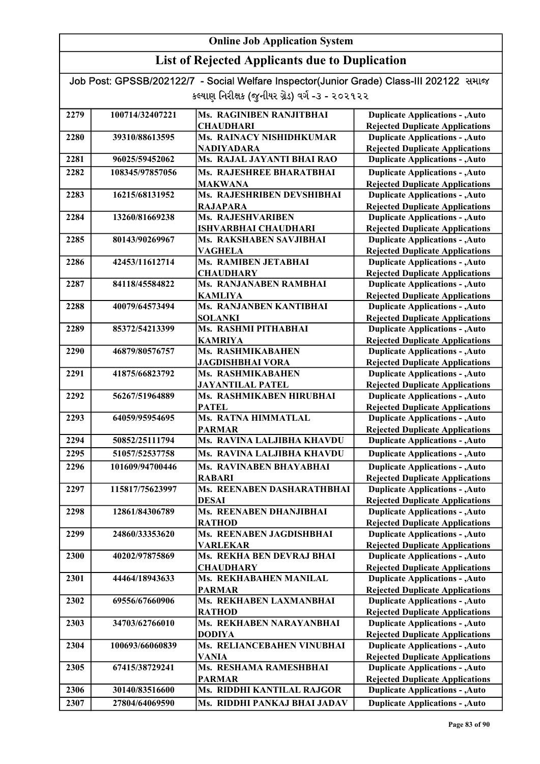# Online Job Application System

## List of Rejected Applicants due to Duplication

Job Post: GPSSB/202122/7 - Social Welfare Inspector(Junior Grade) Class-III 202122 સમાજ કલ્યાણ નિરીક્ષક (જુનીયર ગ્રેડ) વર્ગ -૩ - ૨૦૨૧૨૨

| | | | |
|---|---|---|---|
| 2279 | 100714/32407221 | Ms. RAGINIBEN RANJITBHAI CHAUDHARI | Duplicate Applications - ,Auto Rejected Duplicate Applications |
| 2280 | 39310/88613595 | Ms. RAINACY NISHIDHKUMAR NADIYADARA | Duplicate Applications - ,Auto Rejected Duplicate Applications |
| 2281 | 96025/59452062 | Ms. RAJAL JAYANTI BHAI RAO | Duplicate Applications - ,Auto |
| 2282 | 108345/97857056 | Ms. RAJESHREE BHARATBHAI MAKWANA | Duplicate Applications - ,Auto Rejected Duplicate Applications |
| 2283 | 16215/68131952 | Ms. RAJESHRIBEN DEVSHIBHAI RAJAPARA | Duplicate Applications - ,Auto Rejected Duplicate Applications |
| 2284 | 13260/81669238 | Ms. RAJESHVARIBEN ISHVARBHAI CHAUDHARI | Duplicate Applications - ,Auto Rejected Duplicate Applications |
| 2285 | 80143/90269967 | Ms. RAKSHABEN SAVJIBHAI VAGHELA | Duplicate Applications - ,Auto Rejected Duplicate Applications |
| 2286 | 42453/11612714 | Ms. RAMIBEN JETABHAI CHAUDHARY | Duplicate Applications - ,Auto Rejected Duplicate Applications |
| 2287 | 84118/45584822 | Ms. RANJANABEN RAMBHAI KAMLIYA | Duplicate Applications - ,Auto Rejected Duplicate Applications |
| 2288 | 40079/64573494 | Ms. RANJANBEN KANTIBHAI SOLANKI | Duplicate Applications - ,Auto Rejected Duplicate Applications |
| 2289 | 85372/54213399 | Ms. RASHMI PITHABHAI KAMRIYA | Duplicate Applications - ,Auto Rejected Duplicate Applications |
| 2290 | 46879/80576757 | Ms. RASHMIKABAHEN JAGDISHBHAI VORA | Duplicate Applications - ,Auto Rejected Duplicate Applications |
| 2291 | 41875/66823792 | Ms. RASHMIKABAHEN JAYANTILAL PATEL | Duplicate Applications - ,Auto Rejected Duplicate Applications |
| 2292 | 56267/51964889 | Ms. RASHMIKABEN HIRUBHAI PATEL | Duplicate Applications - ,Auto Rejected Duplicate Applications |
| 2293 | 64059/95954695 | Ms. RATNA HIMMATLAL PARMAR | Duplicate Applications - ,Auto Rejected Duplicate Applications |
| 2294 | 50852/25111794 | Ms. RAVINA LALJIBHA KHAVDU | Duplicate Applications - ,Auto |
| 2295 | 51057/52537758 | Ms. RAVINA LALJIBHA KHAVDU | Duplicate Applications - ,Auto |
| 2296 | 101609/94700446 | Ms. RAVINABEN BHAYABHAI RABARI | Duplicate Applications - ,Auto Rejected Duplicate Applications |
| 2297 | 115817/75623997 | Ms. REENABEN DASHARATHBHAI DESAI | Duplicate Applications - ,Auto Rejected Duplicate Applications |
| 2298 | 12861/84306789 | Ms. REENABEN DHANJIBHAI RATHOD | Duplicate Applications - ,Auto Rejected Duplicate Applications |
| 2299 | 24860/33353620 | Ms. REENABEN JAGDISHBHAI VARLEKAR | Duplicate Applications - ,Auto Rejected Duplicate Applications |
| 2300 | 40202/97875869 | Ms. REKHA BEN DEVRAJ BHAI CHAUDHARY | Duplicate Applications - ,Auto Rejected Duplicate Applications |
| 2301 | 44464/18943633 | Ms. REKHABAHEN MANILAL PARMAR | Duplicate Applications - ,Auto Rejected Duplicate Applications |
| 2302 | 69556/67660906 | Ms. REKHABEN LAXMANBHAI RATHOD | Duplicate Applications - ,Auto Rejected Duplicate Applications |
| 2303 | 34703/62766010 | Ms. REKHABEN NARAYANBHAI DODIYA | Duplicate Applications - ,Auto Rejected Duplicate Applications |
| 2304 | 100693/66060839 | Ms. RELIANCEBAHEN VINUBHAI VANIA | Duplicate Applications - ,Auto Rejected Duplicate Applications |
| 2305 | 67415/38729241 | Ms. RESHAMA RAMESHBHAI PARMAR | Duplicate Applications - ,Auto Rejected Duplicate Applications |
| 2306 | 30140/83516600 | Ms. RIDDHI KANTILAL RAJGOR | Duplicate Applications - ,Auto |
| 2307 | 27804/64069590 | Ms. RIDDHI PANKAJ BHAI JADAV | Duplicate Applications - ,Auto |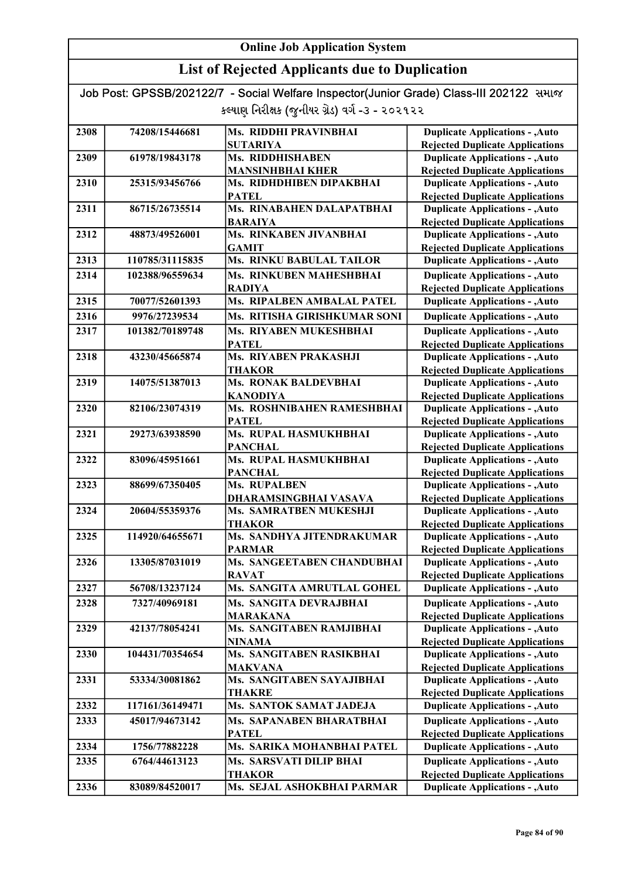# Online Job Application System

## List of Rejected Applicants due to Duplication

Job Post: GPSSB/202122/7 - Social Welfare Inspector(Junior Grade) Class-III 202122 સમાજ કલ્યાણ નિરીક્ષક (જુનીયર ગ્રેડ) વર્ગ -૩ - ૨૦૨૧૨૨

| | | | |
|---|---|---|---|
| 2308 | 74208/15446681 | Ms. RIDDHI PRAVINBHAI SUTARIYA | Duplicate Applications - ,Auto Rejected Duplicate Applications |
| 2309 | 61978/19843178 | Ms. RIDDHISHABEN MANSINHBHAI KHER | Duplicate Applications - ,Auto Rejected Duplicate Applications |
| 2310 | 25315/93456766 | Ms. RIDHDHIBEN DIPAKBHAI PATEL | Duplicate Applications - ,Auto Rejected Duplicate Applications |
| 2311 | 86715/26735514 | Ms. RINABAHEN DALAPATBHAI BARAIYA | Duplicate Applications - ,Auto Rejected Duplicate Applications |
| 2312 | 48873/49526001 | Ms. RINKABEN JIVANBHAI GAMIT | Duplicate Applications - ,Auto Rejected Duplicate Applications |
| 2313 | 110785/31115835 | Ms. RINKU BABULAL TAILOR | Duplicate Applications - ,Auto |
| 2314 | 102388/96559634 | Ms. RINKUBEN MAHESHBHAI RADIYA | Duplicate Applications - ,Auto Rejected Duplicate Applications |
| 2315 | 70077/52601393 | Ms. RIPALBEN AMBALAL PATEL | Duplicate Applications - ,Auto |
| 2316 | 9976/27239534 | Ms. RITISHA GIRISHKUMAR SONI | Duplicate Applications - ,Auto |
| 2317 | 101382/70189748 | Ms. RIYABEN MUKESHBHAI PATEL | Duplicate Applications - ,Auto Rejected Duplicate Applications |
| 2318 | 43230/45665874 | Ms. RIYABEN PRAKASHJI THAKOR | Duplicate Applications - ,Auto Rejected Duplicate Applications |
| 2319 | 14075/51387013 | Ms. RONAK BALDEVBHAI KANODIYA | Duplicate Applications - ,Auto Rejected Duplicate Applications |
| 2320 | 82106/23074319 | Ms. ROSHNIBAHEN RAMESHBHAI PATEL | Duplicate Applications - ,Auto Rejected Duplicate Applications |
| 2321 | 29273/63938590 | Ms. RUPAL HASMUKHBHAI PANCHAL | Duplicate Applications - ,Auto Rejected Duplicate Applications |
| 2322 | 83096/45951661 | Ms. RUPAL HASMUKHBHAI PANCHAL | Duplicate Applications - ,Auto Rejected Duplicate Applications |
| 2323 | 88699/67350405 | Ms. RUPALBEN DHARAMSINGBHAI VASAVA | Duplicate Applications - ,Auto Rejected Duplicate Applications |
| 2324 | 20604/55359376 | Ms. SAMRATBEN MUKESHJI THAKOR | Duplicate Applications - ,Auto Rejected Duplicate Applications |
| 2325 | 114920/64655671 | Ms. SANDHYA JITENDRAKUMAR PARMAR | Duplicate Applications - ,Auto Rejected Duplicate Applications |
| 2326 | 13305/87031019 | Ms. SANGEETABEN CHANDUBHAI RAVAT | Duplicate Applications - ,Auto Rejected Duplicate Applications |
| 2327 | 56708/13237124 | Ms. SANGITA AMRUTLAL GOHEL | Duplicate Applications - ,Auto |
| 2328 | 7327/40969181 | Ms. SANGITA DEVRAJBHAI MARAKANA | Duplicate Applications - ,Auto Rejected Duplicate Applications |
| 2329 | 42137/78054241 | Ms. SANGITABEN RAMJIBHAI NINAMA | Duplicate Applications - ,Auto Rejected Duplicate Applications |
| 2330 | 104431/70354654 | Ms. SANGITABEN RASIKBHAI MAKVANA | Duplicate Applications - ,Auto Rejected Duplicate Applications |
| 2331 | 53334/30081862 | Ms. SANGITABEN SAYAJIBHAI THAKRE | Duplicate Applications - ,Auto Rejected Duplicate Applications |
| 2332 | 117161/36149471 | Ms. SANTOK SAMAT JADEJA | Duplicate Applications - ,Auto |
| 2333 | 45017/94673142 | Ms. SAPANABEN BHARATBHAI PATEL | Duplicate Applications - ,Auto Rejected Duplicate Applications |
| 2334 | 1756/77882228 | Ms. SARIKA MOHANBHAI PATEL | Duplicate Applications - ,Auto |
| 2335 | 6764/44613123 | Ms. SARSVATI DILIP BHAI THAKOR | Duplicate Applications - ,Auto Rejected Duplicate Applications |
| 2336 | 83089/84520017 | Ms. SEJAL ASHOKBHAI PARMAR | Duplicate Applications - ,Auto |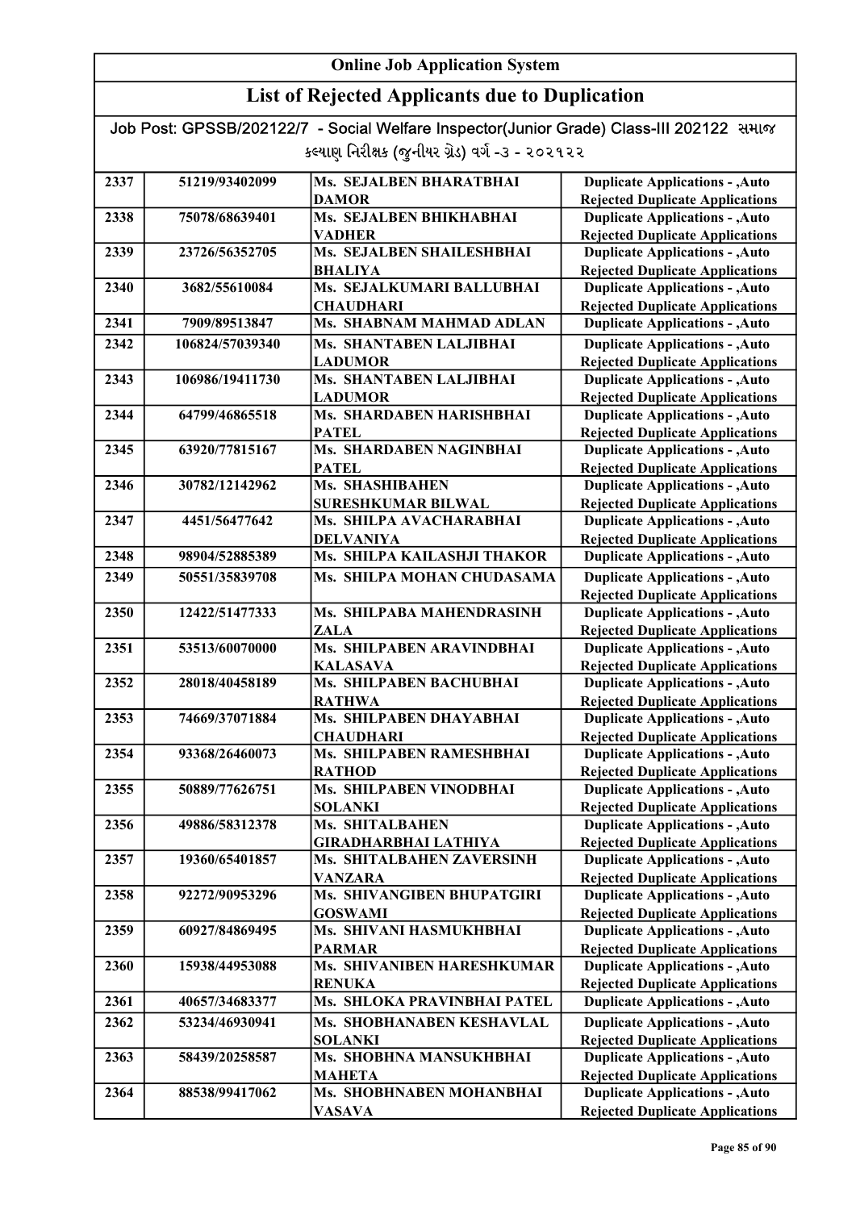# Online Job Application System

## List of Rejected Applicants due to Duplication

Job Post: GPSSB/202122/7 - Social Welfare Inspector(Junior Grade) Class-III 202122 સમાજ કલ્યાણ નિરીક્ષક (જુનીયર ગ્રેડ) વર્ગ -૩ - ૨૦૨૧૨૨

| | | | |
|---|---|---|---|
| 2337 | 51219/93402099 | Ms. SEJALBEN BHARATBHAI DAMOR | Duplicate Applications - ,Auto Rejected Duplicate Applications |
| 2338 | 75078/68639401 | Ms. SEJALBEN BHIKHABHAI VADHER | Duplicate Applications - ,Auto Rejected Duplicate Applications |
| 2339 | 23726/56352705 | Ms. SEJALBEN SHAILESHBHAI BHALIYA | Duplicate Applications - ,Auto Rejected Duplicate Applications |
| 2340 | 3682/55610084 | Ms. SEJALKUMARI BALLUBHAI CHAUDHARI | Duplicate Applications - ,Auto Rejected Duplicate Applications |
| 2341 | 7909/89513847 | Ms. SHABNAM MAHMAD ADLAN | Duplicate Applications - ,Auto |
| 2342 | 106824/57039340 | Ms. SHANTABEN LALJIBHAI LADUMOR | Duplicate Applications - ,Auto Rejected Duplicate Applications |
| 2343 | 106986/19411730 | Ms. SHANTABEN LALJIBHAI LADUMOR | Duplicate Applications - ,Auto Rejected Duplicate Applications |
| 2344 | 64799/46865518 | Ms. SHARDABEN HARISHBHAI PATEL | Duplicate Applications - ,Auto Rejected Duplicate Applications |
| 2345 | 63920/77815167 | Ms. SHARDABEN NAGINBHAI PATEL | Duplicate Applications - ,Auto Rejected Duplicate Applications |
| 2346 | 30782/12142962 | Ms. SHASHIBAHEN SURESHKUMAR BILWAL | Duplicate Applications - ,Auto Rejected Duplicate Applications |
| 2347 | 4451/56477642 | Ms. SHILPA AVACHARABHAI DELVANIYA | Duplicate Applications - ,Auto Rejected Duplicate Applications |
| 2348 | 98904/52885389 | Ms. SHILPA KAILASHJI THAKOR | Duplicate Applications - ,Auto |
| 2349 | 50551/35839708 | Ms. SHILPA MOHAN CHUDASAMA | Duplicate Applications - ,Auto Rejected Duplicate Applications |
| 2350 | 12422/51477333 | Ms. SHILPABA MAHENDRASINH ZALA | Duplicate Applications - ,Auto Rejected Duplicate Applications |
| 2351 | 53513/60070000 | Ms. SHILPABEN ARAVINDBHAI KALASAVA | Duplicate Applications - ,Auto Rejected Duplicate Applications |
| 2352 | 28018/40458189 | Ms. SHILPABEN BACHUBHAI RATHWA | Duplicate Applications - ,Auto Rejected Duplicate Applications |
| 2353 | 74669/37071884 | Ms. SHILPABEN DHAYABHAI CHAUDHARI | Duplicate Applications - ,Auto Rejected Duplicate Applications |
| 2354 | 93368/26460073 | Ms. SHILPABEN RAMESHBHAI RATHOD | Duplicate Applications - ,Auto Rejected Duplicate Applications |
| 2355 | 50889/77626751 | Ms. SHILPABEN VINODBHAI SOLANKI | Duplicate Applications - ,Auto Rejected Duplicate Applications |
| 2356 | 49886/58312378 | Ms. SHITALBAHEN GIRADHARBHAI LATHIYA | Duplicate Applications - ,Auto Rejected Duplicate Applications |
| 2357 | 19360/65401857 | Ms. SHITALBAHEN ZAVERSINH VANZARA | Duplicate Applications - ,Auto Rejected Duplicate Applications |
| 2358 | 92272/90953296 | Ms. SHIVANGIBEN BHUPATGIRI GOSWAMI | Duplicate Applications - ,Auto Rejected Duplicate Applications |
| 2359 | 60927/84869495 | Ms. SHIVANI HASMUKHBHAI PARMAR | Duplicate Applications - ,Auto Rejected Duplicate Applications |
| 2360 | 15938/44953088 | Ms. SHIVANIBEN HARESHKUMAR RENUKA | Duplicate Applications - ,Auto Rejected Duplicate Applications |
| 2361 | 40657/34683377 | Ms. SHLOKA PRAVINBHAI PATEL | Duplicate Applications - ,Auto |
| 2362 | 53234/46930941 | Ms. SHOBHANABEN KESHAVLAL SOLANKI | Duplicate Applications - ,Auto Rejected Duplicate Applications |
| 2363 | 58439/20258587 | Ms. SHOBHNA MANSUKHBHAI MAHETA | Duplicate Applications - ,Auto Rejected Duplicate Applications |
| 2364 | 88538/99417062 | Ms. SHOBHNABEN MOHANBHAI VASAVA | Duplicate Applications - ,Auto Rejected Duplicate Applications |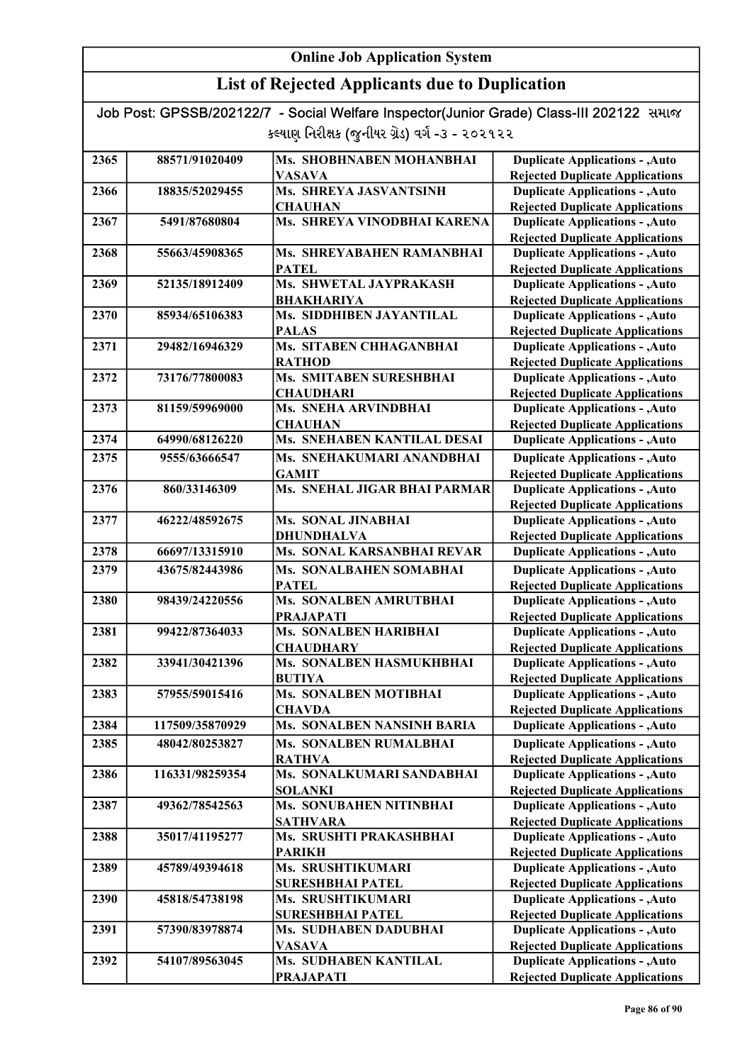# Online Job Application System

## List of Rejected Applicants due to Duplication

Job Post: GPSSB/202122/7 - Social Welfare Inspector(Junior Grade) Class-III 202122 સમાજ કલ્યાણ નિરીક્ષક (જુનીયર ગ્રેડ) વર્ગ -૩ - ૨૦૨૧૨૨

| | | | |
|---|---|---|---|
| 2365 | 88571/91020409 | Ms. SHOBHNABEN MOHANBHAI VASAVA | Duplicate Applications - ,Auto Rejected Duplicate Applications |
| 2366 | 18835/52029455 | Ms. SHREYA JASVANTSINH CHAUHAN | Duplicate Applications - ,Auto Rejected Duplicate Applications |
| 2367 | 5491/87680804 | Ms. SHREYA VINODBHAI KARENA | Duplicate Applications - ,Auto Rejected Duplicate Applications |
| 2368 | 55663/45908365 | Ms. SHREYABAHEN RAMANBHAI PATEL | Duplicate Applications - ,Auto Rejected Duplicate Applications |
| 2369 | 52135/18912409 | Ms. SHWETAL JAYPRAKASH BHAKHARIYA | Duplicate Applications - ,Auto Rejected Duplicate Applications |
| 2370 | 85934/65106383 | Ms. SIDDHIBEN JAYANTILAL PALAS | Duplicate Applications - ,Auto Rejected Duplicate Applications |
| 2371 | 29482/16946329 | Ms. SITABEN CHHAGANBHAI RATHOD | Duplicate Applications - ,Auto Rejected Duplicate Applications |
| 2372 | 73176/77800083 | Ms. SMITABEN SURESHBHAI CHAUDHARI | Duplicate Applications - ,Auto Rejected Duplicate Applications |
| 2373 | 81159/59969000 | Ms. SNEHA ARVINDBHAI CHAUHAN | Duplicate Applications - ,Auto Rejected Duplicate Applications |
| 2374 | 64990/68126220 | Ms. SNEHABEN KANTILAL DESAI | Duplicate Applications - ,Auto |
| 2375 | 9555/63666547 | Ms. SNEHAKUMARI ANANDBHAI GAMIT | Duplicate Applications - ,Auto Rejected Duplicate Applications |
| 2376 | 860/33146309 | Ms. SNEHAL JIGAR BHAI PARMAR | Duplicate Applications - ,Auto Rejected Duplicate Applications |
| 2377 | 46222/48592675 | Ms. SONAL JINABHAI DHUNDHALVA | Duplicate Applications - ,Auto Rejected Duplicate Applications |
| 2378 | 66697/13315910 | Ms. SONAL KARSANBHAI REVAR | Duplicate Applications - ,Auto |
| 2379 | 43675/82443986 | Ms. SONALBAHEN SOMABHAI PATEL | Duplicate Applications - ,Auto Rejected Duplicate Applications |
| 2380 | 98439/24220556 | Ms. SONALBEN AMRUTBHAI PRAJAPATI | Duplicate Applications - ,Auto Rejected Duplicate Applications |
| 2381 | 99422/87364033 | Ms. SONALBEN HARIBHAI CHAUDHARY | Duplicate Applications - ,Auto Rejected Duplicate Applications |
| 2382 | 33941/30421396 | Ms. SONALBEN HASMUKHBHAI BUTIYA | Duplicate Applications - ,Auto Rejected Duplicate Applications |
| 2383 | 57955/59015416 | Ms. SONALBEN MOTIBHAI CHAVDA | Duplicate Applications - ,Auto Rejected Duplicate Applications |
| 2384 | 117509/35870929 | Ms. SONALBEN NANSINH BARIA | Duplicate Applications - ,Auto |
| 2385 | 48042/80253827 | Ms. SONALBEN RUMALBHAI RATHVA | Duplicate Applications - ,Auto Rejected Duplicate Applications |
| 2386 | 116331/98259354 | Ms. SONALKUMARI SANDABHAI SOLANKI | Duplicate Applications - ,Auto Rejected Duplicate Applications |
| 2387 | 49362/78542563 | Ms. SONUBAHEN NITINBHAI SATHVARA | Duplicate Applications - ,Auto Rejected Duplicate Applications |
| 2388 | 35017/41195277 | Ms. SRUSHTI PRAKASHBHAI PARIKH | Duplicate Applications - ,Auto Rejected Duplicate Applications |
| 2389 | 45789/49394618 | Ms. SRUSHTIKUMARI SURESHBHAI PATEL | Duplicate Applications - ,Auto Rejected Duplicate Applications |
| 2390 | 45818/54738198 | Ms. SRUSHTIKUMARI SURESHBHAI PATEL | Duplicate Applications - ,Auto Rejected Duplicate Applications |
| 2391 | 57390/83978874 | Ms. SUDHABEN DADUBHAI VASAVA | Duplicate Applications - ,Auto Rejected Duplicate Applications |
| 2392 | 54107/89563045 | Ms. SUDHABEN KANTILAL PRAJAPATI | Duplicate Applications - ,Auto Rejected Duplicate Applications |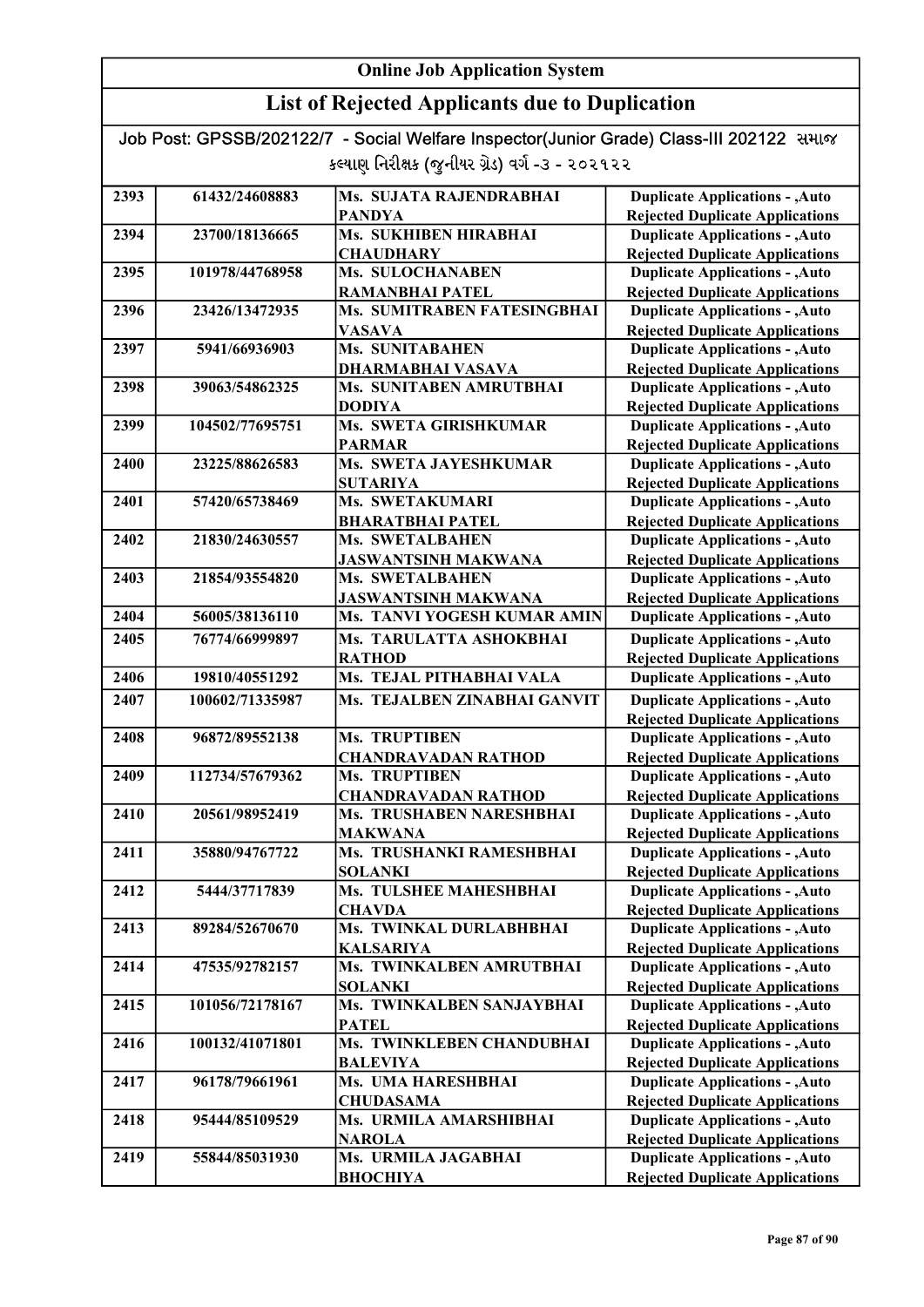# Online Job Application System

## List of Rejected Applicants due to Duplication

Job Post: GPSSB/202122/7 - Social Welfare Inspector(Junior Grade) Class-III 202122 સમાજ કલ્યાણ નિરીક્ષક (જુનીયર ગ્રેડ) વર્ગ -૩ - ૨૦૨૧૨૨

| | | | |
|---|---|---|---|
| 2393 | 61432/24608883 | Ms. SUJATA RAJENDRABHAI PANDYA | Duplicate Applications - ,Auto Rejected Duplicate Applications |
| 2394 | 23700/18136665 | Ms. SUKHIBEN HIRABHAI CHAUDHARY | Duplicate Applications - ,Auto Rejected Duplicate Applications |
| 2395 | 101978/44768958 | Ms. SULOCHANABEN RAMANBHAI PATEL | Duplicate Applications - ,Auto Rejected Duplicate Applications |
| 2396 | 23426/13472935 | Ms. SUMITRABEN FATESINGBHAI VASAVA | Duplicate Applications - ,Auto Rejected Duplicate Applications |
| 2397 | 5941/66936903 | Ms. SUNITABAHEN DHARMABHAI VASAVA | Duplicate Applications - ,Auto Rejected Duplicate Applications |
| 2398 | 39063/54862325 | Ms. SUNITABEN AMRUTBHAI DODIYA | Duplicate Applications - ,Auto Rejected Duplicate Applications |
| 2399 | 104502/77695751 | Ms. SWETA GIRISHKUMAR PARMAR | Duplicate Applications - ,Auto Rejected Duplicate Applications |
| 2400 | 23225/88626583 | Ms. SWETA JAYESHKUMAR SUTARIYA | Duplicate Applications - ,Auto Rejected Duplicate Applications |
| 2401 | 57420/65738469 | Ms. SWETAKUMARI BHARATBHAI PATEL | Duplicate Applications - ,Auto Rejected Duplicate Applications |
| 2402 | 21830/24630557 | Ms. SWETALBAHEN JASWANTSINH MAKWANA | Duplicate Applications - ,Auto Rejected Duplicate Applications |
| 2403 | 21854/93554820 | Ms. SWETALBAHEN JASWANTSINH MAKWANA | Duplicate Applications - ,Auto Rejected Duplicate Applications |
| 2404 | 56005/38136110 | Ms. TANVI YOGESH KUMAR AMIN | Duplicate Applications - ,Auto |
| 2405 | 76774/66999897 | Ms. TARULATTA ASHOKBHAI RATHOD | Duplicate Applications - ,Auto Rejected Duplicate Applications |
| 2406 | 19810/40551292 | Ms. TEJAL PITHABHAI VALA | Duplicate Applications - ,Auto |
| 2407 | 100602/71335987 | Ms. TEJALBEN ZINABHAI GANVIT | Duplicate Applications - ,Auto Rejected Duplicate Applications |
| 2408 | 96872/89552138 | Ms. TRUPTIBEN CHANDRAVADAN RATHOD | Duplicate Applications - ,Auto Rejected Duplicate Applications |
| 2409 | 112734/57679362 | Ms. TRUPTIBEN CHANDRAVADAN RATHOD | Duplicate Applications - ,Auto Rejected Duplicate Applications |
| 2410 | 20561/98952419 | Ms. TRUSHABEN NARESHBHAI MAKWANA | Duplicate Applications - ,Auto Rejected Duplicate Applications |
| 2411 | 35880/94767722 | Ms. TRUSHANKI RAMESHBHAI SOLANKI | Duplicate Applications - ,Auto Rejected Duplicate Applications |
| 2412 | 5444/37717839 | Ms. TULSHEE MAHESHBHAI CHAVDA | Duplicate Applications - ,Auto Rejected Duplicate Applications |
| 2413 | 89284/52670670 | Ms. TWINKAL DURLABHBHAI KALSARIYA | Duplicate Applications - ,Auto Rejected Duplicate Applications |
| 2414 | 47535/92782157 | Ms. TWINKALBEN AMRUTBHAI SOLANKI | Duplicate Applications - ,Auto Rejected Duplicate Applications |
| 2415 | 101056/72178167 | Ms. TWINKALBEN SANJAYBHAI PATEL | Duplicate Applications - ,Auto Rejected Duplicate Applications |
| 2416 | 100132/41071801 | Ms. TWINKLEBEN CHANDUBHAI BALEVIYA | Duplicate Applications - ,Auto Rejected Duplicate Applications |
| 2417 | 96178/79661961 | Ms. UMA HARESHBHAI CHUDASAMA | Duplicate Applications - ,Auto Rejected Duplicate Applications |
| 2418 | 95444/85109529 | Ms. URMILA AMARSHIBHAI NAROLA | Duplicate Applications - ,Auto Rejected Duplicate Applications |
| 2419 | 55844/85031930 | Ms. URMILA JAGABHAI BHOCHIYA | Duplicate Applications - ,Auto Rejected Duplicate Applications |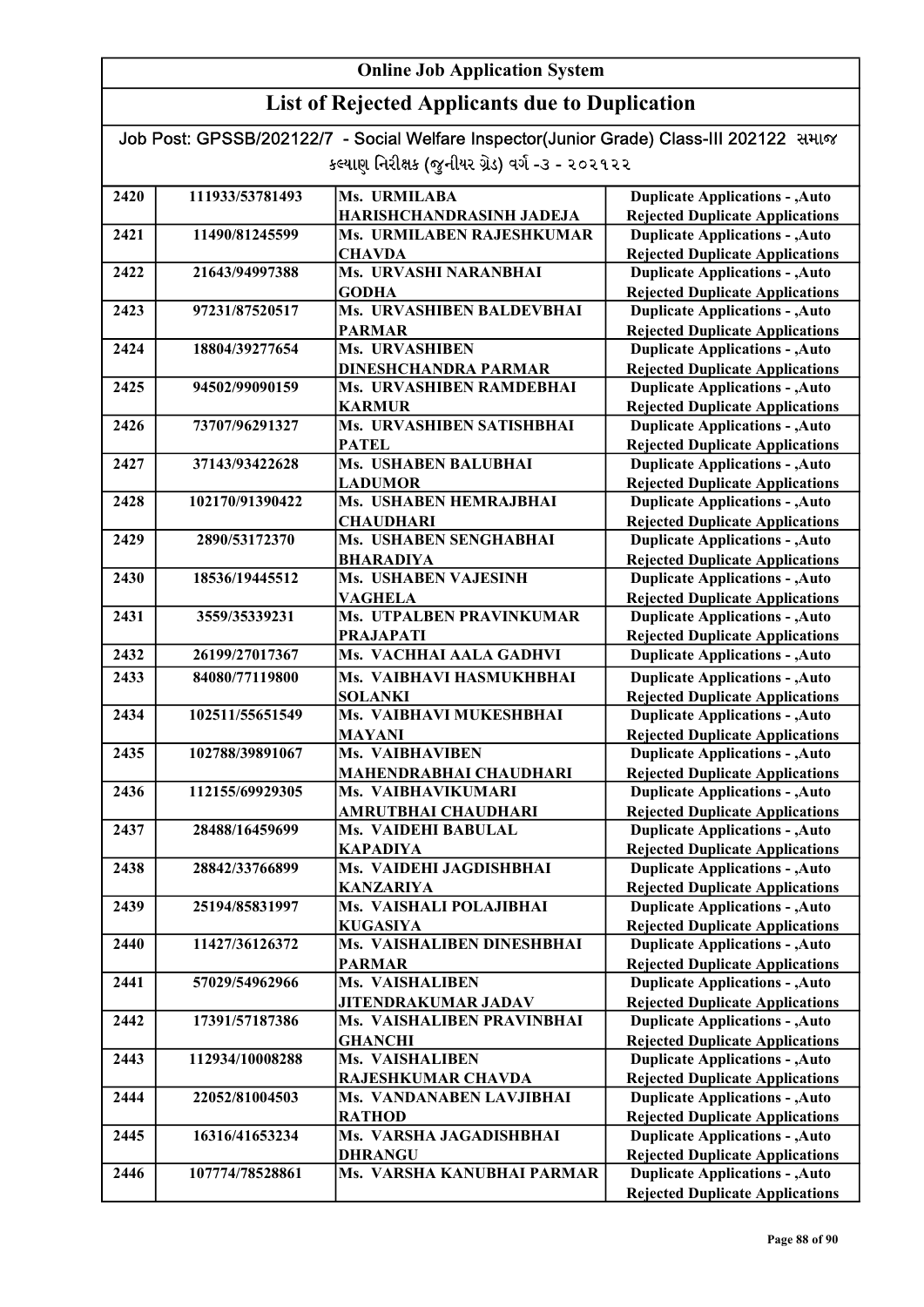# Online Job Application System

## List of Rejected Applicants due to Duplication

Job Post: GPSSB/202122/7 - Social Welfare Inspector(Junior Grade) Class-III 202122 સમાજ કલ્યાણ નિરીક્ષક (જુનીયર ગ્રેડ) વર્ગ -૩ - ૨૦૨૧૨૨

| | | | |
|---|---|---|---|
| 2420 | 111933/53781493 | Ms. URMILABA HARISHCHANDRASINH JADEJA | Duplicate Applications - ,Auto Rejected Duplicate Applications |
| 2421 | 11490/81245599 | Ms. URMILABEN RAJESHKUMAR CHAVDA | Duplicate Applications - ,Auto Rejected Duplicate Applications |
| 2422 | 21643/94997388 | Ms. URVASHI NARANBHAI GODHA | Duplicate Applications - ,Auto Rejected Duplicate Applications |
| 2423 | 97231/87520517 | Ms. URVASHIBEN BALDEVBHAI PARMAR | Duplicate Applications - ,Auto Rejected Duplicate Applications |
| 2424 | 18804/39277654 | Ms. URVASHIBEN DINESHCHANDRA PARMAR | Duplicate Applications - ,Auto Rejected Duplicate Applications |
| 2425 | 94502/99090159 | Ms. URVASHIBEN RAMDEBHAI KARMUR | Duplicate Applications - ,Auto Rejected Duplicate Applications |
| 2426 | 73707/96291327 | Ms. URVASHIBEN SATISHBHAI PATEL | Duplicate Applications - ,Auto Rejected Duplicate Applications |
| 2427 | 37143/93422628 | Ms. USHABEN BALUBHAI LADUMOR | Duplicate Applications - ,Auto Rejected Duplicate Applications |
| 2428 | 102170/91390422 | Ms. USHABEN HEMRAJBHAI CHAUDHARI | Duplicate Applications - ,Auto Rejected Duplicate Applications |
| 2429 | 2890/53172370 | Ms. USHABEN SENGHABHAI BHARADIYA | Duplicate Applications - ,Auto Rejected Duplicate Applications |
| 2430 | 18536/19445512 | Ms. USHABEN VAJESINH VAGHELA | Duplicate Applications - ,Auto Rejected Duplicate Applications |
| 2431 | 3559/35339231 | Ms. UTPALBEN PRAVINKUMAR PRAJAPATI | Duplicate Applications - ,Auto Rejected Duplicate Applications |
| 2432 | 26199/27017367 | Ms. VACHHAI AALA GADHVI | Duplicate Applications - ,Auto |
| 2433 | 84080/77119800 | Ms. VAIBHAVI HASMUKHBHAI SOLANKI | Duplicate Applications - ,Auto Rejected Duplicate Applications |
| 2434 | 102511/55651549 | Ms. VAIBHAVI MUKESHBHAI MAYANI | Duplicate Applications - ,Auto Rejected Duplicate Applications |
| 2435 | 102788/39891067 | Ms. VAIBHAVIBEN MAHENDRABHAI CHAUDHARI | Duplicate Applications - ,Auto Rejected Duplicate Applications |
| 2436 | 112155/69929305 | Ms. VAIBHAVIKUMARI AMRUTBHAI CHAUDHARI | Duplicate Applications - ,Auto Rejected Duplicate Applications |
| 2437 | 28488/16459699 | Ms. VAIDEHI BABULAL KAPADIYA | Duplicate Applications - ,Auto Rejected Duplicate Applications |
| 2438 | 28842/33766899 | Ms. VAIDEHI JAGDISHBHAI KANZARIYA | Duplicate Applications - ,Auto Rejected Duplicate Applications |
| 2439 | 25194/85831997 | Ms. VAISHALI POLAJIBHAI KUGASIYA | Duplicate Applications - ,Auto Rejected Duplicate Applications |
| 2440 | 11427/36126372 | Ms. VAISHALIBEN DINESHBHAI PARMAR | Duplicate Applications - ,Auto Rejected Duplicate Applications |
| 2441 | 57029/54962966 | Ms. VAISHALIBEN JITENDRAKUMAR JADAV | Duplicate Applications - ,Auto Rejected Duplicate Applications |
| 2442 | 17391/57187386 | Ms. VAISHALIBEN PRAVINBHAI GHANCHI | Duplicate Applications - ,Auto Rejected Duplicate Applications |
| 2443 | 112934/10008288 | Ms. VAISHALIBEN RAJESHKUMAR CHAVDA | Duplicate Applications - ,Auto Rejected Duplicate Applications |
| 2444 | 22052/81004503 | Ms. VANDANABEN LAVJIBHAI RATHOD | Duplicate Applications - ,Auto Rejected Duplicate Applications |
| 2445 | 16316/41653234 | Ms. VARSHA JAGADISHBHAI DHRANGU | Duplicate Applications - ,Auto Rejected Duplicate Applications |
| 2446 | 107774/78528861 | Ms. VARSHA KANUBHAI PARMAR | Duplicate Applications - ,Auto Rejected Duplicate Applications |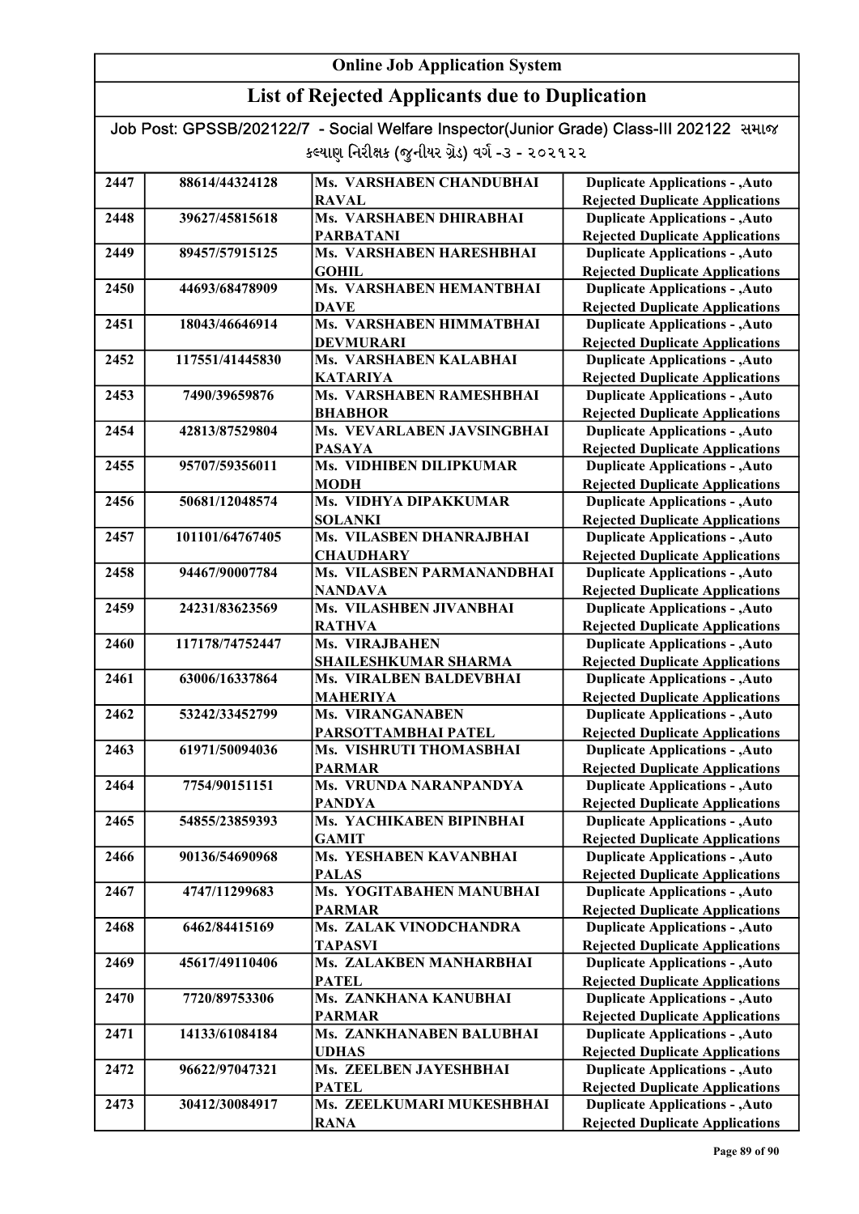# Online Job Application System

## List of Rejected Applicants due to Duplication

Job Post: GPSSB/202122/7 - Social Welfare Inspector(Junior Grade) Class-III 202122 સમાજ કલ્યાણ નિરીક્ષક (જુનીયર ગ્રેડ) વર્ગ -૩ - ૨૦૨૧૨૨

| | | | |
|---|---|---|---|
| 2447 | 88614/44324128 | Ms. VARSHABEN CHANDUBHAI RAVAL | Duplicate Applications - ,Auto Rejected Duplicate Applications |
| 2448 | 39627/45815618 | Ms. VARSHABEN DHIRABHAI PARBATANI | Duplicate Applications - ,Auto Rejected Duplicate Applications |
| 2449 | 89457/57915125 | Ms. VARSHABEN HARESHBHAI GOHIL | Duplicate Applications - ,Auto Rejected Duplicate Applications |
| 2450 | 44693/68478909 | Ms. VARSHABEN HEMANTBHAI DAVE | Duplicate Applications - ,Auto Rejected Duplicate Applications |
| 2451 | 18043/46646914 | Ms. VARSHABEN HIMMATBHAI DEVMURARI | Duplicate Applications - ,Auto Rejected Duplicate Applications |
| 2452 | 117551/41445830 | Ms. VARSHABEN KALABHAI KATARIYA | Duplicate Applications - ,Auto Rejected Duplicate Applications |
| 2453 | 7490/39659876 | Ms. VARSHABEN RAMESHBHAI BHABHOR | Duplicate Applications - ,Auto Rejected Duplicate Applications |
| 2454 | 42813/87529804 | Ms. VEVARLABEN JAVSINGBHAI PASAYA | Duplicate Applications - ,Auto Rejected Duplicate Applications |
| 2455 | 95707/59356011 | Ms. VIDHIBEN DILIPKUMAR MODH | Duplicate Applications - ,Auto Rejected Duplicate Applications |
| 2456 | 50681/12048574 | Ms. VIDHYA DIPAKKUMAR SOLANKI | Duplicate Applications - ,Auto Rejected Duplicate Applications |
| 2457 | 101101/64767405 | Ms. VILASBEN DHANRAJBHAI CHAUDHARY | Duplicate Applications - ,Auto Rejected Duplicate Applications |
| 2458 | 94467/90007784 | Ms. VILASBEN PARMANANDBHAI NANDAVA | Duplicate Applications - ,Auto Rejected Duplicate Applications |
| 2459 | 24231/83623569 | Ms. VILASHBEN JIVANBHAI RATHVA | Duplicate Applications - ,Auto Rejected Duplicate Applications |
| 2460 | 117178/74752447 | Ms. VIRAJBAHEN SHAILESHKUMAR SHARMA | Duplicate Applications - ,Auto Rejected Duplicate Applications |
| 2461 | 63006/16337864 | Ms. VIRALBEN BALDEVBHAI MAHERIYA | Duplicate Applications - ,Auto Rejected Duplicate Applications |
| 2462 | 53242/33452799 | Ms. VIRANGANABEN PARSOTTAMBHAI PATEL | Duplicate Applications - ,Auto Rejected Duplicate Applications |
| 2463 | 61971/50094036 | Ms. VISHRUTI THOMASBHAI PARMAR | Duplicate Applications - ,Auto Rejected Duplicate Applications |
| 2464 | 7754/90151151 | Ms. VRUNDA NARANPANDYA PANDYA | Duplicate Applications - ,Auto Rejected Duplicate Applications |
| 2465 | 54855/23859393 | Ms. YACHIKABEN BIPINBHAI GAMIT | Duplicate Applications - ,Auto Rejected Duplicate Applications |
| 2466 | 90136/54690968 | Ms. YESHABEN KAVANBHAI PALAS | Duplicate Applications - ,Auto Rejected Duplicate Applications |
| 2467 | 4747/11299683 | Ms. YOGITABAHEN MANUBHAI PARMAR | Duplicate Applications - ,Auto Rejected Duplicate Applications |
| 2468 | 6462/84415169 | Ms. ZALAK VINODCHANDRA TAPASVI | Duplicate Applications - ,Auto Rejected Duplicate Applications |
| 2469 | 45617/49110406 | Ms. ZALAKBEN MANHARBHAI PATEL | Duplicate Applications - ,Auto Rejected Duplicate Applications |
| 2470 | 7720/89753306 | Ms. ZANKHANA KANUBHAI PARMAR | Duplicate Applications - ,Auto Rejected Duplicate Applications |
| 2471 | 14133/61084184 | Ms. ZANKHANABEN BALUBHAI UDHAS | Duplicate Applications - ,Auto Rejected Duplicate Applications |
| 2472 | 96622/97047321 | Ms. ZEELBEN JAYESHBHAI PATEL | Duplicate Applications - ,Auto Rejected Duplicate Applications |
| 2473 | 30412/30084917 | Ms. ZEELKUMARI MUKESHBHAI RANA | Duplicate Applications - ,Auto Rejected Duplicate Applications |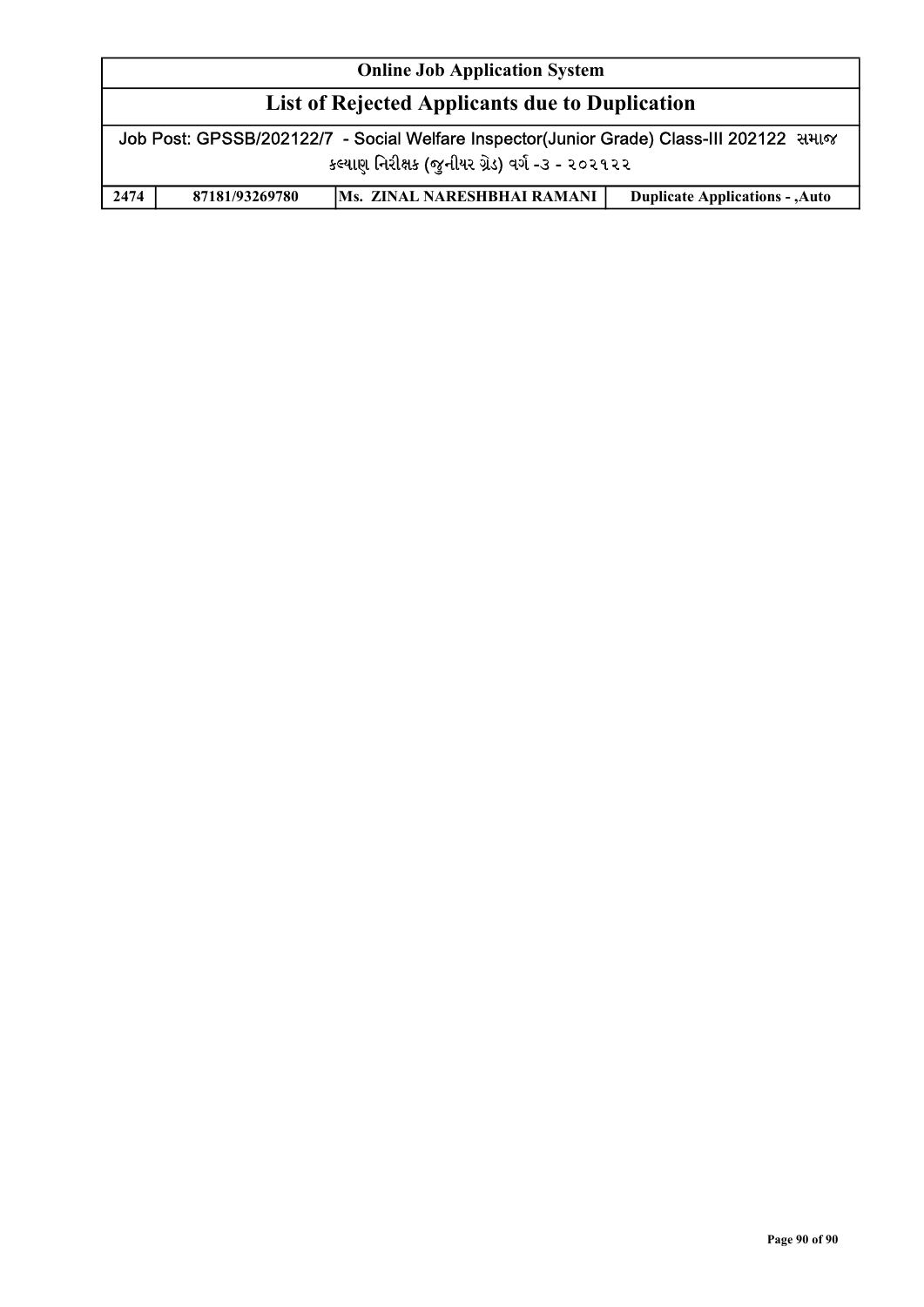| Online Job Application System | | | |
|---|---|---|---|
| **List of Rejected Applicants due to Duplication** | | | |
| Job Post: GPSSB/202122/7 - Social Welfare Inspector(Junior Grade) Class-III 202122 સમાજ કલ્યાણ નિરીક્ષક (જુનીયર ગ્રેડ) વર્ગ -૩ - ૨૦૨૧૨૨ | | | |
| 2474 | 87181/93269780 | Ms. ZINAL NARESHBHAI RAMANI | Duplicate Applications - ,Auto |